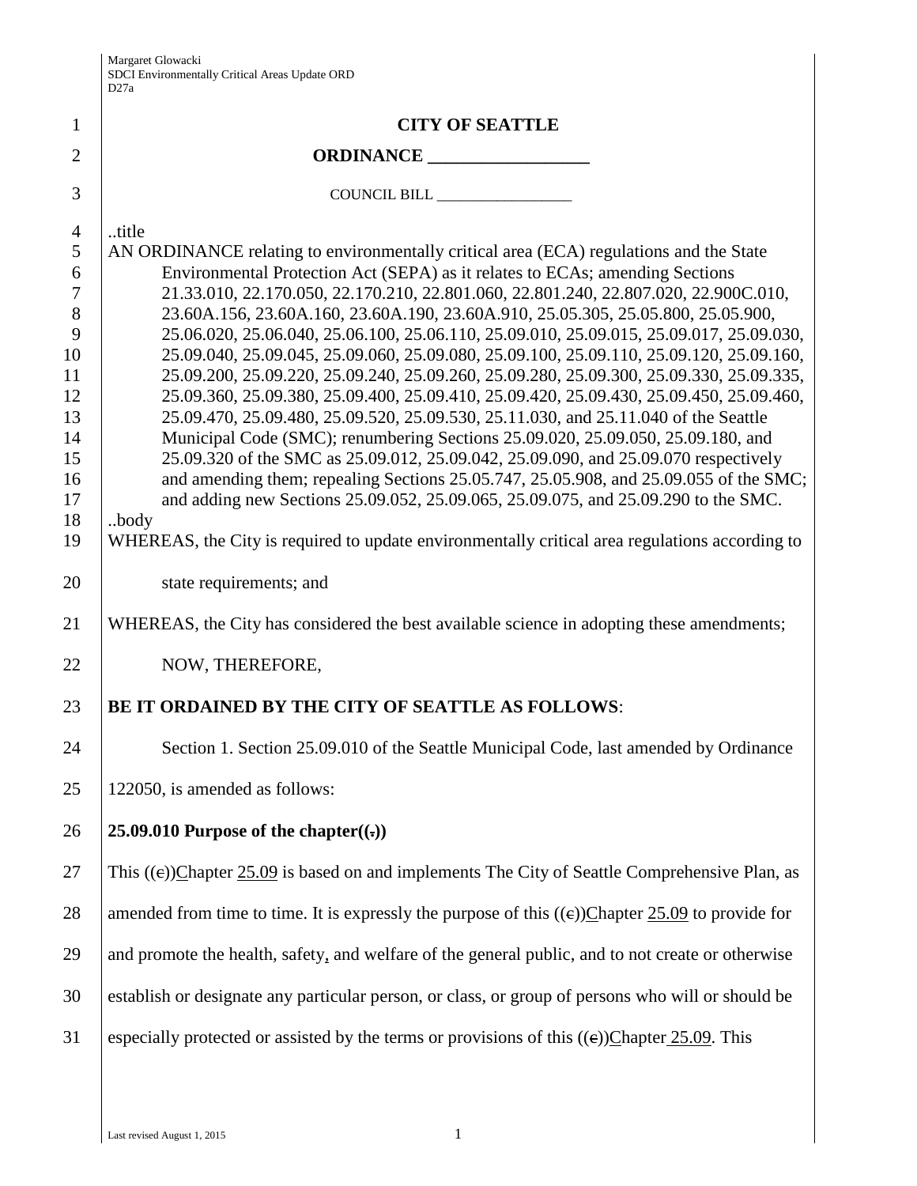# CITY OF SEATTLE

## ORDINANCE __________________

COUNCIL BILL __________________

..title

AN ORDINANCE relating to environmentally critical area (ECA) regulations and the State Environmental Protection Act (SEPA) as it relates to ECAs; amending Sections 21.33.010, 22.170.050, 22.170.210, 22.801.060, 22.801.240, 22.807.020, 22.900C.010, 23.60A.156, 23.60A.160, 23.60A.190, 23.60A.910, 25.05.305, 25.05.800, 25.05.900, 25.06.020, 25.06.040, 25.06.100, 25.06.110, 25.09.010, 25.09.015, 25.09.017, 25.09.030, 25.09.040, 25.09.045, 25.09.060, 25.09.080, 25.09.100, 25.09.110, 25.09.120, 25.09.160, 25.09.200, 25.09.220, 25.09.240, 25.09.260, 25.09.280, 25.09.300, 25.09.330, 25.09.335, 25.09.360, 25.09.380, 25.09.400, 25.09.410, 25.09.420, 25.09.430, 25.09.450, 25.09.460, 25.09.470, 25.09.480, 25.09.520, 25.09.530, 25.11.030, and 25.11.040 of the Seattle Municipal Code (SMC); renumbering Sections 25.09.020, 25.09.050, 25.09.180, and 25.09.320 of the SMC as 25.09.012, 25.09.042, 25.09.090, and 25.09.070 respectively and amending them; repealing Sections 25.05.747, 25.05.908, and 25.09.055 of the SMC; and adding new Sections 25.09.052, 25.09.065, 25.09.075, and 25.09.290 to the SMC.

..body

WHEREAS, the City is required to update environmentally critical area regulations according to state requirements; and

WHEREAS, the City has considered the best available science in adopting these amendments;

NOW, THEREFORE,

**BE IT ORDAINED BY THE CITY OF SEATTLE AS FOLLOWS**:

Section 1. Section 25.09.010 of the Seattle Municipal Code, last amended by Ordinance 122050, is amended as follows:

**25.09.010 Purpose of the chapter((.))**

This ((c))Chapter 25.09 is based on and implements The City of Seattle Comprehensive Plan, as amended from time to time. It is expressly the purpose of this ((c))Chapter 25.09 to provide for and promote the health, safety, and welfare of the general public, and to not create or otherwise establish or designate any particular person, or class, or group of persons who will or should be especially protected or assisted by the terms or provisions of this ((c))Chapter 25.09. This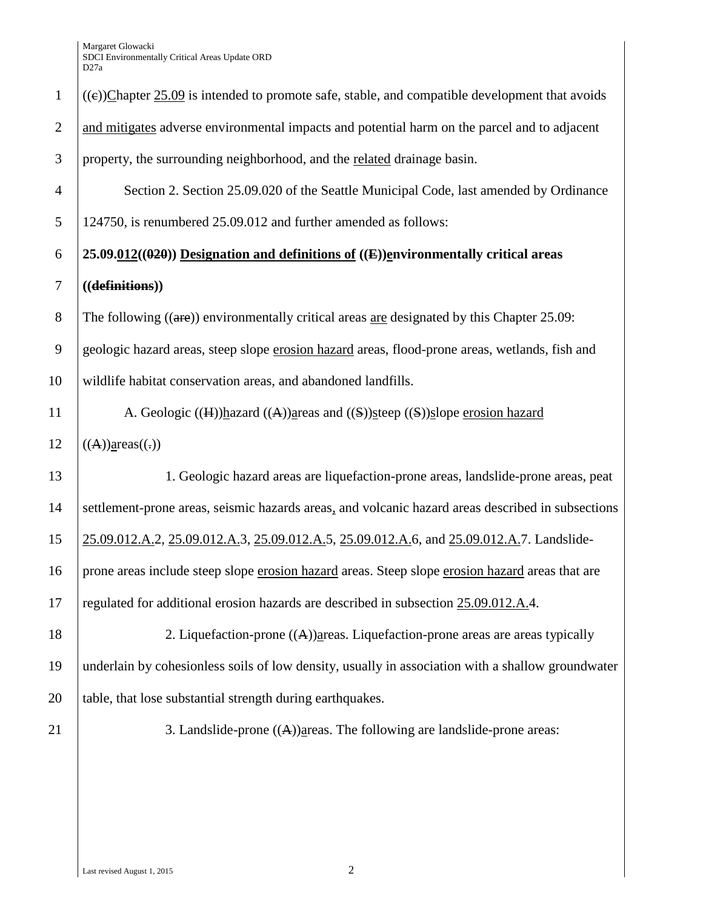((c))Chapter 25.09 is intended to promote safe, stable, and compatible development that avoids and mitigates adverse environmental impacts and potential harm on the parcel and to adjacent property, the surrounding neighborhood, and the related drainage basin.

Section 2. Section 25.09.020 of the Seattle Municipal Code, last amended by Ordinance 124750, is renumbered 25.09.012 and further amended as follows:

**25.09.012((020)) Designation and definitions of ((E))environmentally critical areas ((definitions))**

The following ((are)) environmentally critical areas are designated by this Chapter 25.09: geologic hazard areas, steep slope erosion hazard areas, flood-prone areas, wetlands, fish and wildlife habitat conservation areas, and abandoned landfills.

A. Geologic ((H))hazard ((A))areas and ((S))steep ((S))slope erosion hazard ((A))areas((.))

1. Geologic hazard areas are liquefaction-prone areas, landslide-prone areas, peat settlement-prone areas, seismic hazards areas, and volcanic hazard areas described in subsections 25.09.012.A.2, 25.09.012.A.3, 25.09.012.A.5, 25.09.012.A.6, and 25.09.012.A.7. Landslide-prone areas include steep slope erosion hazard areas. Steep slope erosion hazard areas that are regulated for additional erosion hazards are described in subsection 25.09.012.A.4.

2. Liquefaction-prone ((A))areas. Liquefaction-prone areas are areas typically underlain by cohesionless soils of low density, usually in association with a shallow groundwater table, that lose substantial strength during earthquakes.

3. Landslide-prone ((A))areas. The following are landslide-prone areas: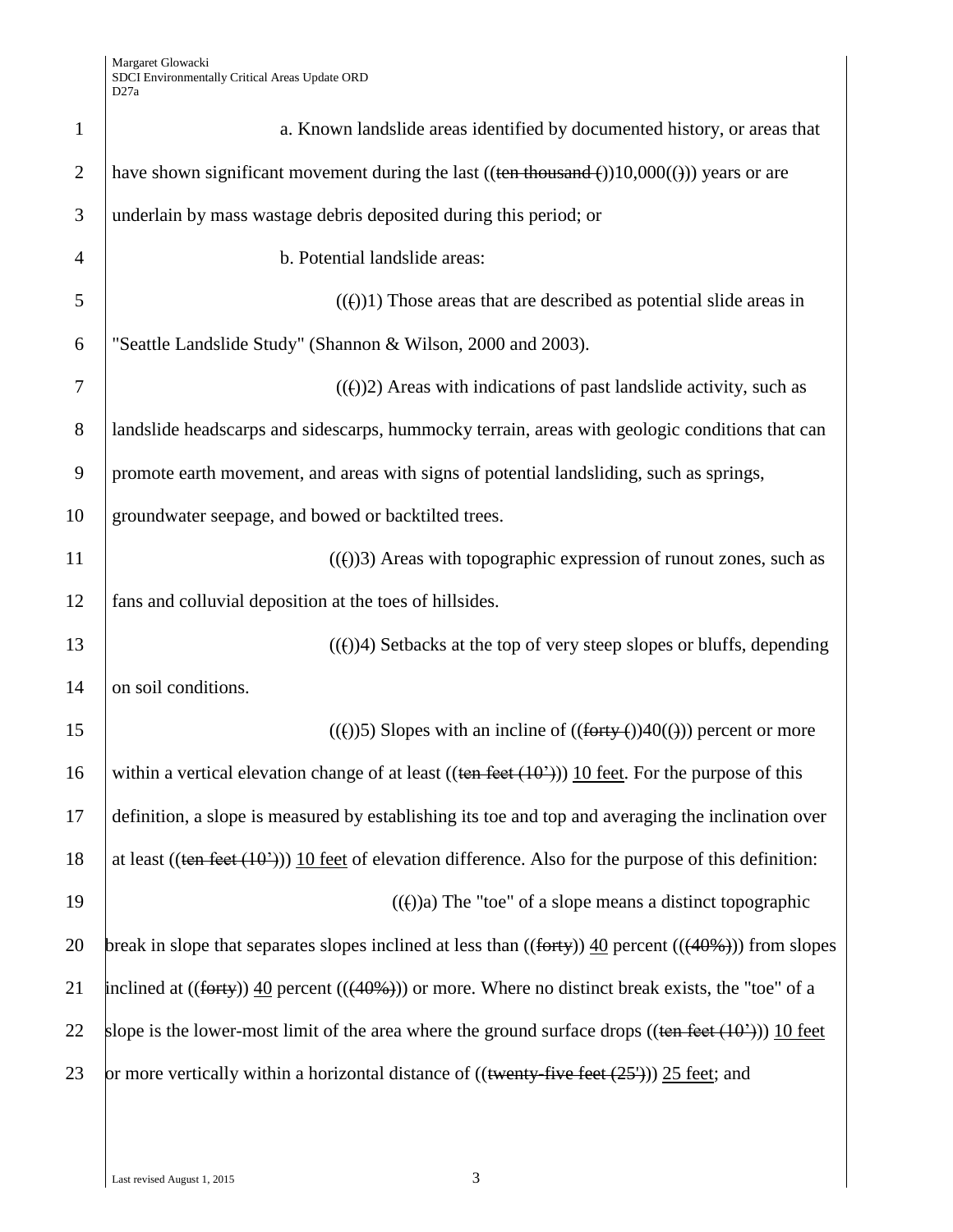a. Known landslide areas identified by documented history, or areas that have shown significant movement during the last ((~~ten thousand (~~)10,000((~~)~~)) years or are underlain by mass wastage debris deposited during this period; or

b. Potential landslide areas:

((~~(~~)1) Those areas that are described as potential slide areas in "Seattle Landslide Study" (Shannon & Wilson, 2000 and 2003).

((~~(~~)2) Areas with indications of past landslide activity, such as landslide headscarps and sidescarps, hummocky terrain, areas with geologic conditions that can promote earth movement, and areas with signs of potential landsliding, such as springs, groundwater seepage, and bowed or backtilted trees.

((~~(~~)3) Areas with topographic expression of runout zones, such as fans and colluvial deposition at the toes of hillsides.

((~~(~~)4) Setbacks at the top of very steep slopes or bluffs, depending on soil conditions.

((~~(~~)5) Slopes with an incline of ((~~forty (~~)40((~~)~~)) percent or more within a vertical elevation change of at least ((~~ten feet (10')~~)) <u>10 feet</u>. For the purpose of this definition, a slope is measured by establishing its toe and top and averaging the inclination over at least ((~~ten feet (10')~~)) <u>10 feet</u> of elevation difference. Also for the purpose of this definition:

((~~(~~)a) The "toe" of a slope means a distinct topographic break in slope that separates slopes inclined at less than ((~~forty~~)) <u>40</u> percent ((~~(40%)~~)) from slopes inclined at ((~~forty~~)) <u>40</u> percent ((~~(40%)~~)) or more. Where no distinct break exists, the "toe" of a slope is the lower-most limit of the area where the ground surface drops ((~~ten feet (10')~~)) <u>10 feet</u> or more vertically within a horizontal distance of ((~~twenty-five feet (25')~~)) <u>25 feet</u>; and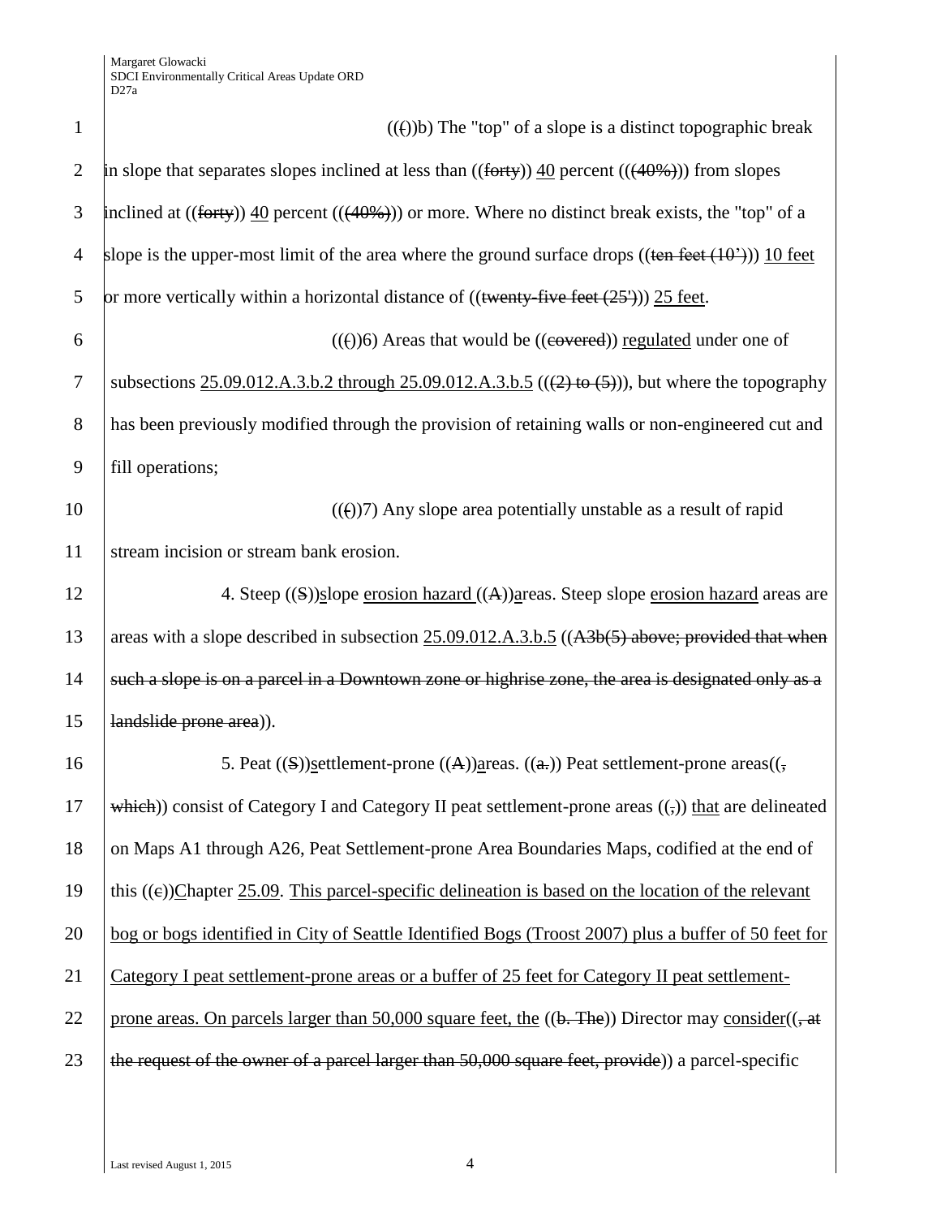((c))b) The "top" of a slope is a distinct topographic break in slope that separates slopes inclined at less than ((forty)) 40 percent (((40%))) from slopes inclined at ((forty)) 40 percent (((40%))) or more. Where no distinct break exists, the "top" of a slope is the upper-most limit of the area where the ground surface drops ((ten feet (10'))) 10 feet or more vertically within a horizontal distance of ((twenty-five feet (25'))) 25 feet.

((c))6) Areas that would be ((covered)) regulated under one of subsections 25.09.012.A.3.b.2 through 25.09.012.A.3.b.5 (((2) to (5))), but where the topography has been previously modified through the provision of retaining walls or non-engineered cut and fill operations;

((c))7) Any slope area potentially unstable as a result of rapid stream incision or stream bank erosion.

4. Steep ((S))slope erosion hazard ((A))areas. Steep slope erosion hazard areas are areas with a slope described in subsection 25.09.012.A.3.b.5 ((A3b(5) above; provided that when such a slope is on a parcel in a Downtown zone or highrise zone, the area is designated only as a landslide prone area)).

5. Peat ((S))settlement-prone ((A))areas. ((a.)) Peat settlement-prone areas((, which)) consist of Category I and Category II peat settlement-prone areas ((,)) that are delineated on Maps A1 through A26, Peat Settlement-prone Area Boundaries Maps, codified at the end of this ((c))Chapter 25.09. This parcel-specific delineation is based on the location of the relevant bog or bogs identified in City of Seattle Identified Bogs (Troost 2007) plus a buffer of 50 feet for Category I peat settlement-prone areas or a buffer of 25 feet for Category II peat settlement-prone areas. On parcels larger than 50,000 square feet, the ((b. The)) Director may consider((, at the request of the owner of a parcel larger than 50,000 square feet, provide)) a parcel-specific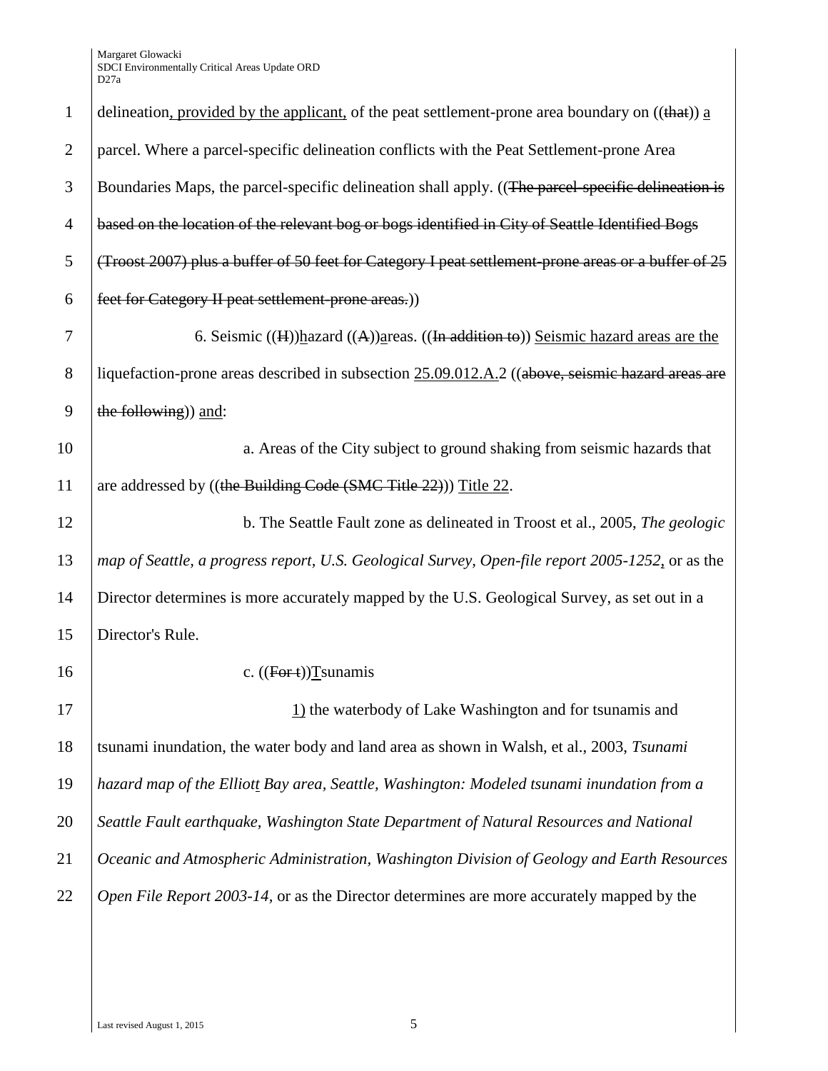delineation, provided by the applicant, of the peat settlement-prone area boundary on ((that)) a parcel. Where a parcel-specific delineation conflicts with the Peat Settlement-prone Area Boundaries Maps, the parcel-specific delineation shall apply. ((The parcel-specific delineation is based on the location of the relevant bog or bogs identified in City of Seattle Identified Bogs (Troost 2007) plus a buffer of 50 feet for Category I peat settlement-prone areas or a buffer of 25 feet for Category II peat settlement-prone areas.))

6. Seismic ((H))hazard ((A))areas. ((In addition to)) Seismic hazard areas are the liquefaction-prone areas described in subsection 25.09.012.A.2 ((above, seismic hazard areas are the following)) and:

a. Areas of the City subject to ground shaking from seismic hazards that are addressed by ((the Building Code (SMC Title 22))) Title 22.

b. The Seattle Fault zone as delineated in Troost et al., 2005, *The geologic map of Seattle, a progress report, U.S. Geological Survey, Open-file report 2005-1252*, or as the Director determines is more accurately mapped by the U.S. Geological Survey, as set out in a Director's Rule.

c. ((For t))Tsunamis

1) the waterbody of Lake Washington and for tsunamis and tsunami inundation, the water body and land area as shown in Walsh, et al., 2003, *Tsunami hazard map of the Elliott Bay area, Seattle, Washington: Modeled tsunami inundation from a Seattle Fault earthquake, Washington State Department of Natural Resources and National Oceanic and Atmospheric Administration, Washington Division of Geology and Earth Resources Open File Report 2003-14*, or as the Director determines are more accurately mapped by the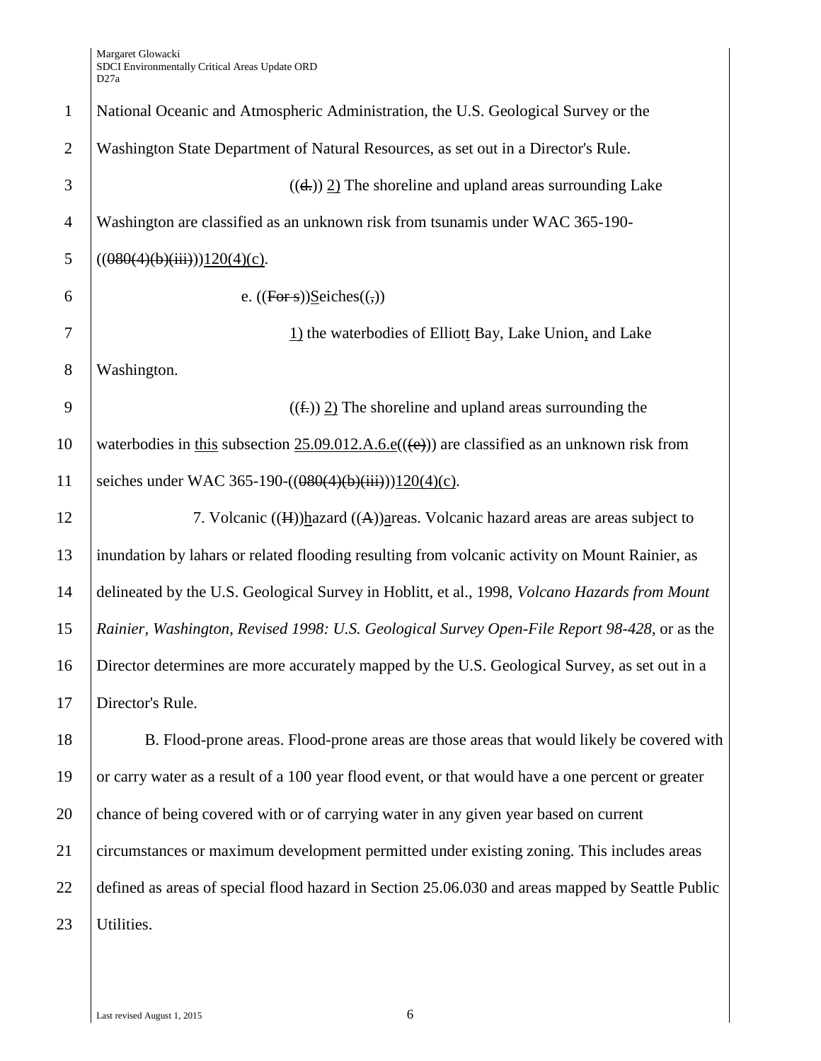National Oceanic and Atmospheric Administration, the U.S. Geological Survey or the Washington State Department of Natural Resources, as set out in a Director's Rule.

((~~d.~~)) 2) The shoreline and upland areas surrounding Lake Washington are classified as an unknown risk from tsunamis under WAC 365-190-((~~080(4)(b)(iii)~~))120(4)(c).

e. ((~~For s~~))Seiches((~~,~~))

1) the waterbodies of Elliott Bay, Lake Union, and Lake Washington.

((~~f.~~)) 2) The shoreline and upland areas surrounding the waterbodies in this subsection 25.09.012.A.6.e((~~(e)~~)) are classified as an unknown risk from seiches under WAC 365-190-((~~080(4)(b)(iii)~~))120(4)(c).

7. Volcanic ((~~H~~))hazard ((~~A~~))areas. Volcanic hazard areas are areas subject to inundation by lahars or related flooding resulting from volcanic activity on Mount Rainier, as delineated by the U.S. Geological Survey in Hoblitt, et al., 1998, *Volcano Hazards from Mount Rainier, Washington, Revised 1998: U.S. Geological Survey Open-File Report 98-428,* or as the Director determines are more accurately mapped by the U.S. Geological Survey, as set out in a Director's Rule.

B. Flood-prone areas. Flood-prone areas are those areas that would likely be covered with or carry water as a result of a 100 year flood event, or that would have a one percent or greater chance of being covered with or of carrying water in any given year based on current circumstances or maximum development permitted under existing zoning. This includes areas defined as areas of special flood hazard in Section 25.06.030 and areas mapped by Seattle Public Utilities.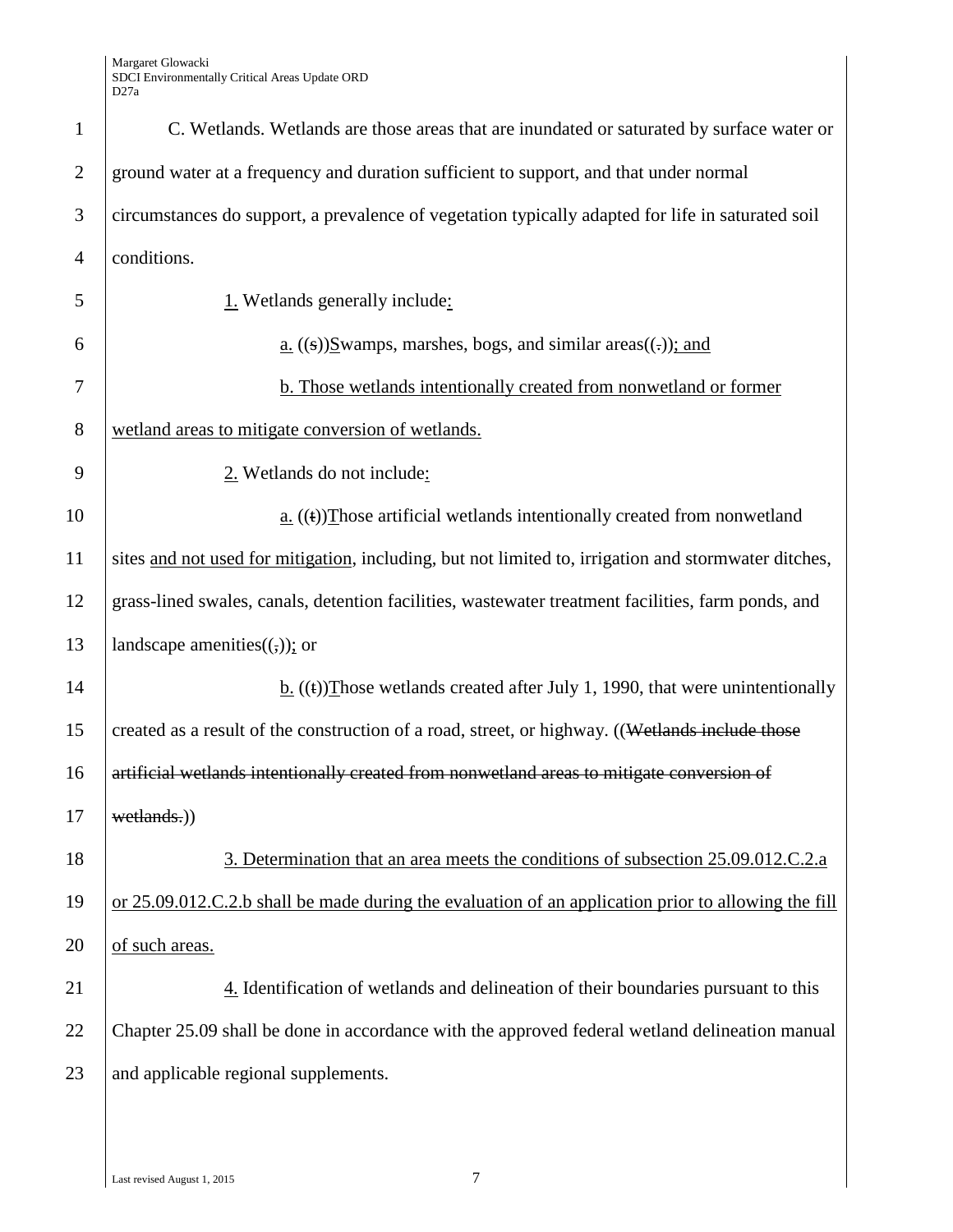C. Wetlands. Wetlands are those areas that are inundated or saturated by surface water or ground water at a frequency and duration sufficient to support, and that under normal circumstances do support, a prevalence of vegetation typically adapted for life in saturated soil conditions.

1. Wetlands generally include:

a. ((s))Swamps, marshes, bogs, and similar areas((.)); and

b. Those wetlands intentionally created from nonwetland or former wetland areas to mitigate conversion of wetlands.

2. Wetlands do not include:

a. ((t))Those artificial wetlands intentionally created from nonwetland sites and not used for mitigation, including, but not limited to, irrigation and stormwater ditches, grass-lined swales, canals, detention facilities, wastewater treatment facilities, farm ponds, and landscape amenities((,)); or

b. ((t))Those wetlands created after July 1, 1990, that were unintentionally created as a result of the construction of a road, street, or highway. ((~~Wetlands include those artificial wetlands intentionally created from nonwetland areas to mitigate conversion of wetlands.~~))

3. Determination that an area meets the conditions of subsection 25.09.012.C.2.a or 25.09.012.C.2.b shall be made during the evaluation of an application prior to allowing the fill of such areas.

4. Identification of wetlands and delineation of their boundaries pursuant to this Chapter 25.09 shall be done in accordance with the approved federal wetland delineation manual and applicable regional supplements.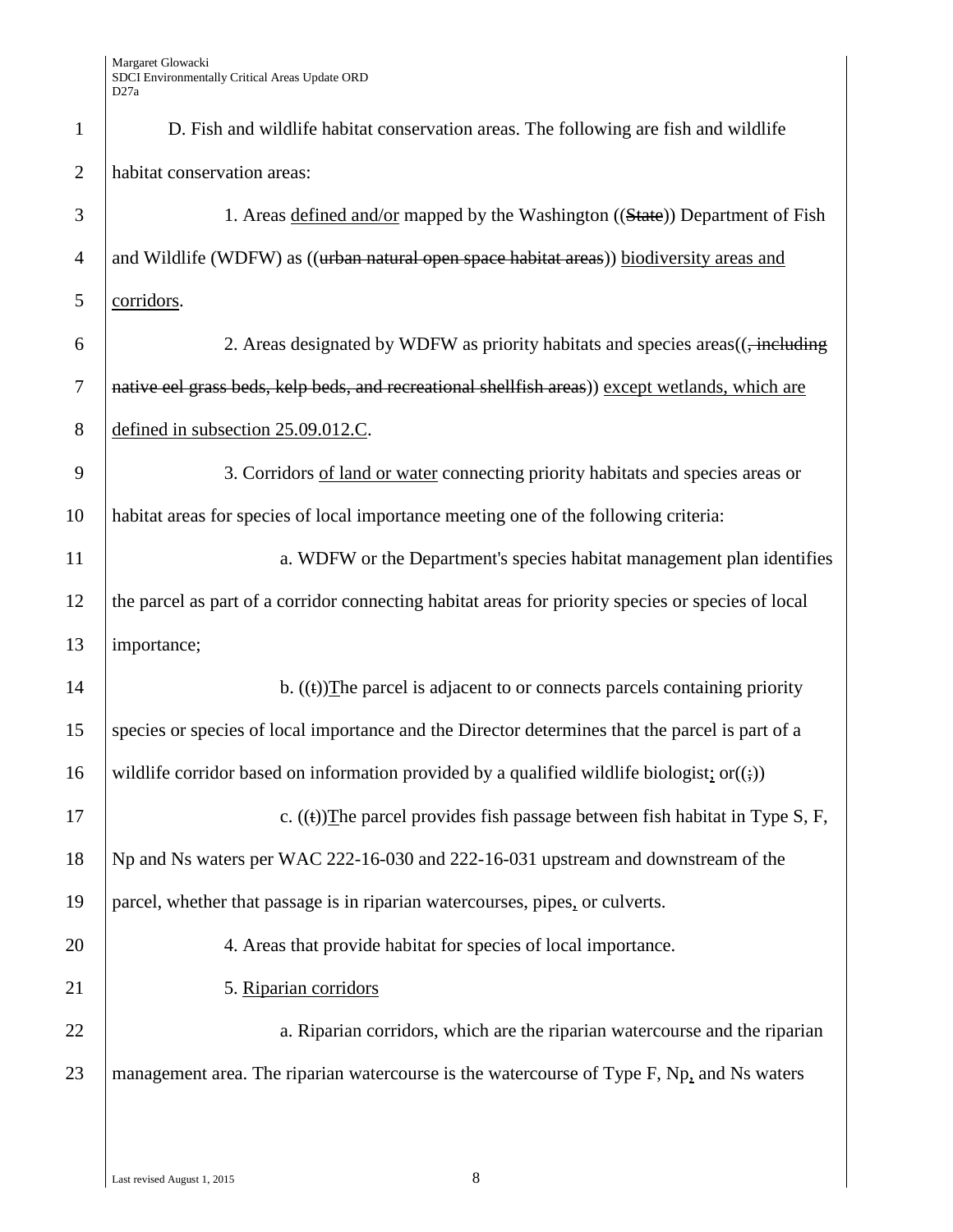D. Fish and wildlife habitat conservation areas. The following are fish and wildlife habitat conservation areas:

1. Areas defined and/or mapped by the Washington ((State)) Department of Fish and Wildlife (WDFW) as ((urban natural open space habitat areas)) biodiversity areas and corridors.

2. Areas designated by WDFW as priority habitats and species areas((, including native eel grass beds, kelp beds, and recreational shellfish areas)) except wetlands, which are defined in subsection 25.09.012.C.

3. Corridors of land or water connecting priority habitats and species areas or habitat areas for species of local importance meeting one of the following criteria:

a. WDFW or the Department's species habitat management plan identifies the parcel as part of a corridor connecting habitat areas for priority species or species of local importance;

b. ((t))The parcel is adjacent to or connects parcels containing priority species or species of local importance and the Director determines that the parcel is part of a wildlife corridor based on information provided by a qualified wildlife biologist; or((;))

c. ((t))The parcel provides fish passage between fish habitat in Type S, F, Np and Ns waters per WAC 222-16-030 and 222-16-031 upstream and downstream of the parcel, whether that passage is in riparian watercourses, pipes, or culverts.

4. Areas that provide habitat for species of local importance.

5. Riparian corridors

a. Riparian corridors, which are the riparian watercourse and the riparian management area. The riparian watercourse is the watercourse of Type F, Np, and Ns waters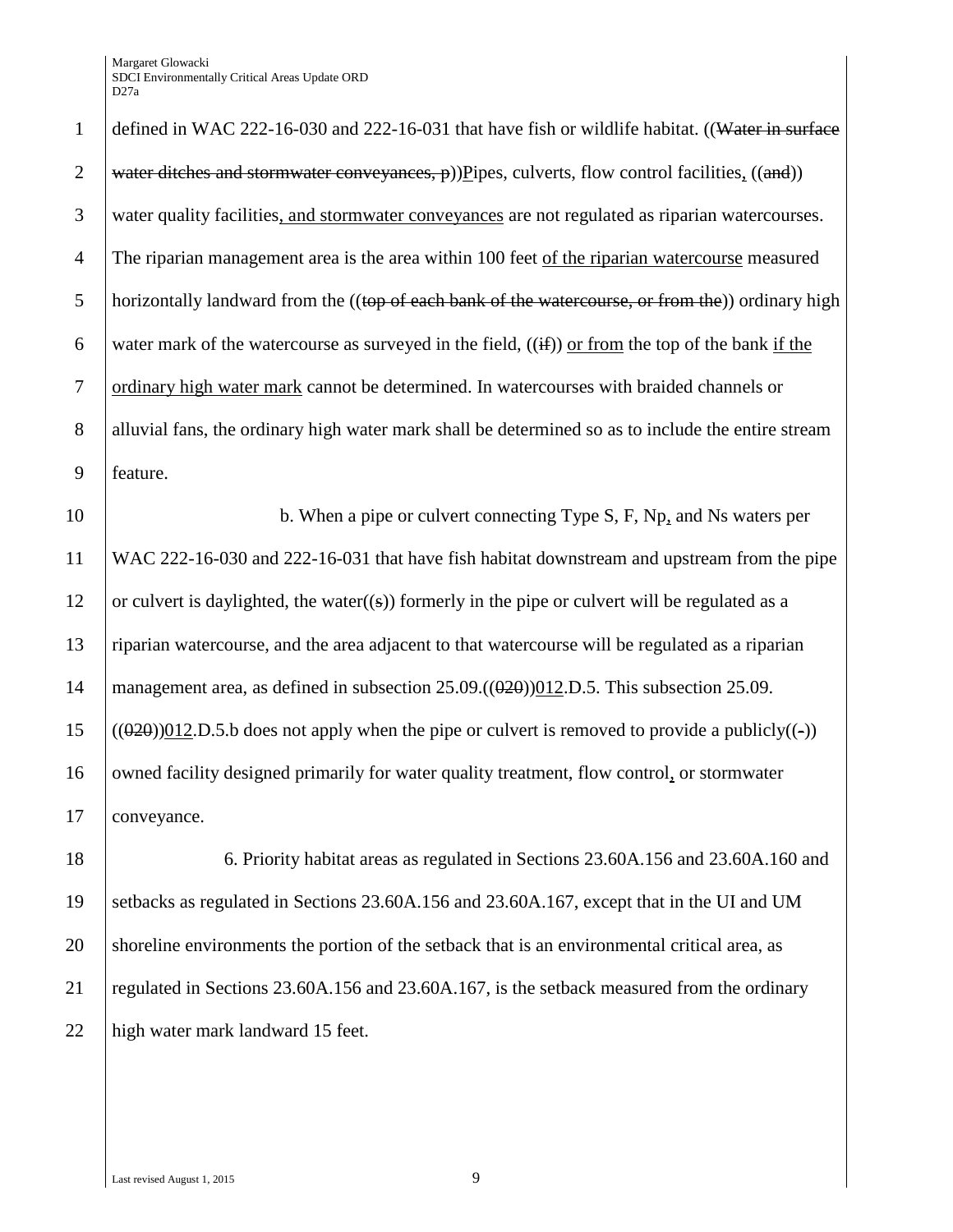defined in WAC 222-16-030 and 222-16-031 that have fish or wildlife habitat. ((~~Water in surface water ditches and stormwater conveyances, p~~))Pipes, culverts, flow control facilities, ((~~and~~)) water quality facilities, and stormwater conveyances are not regulated as riparian watercourses. The riparian management area is the area within 100 feet of the riparian watercourse measured horizontally landward from the ((~~top of each bank of the watercourse, or from the~~)) ordinary high water mark of the watercourse as surveyed in the field, ((~~if~~)) or from the top of the bank if the ordinary high water mark cannot be determined. In watercourses with braided channels or alluvial fans, the ordinary high water mark shall be determined so as to include the entire stream feature.

b. When a pipe or culvert connecting Type S, F, Np, and Ns waters per WAC 222-16-030 and 222-16-031 that have fish habitat downstream and upstream from the pipe or culvert is daylighted, the water((~~s~~)) formerly in the pipe or culvert will be regulated as a riparian watercourse, and the area adjacent to that watercourse will be regulated as a riparian management area, as defined in subsection 25.09.((~~020~~))012.D.5. This subsection 25.09.((~~020~~))012.D.5.b does not apply when the pipe or culvert is removed to provide a publicly((~~-~~)) owned facility designed primarily for water quality treatment, flow control, or stormwater conveyance.

6. Priority habitat areas as regulated in Sections 23.60A.156 and 23.60A.160 and setbacks as regulated in Sections 23.60A.156 and 23.60A.167, except that in the UI and UM shoreline environments the portion of the setback that is an environmental critical area, as regulated in Sections 23.60A.156 and 23.60A.167, is the setback measured from the ordinary high water mark landward 15 feet.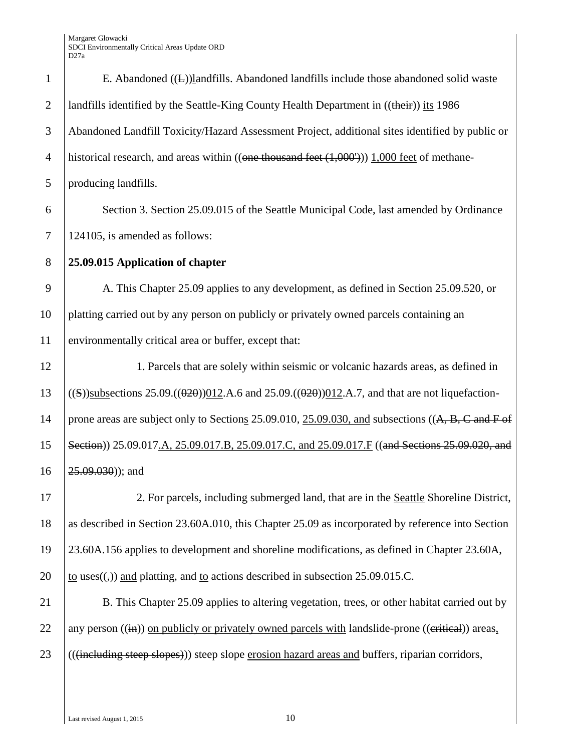E. Abandoned ((L))landfills. Abandoned landfills include those abandoned solid waste landfills identified by the Seattle-King County Health Department in ((their)) its 1986 Abandoned Landfill Toxicity/Hazard Assessment Project, additional sites identified by public or historical research, and areas within ((one thousand feet (1,000'))) 1,000 feet of methane-producing landfills.

Section 3. Section 25.09.015 of the Seattle Municipal Code, last amended by Ordinance 124105, is amended as follows:

**25.09.015 Application of chapter**

A. This Chapter 25.09 applies to any development, as defined in Section 25.09.520, or platting carried out by any person on publicly or privately owned parcels containing an environmentally critical area or buffer, except that:

1. Parcels that are solely within seismic or volcanic hazards areas, as defined in ((S))subsections 25.09.((020))012.A.6 and 25.09.((020))012.A.7, and that are not liquefaction-prone areas are subject only to Sections 25.09.010, 25.09.030, and subsections ((A, B, C and F of Section)) 25.09.017.A, 25.09.017.B, 25.09.017.C, and 25.09.017.F ((and Sections 25.09.020, and 25.09.030)); and

2. For parcels, including submerged land, that are in the Seattle Shoreline District, as described in Section 23.60A.010, this Chapter 25.09 as incorporated by reference into Section 23.60A.156 applies to development and shoreline modifications, as defined in Chapter 23.60A, to uses((,)) and platting, and to actions described in subsection 25.09.015.C.

B. This Chapter 25.09 applies to altering vegetation, trees, or other habitat carried out by any person ((in)) on publicly or privately owned parcels with landslide-prone ((critical)) areas, (((including steep slopes))) steep slope erosion hazard areas and buffers, riparian corridors,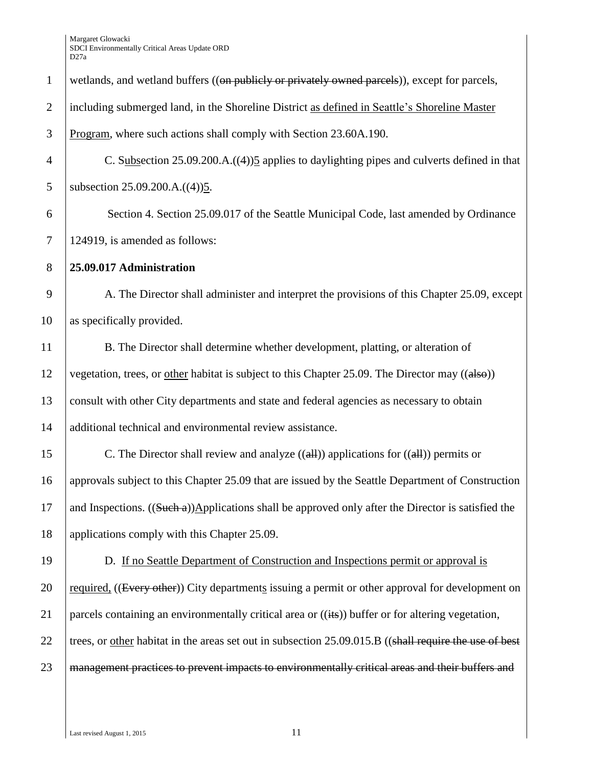wetlands, and wetland buffers ((~~on publicly or privately owned parcels~~)), except for parcels, including submerged land, in the Shoreline District <u>as defined in Seattle's Shoreline Master Program</u>, where such actions shall comply with Section 23.60A.190.

C. S<u>ubs</u>ection 25.09.200.A.((4))<u>5</u> applies to daylighting pipes and culverts defined in that subsection 25.09.200.A.((4))<u>5</u>.

Section 4. Section 25.09.017 of the Seattle Municipal Code, last amended by Ordinance 124919, is amended as follows:

**25.09.017 Administration**

A. The Director shall administer and interpret the provisions of this Chapter 25.09, except as specifically provided.

B. The Director shall determine whether development, platting, or alteration of vegetation, trees, or <u>other</u> habitat is subject to this Chapter 25.09. The Director may ((~~also~~)) consult with other City departments and state and federal agencies as necessary to obtain additional technical and environmental review assistance.

C. The Director shall review and analyze ((~~all~~)) applications for ((~~all~~)) permits or approvals subject to this Chapter 25.09 that are issued by the Seattle Department of Construction and Inspections. ((~~Such a~~))<u>A</u>pplications shall be approved only after the Director is satisfied the applications comply with this Chapter 25.09.

D. <u>If no Seattle Department of Construction and Inspections permit or approval is required,</u> ((~~Every other~~)) City department<u>s</u> issuing a permit or other approval for development on parcels containing an environmentally critical area or ((~~its~~)) buffer or for altering vegetation, trees, or <u>other</u> habitat in the areas set out in subsection 25.09.015.B ((~~shall require the use of best management practices to prevent impacts to environmentally critical areas and their buffers and~~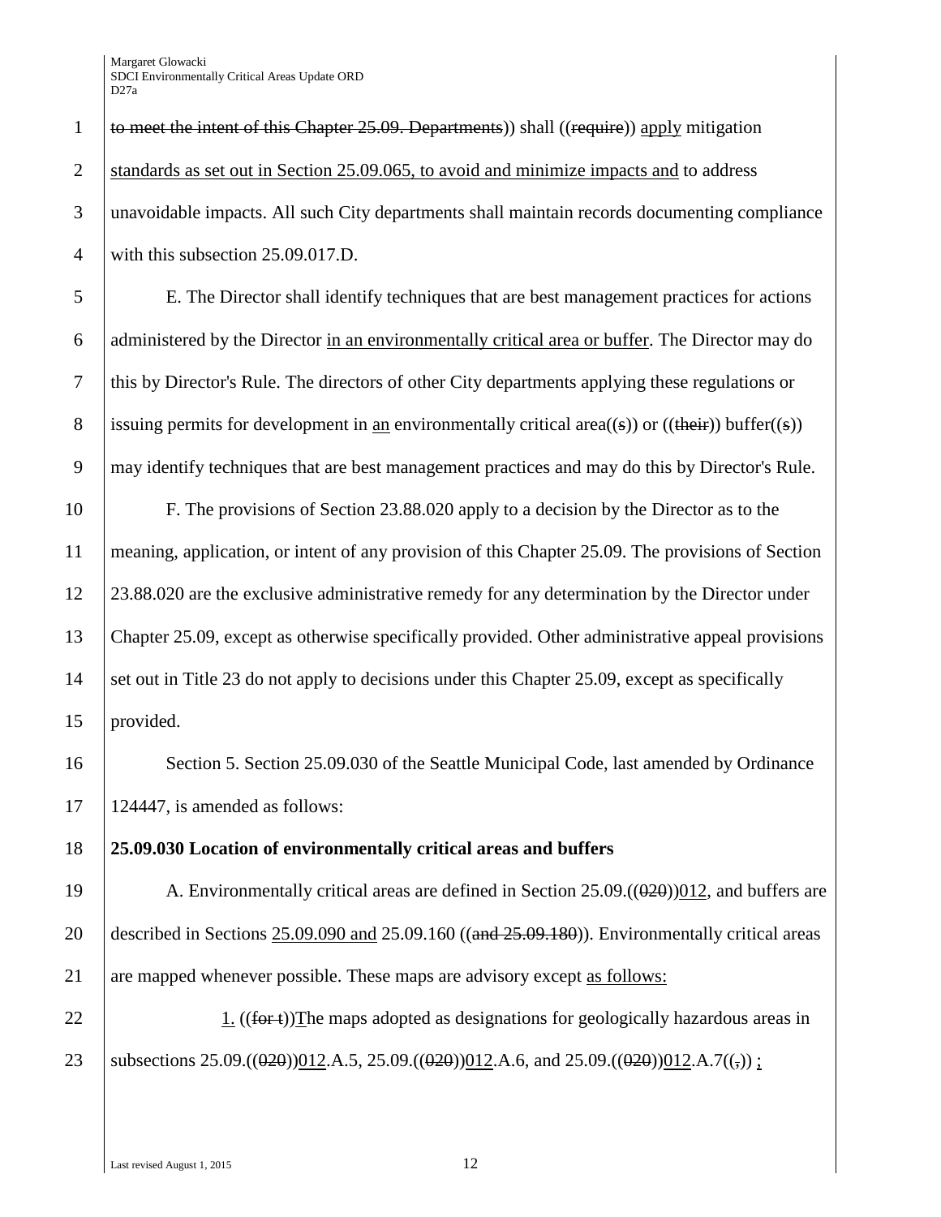to meet the intent of this Chapter 25.09. Departments)) shall ((require)) apply mitigation standards as set out in Section 25.09.065, to avoid and minimize impacts and to address unavoidable impacts. All such City departments shall maintain records documenting compliance with this subsection 25.09.017.D.

E. The Director shall identify techniques that are best management practices for actions administered by the Director in an environmentally critical area or buffer. The Director may do this by Director's Rule. The directors of other City departments applying these regulations or issuing permits for development in an environmentally critical area((s)) or ((their)) buffer((s)) may identify techniques that are best management practices and may do this by Director's Rule.

F. The provisions of Section 23.88.020 apply to a decision by the Director as to the meaning, application, or intent of any provision of this Chapter 25.09. The provisions of Section 23.88.020 are the exclusive administrative remedy for any determination by the Director under Chapter 25.09, except as otherwise specifically provided. Other administrative appeal provisions set out in Title 23 do not apply to decisions under this Chapter 25.09, except as specifically provided.

Section 5. Section 25.09.030 of the Seattle Municipal Code, last amended by Ordinance 124447, is amended as follows:

**25.09.030 Location of environmentally critical areas and buffers**

A. Environmentally critical areas are defined in Section 25.09.((020))012, and buffers are described in Sections 25.09.090 and 25.09.160 ((and 25.09.180)). Environmentally critical areas are mapped whenever possible. These maps are advisory except as follows:

1. ((for t))The maps adopted as designations for geologically hazardous areas in subsections 25.09.((020))012.A.5, 25.09.((020))012.A.6, and 25.09.((020))012.A.7((,)) ;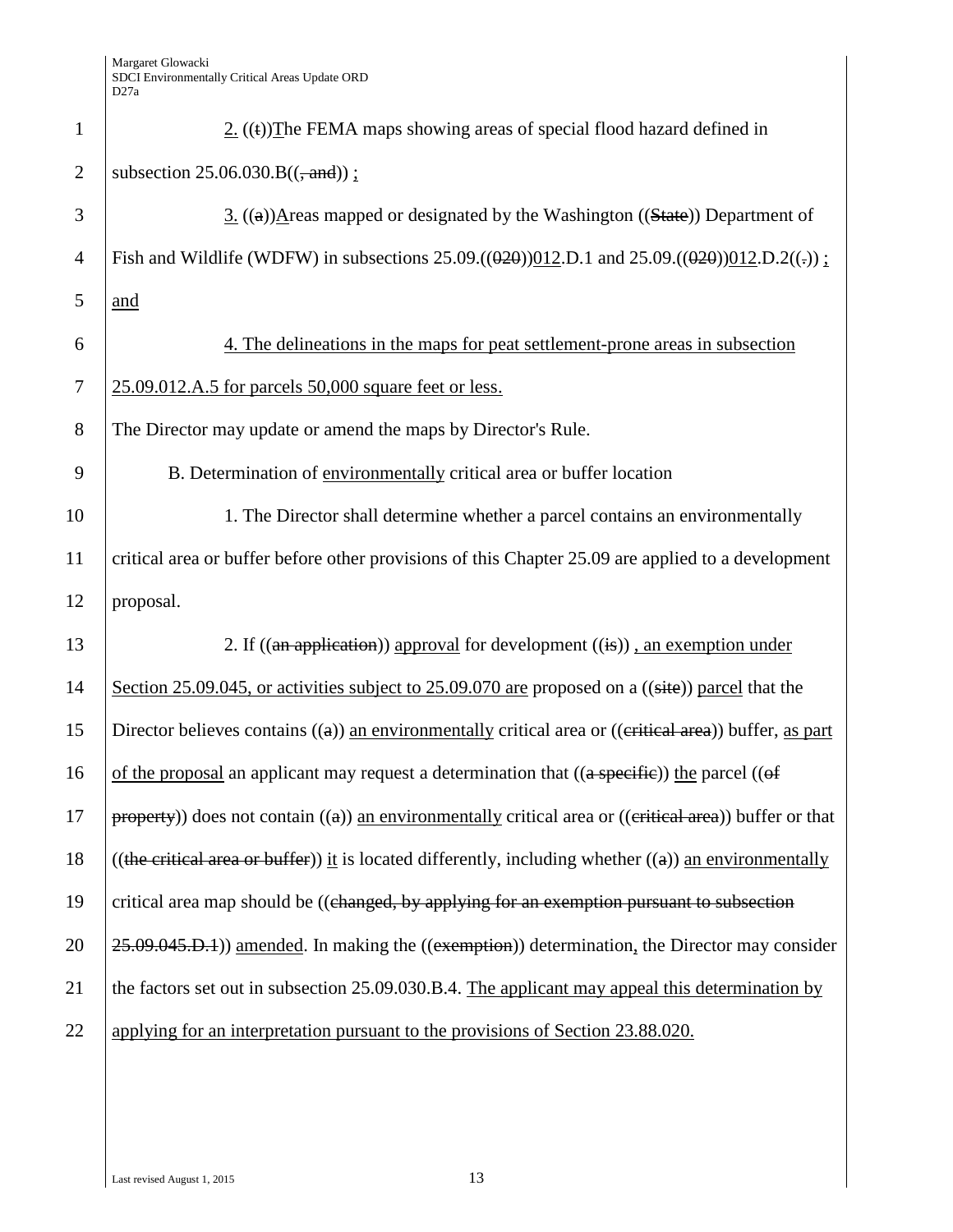2. ((t))The FEMA maps showing areas of special flood hazard defined in subsection 25.06.030.B((, and)) ;

3. ((a))Areas mapped or designated by the Washington ((State)) Department of Fish and Wildlife (WDFW) in subsections 25.09.((020))012.D.1 and 25.09.((020))012.D.2((.)) ; and

4. The delineations in the maps for peat settlement-prone areas in subsection 25.09.012.A.5 for parcels 50,000 square feet or less.

The Director may update or amend the maps by Director's Rule.

B. Determination of environmentally critical area or buffer location

1. The Director shall determine whether a parcel contains an environmentally critical area or buffer before other provisions of this Chapter 25.09 are applied to a development proposal.

2. If ((an application)) approval for development ((is)) , an exemption under Section 25.09.045, or activities subject to 25.09.070 are proposed on a ((site)) parcel that the Director believes contains ((a)) an environmentally critical area or ((critical area)) buffer, as part of the proposal an applicant may request a determination that ((a specific)) the parcel ((of property)) does not contain ((a)) an environmentally critical area or ((critical area)) buffer or that ((the critical area or buffer)) it is located differently, including whether ((a)) an environmentally critical area map should be ((changed, by applying for an exemption pursuant to subsection 25.09.045.D.1)) amended. In making the ((exemption)) determination, the Director may consider the factors set out in subsection 25.09.030.B.4. The applicant may appeal this determination by applying for an interpretation pursuant to the provisions of Section 23.88.020.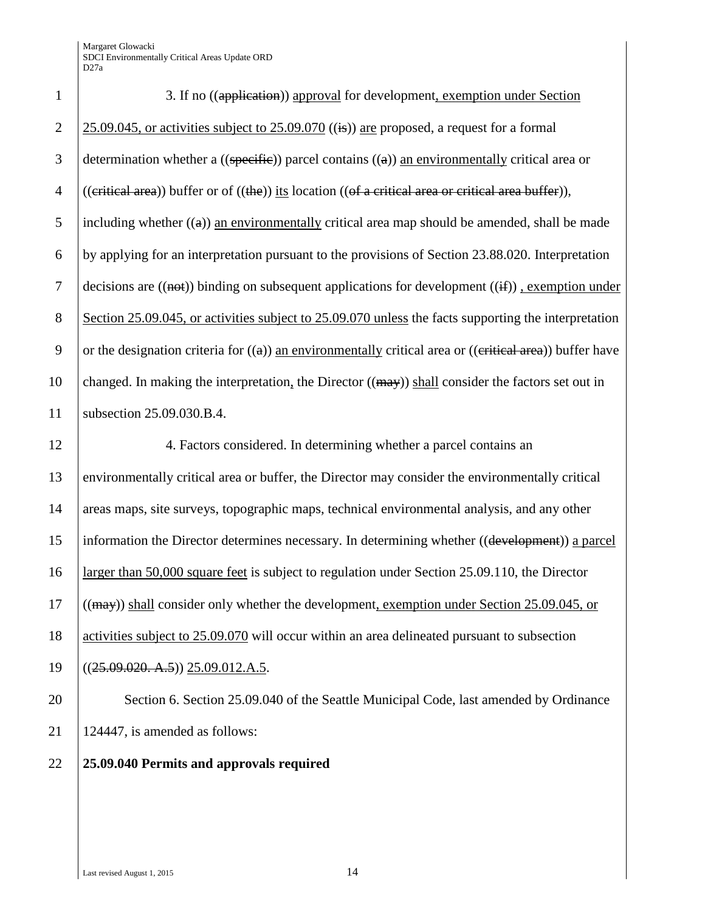3. If no ((~~application~~)) <u>approval</u> for development<u>, exemption under Section 25.09.045, or activities subject to 25.09.070</u> ((~~is~~)) <u>are</u> proposed, a request for a formal determination whether a ((~~specific~~)) parcel contains ((~~a~~)) <u>an environmentally</u> critical area or ((~~critical area~~)) buffer or of ((~~the~~)) <u>its</u> location ((~~of a critical area or critical area buffer~~)), including whether ((~~a~~)) <u>an environmentally</u> critical area map should be amended, shall be made by applying for an interpretation pursuant to the provisions of Section 23.88.020. Interpretation decisions are ((~~not~~)) binding on subsequent applications for development ((~~if~~)) <u>, exemption under Section 25.09.045, or activities subject to 25.09.070 unless</u> the facts supporting the interpretation or the designation criteria for ((~~a~~)) <u>an environmentally</u> critical area or ((~~critical area~~)) buffer have changed. In making the interpretation<u>,</u> the Director ((~~may~~)) <u>shall</u> consider the factors set out in subsection 25.09.030.B.4.

4. Factors considered. In determining whether a parcel contains an environmentally critical area or buffer, the Director may consider the environmentally critical areas maps, site surveys, topographic maps, technical environmental analysis, and any other information the Director determines necessary. In determining whether ((~~development~~)) <u>a parcel larger than 50,000 square feet</u> is subject to regulation under Section 25.09.110, the Director ((~~may~~)) <u>shall</u> consider only whether the development<u>, exemption under Section 25.09.045, or activities subject to 25.09.070</u> will occur within an area delineated pursuant to subsection ((~~25.09.020. A.5~~)) <u>25.09.012.A.5</u>.

Section 6. Section 25.09.040 of the Seattle Municipal Code, last amended by Ordinance 124447, is amended as follows:

**25.09.040 Permits and approvals required**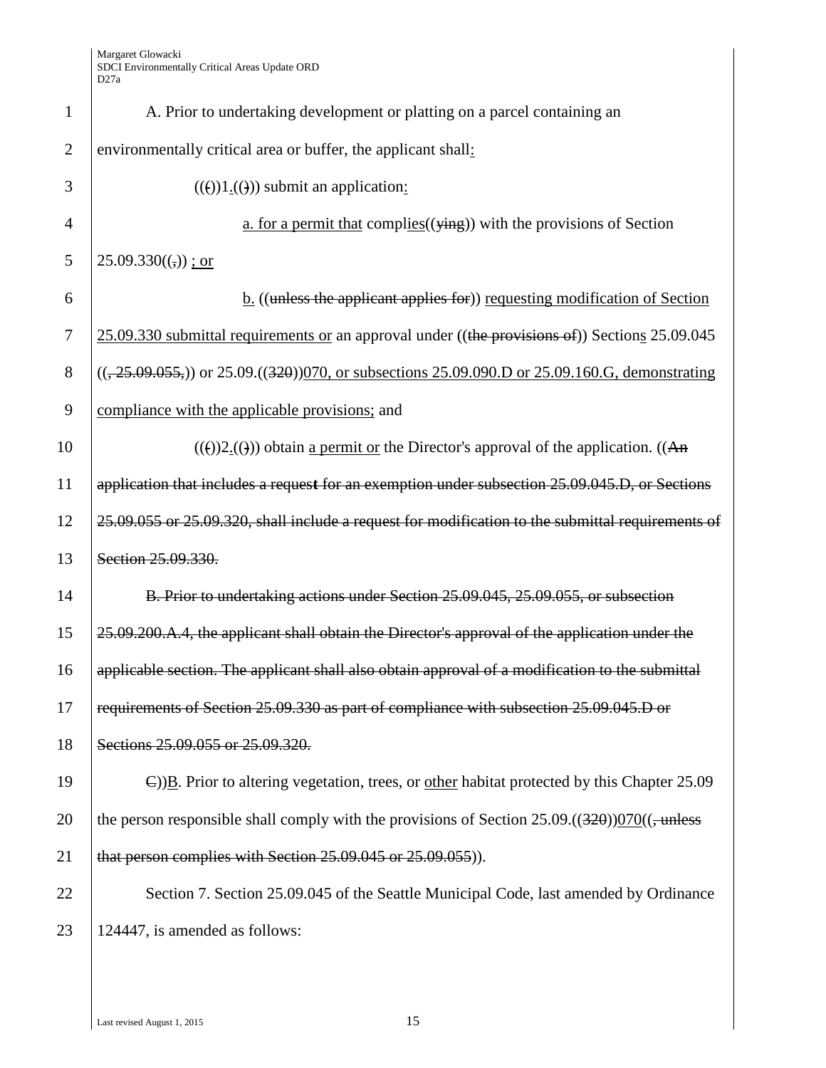A. Prior to undertaking development or platting on a parcel containing an environmentally critical area or buffer, the applicant shall:

((()) 1.(())) submit an application:

a. for a permit that complies((ying)) with the provisions of Section 25.09.330((,)) ; or

b. ((unless the applicant applies for)) requesting modification of Section 25.09.330 submittal requirements or an approval under ((the provisions of)) Sections 25.09.045 ((, 25.09.055,)) or 25.09.((320))070, or subsections 25.09.090.D or 25.09.160.G, demonstrating compliance with the applicable provisions; and

((()) 2.(())) obtain a permit or the Director's approval of the application. ((An application that includes a request for an exemption under subsection 25.09.045.D, or Sections 25.09.055 or 25.09.320, shall include a request for modification to the submittal requirements of Section 25.09.330.

B. Prior to undertaking actions under Section 25.09.045, 25.09.055, or subsection 25.09.200.A.4, the applicant shall obtain the Director's approval of the application under the applicable section. The applicant shall also obtain approval of a modification to the submittal requirements of Section 25.09.330 as part of compliance with subsection 25.09.045.D or Sections 25.09.055 or 25.09.320.

C))B. Prior to altering vegetation, trees, or other habitat protected by this Chapter 25.09 the person responsible shall comply with the provisions of Section 25.09.((320))070((, unless that person complies with Section 25.09.045 or 25.09.055)).

Section 7. Section 25.09.045 of the Seattle Municipal Code, last amended by Ordinance 124447, is amended as follows: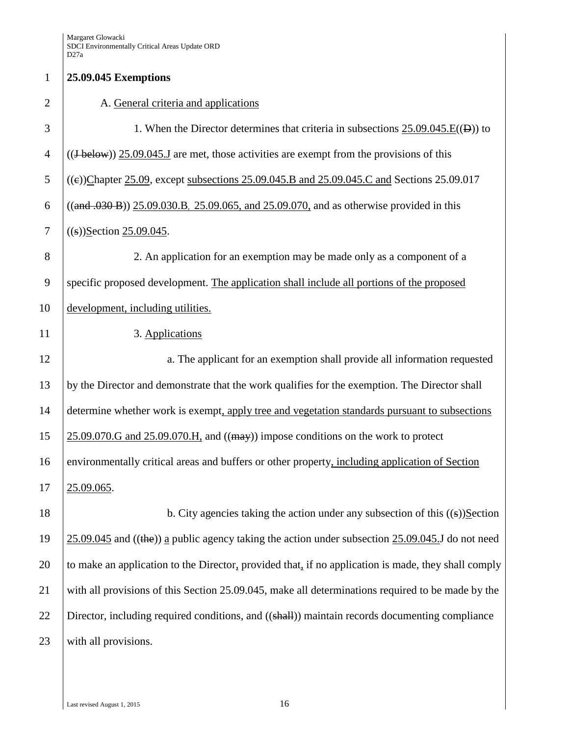**25.09.045 Exemptions**

A. General criteria and applications

1. When the Director determines that criteria in subsections 25.09.045.E((D)) to ((J below)) 25.09.045.J are met, those activities are exempt from the provisions of this ((c))Chapter 25.09, except subsections 25.09.045.B and 25.09.045.C and Sections 25.09.017 ((and .030 B)) 25.09.030.B, 25.09.065, and 25.09.070, and as otherwise provided in this ((s))Section 25.09.045.

2. An application for an exemption may be made only as a component of a specific proposed development. The application shall include all portions of the proposed development, including utilities.

3. Applications

a. The applicant for an exemption shall provide all information requested by the Director and demonstrate that the work qualifies for the exemption. The Director shall determine whether work is exempt, apply tree and vegetation standards pursuant to subsections 25.09.070.G and 25.09.070.H, and ((may)) impose conditions on the work to protect environmentally critical areas and buffers or other property, including application of Section 25.09.065.

b. City agencies taking the action under any subsection of this ((s))Section 25.09.045 and ((the)) a public agency taking the action under subsection 25.09.045.J do not need to make an application to the Director, provided that, if no application is made, they shall comply with all provisions of this Section 25.09.045, make all determinations required to be made by the Director, including required conditions, and ((shall)) maintain records documenting compliance with all provisions.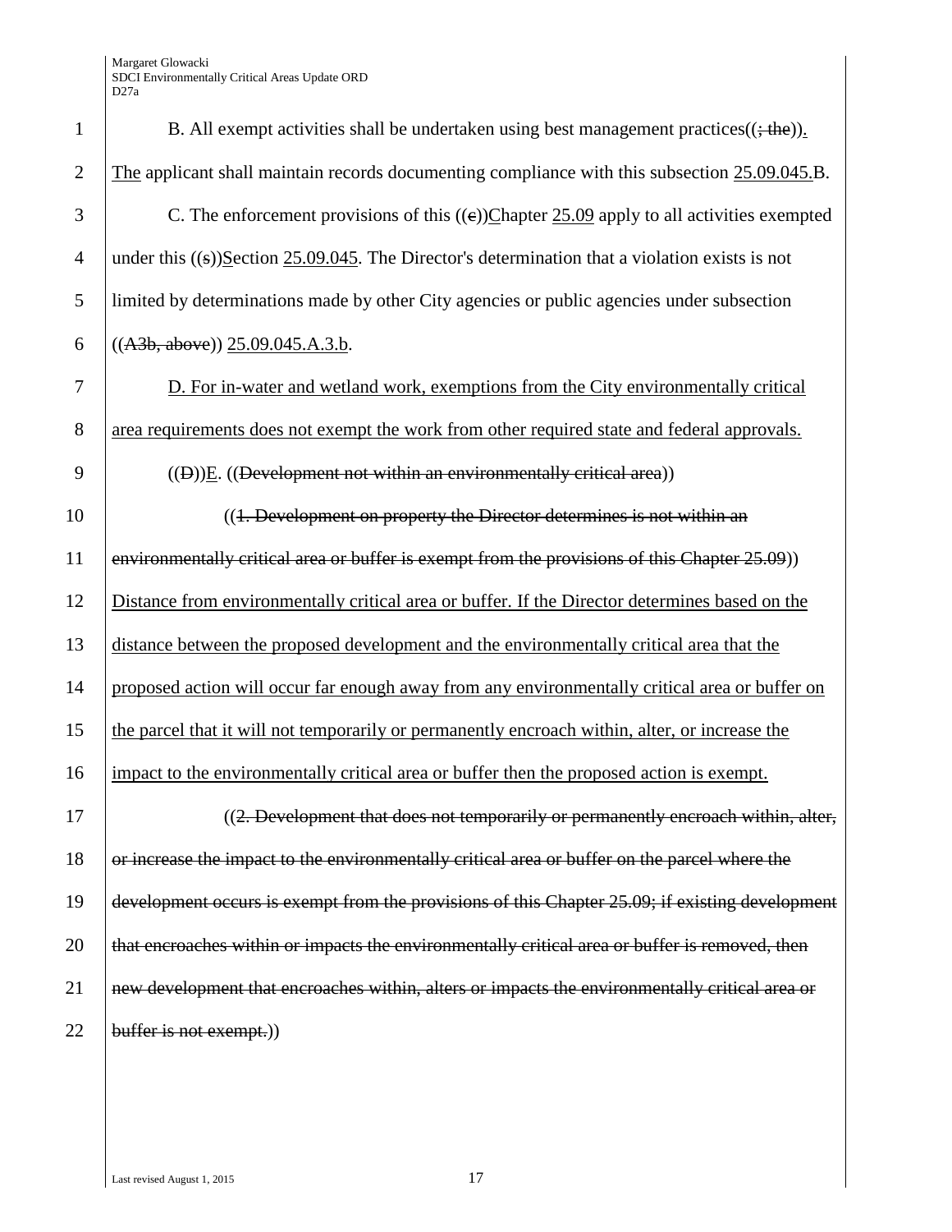B. All exempt activities shall be undertaken using best management practices((; the)). The applicant shall maintain records documenting compliance with this subsection 25.09.045.B.

C. The enforcement provisions of this ((c))Chapter 25.09 apply to all activities exempted under this ((s))Section 25.09.045. The Director's determination that a violation exists is not limited by determinations made by other City agencies or public agencies under subsection ((A3b, above)) 25.09.045.A.3.b.

D. For in-water and wetland work, exemptions from the City environmentally critical area requirements does not exempt the work from other required state and federal approvals.

((D))E. ((Development not within an environmentally critical area))

((1. Development on property the Director determines is not within an environmentally critical area or buffer is exempt from the provisions of this Chapter 25.09)) Distance from environmentally critical area or buffer. If the Director determines based on the distance between the proposed development and the environmentally critical area that the proposed action will occur far enough away from any environmentally critical area or buffer on the parcel that it will not temporarily or permanently encroach within, alter, or increase the impact to the environmentally critical area or buffer then the proposed action is exempt.

((2. Development that does not temporarily or permanently encroach within, alter, or increase the impact to the environmentally critical area or buffer on the parcel where the development occurs is exempt from the provisions of this Chapter 25.09; if existing development that encroaches within or impacts the environmentally critical area or buffer is removed, then new development that encroaches within, alters or impacts the environmentally critical area or buffer is not exempt.))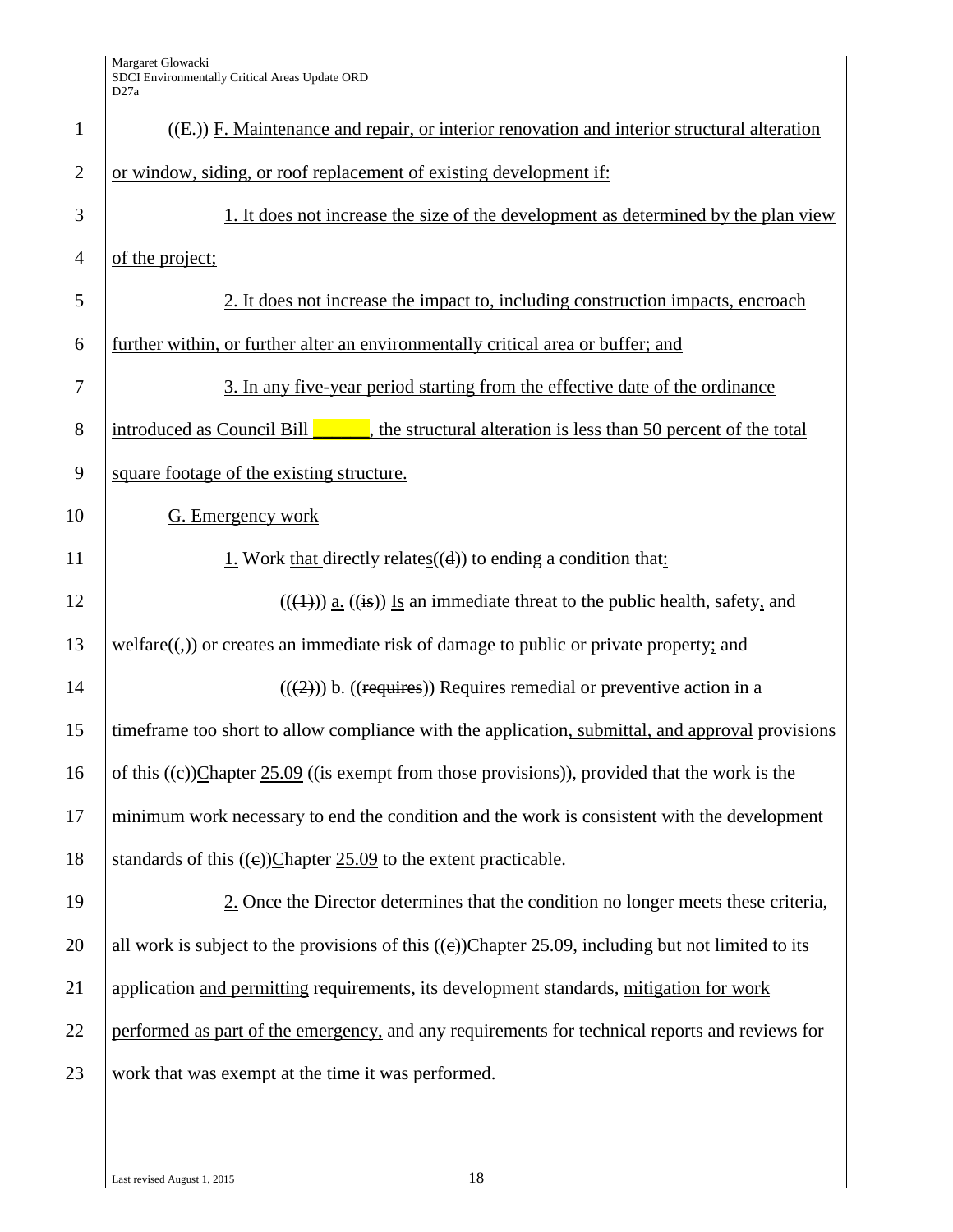((E.)) F. Maintenance and repair, or interior renovation and interior structural alteration or window, siding, or roof replacement of existing development if:

1. It does not increase the size of the development as determined by the plan view of the project;

2. It does not increase the impact to, including construction impacts, encroach further within, or further alter an environmentally critical area or buffer; and

3. In any five-year period starting from the effective date of the ordinance introduced as Council Bill ______, the structural alteration is less than 50 percent of the total square footage of the existing structure.

G. Emergency work

1. Work that directly relates((d)) to ending a condition that:

(((1))) a. ((is)) Is an immediate threat to the public health, safety, and welfare((,)) or creates an immediate risk of damage to public or private property; and

(((2))) b. ((requires)) Requires remedial or preventive action in a timeframe too short to allow compliance with the application, submittal, and approval provisions of this ((c))Chapter 25.09 ((is exempt from those provisions)), provided that the work is the minimum work necessary to end the condition and the work is consistent with the development standards of this ((c))Chapter 25.09 to the extent practicable.

2. Once the Director determines that the condition no longer meets these criteria, all work is subject to the provisions of this ((c))Chapter 25.09, including but not limited to its application and permitting requirements, its development standards, mitigation for work performed as part of the emergency, and any requirements for technical reports and reviews for work that was exempt at the time it was performed.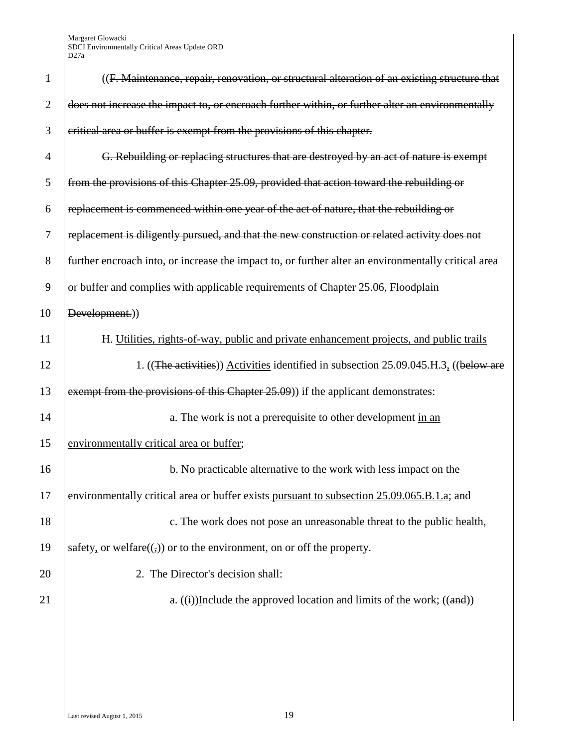((~~F. Maintenance, repair, renovation, or structural alteration of an existing structure that does not increase the impact to, or encroach further within, or further alter an environmentally critical area or buffer is exempt from the provisions of this chapter.~~

~~G. Rebuilding or replacing structures that are destroyed by an act of nature is exempt from the provisions of this Chapter 25.09, provided that action toward the rebuilding or replacement is commenced within one year of the act of nature, that the rebuilding or replacement is diligently pursued, and that the new construction or related activity does not further encroach into, or increase the impact to, or further alter an environmentally critical area or buffer and complies with applicable requirements of Chapter 25.06, Floodplain Development.~~))

H. <u>Utilities, rights-of-way, public and private enhancement projects, and public trails</u>

1. ((~~The activities~~)) <u>Activities</u> identified in subsection 25.09.045.H.3<u>,</u> ((~~below are exempt from the provisions of this Chapter 25.09~~)) if the applicant demonstrates:

a. The work is not a prerequisite to other development <u>in an environmentally critical area or buffer</u>;

b. No practicable alternative to the work with less impact on the environmentally critical area or buffer exists<u> pursuant to subsection 25.09.065.B.1.a</u>; and

c. The work does not pose an unreasonable threat to the public health, safety<u>,</u> or welfare((~~,~~)) or to the environment, on or off the property.

2. The Director's decision shall:

a. ((~~i~~))<u>I</u>nclude the approved location and limits of the work; ((~~and~~))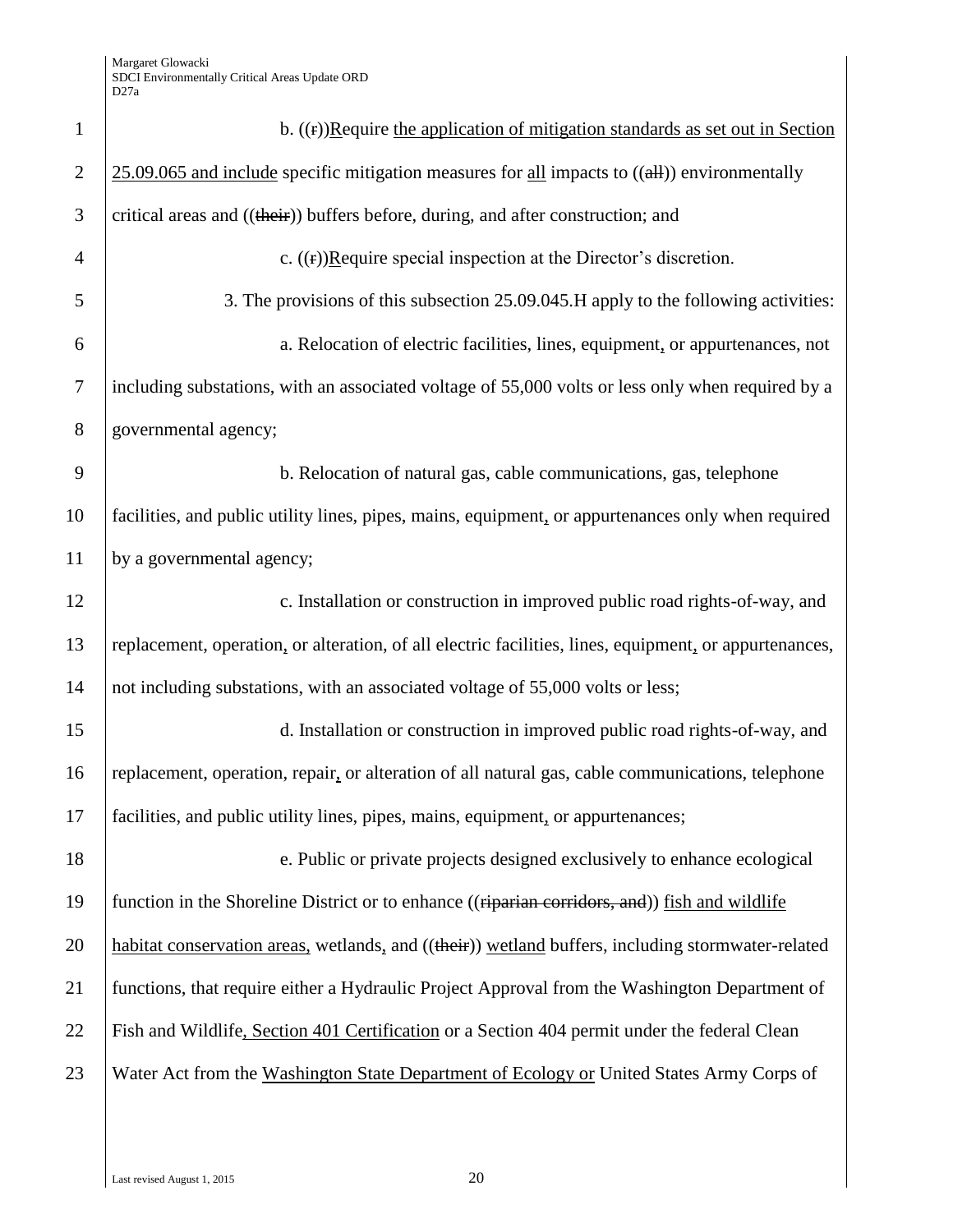b. ((r))Require the application of mitigation standards as set out in Section 25.09.065 and include specific mitigation measures for all impacts to ((all)) environmentally critical areas and ((their)) buffers before, during, and after construction; and

c. ((r))Require special inspection at the Director's discretion.

3. The provisions of this subsection 25.09.045.H apply to the following activities:

a. Relocation of electric facilities, lines, equipment, or appurtenances, not including substations, with an associated voltage of 55,000 volts or less only when required by a governmental agency;

b. Relocation of natural gas, cable communications, gas, telephone facilities, and public utility lines, pipes, mains, equipment, or appurtenances only when required by a governmental agency;

c. Installation or construction in improved public road rights-of-way, and replacement, operation, or alteration, of all electric facilities, lines, equipment, or appurtenances, not including substations, with an associated voltage of 55,000 volts or less;

d. Installation or construction in improved public road rights-of-way, and replacement, operation, repair, or alteration of all natural gas, cable communications, telephone facilities, and public utility lines, pipes, mains, equipment, or appurtenances;

e. Public or private projects designed exclusively to enhance ecological function in the Shoreline District or to enhance ((riparian corridors, and)) fish and wildlife habitat conservation areas, wetlands, and ((their)) wetland buffers, including stormwater-related functions, that require either a Hydraulic Project Approval from the Washington Department of Fish and Wildlife, Section 401 Certification or a Section 404 permit under the federal Clean Water Act from the Washington State Department of Ecology or United States Army Corps of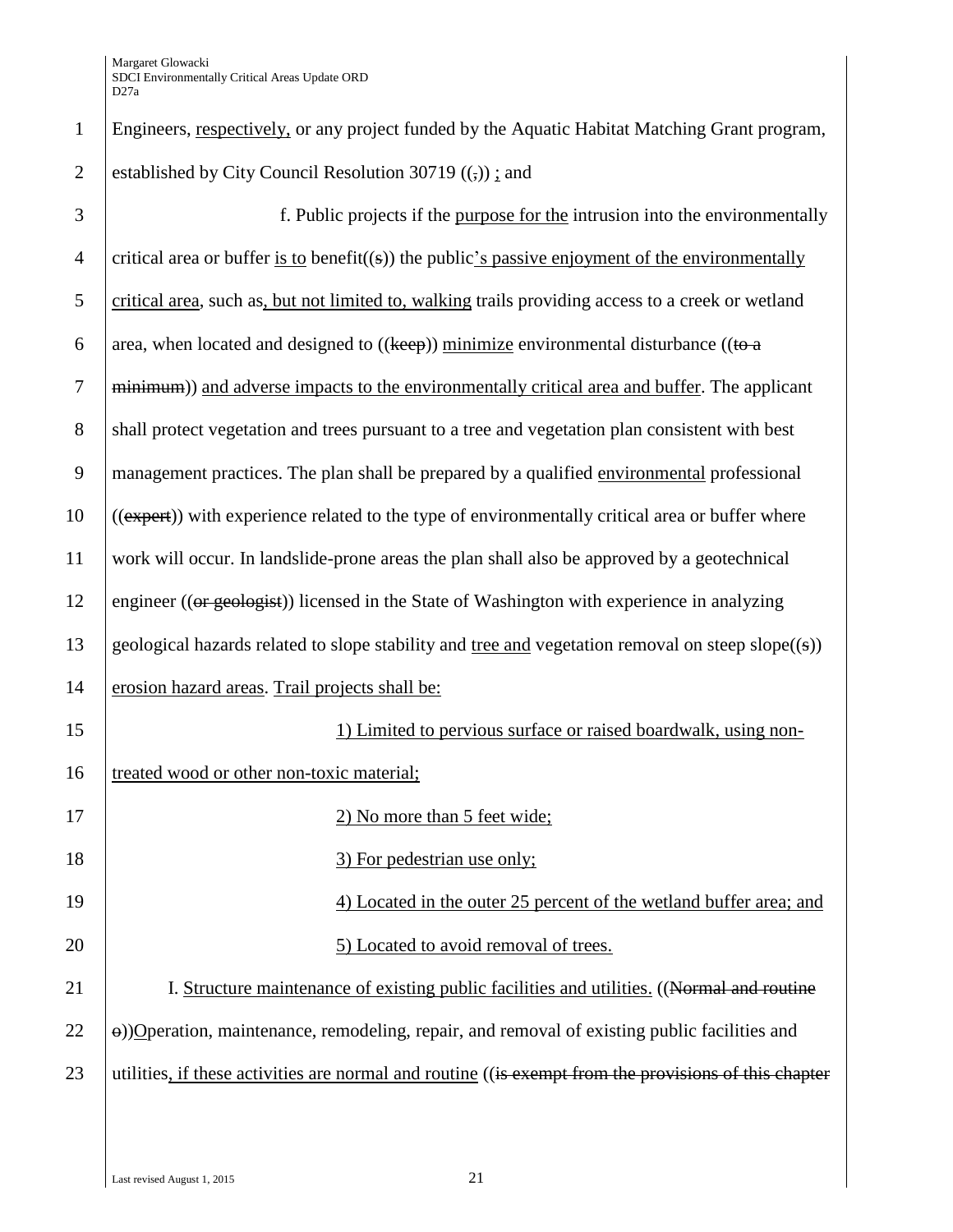Engineers, respectively, or any project funded by the Aquatic Habitat Matching Grant program, established by City Council Resolution 30719 ((,)) ; and

f. Public projects if the purpose for the intrusion into the environmentally critical area or buffer is to benefit((s)) the public's passive enjoyment of the environmentally critical area, such as, but not limited to, walking trails providing access to a creek or wetland area, when located and designed to ((keep)) minimize environmental disturbance ((to a minimum)) and adverse impacts to the environmentally critical area and buffer. The applicant shall protect vegetation and trees pursuant to a tree and vegetation plan consistent with best management practices. The plan shall be prepared by a qualified environmental professional ((expert)) with experience related to the type of environmentally critical area or buffer where work will occur. In landslide-prone areas the plan shall also be approved by a geotechnical engineer ((or geologist)) licensed in the State of Washington with experience in analyzing geological hazards related to slope stability and tree and vegetation removal on steep slope((s)) erosion hazard areas. Trail projects shall be:

1) Limited to pervious surface or raised boardwalk, using non-treated wood or other non-toxic material;

2) No more than 5 feet wide;

3) For pedestrian use only;

4) Located in the outer 25 percent of the wetland buffer area; and

5) Located to avoid removal of trees.

I. Structure maintenance of existing public facilities and utilities. ((Normal and routine o))Operation, maintenance, remodeling, repair, and removal of existing public facilities and utilities, if these activities are normal and routine ((is exempt from the provisions of this chapter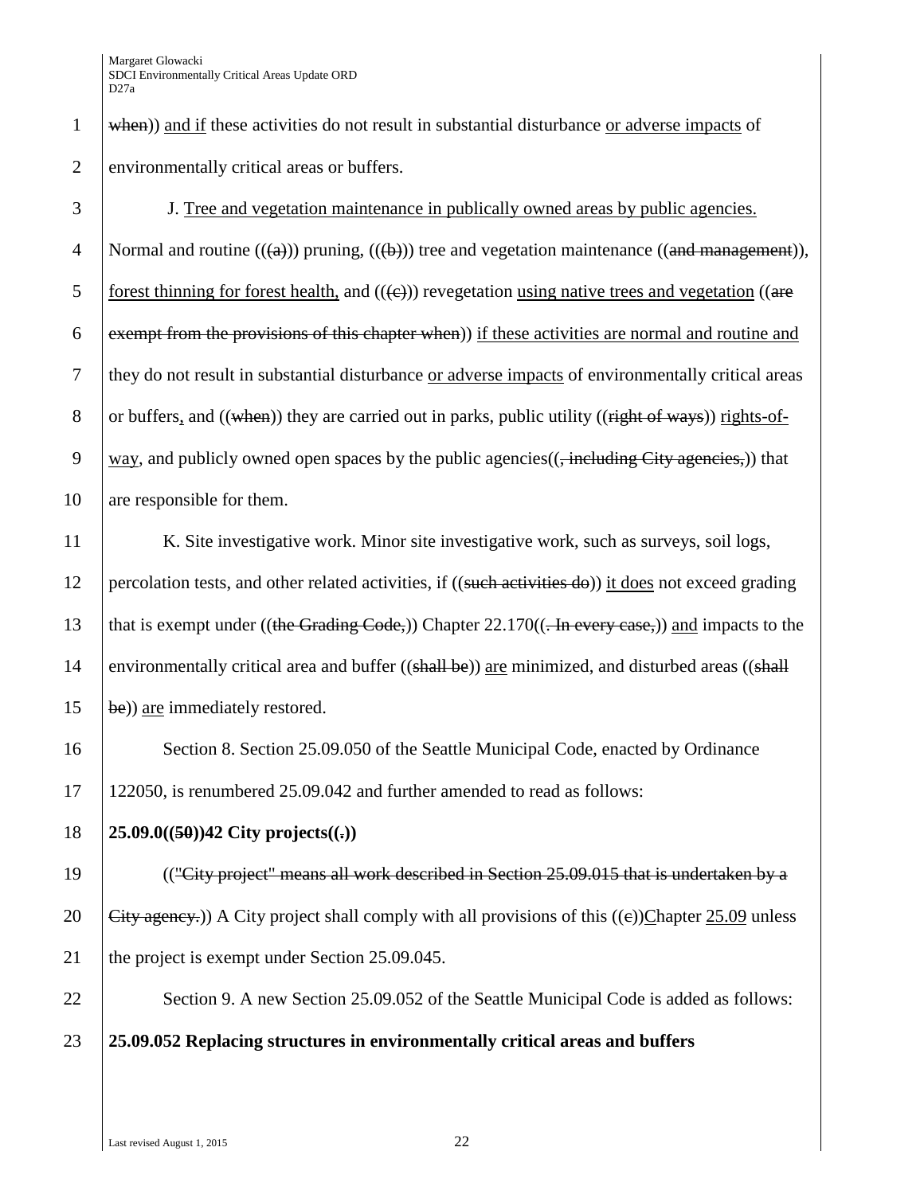when)) and if these activities do not result in substantial disturbance or adverse impacts of environmentally critical areas or buffers.

J. Tree and vegetation maintenance in publically owned areas by public agencies. Normal and routine (((a))) pruning, (((b))) tree and vegetation maintenance ((and management)), forest thinning for forest health, and (((c))) revegetation using native trees and vegetation ((are exempt from the provisions of this chapter when)) if these activities are normal and routine and they do not result in substantial disturbance or adverse impacts of environmentally critical areas or buffers, and ((when)) they are carried out in parks, public utility ((right of ways)) rights-of-way, and publicly owned open spaces by the public agencies((, including City agencies,)) that are responsible for them.

K. Site investigative work. Minor site investigative work, such as surveys, soil logs, percolation tests, and other related activities, if ((such activities do)) it does not exceed grading that is exempt under ((the Grading Code,)) Chapter 22.170((. In every case,)) and impacts to the environmentally critical area and buffer ((shall be)) are minimized, and disturbed areas ((shall be)) are immediately restored.

Section 8. Section 25.09.050 of the Seattle Municipal Code, enacted by Ordinance 122050, is renumbered 25.09.042 and further amended to read as follows:

**25.09.0((50))42 City projects((.))**

(("City project" means all work described in Section 25.09.015 that is undertaken by a City agency.)) A City project shall comply with all provisions of this ((c))Chapter 25.09 unless the project is exempt under Section 25.09.045.

Section 9. A new Section 25.09.052 of the Seattle Municipal Code is added as follows:

**25.09.052 Replacing structures in environmentally critical areas and buffers**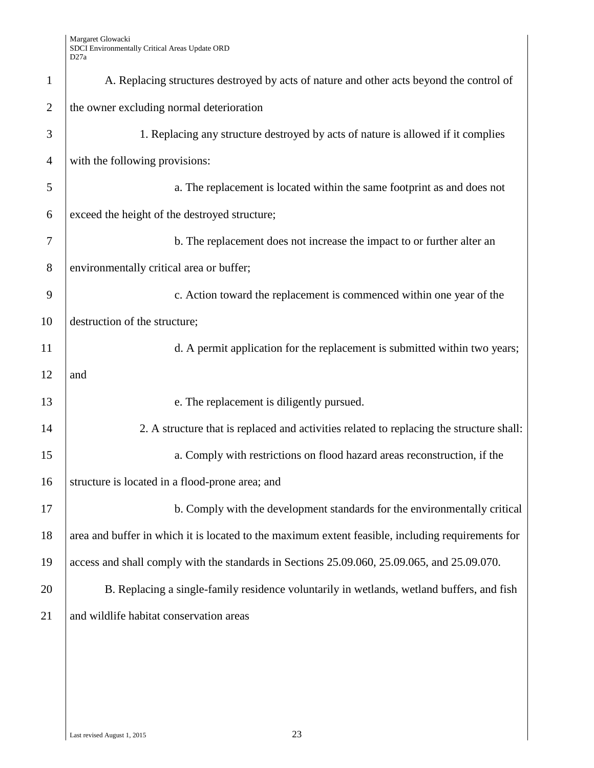A. Replacing structures destroyed by acts of nature and other acts beyond the control of the owner excluding normal deterioration

1. Replacing any structure destroyed by acts of nature is allowed if it complies with the following provisions:

a. The replacement is located within the same footprint as and does not exceed the height of the destroyed structure;

b. The replacement does not increase the impact to or further alter an environmentally critical area or buffer;

c. Action toward the replacement is commenced within one year of the destruction of the structure;

d. A permit application for the replacement is submitted within two years; and

e. The replacement is diligently pursued.

2. A structure that is replaced and activities related to replacing the structure shall:

a. Comply with restrictions on flood hazard areas reconstruction, if the structure is located in a flood-prone area; and

b. Comply with the development standards for the environmentally critical area and buffer in which it is located to the maximum extent feasible, including requirements for access and shall comply with the standards in Sections 25.09.060, 25.09.065, and 25.09.070.

B. Replacing a single-family residence voluntarily in wetlands, wetland buffers, and fish and wildlife habitat conservation areas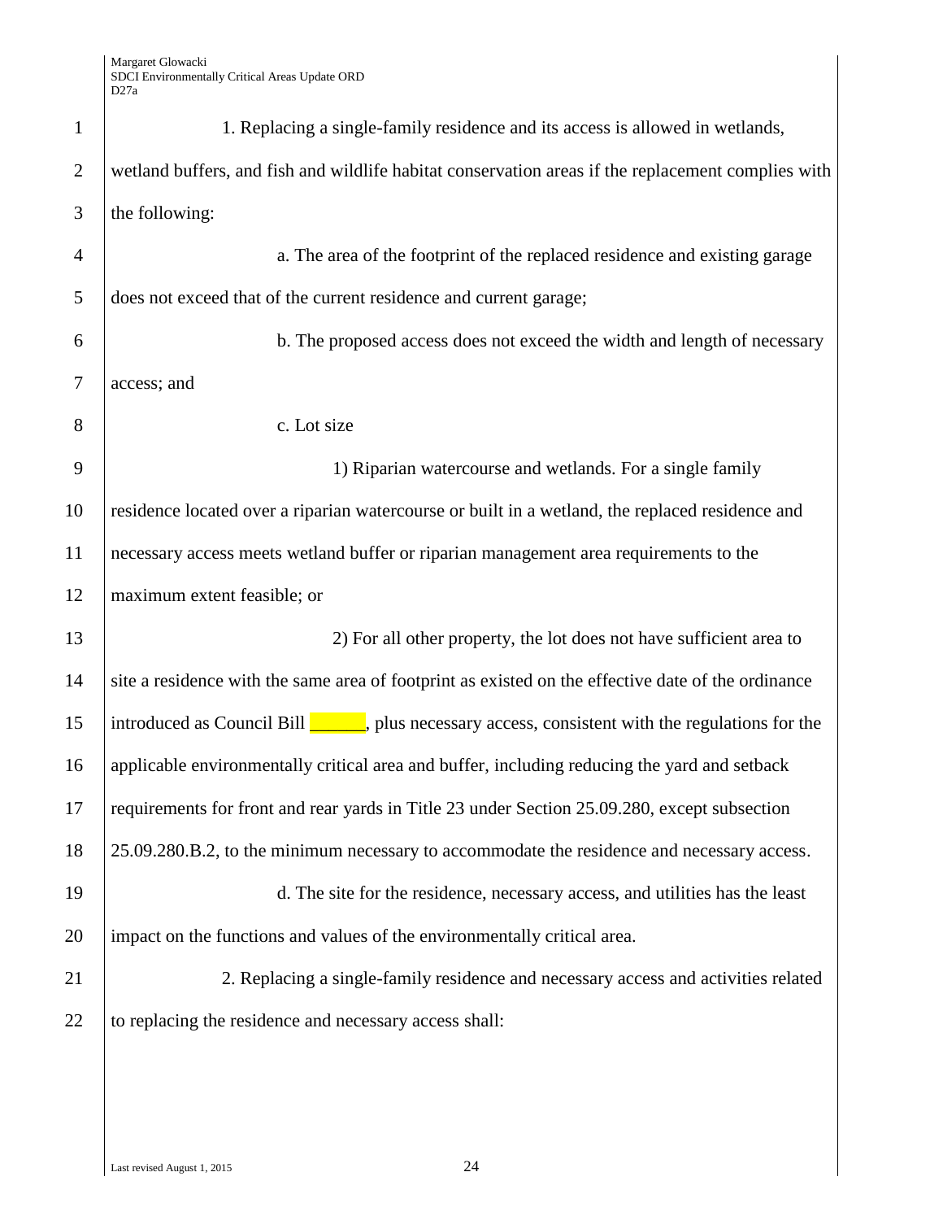1. Replacing a single-family residence and its access is allowed in wetlands, wetland buffers, and fish and wildlife habitat conservation areas if the replacement complies with the following:

a. The area of the footprint of the replaced residence and existing garage does not exceed that of the current residence and current garage;

b. The proposed access does not exceed the width and length of necessary access; and

c. Lot size

1) Riparian watercourse and wetlands. For a single family residence located over a riparian watercourse or built in a wetland, the replaced residence and necessary access meets wetland buffer or riparian management area requirements to the maximum extent feasible; or

2) For all other property, the lot does not have sufficient area to site a residence with the same area of footprint as existed on the effective date of the ordinance introduced as Council Bill ______, plus necessary access, consistent with the regulations for the applicable environmentally critical area and buffer, including reducing the yard and setback requirements for front and rear yards in Title 23 under Section 25.09.280, except subsection 25.09.280.B.2, to the minimum necessary to accommodate the residence and necessary access.

d. The site for the residence, necessary access, and utilities has the least impact on the functions and values of the environmentally critical area.

2. Replacing a single-family residence and necessary access and activities related to replacing the residence and necessary access shall: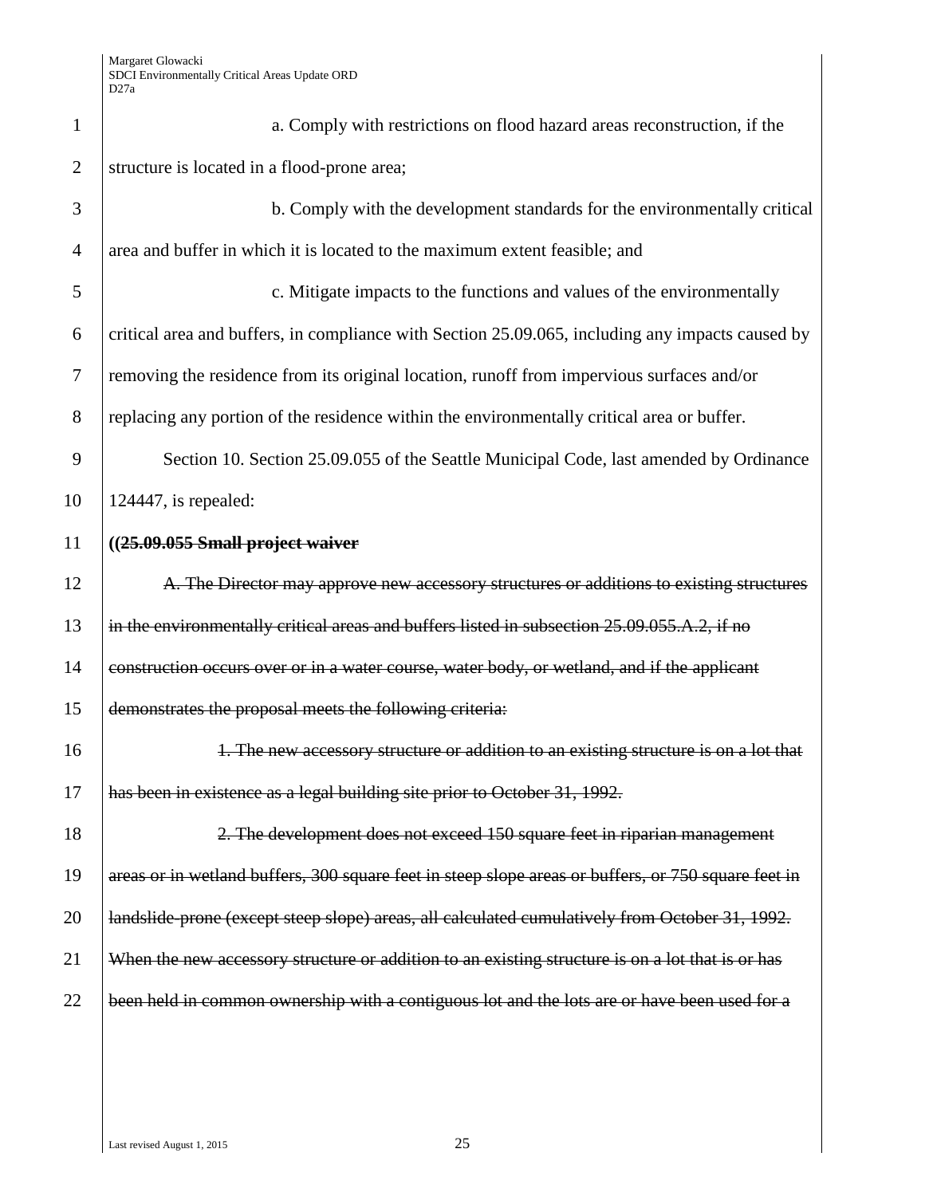a. Comply with restrictions on flood hazard areas reconstruction, if the structure is located in a flood-prone area;

b. Comply with the development standards for the environmentally critical area and buffer in which it is located to the maximum extent feasible; and

c. Mitigate impacts to the functions and values of the environmentally critical area and buffers, in compliance with Section 25.09.065, including any impacts caused by removing the residence from its original location, runoff from impervious surfaces and/or replacing any portion of the residence within the environmentally critical area or buffer.

Section 10. Section 25.09.055 of the Seattle Municipal Code, last amended by Ordinance 124447, is repealed:

**((~~25.09.055 Small project waiver~~**

~~A. The Director may approve new accessory structures or additions to existing structures in the environmentally critical areas and buffers listed in subsection 25.09.055.A.2, if no construction occurs over or in a water course, water body, or wetland, and if the applicant demonstrates the proposal meets the following criteria:~~

~~1. The new accessory structure or addition to an existing structure is on a lot that has been in existence as a legal building site prior to October 31, 1992.~~

~~2. The development does not exceed 150 square feet in riparian management areas or in wetland buffers, 300 square feet in steep slope areas or buffers, or 750 square feet in landslide-prone (except steep slope) areas, all calculated cumulatively from October 31, 1992. When the new accessory structure or addition to an existing structure is on a lot that is or has been held in common ownership with a contiguous lot and the lots are or have been used for a~~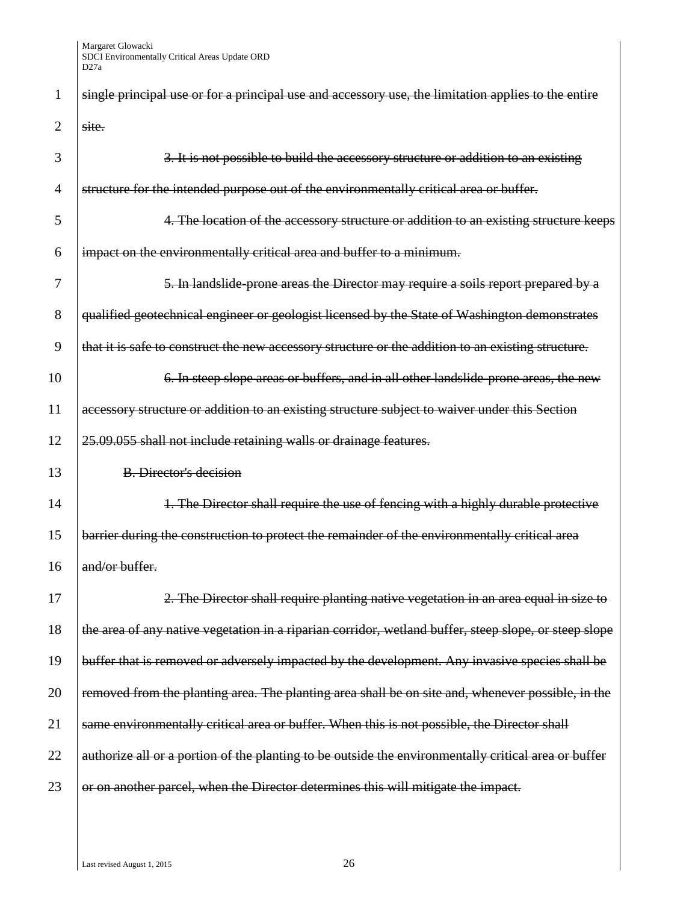~~single principal use or for a principal use and accessory use, the limitation applies to the entire site.~~

~~3. It is not possible to build the accessory structure or addition to an existing structure for the intended purpose out of the environmentally critical area or buffer.~~

~~4. The location of the accessory structure or addition to an existing structure keeps impact on the environmentally critical area and buffer to a minimum.~~

~~5. In landslide-prone areas the Director may require a soils report prepared by a qualified geotechnical engineer or geologist licensed by the State of Washington demonstrates that it is safe to construct the new accessory structure or the addition to an existing structure.~~

~~6. In steep slope areas or buffers, and in all other landslide-prone areas, the new accessory structure or addition to an existing structure subject to waiver under this Section 25.09.055 shall not include retaining walls or drainage features.~~

~~B. Director's decision~~

~~1. The Director shall require the use of fencing with a highly durable protective barrier during the construction to protect the remainder of the environmentally critical area and/or buffer.~~

~~2. The Director shall require planting native vegetation in an area equal in size to the area of any native vegetation in a riparian corridor, wetland buffer, steep slope, or steep slope buffer that is removed or adversely impacted by the development. Any invasive species shall be removed from the planting area. The planting area shall be on site and, whenever possible, in the same environmentally critical area or buffer. When this is not possible, the Director shall authorize all or a portion of the planting to be outside the environmentally critical area or buffer or on another parcel, when the Director determines this will mitigate the impact.~~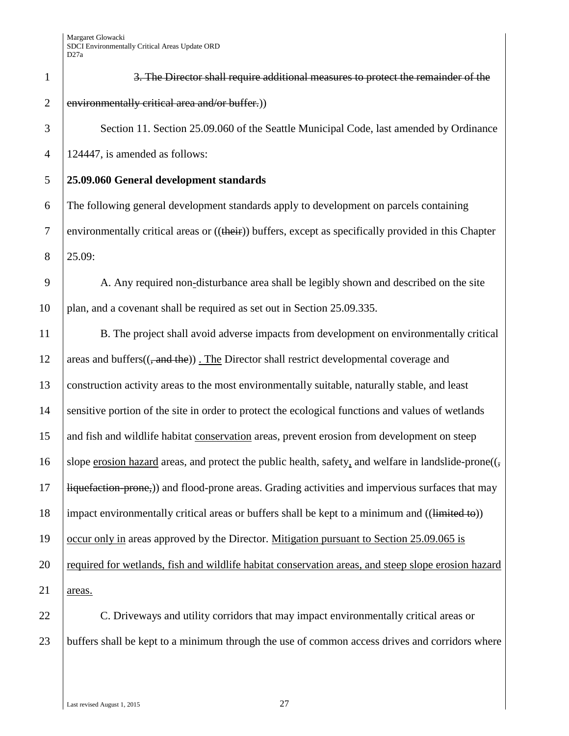~~3. The Director shall require additional measures to protect the remainder of the environmentally critical area and/or buffer.~~))

Section 11. Section 25.09.060 of the Seattle Municipal Code, last amended by Ordinance 124447, is amended as follows:

**25.09.060 General development standards**

The following general development standards apply to development on parcels containing environmentally critical areas or ((~~their~~)) buffers, except as specifically provided in this Chapter 25.09:

A. Any required non-disturbance area shall be legibly shown and described on the site plan, and a covenant shall be required as set out in Section 25.09.335.

B. The project shall avoid adverse impacts from development on environmentally critical areas and buffers((~~, and the~~)) . The Director shall restrict developmental coverage and construction activity areas to the most environmentally suitable, naturally stable, and least sensitive portion of the site in order to protect the ecological functions and values of wetlands and fish and wildlife habitat conservation areas, prevent erosion from development on steep slope erosion hazard areas, and protect the public health, safety, and welfare in landslide-prone((~~, liquefaction-prone,~~)) and flood-prone areas. Grading activities and impervious surfaces that may impact environmentally critical areas or buffers shall be kept to a minimum and ((~~limited to~~)) occur only in areas approved by the Director. Mitigation pursuant to Section 25.09.065 is required for wetlands, fish and wildlife habitat conservation areas, and steep slope erosion hazard areas.

C. Driveways and utility corridors that may impact environmentally critical areas or buffers shall be kept to a minimum through the use of common access drives and corridors where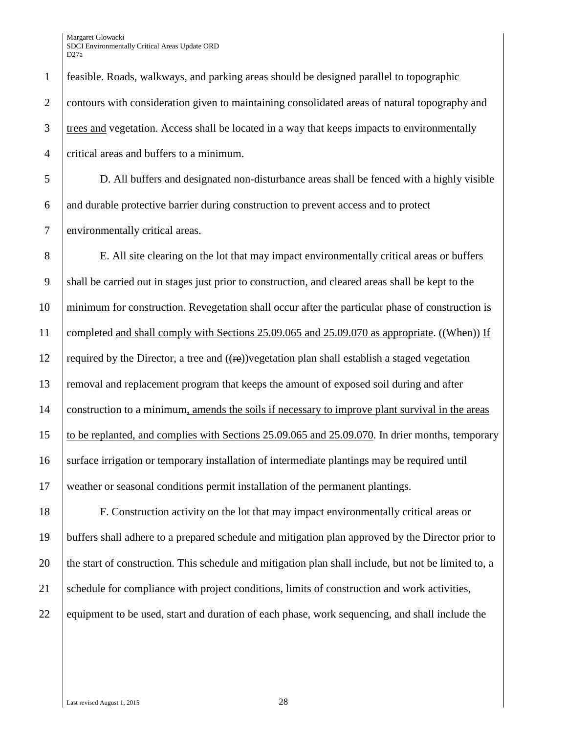feasible. Roads, walkways, and parking areas should be designed parallel to topographic contours with consideration given to maintaining consolidated areas of natural topography and trees and vegetation. Access shall be located in a way that keeps impacts to environmentally critical areas and buffers to a minimum.

D. All buffers and designated non-disturbance areas shall be fenced with a highly visible and durable protective barrier during construction to prevent access and to protect environmentally critical areas.

E. All site clearing on the lot that may impact environmentally critical areas or buffers shall be carried out in stages just prior to construction, and cleared areas shall be kept to the minimum for construction. Revegetation shall occur after the particular phase of construction is completed and shall comply with Sections 25.09.065 and 25.09.070 as appropriate. ((~~When~~)) If required by the Director, a tree and ((~~re~~))vegetation plan shall establish a staged vegetation removal and replacement program that keeps the amount of exposed soil during and after construction to a minimum, amends the soils if necessary to improve plant survival in the areas to be replanted, and complies with Sections 25.09.065 and 25.09.070. In drier months, temporary surface irrigation or temporary installation of intermediate plantings may be required until weather or seasonal conditions permit installation of the permanent plantings.

F. Construction activity on the lot that may impact environmentally critical areas or buffers shall adhere to a prepared schedule and mitigation plan approved by the Director prior to the start of construction. This schedule and mitigation plan shall include, but not be limited to, a schedule for compliance with project conditions, limits of construction and work activities, equipment to be used, start and duration of each phase, work sequencing, and shall include the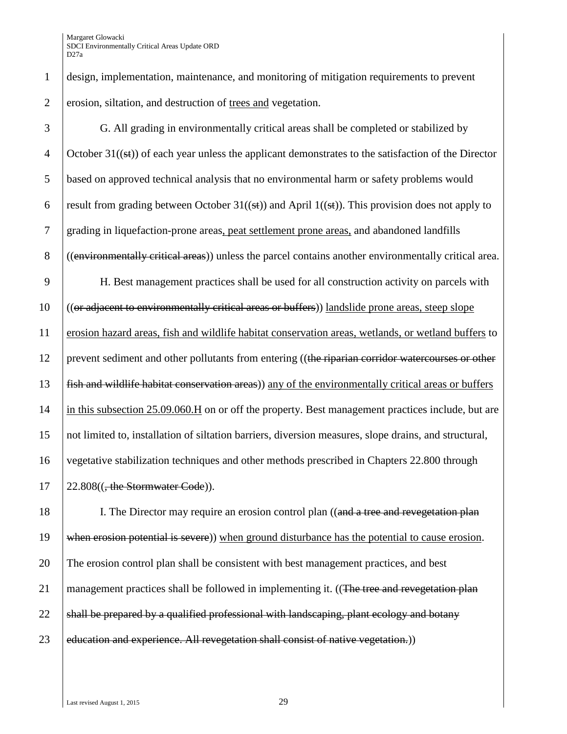design, implementation, maintenance, and monitoring of mitigation requirements to prevent erosion, siltation, and destruction of <u>trees and</u> vegetation.

G. All grading in environmentally critical areas shall be completed or stabilized by October 31((~~st~~)) of each year unless the applicant demonstrates to the satisfaction of the Director based on approved technical analysis that no environmental harm or safety problems would result from grading between October 31((~~st~~)) and April 1((~~st~~)). This provision does not apply to grading in liquefaction-prone areas<u>, peat settlement prone areas,</u> and abandoned landfills ((~~environmentally critical areas~~)) unless the parcel contains another environmentally critical area.

H. Best management practices shall be used for all construction activity on parcels with ((~~or adjacent to environmentally critical areas or buffers~~)) <u>landslide prone areas, steep slope erosion hazard areas, fish and wildlife habitat conservation areas, wetlands, or wetland buffers</u> to prevent sediment and other pollutants from entering ((~~the riparian corridor watercourses or other fish and wildlife habitat conservation areas~~)) <u>any of the environmentally critical areas or buffers in this subsection 25.09.060.H</u> on or off the property. Best management practices include, but are not limited to, installation of siltation barriers, diversion measures, slope drains, and structural, vegetative stabilization techniques and other methods prescribed in Chapters 22.800 through 22.808((~~, the Stormwater Code~~)).

I. The Director may require an erosion control plan ((~~and a tree and revegetation plan when erosion potential is severe~~)) <u>when ground disturbance has the potential to cause erosion</u>. The erosion control plan shall be consistent with best management practices, and best management practices shall be followed in implementing it. ((~~The tree and revegetation plan shall be prepared by a qualified professional with landscaping, plant ecology and botany education and experience. All revegetation shall consist of native vegetation.~~))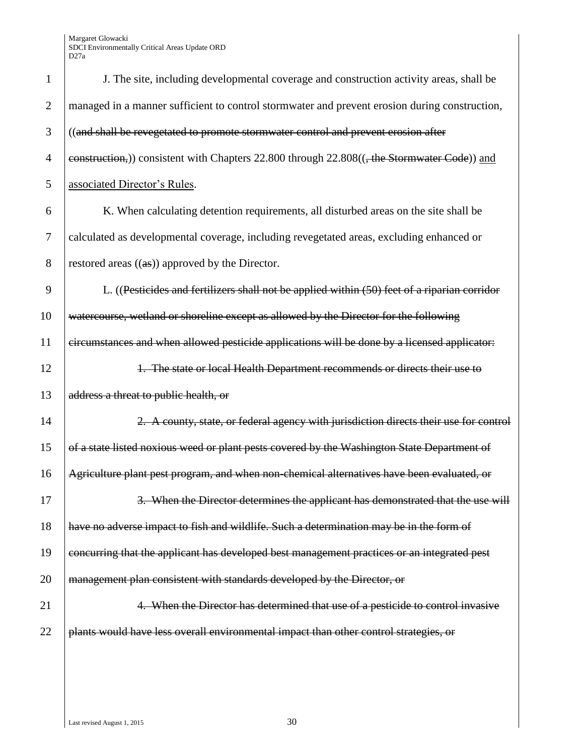J. The site, including developmental coverage and construction activity areas, shall be managed in a manner sufficient to control stormwater and prevent erosion during construction, ((~~and shall be revegetated to promote stormwater control and prevent erosion after construction,~~)) consistent with Chapters 22.800 through 22.808((~~, the Stormwater Code~~)) and associated Director's Rules.

K. When calculating detention requirements, all disturbed areas on the site shall be calculated as developmental coverage, including revegetated areas, excluding enhanced or restored areas ((~~as~~)) approved by the Director.

L. ((~~Pesticides and fertilizers shall not be applied within (50) feet of a riparian corridor watercourse, wetland or shoreline except as allowed by the Director for the following circumstances and when allowed pesticide applications will be done by a licensed applicator:~~

~~1. The state or local Health Department recommends or directs their use to address a threat to public health, or~~

~~2. A county, state, or federal agency with jurisdiction directs their use for control of a state listed noxious weed or plant pests covered by the Washington State Department of Agriculture plant pest program, and when non-chemical alternatives have been evaluated, or~~

~~3. When the Director determines the applicant has demonstrated that the use will have no adverse impact to fish and wildlife. Such a determination may be in the form of concurring that the applicant has developed best management practices or an integrated pest management plan consistent with standards developed by the Director, or~~

~~4. When the Director has determined that use of a pesticide to control invasive plants would have less overall environmental impact than other control strategies, or~~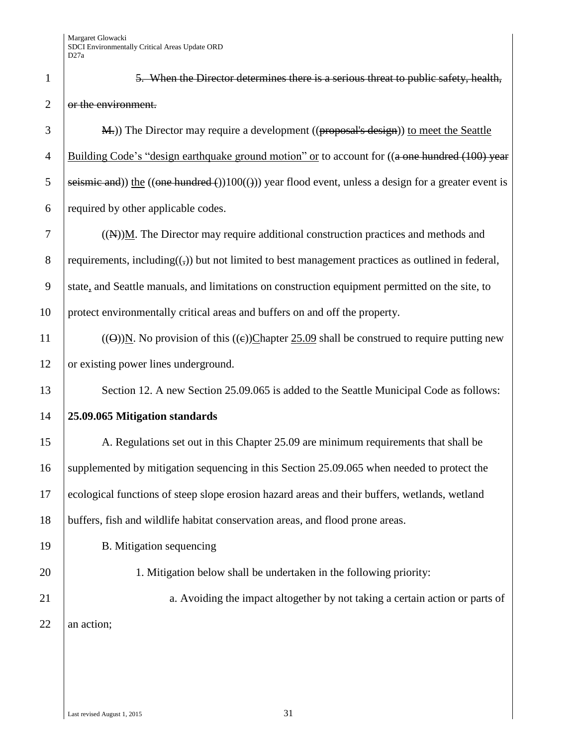5. When the Director determines there is a serious threat to public safety, health, or the environment.

M.)) The Director may require a development ((proposal's design)) to meet the Seattle Building Code's "design earthquake ground motion" or to account for ((a one hundred (100) year seismic and)) the ((one hundred ())100(())) year flood event, unless a design for a greater event is required by other applicable codes.

((N))M. The Director may require additional construction practices and methods and requirements, including((,)) but not limited to best management practices as outlined in federal, state, and Seattle manuals, and limitations on construction equipment permitted on the site, to protect environmentally critical areas and buffers on and off the property.

((O))N. No provision of this ((c))Chapter 25.09 shall be construed to require putting new or existing power lines underground.

Section 12. A new Section 25.09.065 is added to the Seattle Municipal Code as follows:

**25.09.065 Mitigation standards**

A. Regulations set out in this Chapter 25.09 are minimum requirements that shall be supplemented by mitigation sequencing in this Section 25.09.065 when needed to protect the ecological functions of steep slope erosion hazard areas and their buffers, wetlands, wetland buffers, fish and wildlife habitat conservation areas, and flood prone areas.

B. Mitigation sequencing

1. Mitigation below shall be undertaken in the following priority:

a. Avoiding the impact altogether by not taking a certain action or parts of an action;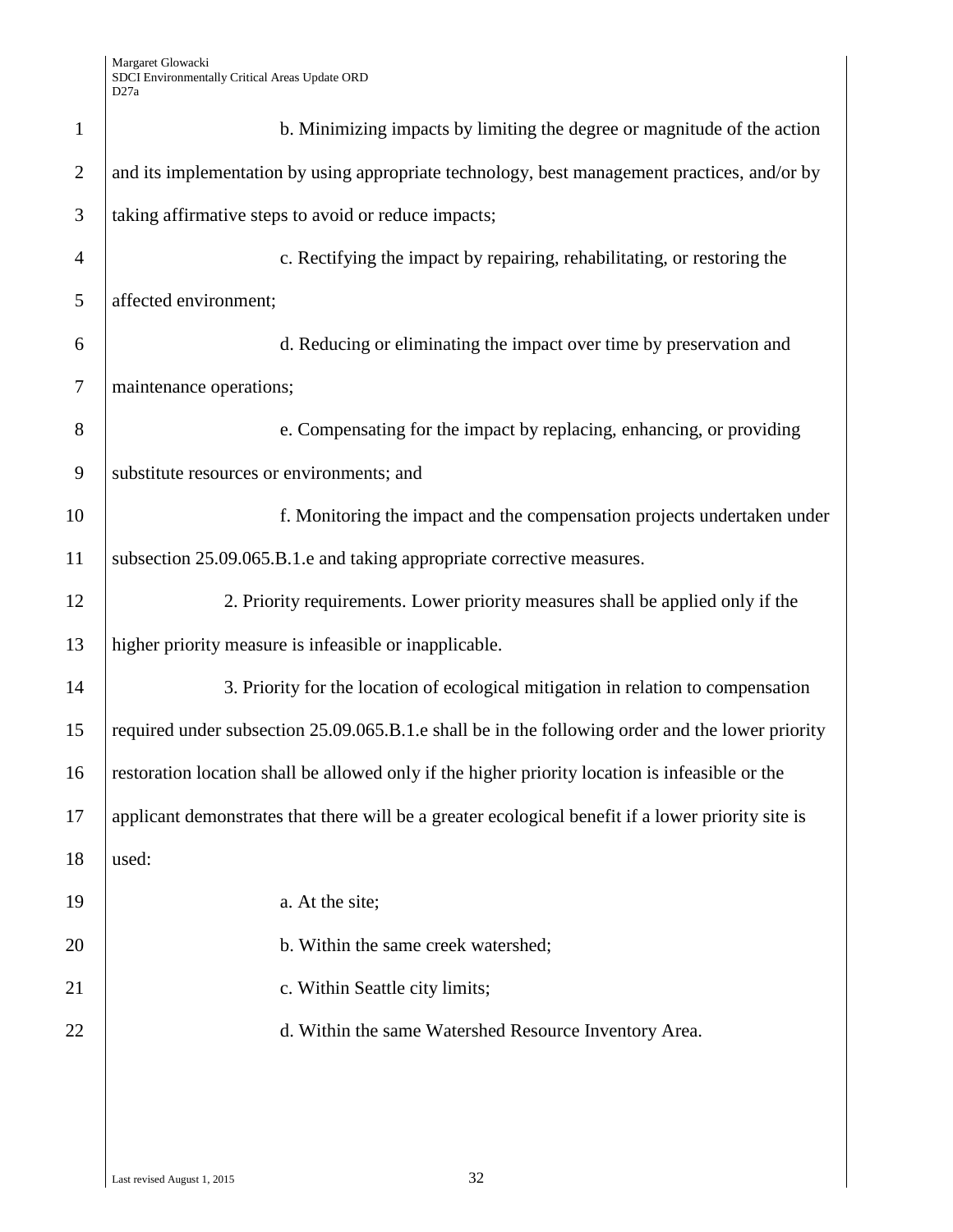b. Minimizing impacts by limiting the degree or magnitude of the action and its implementation by using appropriate technology, best management practices, and/or by taking affirmative steps to avoid or reduce impacts;

c. Rectifying the impact by repairing, rehabilitating, or restoring the affected environment;

d. Reducing or eliminating the impact over time by preservation and maintenance operations;

e. Compensating for the impact by replacing, enhancing, or providing substitute resources or environments; and

f. Monitoring the impact and the compensation projects undertaken under subsection 25.09.065.B.1.e and taking appropriate corrective measures.

2. Priority requirements. Lower priority measures shall be applied only if the higher priority measure is infeasible or inapplicable.

3. Priority for the location of ecological mitigation in relation to compensation required under subsection 25.09.065.B.1.e shall be in the following order and the lower priority restoration location shall be allowed only if the higher priority location is infeasible or the applicant demonstrates that there will be a greater ecological benefit if a lower priority site is used:

a. At the site;

b. Within the same creek watershed;

c. Within Seattle city limits;

d. Within the same Watershed Resource Inventory Area.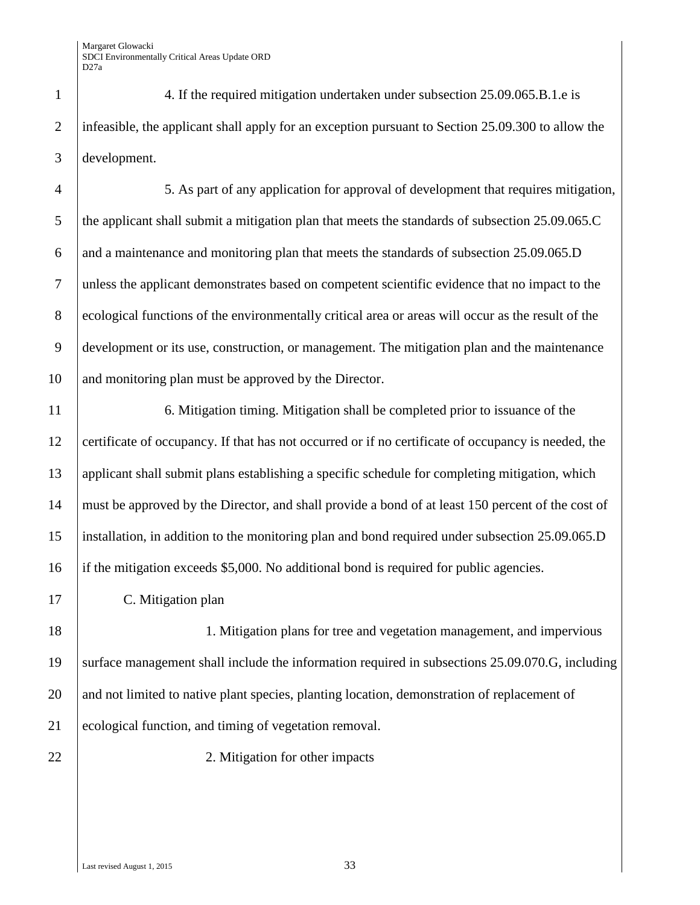4. If the required mitigation undertaken under subsection 25.09.065.B.1.e is infeasible, the applicant shall apply for an exception pursuant to Section 25.09.300 to allow the development.

5. As part of any application for approval of development that requires mitigation, the applicant shall submit a mitigation plan that meets the standards of subsection 25.09.065.C and a maintenance and monitoring plan that meets the standards of subsection 25.09.065.D unless the applicant demonstrates based on competent scientific evidence that no impact to the ecological functions of the environmentally critical area or areas will occur as the result of the development or its use, construction, or management. The mitigation plan and the maintenance and monitoring plan must be approved by the Director.

6. Mitigation timing. Mitigation shall be completed prior to issuance of the certificate of occupancy. If that has not occurred or if no certificate of occupancy is needed, the applicant shall submit plans establishing a specific schedule for completing mitigation, which must be approved by the Director, and shall provide a bond of at least 150 percent of the cost of installation, in addition to the monitoring plan and bond required under subsection 25.09.065.D if the mitigation exceeds $5,000. No additional bond is required for public agencies.

C. Mitigation plan

1. Mitigation plans for tree and vegetation management, and impervious surface management shall include the information required in subsections 25.09.070.G, including and not limited to native plant species, planting location, demonstration of replacement of ecological function, and timing of vegetation removal.

2. Mitigation for other impacts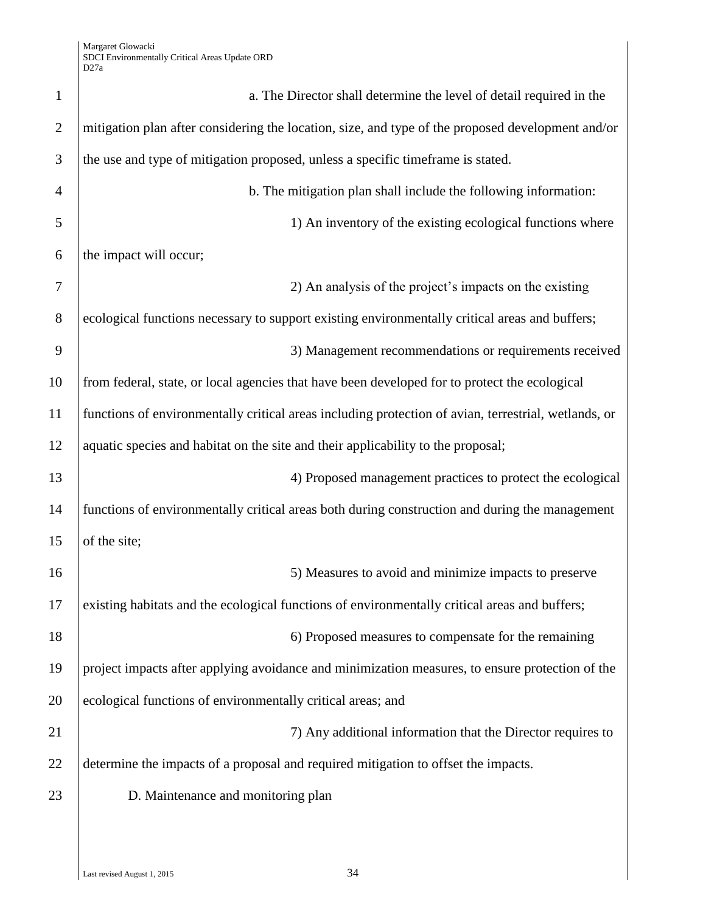a. The Director shall determine the level of detail required in the mitigation plan after considering the location, size, and type of the proposed development and/or the use and type of mitigation proposed, unless a specific timeframe is stated.

b. The mitigation plan shall include the following information:

1) An inventory of the existing ecological functions where the impact will occur;

2) An analysis of the project's impacts on the existing ecological functions necessary to support existing environmentally critical areas and buffers;

3) Management recommendations or requirements received from federal, state, or local agencies that have been developed for to protect the ecological functions of environmentally critical areas including protection of avian, terrestrial, wetlands, or aquatic species and habitat on the site and their applicability to the proposal;

4) Proposed management practices to protect the ecological functions of environmentally critical areas both during construction and during the management of the site;

5) Measures to avoid and minimize impacts to preserve existing habitats and the ecological functions of environmentally critical areas and buffers;

6) Proposed measures to compensate for the remaining project impacts after applying avoidance and minimization measures, to ensure protection of the ecological functions of environmentally critical areas; and

7) Any additional information that the Director requires to determine the impacts of a proposal and required mitigation to offset the impacts.

D. Maintenance and monitoring plan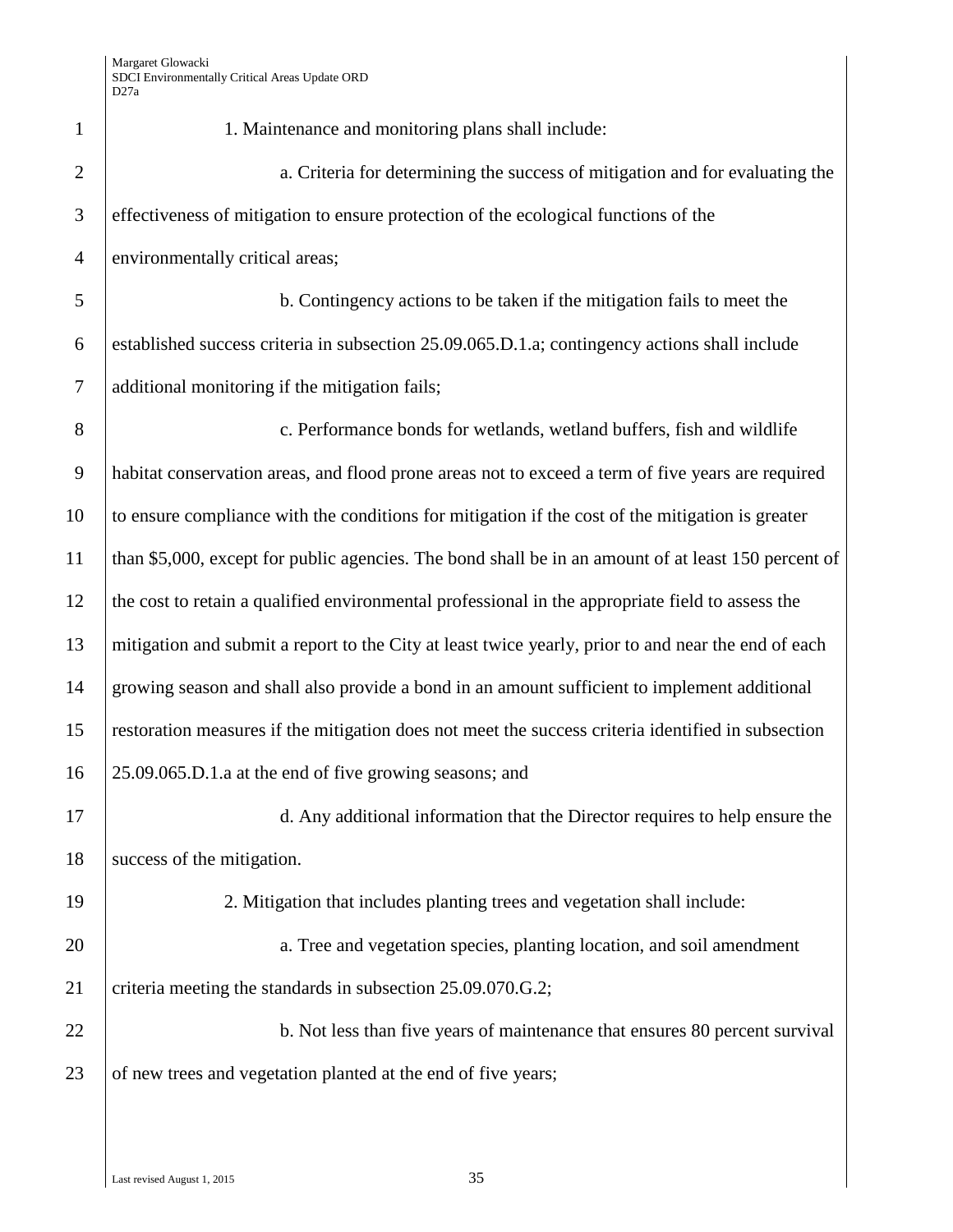1. Maintenance and monitoring plans shall include:

a. Criteria for determining the success of mitigation and for evaluating the effectiveness of mitigation to ensure protection of the ecological functions of the environmentally critical areas;

b. Contingency actions to be taken if the mitigation fails to meet the established success criteria in subsection 25.09.065.D.1.a; contingency actions shall include additional monitoring if the mitigation fails;

c. Performance bonds for wetlands, wetland buffers, fish and wildlife habitat conservation areas, and flood prone areas not to exceed a term of five years are required to ensure compliance with the conditions for mitigation if the cost of the mitigation is greater than $5,000, except for public agencies. The bond shall be in an amount of at least 150 percent of the cost to retain a qualified environmental professional in the appropriate field to assess the mitigation and submit a report to the City at least twice yearly, prior to and near the end of each growing season and shall also provide a bond in an amount sufficient to implement additional restoration measures if the mitigation does not meet the success criteria identified in subsection 25.09.065.D.1.a at the end of five growing seasons; and

d. Any additional information that the Director requires to help ensure the success of the mitigation.

2. Mitigation that includes planting trees and vegetation shall include:

a. Tree and vegetation species, planting location, and soil amendment criteria meeting the standards in subsection 25.09.070.G.2;

b. Not less than five years of maintenance that ensures 80 percent survival of new trees and vegetation planted at the end of five years;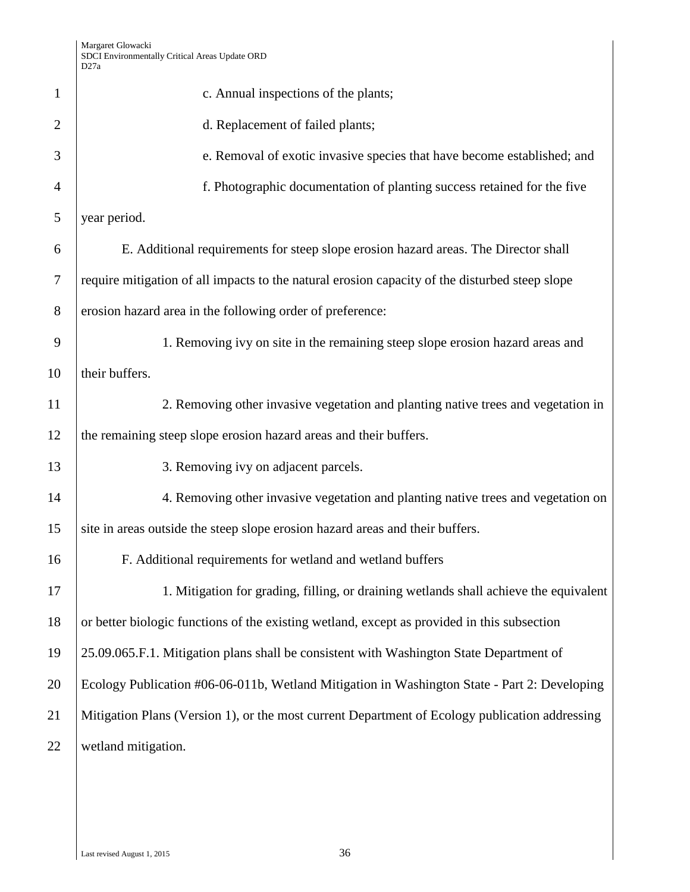c. Annual inspections of the plants;

d. Replacement of failed plants;

e. Removal of exotic invasive species that have become established; and

f. Photographic documentation of planting success retained for the five year period.

E. Additional requirements for steep slope erosion hazard areas. The Director shall require mitigation of all impacts to the natural erosion capacity of the disturbed steep slope erosion hazard area in the following order of preference:

1. Removing ivy on site in the remaining steep slope erosion hazard areas and their buffers.

2. Removing other invasive vegetation and planting native trees and vegetation in the remaining steep slope erosion hazard areas and their buffers.

3. Removing ivy on adjacent parcels.

4. Removing other invasive vegetation and planting native trees and vegetation on site in areas outside the steep slope erosion hazard areas and their buffers.

F. Additional requirements for wetland and wetland buffers

1. Mitigation for grading, filling, or draining wetlands shall achieve the equivalent or better biologic functions of the existing wetland, except as provided in this subsection 25.09.065.F.1. Mitigation plans shall be consistent with Washington State Department of Ecology Publication #06-06-011b, Wetland Mitigation in Washington State - Part 2: Developing Mitigation Plans (Version 1), or the most current Department of Ecology publication addressing wetland mitigation.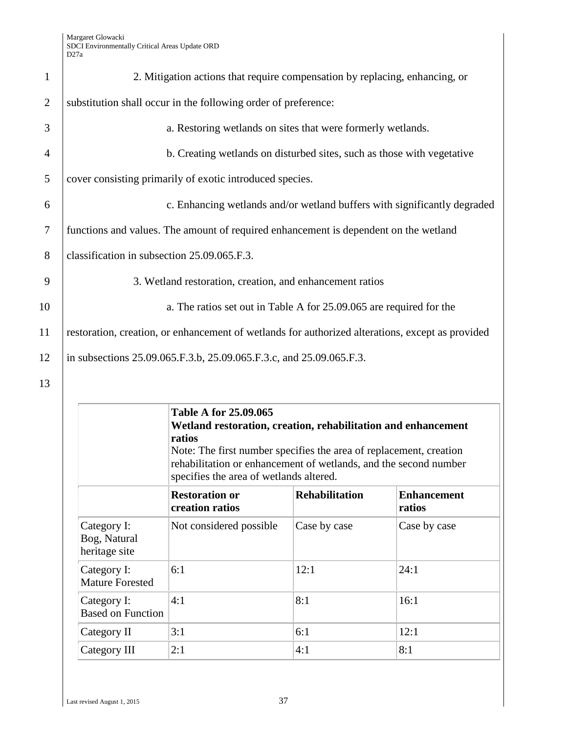2. Mitigation actions that require compensation by replacing, enhancing, or substitution shall occur in the following order of preference:

a. Restoring wetlands on sites that were formerly wetlands.

b. Creating wetlands on disturbed sites, such as those with vegetative cover consisting primarily of exotic introduced species.

c. Enhancing wetlands and/or wetland buffers with significantly degraded functions and values. The amount of required enhancement is dependent on the wetland classification in subsection 25.09.065.F.3.

3. Wetland restoration, creation, and enhancement ratios

a. The ratios set out in Table A for 25.09.065 are required for the restoration, creation, or enhancement of wetlands for authorized alterations, except as provided in subsections 25.09.065.F.3.b, 25.09.065.F.3.c, and 25.09.065.F.3.

| | **Table A for 25.09.065 Wetland restoration, creation, rehabilitation and enhancement ratios** Note: The first number specifies the area of replacement, creation rehabilitation or enhancement of wetlands, and the second number specifies the area of wetlands altered. | | |
|---|---|---|---|
| | **Restoration or creation ratios** | **Rehabilitation** | **Enhancement ratios** |
| Category I: Bog, Natural heritage site | Not considered possible | Case by case | Case by case |
| Category I: Mature Forested | 6:1 | 12:1 | 24:1 |
| Category I: Based on Function | 4:1 | 8:1 | 16:1 |
| Category II | 3:1 | 6:1 | 12:1 |
| Category III | 2:1 | 4:1 | 8:1 |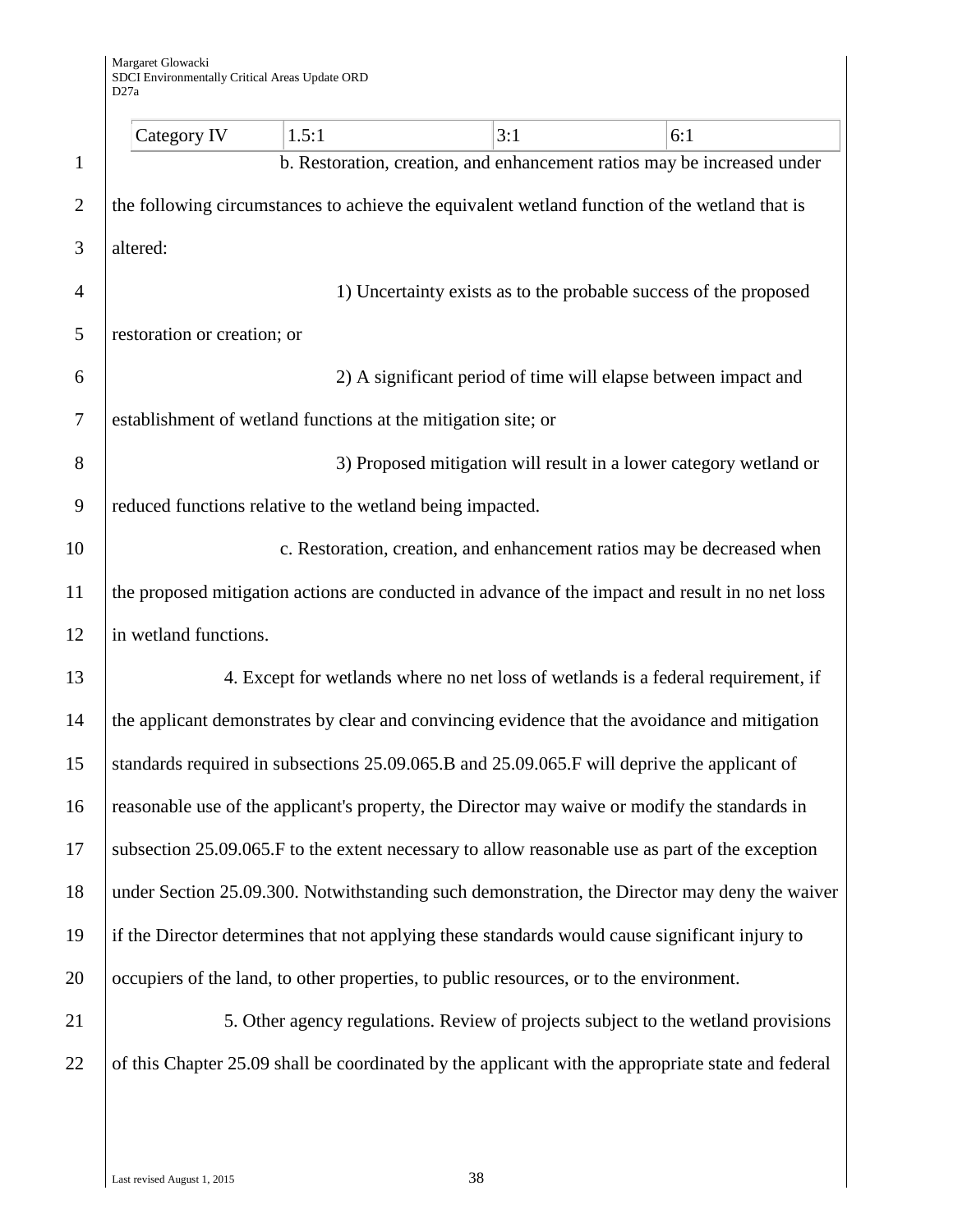| Category IV | 1.5:1 | 3:1 | 6:1 |
|---|---|---|---|

b. Restoration, creation, and enhancement ratios may be increased under the following circumstances to achieve the equivalent wetland function of the wetland that is altered:

1) Uncertainty exists as to the probable success of the proposed restoration or creation; or

2) A significant period of time will elapse between impact and establishment of wetland functions at the mitigation site; or

3) Proposed mitigation will result in a lower category wetland or reduced functions relative to the wetland being impacted.

c. Restoration, creation, and enhancement ratios may be decreased when the proposed mitigation actions are conducted in advance of the impact and result in no net loss in wetland functions.

4. Except for wetlands where no net loss of wetlands is a federal requirement, if the applicant demonstrates by clear and convincing evidence that the avoidance and mitigation standards required in subsections 25.09.065.B and 25.09.065.F will deprive the applicant of reasonable use of the applicant's property, the Director may waive or modify the standards in subsection 25.09.065.F to the extent necessary to allow reasonable use as part of the exception under Section 25.09.300. Notwithstanding such demonstration, the Director may deny the waiver if the Director determines that not applying these standards would cause significant injury to occupiers of the land, to other properties, to public resources, or to the environment.

5. Other agency regulations. Review of projects subject to the wetland provisions of this Chapter 25.09 shall be coordinated by the applicant with the appropriate state and federal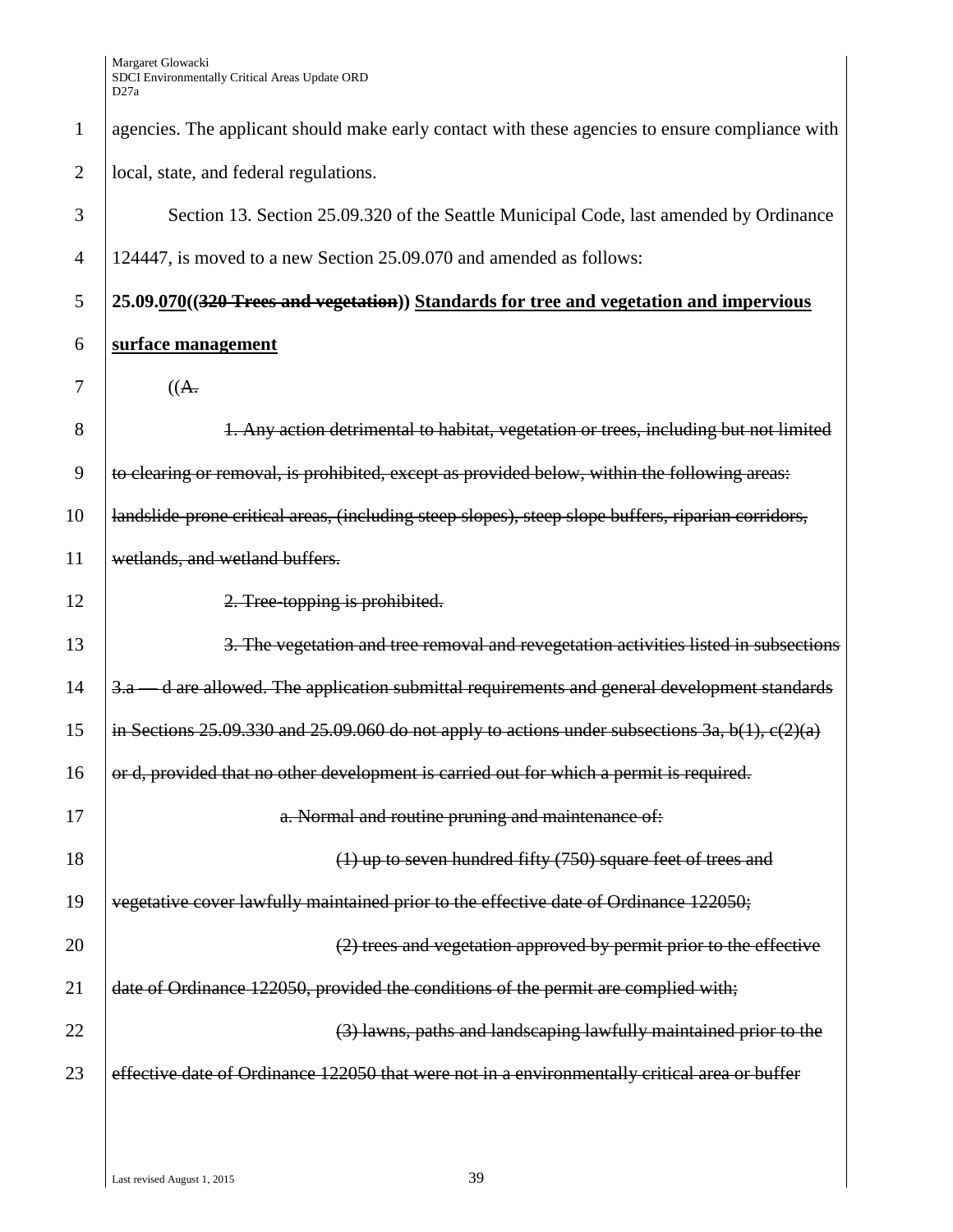agencies. The applicant should make early contact with these agencies to ensure compliance with local, state, and federal regulations.

Section 13. Section 25.09.320 of the Seattle Municipal Code, last amended by Ordinance 124447, is moved to a new Section 25.09.070 and amended as follows:

**25.09.<u>070</u>((~~320 Trees and vegetation~~)) <u>Standards for tree and vegetation and impervious surface management</u>**

((~~A.~~

~~1. Any action detrimental to habitat, vegetation or trees, including but not limited to clearing or removal, is prohibited, except as provided below, within the following areas: landslide-prone critical areas, (including steep slopes), steep slope buffers, riparian corridors, wetlands, and wetland buffers.~~

~~2. Tree-topping is prohibited.~~

~~3. The vegetation and tree removal and revegetation activities listed in subsections 3.a — d are allowed. The application submittal requirements and general development standards in Sections 25.09.330 and 25.09.060 do not apply to actions under subsections 3a, b(1), c(2)(a) or d, provided that no other development is carried out for which a permit is required.~~

~~a. Normal and routine pruning and maintenance of:~~

~~(1) up to seven hundred fifty (750) square feet of trees and vegetative cover lawfully maintained prior to the effective date of Ordinance 122050;~~

~~(2) trees and vegetation approved by permit prior to the effective date of Ordinance 122050, provided the conditions of the permit are complied with;~~

~~(3) lawns, paths and landscaping lawfully maintained prior to the effective date of Ordinance 122050 that were not in a environmentally critical area or buffer~~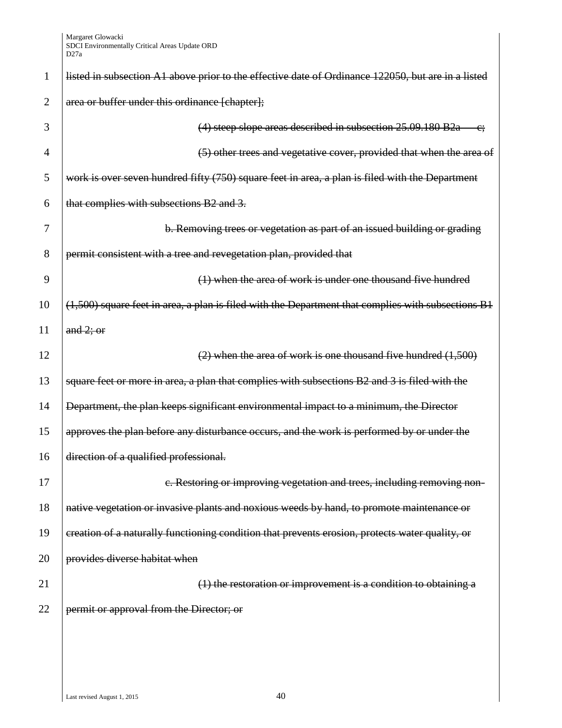~~listed in subsection A1 above prior to the effective date of Ordinance 122050, but are in a listed area or buffer under this ordinance [chapter];~~

~~(4) steep slope areas described in subsection 25.09.180 B2a — c;~~

~~(5) other trees and vegetative cover, provided that when the area of work is over seven hundred fifty (750) square feet in area, a plan is filed with the Department that complies with subsections B2 and 3.~~

~~b. Removing trees or vegetation as part of an issued building or grading permit consistent with a tree and revegetation plan, provided that~~

~~(1) when the area of work is under one thousand five hundred (1,500) square feet in area, a plan is filed with the Department that complies with subsections B1 and 2; or~~

~~(2) when the area of work is one thousand five hundred (1,500) square feet or more in area, a plan that complies with subsections B2 and 3 is filed with the Department, the plan keeps significant environmental impact to a minimum, the Director approves the plan before any disturbance occurs, and the work is performed by or under the direction of a qualified professional.~~

~~c. Restoring or improving vegetation and trees, including removing non-native vegetation or invasive plants and noxious weeds by hand, to promote maintenance or creation of a naturally functioning condition that prevents erosion, protects water quality, or provides diverse habitat when~~

~~(1) the restoration or improvement is a condition to obtaining a permit or approval from the Director; or~~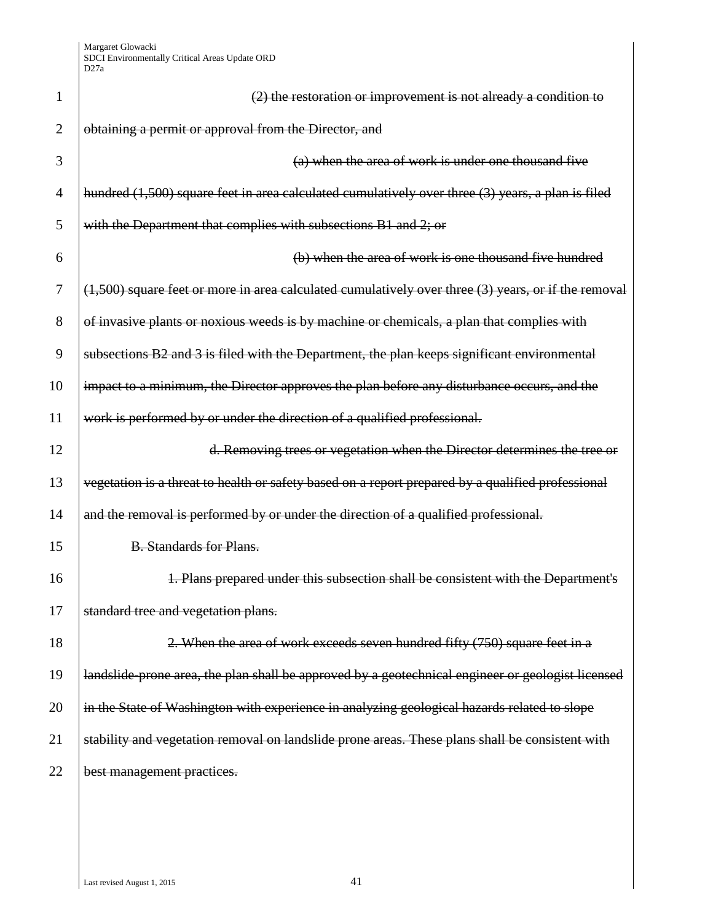~~(2) the restoration or improvement is not already a condition to obtaining a permit or approval from the Director, and~~

~~(a) when the area of work is under one thousand five hundred (1,500) square feet in area calculated cumulatively over three (3) years, a plan is filed with the Department that complies with subsections B1 and 2; or~~

~~(b) when the area of work is one thousand five hundred (1,500) square feet or more in area calculated cumulatively over three (3) years, or if the removal of invasive plants or noxious weeds is by machine or chemicals, a plan that complies with subsections B2 and 3 is filed with the Department, the plan keeps significant environmental impact to a minimum, the Director approves the plan before any disturbance occurs, and the work is performed by or under the direction of a qualified professional.~~

~~d. Removing trees or vegetation when the Director determines the tree or vegetation is a threat to health or safety based on a report prepared by a qualified professional and the removal is performed by or under the direction of a qualified professional.~~

~~B. Standards for Plans.~~

~~1. Plans prepared under this subsection shall be consistent with the Department's standard tree and vegetation plans.~~

~~2. When the area of work exceeds seven hundred fifty (750) square feet in a landslide-prone area, the plan shall be approved by a geotechnical engineer or geologist licensed in the State of Washington with experience in analyzing geological hazards related to slope stability and vegetation removal on landslide prone areas. These plans shall be consistent with best management practices.~~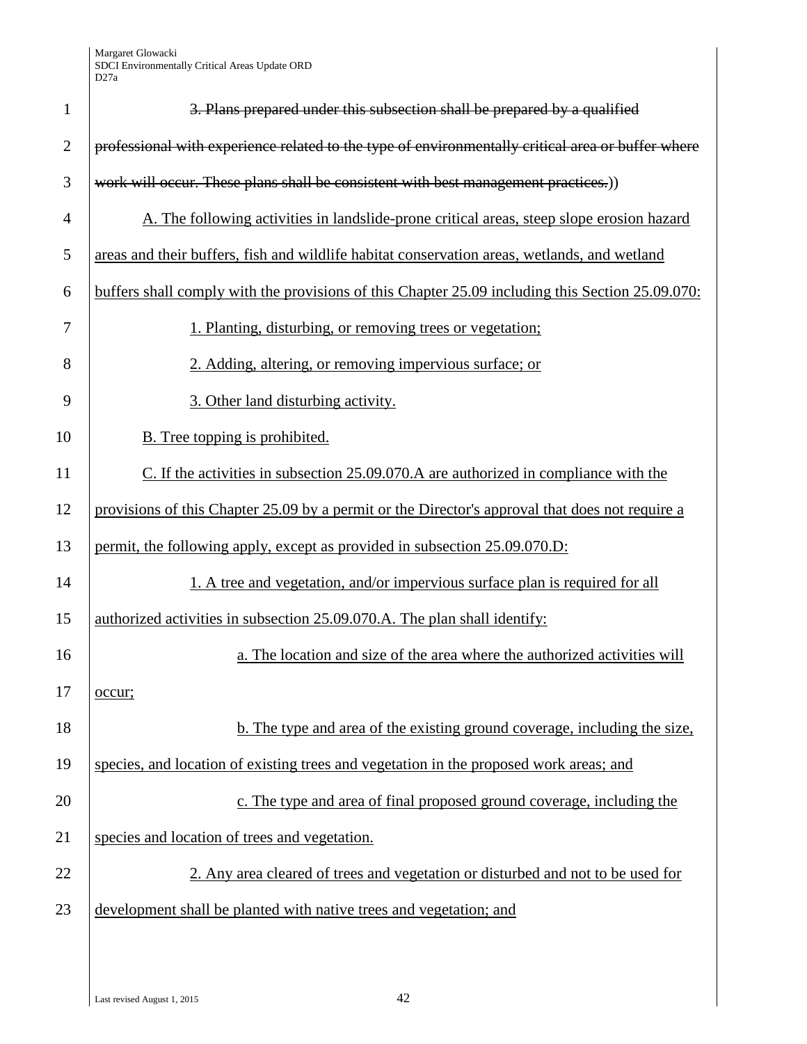~~3. Plans prepared under this subsection shall be prepared by a qualified professional with experience related to the type of environmentally critical area or buffer where work will occur. These plans shall be consistent with best management practices.~~))

A. The following activities in landslide-prone critical areas, steep slope erosion hazard areas and their buffers, fish and wildlife habitat conservation areas, wetlands, and wetland buffers shall comply with the provisions of this Chapter 25.09 including this Section 25.09.070:

1. Planting, disturbing, or removing trees or vegetation;

2. Adding, altering, or removing impervious surface; or

3. Other land disturbing activity.

B. Tree topping is prohibited.

C. If the activities in subsection 25.09.070.A are authorized in compliance with the provisions of this Chapter 25.09 by a permit or the Director's approval that does not require a permit, the following apply, except as provided in subsection 25.09.070.D:

1. A tree and vegetation, and/or impervious surface plan is required for all authorized activities in subsection 25.09.070.A. The plan shall identify:

a. The location and size of the area where the authorized activities will occur;

b. The type and area of the existing ground coverage, including the size, species, and location of existing trees and vegetation in the proposed work areas; and

c. The type and area of final proposed ground coverage, including the species and location of trees and vegetation.

2. Any area cleared of trees and vegetation or disturbed and not to be used for development shall be planted with native trees and vegetation; and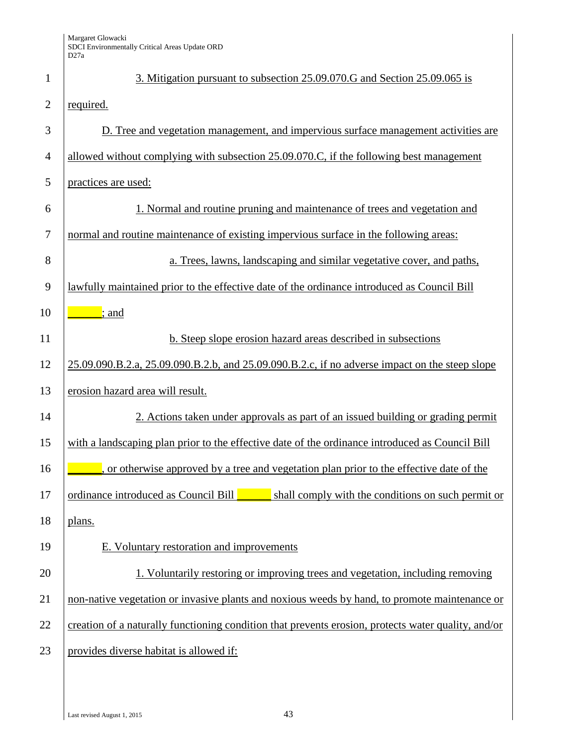3. Mitigation pursuant to subsection 25.09.070.G and Section 25.09.065 is required.

D. Tree and vegetation management, and impervious surface management activities are allowed without complying with subsection 25.09.070.C, if the following best management practices are used:

1. Normal and routine pruning and maintenance of trees and vegetation and normal and routine maintenance of existing impervious surface in the following areas:

a. Trees, lawns, landscaping and similar vegetative cover, and paths, lawfully maintained prior to the effective date of the ordinance introduced as Council Bill ______; and

b. Steep slope erosion hazard areas described in subsections 25.09.090.B.2.a, 25.09.090.B.2.b, and 25.09.090.B.2.c, if no adverse impact on the steep slope erosion hazard area will result.

2. Actions taken under approvals as part of an issued building or grading permit with a landscaping plan prior to the effective date of the ordinance introduced as Council Bill ______, or otherwise approved by a tree and vegetation plan prior to the effective date of the ordinance introduced as Council Bill ______ shall comply with the conditions on such permit or plans.

E. Voluntary restoration and improvements

1. Voluntarily restoring or improving trees and vegetation, including removing non-native vegetation or invasive plants and noxious weeds by hand, to promote maintenance or creation of a naturally functioning condition that prevents erosion, protects water quality, and/or provides diverse habitat is allowed if: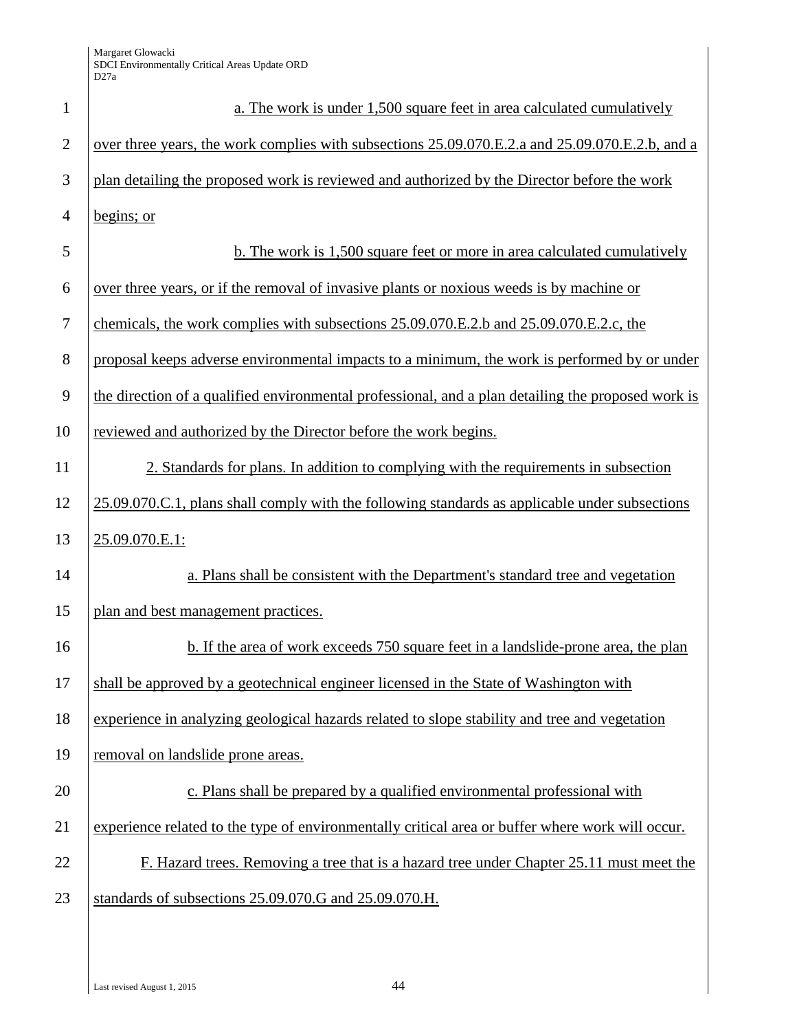a. The work is under 1,500 square feet in area calculated cumulatively over three years, the work complies with subsections 25.09.070.E.2.a and 25.09.070.E.2.b, and a plan detailing the proposed work is reviewed and authorized by the Director before the work begins; or

b. The work is 1,500 square feet or more in area calculated cumulatively over three years, or if the removal of invasive plants or noxious weeds is by machine or chemicals, the work complies with subsections 25.09.070.E.2.b and 25.09.070.E.2.c, the proposal keeps adverse environmental impacts to a minimum, the work is performed by or under the direction of a qualified environmental professional, and a plan detailing the proposed work is reviewed and authorized by the Director before the work begins.

2. Standards for plans. In addition to complying with the requirements in subsection 25.09.070.C.1, plans shall comply with the following standards as applicable under subsections 25.09.070.E.1:

a. Plans shall be consistent with the Department's standard tree and vegetation plan and best management practices.

b. If the area of work exceeds 750 square feet in a landslide-prone area, the plan shall be approved by a geotechnical engineer licensed in the State of Washington with experience in analyzing geological hazards related to slope stability and tree and vegetation removal on landslide prone areas.

c. Plans shall be prepared by a qualified environmental professional with experience related to the type of environmentally critical area or buffer where work will occur.

F. Hazard trees. Removing a tree that is a hazard tree under Chapter 25.11 must meet the standards of subsections 25.09.070.G and 25.09.070.H.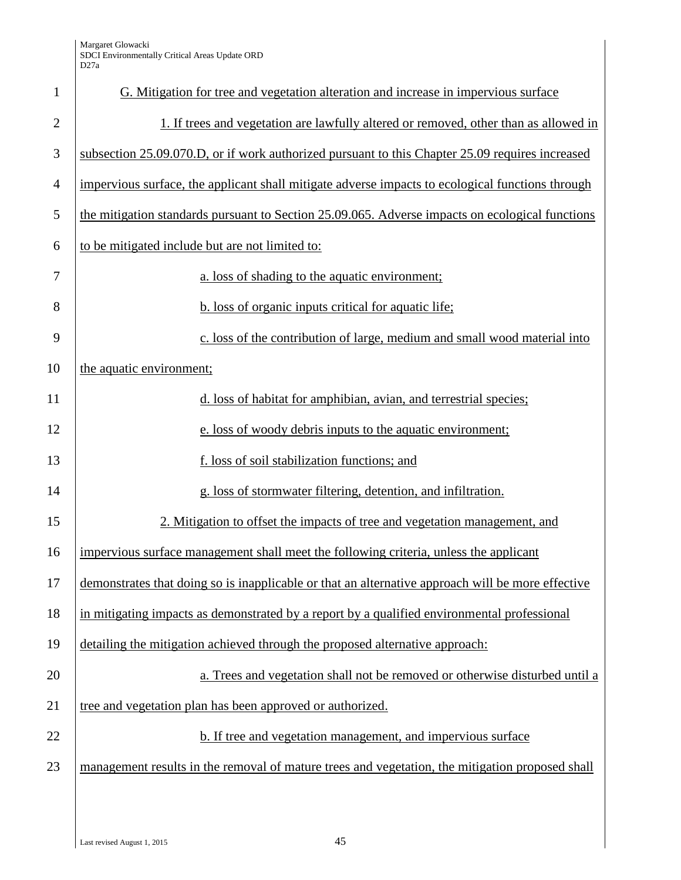G. Mitigation for tree and vegetation alteration and increase in impervious surface

1. If trees and vegetation are lawfully altered or removed, other than as allowed in subsection 25.09.070.D, or if work authorized pursuant to this Chapter 25.09 requires increased impervious surface, the applicant shall mitigate adverse impacts to ecological functions through the mitigation standards pursuant to Section 25.09.065. Adverse impacts on ecological functions to be mitigated include but are not limited to:

a. loss of shading to the aquatic environment;

b. loss of organic inputs critical for aquatic life;

c. loss of the contribution of large, medium and small wood material into the aquatic environment;

d. loss of habitat for amphibian, avian, and terrestrial species;

e. loss of woody debris inputs to the aquatic environment;

f. loss of soil stabilization functions; and

g. loss of stormwater filtering, detention, and infiltration.

2. Mitigation to offset the impacts of tree and vegetation management, and impervious surface management shall meet the following criteria, unless the applicant demonstrates that doing so is inapplicable or that an alternative approach will be more effective in mitigating impacts as demonstrated by a report by a qualified environmental professional detailing the mitigation achieved through the proposed alternative approach:

a. Trees and vegetation shall not be removed or otherwise disturbed until a tree and vegetation plan has been approved or authorized.

b. If tree and vegetation management, and impervious surface management results in the removal of mature trees and vegetation, the mitigation proposed shall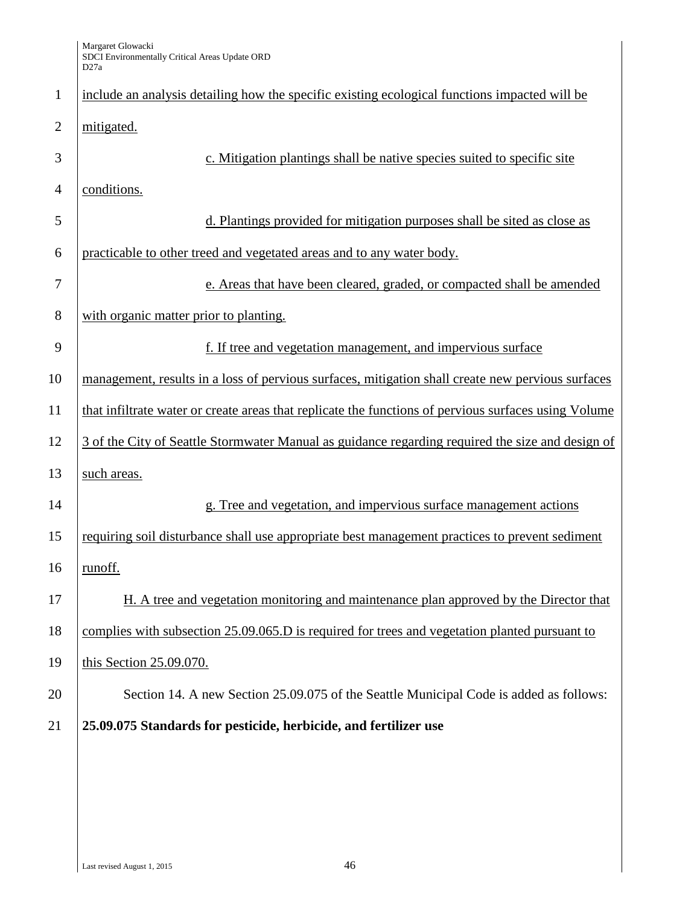include an analysis detailing how the specific existing ecological functions impacted will be mitigated.

c. Mitigation plantings shall be native species suited to specific site conditions.

d. Plantings provided for mitigation purposes shall be sited as close as practicable to other treed and vegetated areas and to any water body.

e. Areas that have been cleared, graded, or compacted shall be amended with organic matter prior to planting.

f. If tree and vegetation management, and impervious surface management, results in a loss of pervious surfaces, mitigation shall create new pervious surfaces that infiltrate water or create areas that replicate the functions of pervious surfaces using Volume 3 of the City of Seattle Stormwater Manual as guidance regarding required the size and design of such areas.

g. Tree and vegetation, and impervious surface management actions requiring soil disturbance shall use appropriate best management practices to prevent sediment runoff.

H. A tree and vegetation monitoring and maintenance plan approved by the Director that complies with subsection 25.09.065.D is required for trees and vegetation planted pursuant to this Section 25.09.070.

Section 14. A new Section 25.09.075 of the Seattle Municipal Code is added as follows:

**25.09.075 Standards for pesticide, herbicide, and fertilizer use**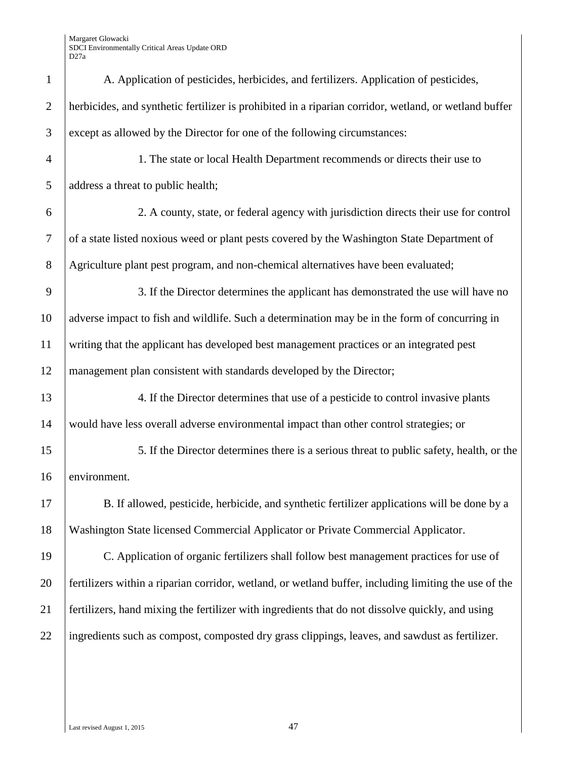A. Application of pesticides, herbicides, and fertilizers. Application of pesticides, herbicides, and synthetic fertilizer is prohibited in a riparian corridor, wetland, or wetland buffer except as allowed by the Director for one of the following circumstances:

1. The state or local Health Department recommends or directs their use to address a threat to public health;

2. A county, state, or federal agency with jurisdiction directs their use for control of a state listed noxious weed or plant pests covered by the Washington State Department of Agriculture plant pest program, and non-chemical alternatives have been evaluated;

3. If the Director determines the applicant has demonstrated the use will have no adverse impact to fish and wildlife. Such a determination may be in the form of concurring in writing that the applicant has developed best management practices or an integrated pest management plan consistent with standards developed by the Director;

4. If the Director determines that use of a pesticide to control invasive plants would have less overall adverse environmental impact than other control strategies; or

5. If the Director determines there is a serious threat to public safety, health, or the environment.

B. If allowed, pesticide, herbicide, and synthetic fertilizer applications will be done by a Washington State licensed Commercial Applicator or Private Commercial Applicator.

C. Application of organic fertilizers shall follow best management practices for use of fertilizers within a riparian corridor, wetland, or wetland buffer, including limiting the use of the fertilizers, hand mixing the fertilizer with ingredients that do not dissolve quickly, and using ingredients such as compost, composted dry grass clippings, leaves, and sawdust as fertilizer.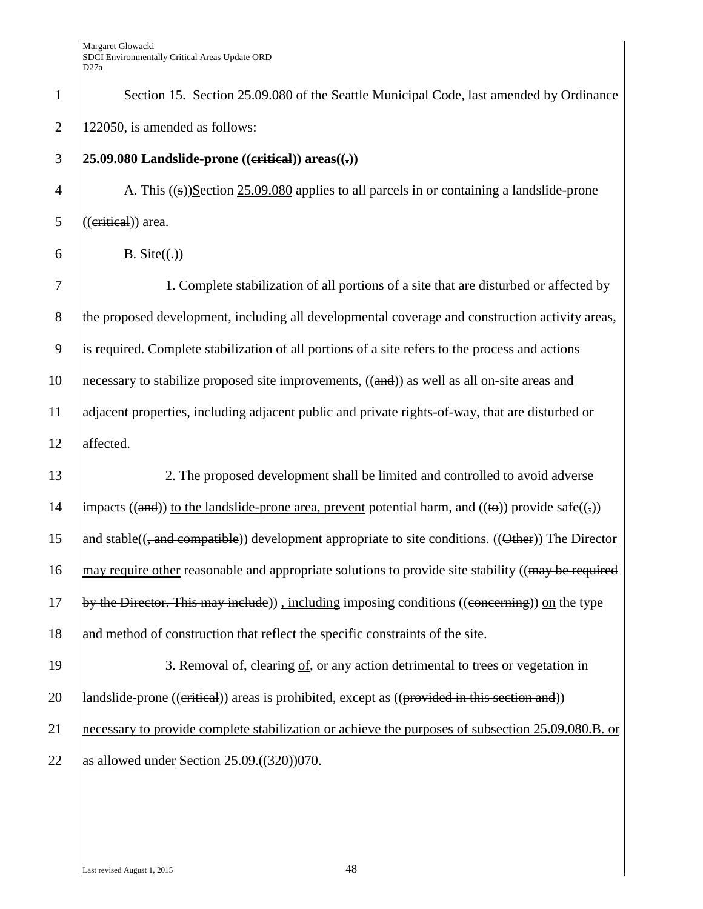Section 15. Section 25.09.080 of the Seattle Municipal Code, last amended by Ordinance 122050, is amended as follows:

**25.09.080 Landslide-prone ((~~critical~~)) areas((~~.~~))**

A. This ((~~s~~))<u>S</u>ection <u>25.09.080</u> applies to all parcels in or containing a landslide-prone ((~~critical~~)) area.

B. Site((~~.~~))

1. Complete stabilization of all portions of a site that are disturbed or affected by the proposed development, including all developmental coverage and construction activity areas, is required. Complete stabilization of all portions of a site refers to the process and actions necessary to stabilize proposed site improvements, ((~~and~~)) <u>as well as</u> all on-site areas and adjacent properties, including adjacent public and private rights-of-way, that are disturbed or affected.

2. The proposed development shall be limited and controlled to avoid adverse impacts ((~~and~~)) <u>to the landslide-prone area, prevent</u> potential harm, and ((~~to~~)) provide safe((~~,~~)) <u>and</u> stable((~~, and compatible~~)) development appropriate to site conditions. ((~~Other~~)) <u>The Director may require other</u> reasonable and appropriate solutions to provide site stability ((~~may be required by the Director. This may include~~)) <u>, including</u> imposing conditions ((~~concerning~~)) <u>on</u> the type and method of construction that reflect the specific constraints of the site.

3. Removal of, clearing <u>of</u>, or any action detrimental to trees or vegetation in landslide-prone ((~~critical~~)) areas is prohibited, except as ((~~provided in this section and~~)) <u>necessary to provide complete stabilization or achieve the purposes of subsection 25.09.080.B. or as allowed under</u> Section 25.09.((~~320~~))<u>070</u>.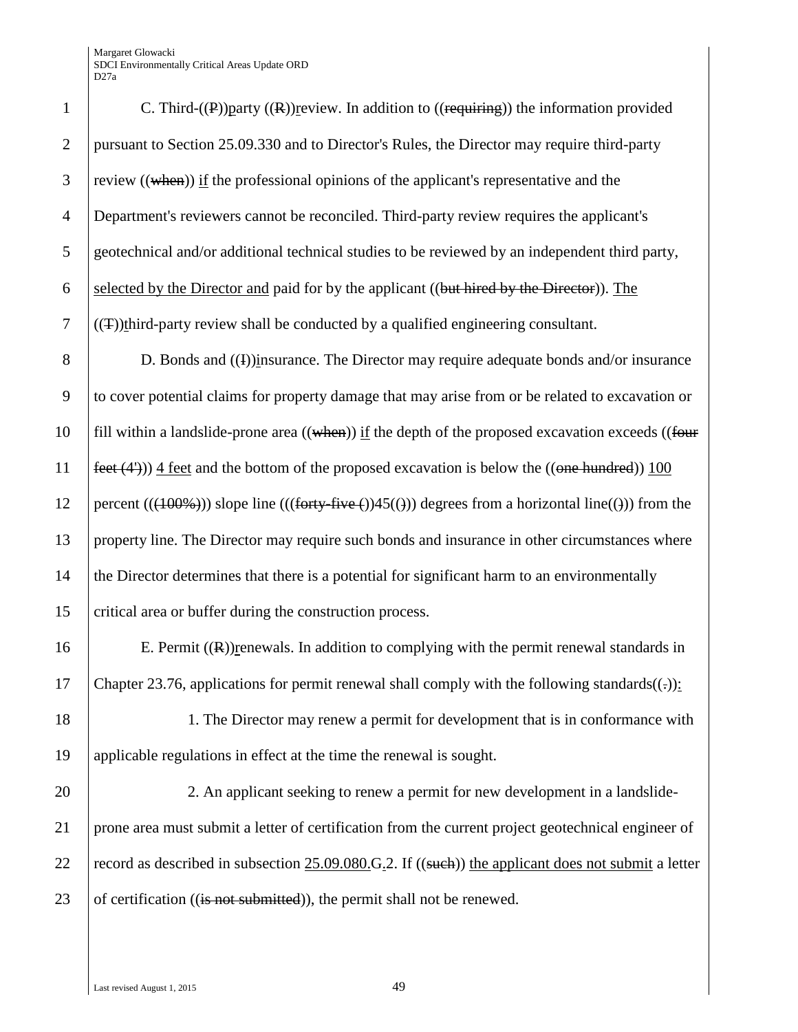C. Third-((P))party ((R))review. In addition to ((requiring)) the information provided pursuant to Section 25.09.330 and to Director's Rules, the Director may require third-party review ((when)) if the professional opinions of the applicant's representative and the Department's reviewers cannot be reconciled. Third-party review requires the applicant's geotechnical and/or additional technical studies to be reviewed by an independent third party, selected by the Director and paid for by the applicant ((but hired by the Director)). The ((T))third-party review shall be conducted by a qualified engineering consultant.

D. Bonds and ((I))insurance. The Director may require adequate bonds and/or insurance to cover potential claims for property damage that may arise from or be related to excavation or fill within a landslide-prone area ((when)) if the depth of the proposed excavation exceeds ((four feet (4'))) 4 feet and the bottom of the proposed excavation is below the ((one hundred)) 100 percent (((100%))) slope line (((forty-five ()45(())) degrees from a horizontal line(())) from the property line. The Director may require such bonds and insurance in other circumstances where the Director determines that there is a potential for significant harm to an environmentally critical area or buffer during the construction process.

E. Permit ((R))renewals. In addition to complying with the permit renewal standards in Chapter 23.76, applications for permit renewal shall comply with the following standards((.)):

1. The Director may renew a permit for development that is in conformance with applicable regulations in effect at the time the renewal is sought.

2. An applicant seeking to renew a permit for new development in a landslide-prone area must submit a letter of certification from the current project geotechnical engineer of record as described in subsection 25.09.080.G.2. If ((such)) the applicant does not submit a letter of certification ((is not submitted)), the permit shall not be renewed.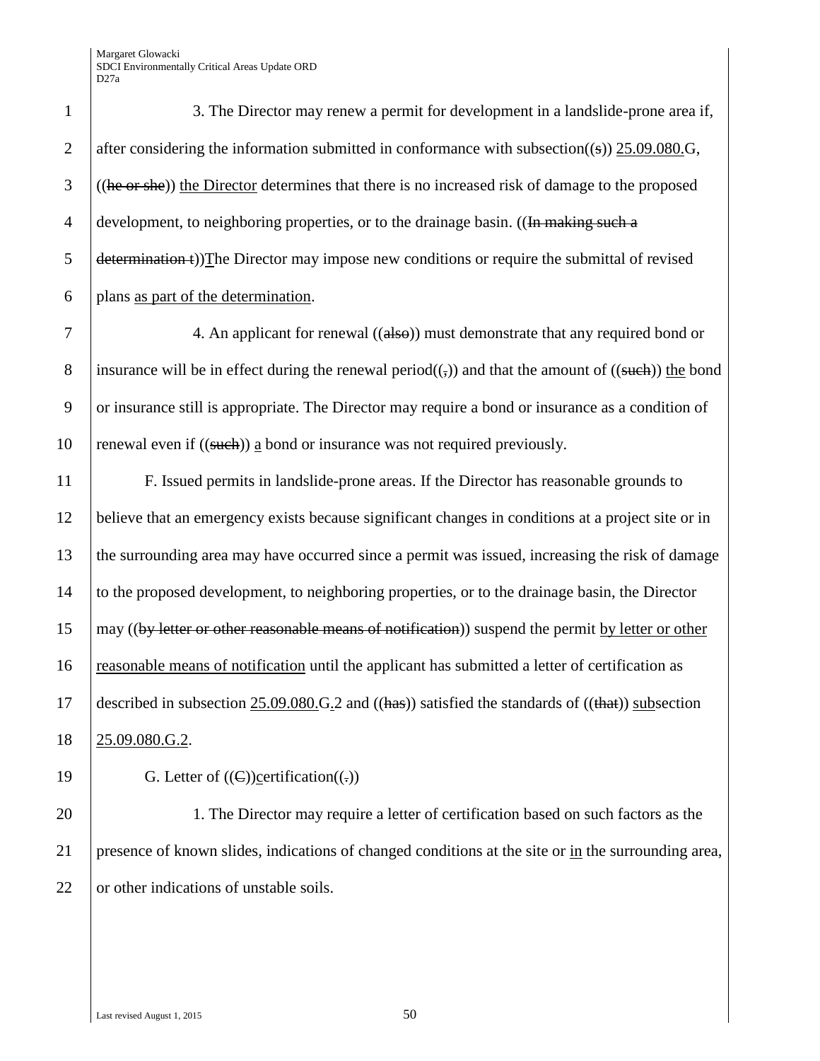3. The Director may renew a permit for development in a landslide-prone area if, after considering the information submitted in conformance with subsection((s)) 25.09.080.G, ((he or she)) the Director determines that there is no increased risk of damage to the proposed development, to neighboring properties, or to the drainage basin. ((In making such a determination t))The Director may impose new conditions or require the submittal of revised plans as part of the determination.

4. An applicant for renewal ((also)) must demonstrate that any required bond or insurance will be in effect during the renewal period((,)) and that the amount of ((such)) the bond or insurance still is appropriate. The Director may require a bond or insurance as a condition of renewal even if ((such)) a bond or insurance was not required previously.

F. Issued permits in landslide-prone areas. If the Director has reasonable grounds to believe that an emergency exists because significant changes in conditions at a project site or in the surrounding area may have occurred since a permit was issued, increasing the risk of damage to the proposed development, to neighboring properties, or to the drainage basin, the Director may ((by letter or other reasonable means of notification)) suspend the permit by letter or other reasonable means of notification until the applicant has submitted a letter of certification as described in subsection 25.09.080.G.2 and ((has)) satisfied the standards of ((that)) subsection 25.09.080.G.2.

G. Letter of ((C))certification((.))

1. The Director may require a letter of certification based on such factors as the presence of known slides, indications of changed conditions at the site or in the surrounding area, or other indications of unstable soils.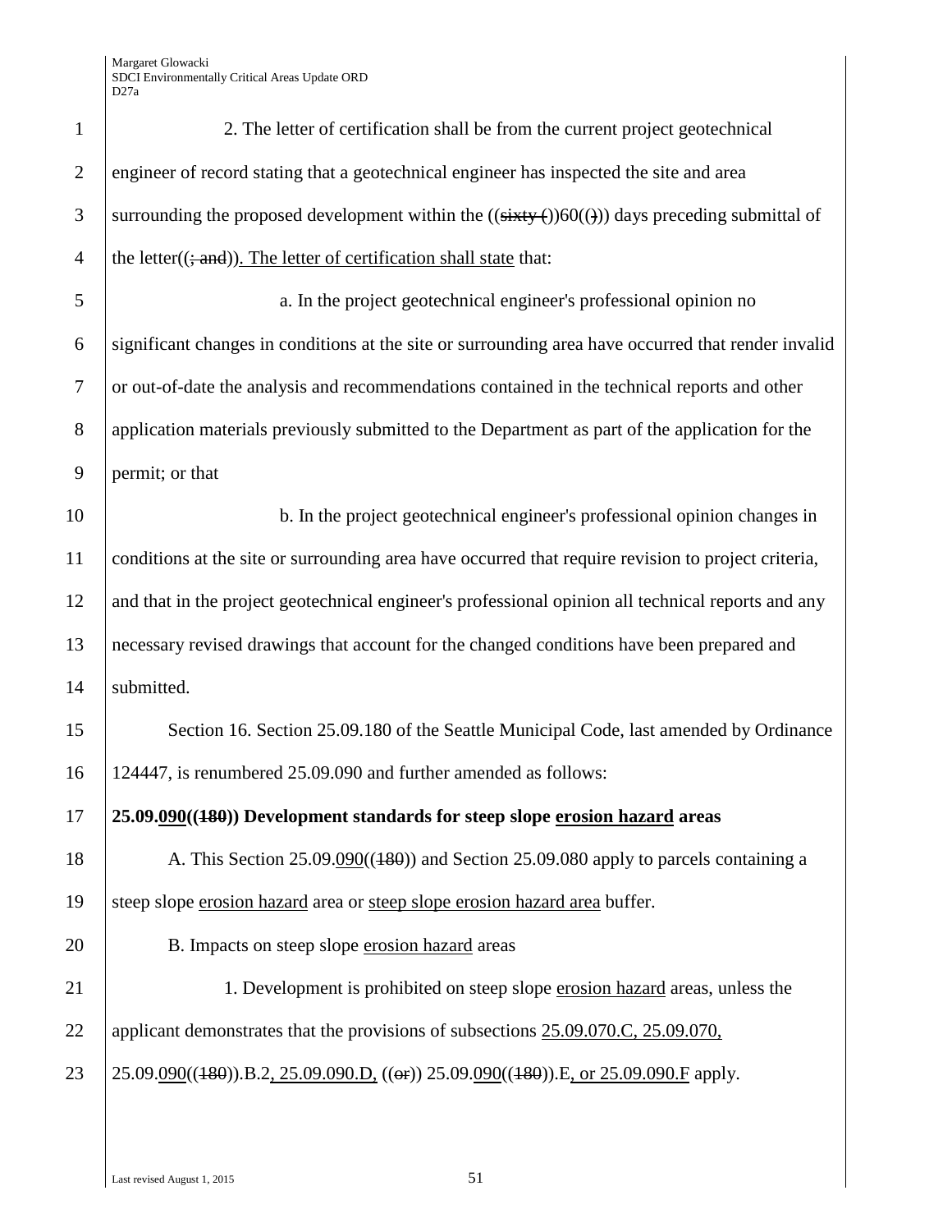2. The letter of certification shall be from the current project geotechnical engineer of record stating that a geotechnical engineer has inspected the site and area surrounding the proposed development within the ((~~sixty (~~))60((~~)~~)) days preceding submittal of the letter((~~; and~~)). The letter of certification shall state that:

a. In the project geotechnical engineer's professional opinion no significant changes in conditions at the site or surrounding area have occurred that render invalid or out-of-date the analysis and recommendations contained in the technical reports and other application materials previously submitted to the Department as part of the application for the permit; or that

b. In the project geotechnical engineer's professional opinion changes in conditions at the site or surrounding area have occurred that require revision to project criteria, and that in the project geotechnical engineer's professional opinion all technical reports and any necessary revised drawings that account for the changed conditions have been prepared and submitted.

Section 16. Section 25.09.180 of the Seattle Municipal Code, last amended by Ordinance 124447, is renumbered 25.09.090 and further amended as follows:

**25.09.090((~~180~~)) Development standards for steep slope erosion hazard areas**

A. This Section 25.09.090((~~180~~)) and Section 25.09.080 apply to parcels containing a steep slope erosion hazard area or steep slope erosion hazard area buffer.

B. Impacts on steep slope erosion hazard areas

1. Development is prohibited on steep slope erosion hazard areas, unless the applicant demonstrates that the provisions of subsections 25.09.070.C, 25.09.070, 25.09.090((~~180~~)).B.2, 25.09.090.D, ((~~or~~)) 25.09.090((~~180~~)).E, or 25.09.090.F apply.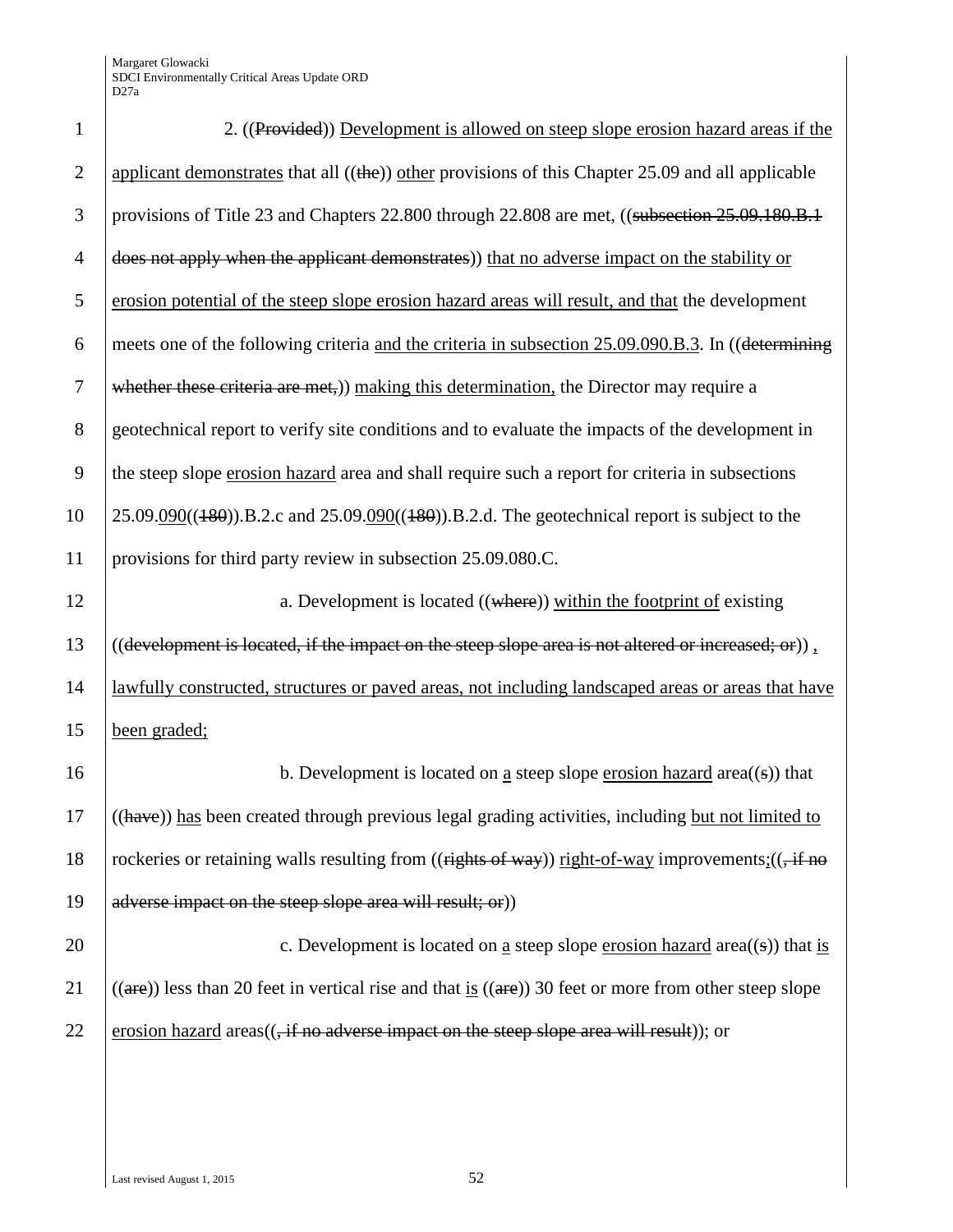2. ((~~Provided~~)) Development is allowed on steep slope erosion hazard areas if the applicant demonstrates that all ((~~the~~)) other provisions of this Chapter 25.09 and all applicable provisions of Title 23 and Chapters 22.800 through 22.808 are met, ((~~subsection 25.09.180.B.1 does not apply when the applicant demonstrates~~)) that no adverse impact on the stability or erosion potential of the steep slope erosion hazard areas will result, and that the development meets one of the following criteria and the criteria in subsection 25.09.090.B.3. In ((~~determining whether these criteria are met,~~)) making this determination, the Director may require a geotechnical report to verify site conditions and to evaluate the impacts of the development in the steep slope erosion hazard area and shall require such a report for criteria in subsections 25.09.090((~~180~~)).B.2.c and 25.09.090((~~180~~)).B.2.d. The geotechnical report is subject to the provisions for third party review in subsection 25.09.080.C.

a. Development is located ((~~where~~)) within the footprint of existing ((~~development is located, if the impact on the steep slope area is not altered or increased; or~~)) , lawfully constructed, structures or paved areas, not including landscaped areas or areas that have been graded;

b. Development is located on a steep slope erosion hazard area((~~s~~)) that ((~~have~~)) has been created through previous legal grading activities, including but not limited to rockeries or retaining walls resulting from ((~~rights of way~~)) right-of-way improvements;((~~, if no adverse impact on the steep slope area will result; or~~))

c. Development is located on a steep slope erosion hazard area((~~s~~)) that is ((~~are~~)) less than 20 feet in vertical rise and that is ((~~are~~)) 30 feet or more from other steep slope erosion hazard areas((~~, if no adverse impact on the steep slope area will result~~)); or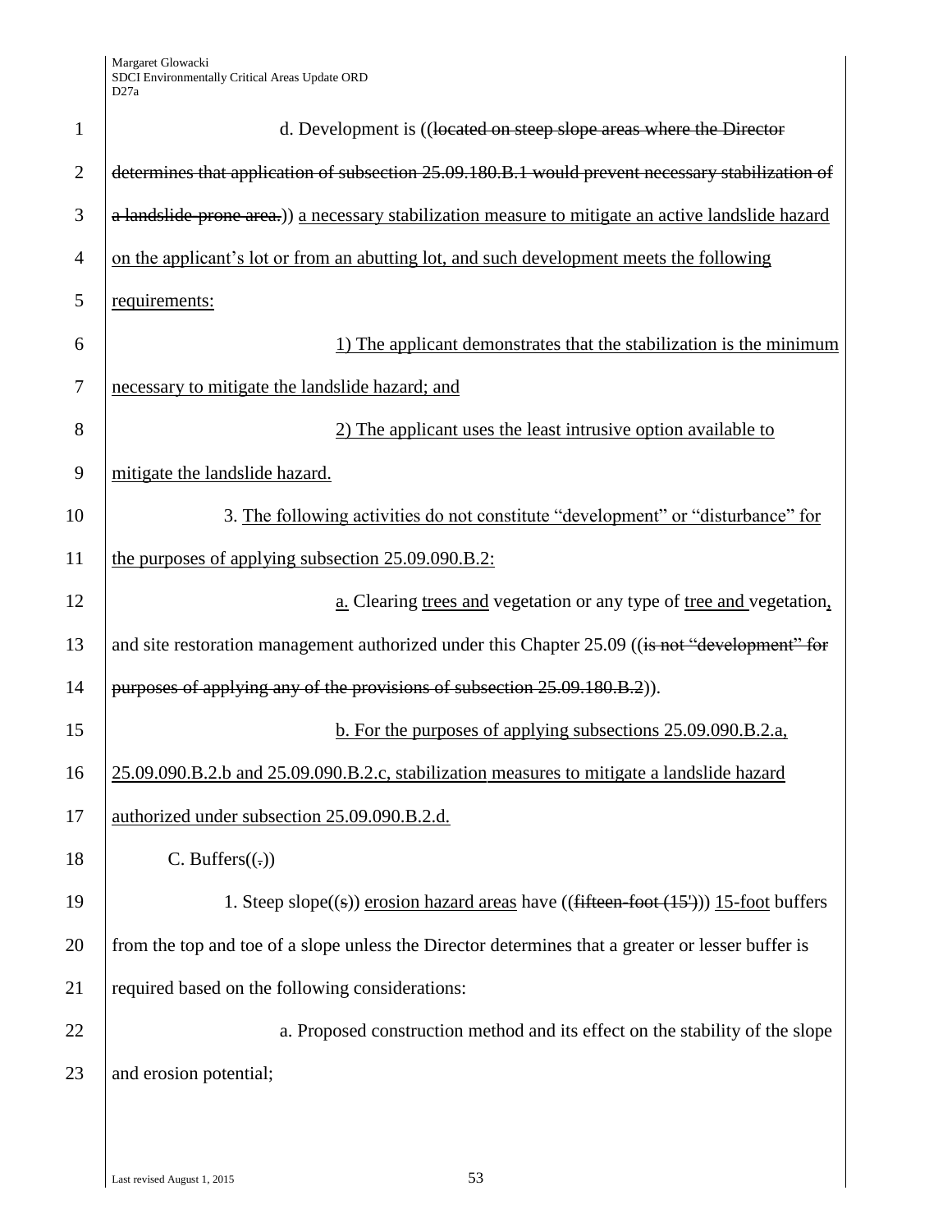d. Development is ((~~located on steep slope areas where the Director determines that application of subsection 25.09.180.B.1 would prevent necessary stabilization of a landslide-prone area.~~)) <u>a necessary stabilization measure to mitigate an active landslide hazard on the applicant's lot or from an abutting lot, and such development meets the following requirements:</u>

<u>1) The applicant demonstrates that the stabilization is the minimum necessary to mitigate the landslide hazard; and</u>

<u>2) The applicant uses the least intrusive option available to mitigate the landslide hazard.</u>

3. <u>The following activities do not constitute "development" or "disturbance" for the purposes of applying subsection 25.09.090.B.2:</u>

<u>a.</u> Clearing <u>trees and</u> vegetation or any type of <u>tree and</u> vegetation<u>,</u> and site restoration management authorized under this Chapter 25.09 ((~~is not "development" for purposes of applying any of the provisions of subsection 25.09.180.B.2~~)).

<u>b. For the purposes of applying subsections 25.09.090.B.2.a, 25.09.090.B.2.b and 25.09.090.B.2.c, stabilization measures to mitigate a landslide hazard authorized under subsection 25.09.090.B.2.d.</u>

C. Buffers((~~.~~))

1. Steep slope((~~s~~)) <u>erosion hazard areas</u> have ((~~fifteen-foot (15')~~)) <u>15-foot</u> buffers from the top and toe of a slope unless the Director determines that a greater or lesser buffer is required based on the following considerations:

a. Proposed construction method and its effect on the stability of the slope and erosion potential;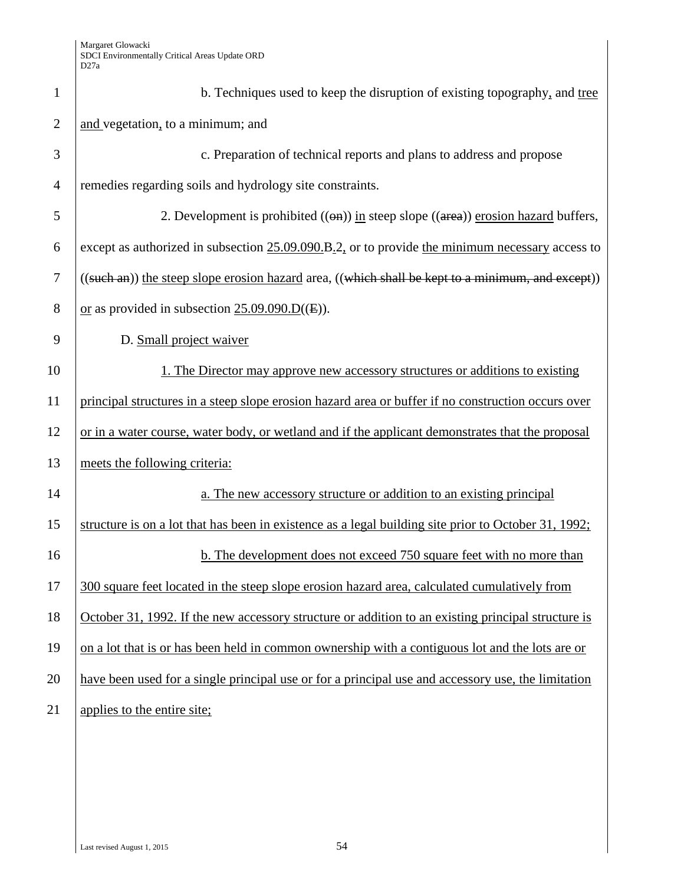b. Techniques used to keep the disruption of existing topography, and tree and vegetation, to a minimum; and

c. Preparation of technical reports and plans to address and propose remedies regarding soils and hydrology site constraints.

2. Development is prohibited ((~~on~~)) in steep slope ((~~area~~)) erosion hazard buffers, except as authorized in subsection 25.09.090.B.2, or to provide the minimum necessary access to ((~~such an~~)) the steep slope erosion hazard area, ((~~which shall be kept to a minimum, and except~~)) or as provided in subsection 25.09.090.D((~~E~~)).

D. Small project waiver

1. The Director may approve new accessory structures or additions to existing principal structures in a steep slope erosion hazard area or buffer if no construction occurs over or in a water course, water body, or wetland and if the applicant demonstrates that the proposal meets the following criteria:

a. The new accessory structure or addition to an existing principal structure is on a lot that has been in existence as a legal building site prior to October 31, 1992;

b. The development does not exceed 750 square feet with no more than 300 square feet located in the steep slope erosion hazard area, calculated cumulatively from October 31, 1992. If the new accessory structure or addition to an existing principal structure is on a lot that is or has been held in common ownership with a contiguous lot and the lots are or have been used for a single principal use or for a principal use and accessory use, the limitation applies to the entire site;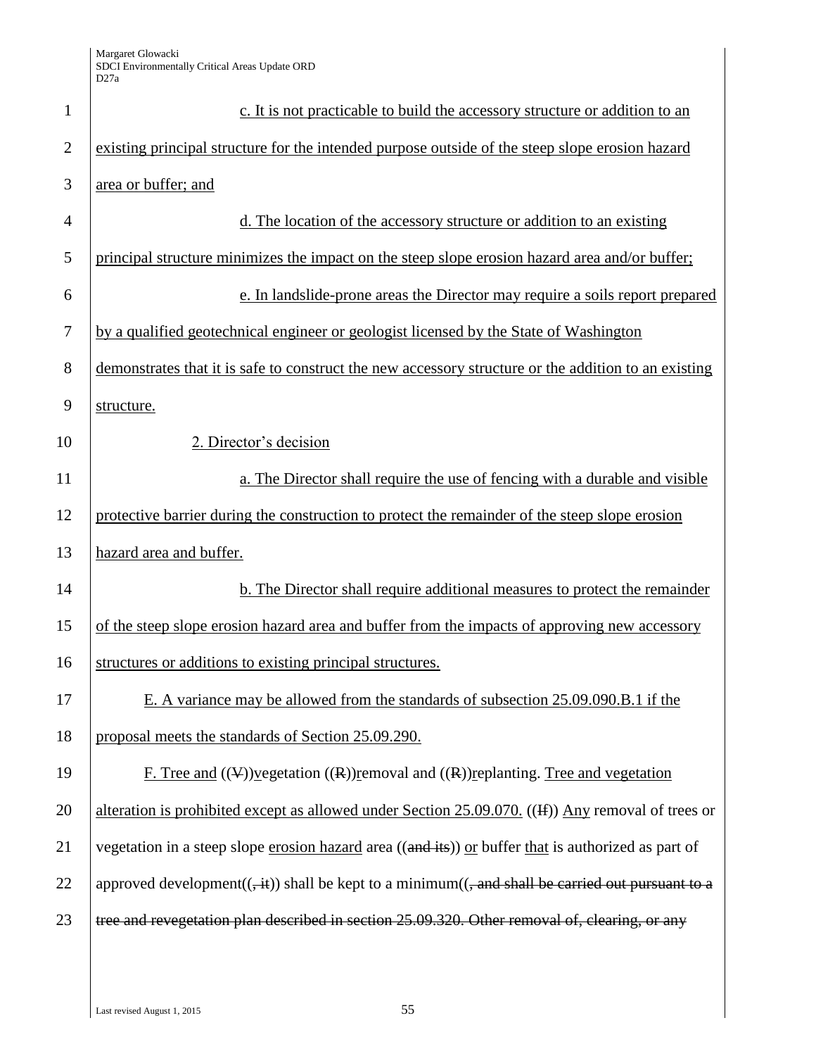c. It is not practicable to build the accessory structure or addition to an existing principal structure for the intended purpose outside of the steep slope erosion hazard area or buffer; and

d. The location of the accessory structure or addition to an existing principal structure minimizes the impact on the steep slope erosion hazard area and/or buffer;

e. In landslide-prone areas the Director may require a soils report prepared by a qualified geotechnical engineer or geologist licensed by the State of Washington demonstrates that it is safe to construct the new accessory structure or the addition to an existing structure.

2. Director's decision

a. The Director shall require the use of fencing with a durable and visible protective barrier during the construction to protect the remainder of the steep slope erosion hazard area and buffer.

b. The Director shall require additional measures to protect the remainder of the steep slope erosion hazard area and buffer from the impacts of approving new accessory structures or additions to existing principal structures.

E. A variance may be allowed from the standards of subsection 25.09.090.B.1 if the proposal meets the standards of Section 25.09.290.

F. Tree and ((V))vegetation ((R))removal and ((R))replanting. Tree and vegetation alteration is prohibited except as allowed under Section 25.09.070. ((If)) Any removal of trees or vegetation in a steep slope erosion hazard area ((and its)) or buffer that is authorized as part of approved development((, it)) shall be kept to a minimum((, and shall be carried out pursuant to a tree and revegetation plan described in section 25.09.320. Other removal of, clearing, or any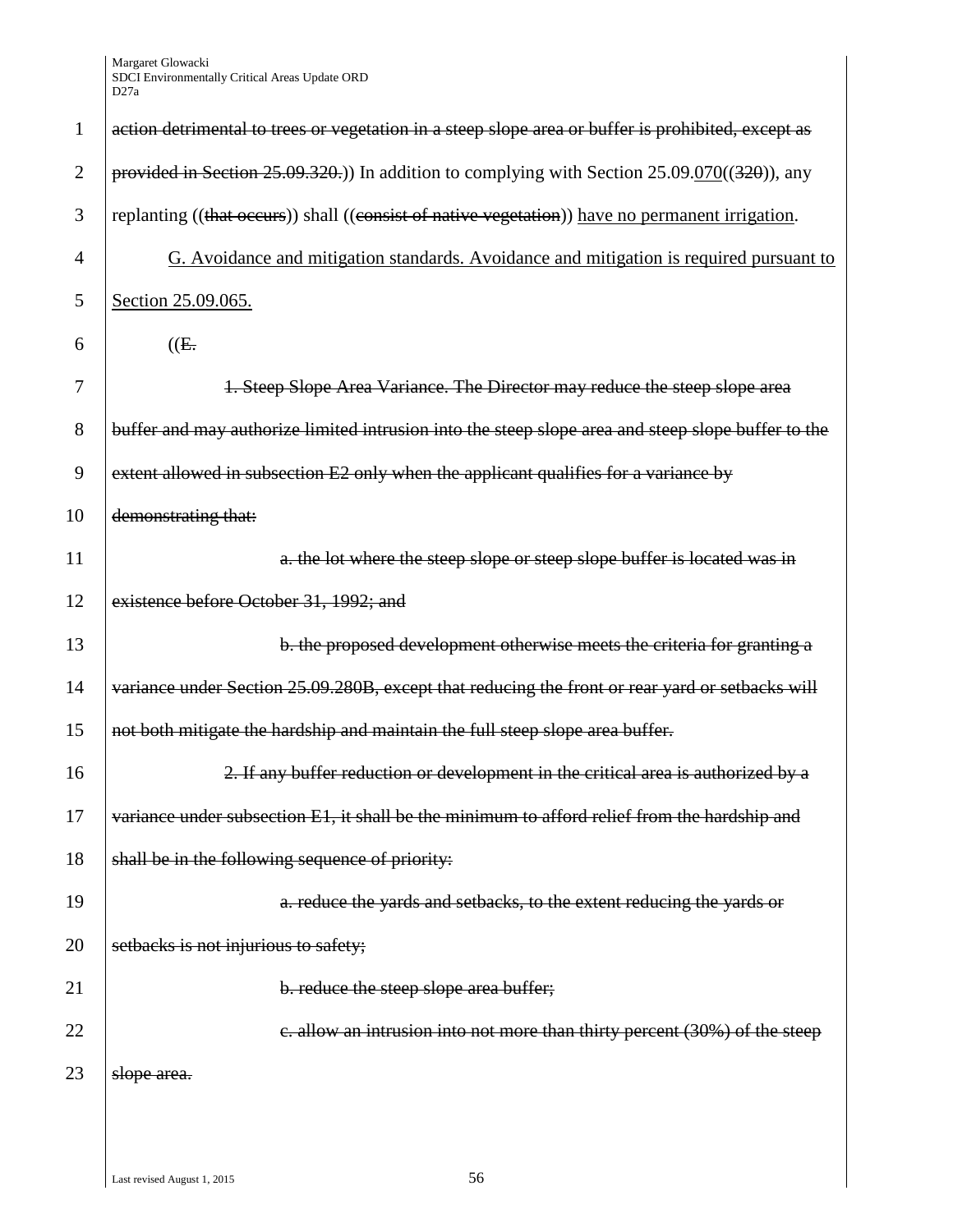~~action detrimental to trees or vegetation in a steep slope area or buffer is prohibited, except as provided in Section 25.09.320.~~)) In addition to complying with Section 25.09.<u>070</u>((~~320~~)), any replanting ((~~that occurs~~)) shall ((~~consist of native vegetation~~)) <u>have no permanent irrigation</u>.

<u>G. Avoidance and mitigation standards. Avoidance and mitigation is required pursuant to Section 25.09.065.</u>

((~~E.~~

~~1. Steep Slope Area Variance. The Director may reduce the steep slope area buffer and may authorize limited intrusion into the steep slope area and steep slope buffer to the extent allowed in subsection E2 only when the applicant qualifies for a variance by demonstrating that:~~

~~a. the lot where the steep slope or steep slope buffer is located was in existence before October 31, 1992; and~~

~~b. the proposed development otherwise meets the criteria for granting a variance under Section 25.09.280B, except that reducing the front or rear yard or setbacks will not both mitigate the hardship and maintain the full steep slope area buffer.~~

~~2. If any buffer reduction or development in the critical area is authorized by a variance under subsection E1, it shall be the minimum to afford relief from the hardship and shall be in the following sequence of priority:~~

~~a. reduce the yards and setbacks, to the extent reducing the yards or setbacks is not injurious to safety;~~

~~b. reduce the steep slope area buffer;~~

~~c. allow an intrusion into not more than thirty percent (30%) of the steep slope area.~~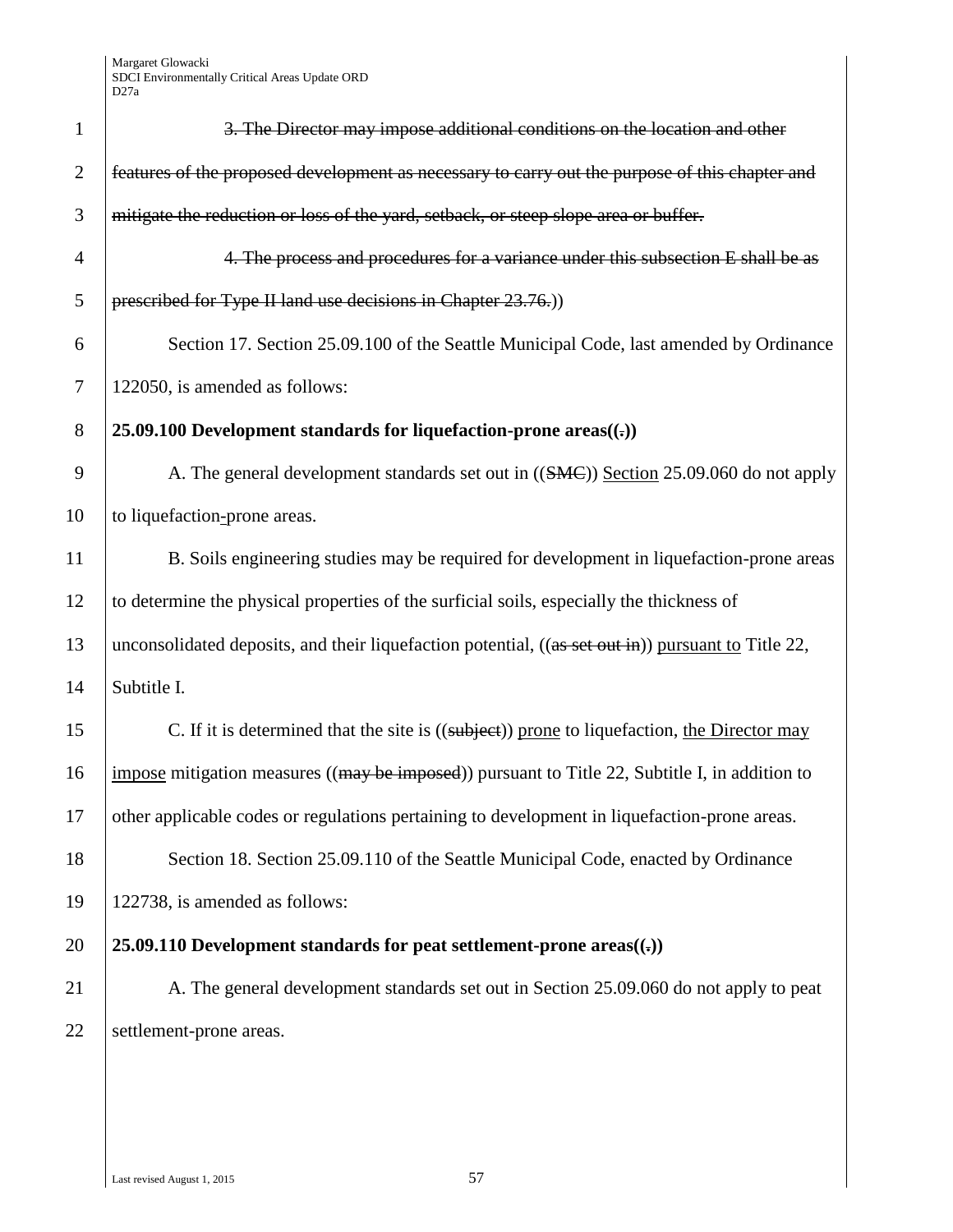~~3. The Director may impose additional conditions on the location and other features of the proposed development as necessary to carry out the purpose of this chapter and mitigate the reduction or loss of the yard, setback, or steep slope area or buffer.~~

~~4. The process and procedures for a variance under this subsection E shall be as prescribed for Type II land use decisions in Chapter 23.76.~~))

Section 17. Section 25.09.100 of the Seattle Municipal Code, last amended by Ordinance 122050, is amended as follows:

**25.09.100 Development standards for liquefaction-prone areas((~~.~~))**

A. The general development standards set out in ((~~SMC~~)) <u>Section</u> 25.09.060 do not apply to liquefaction<u>-</u>prone areas.

B. Soils engineering studies may be required for development in liquefaction-prone areas to determine the physical properties of the surficial soils, especially the thickness of unconsolidated deposits, and their liquefaction potential, ((~~as set out in~~)) <u>pursuant to</u> Title 22, Subtitle I.

C. If it is determined that the site is ((~~subject~~)) <u>prone</u> to liquefaction, <u>the Director may impose</u> mitigation measures ((~~may be imposed~~)) pursuant to Title 22, Subtitle I, in addition to other applicable codes or regulations pertaining to development in liquefaction-prone areas.

Section 18. Section 25.09.110 of the Seattle Municipal Code, enacted by Ordinance 122738, is amended as follows:

**25.09.110 Development standards for peat settlement-prone areas((~~.~~))**

A. The general development standards set out in Section 25.09.060 do not apply to peat settlement-prone areas.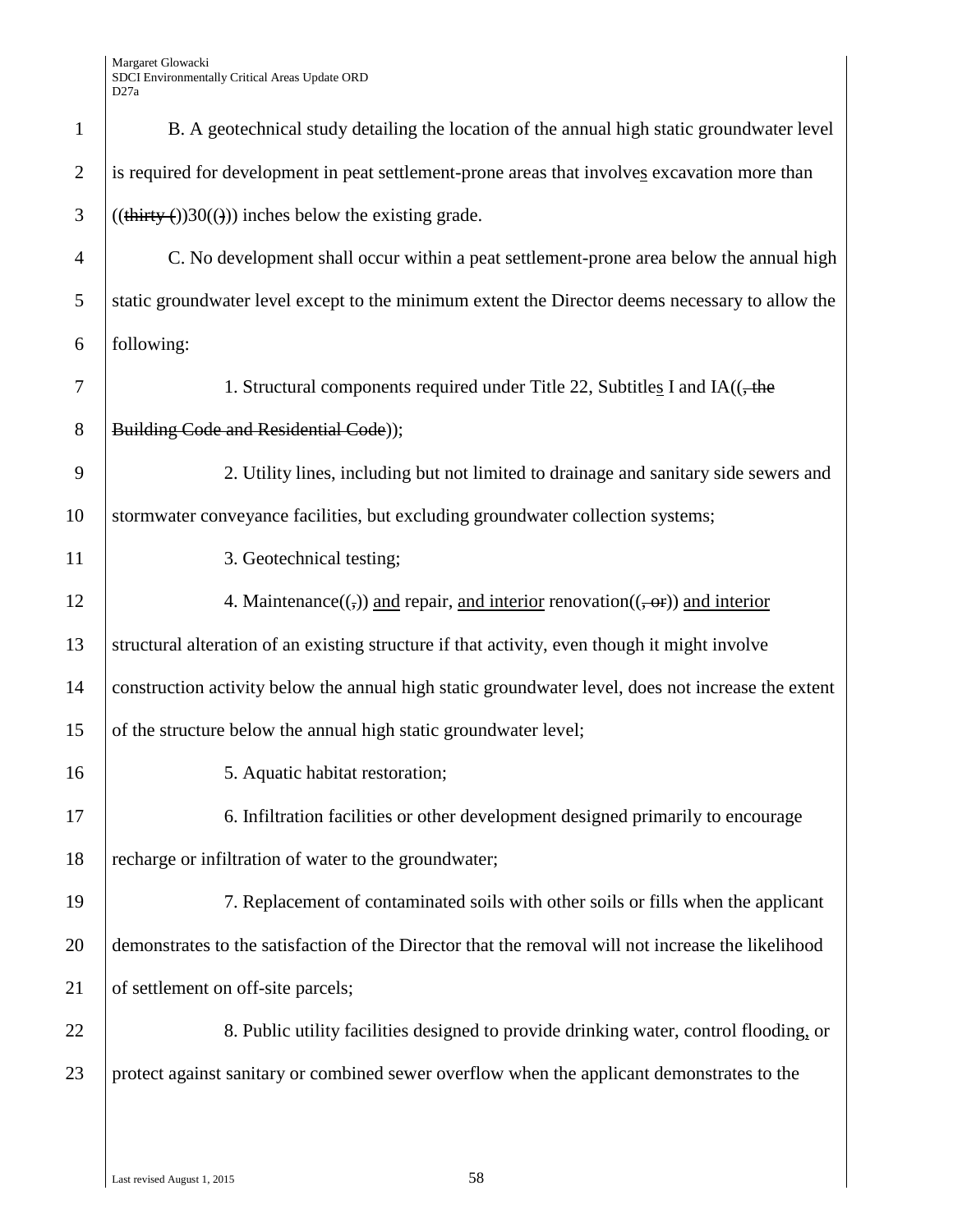B. A geotechnical study detailing the location of the annual high static groundwater level is required for development in peat settlement-prone areas that involves excavation more than ((~~thirty (~~))30((~~)~~)) inches below the existing grade.

C. No development shall occur within a peat settlement-prone area below the annual high static groundwater level except to the minimum extent the Director deems necessary to allow the following:

1. Structural components required under Title 22, Subtitles I and IA((~~, the Building Code and Residential Code~~));

2. Utility lines, including but not limited to drainage and sanitary side sewers and stormwater conveyance facilities, but excluding groundwater collection systems;

3. Geotechnical testing;

4. Maintenance((~~,~~)) and repair, and interior renovation((~~, or~~)) and interior structural alteration of an existing structure if that activity, even though it might involve construction activity below the annual high static groundwater level, does not increase the extent of the structure below the annual high static groundwater level;

5. Aquatic habitat restoration;

6. Infiltration facilities or other development designed primarily to encourage recharge or infiltration of water to the groundwater;

7. Replacement of contaminated soils with other soils or fills when the applicant demonstrates to the satisfaction of the Director that the removal will not increase the likelihood of settlement on off-site parcels;

8. Public utility facilities designed to provide drinking water, control flooding, or protect against sanitary or combined sewer overflow when the applicant demonstrates to the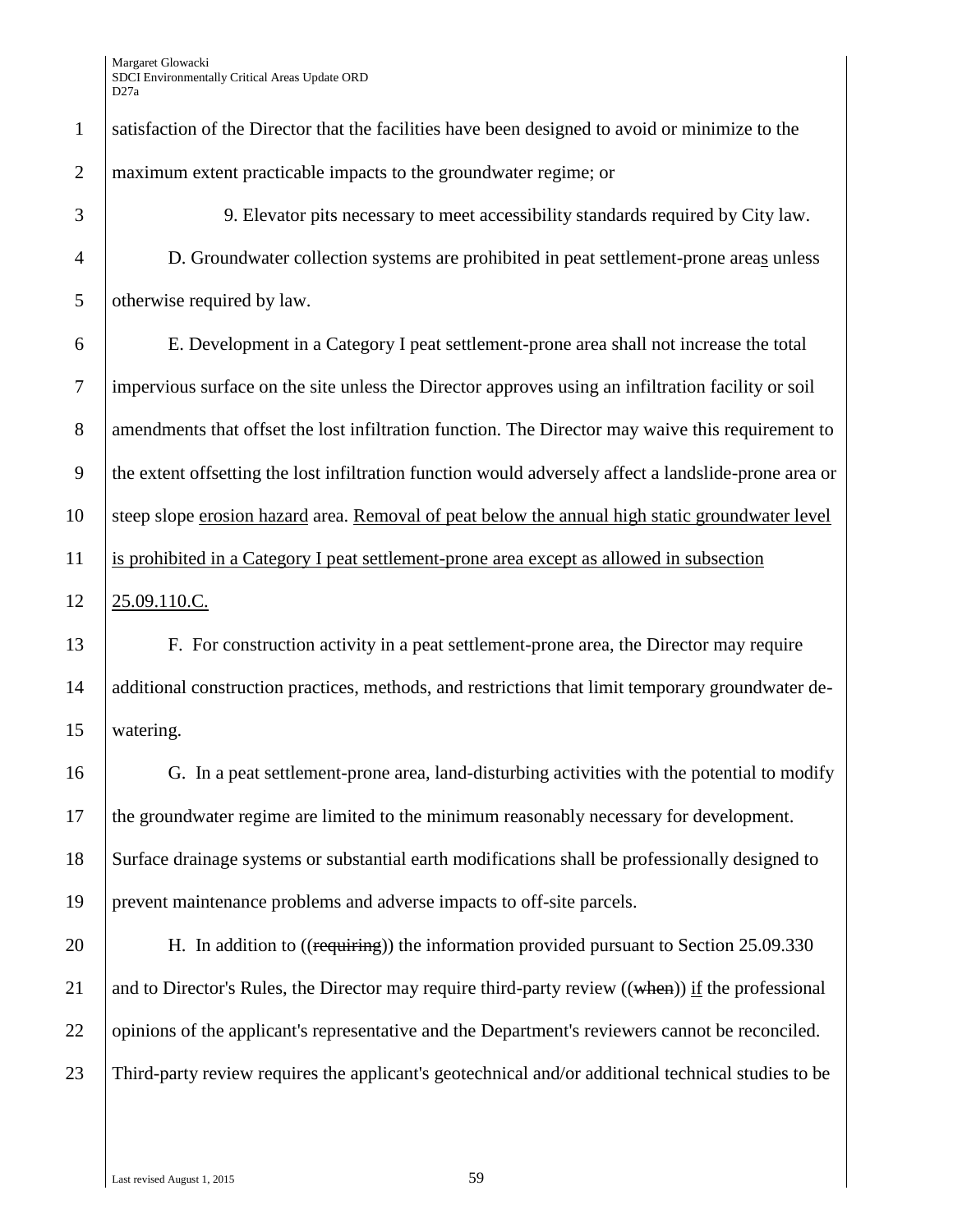satisfaction of the Director that the facilities have been designed to avoid or minimize to the maximum extent practicable impacts to the groundwater regime; or

9. Elevator pits necessary to meet accessibility standards required by City law.

D. Groundwater collection systems are prohibited in peat settlement-prone areas unless otherwise required by law.

E. Development in a Category I peat settlement-prone area shall not increase the total impervious surface on the site unless the Director approves using an infiltration facility or soil amendments that offset the lost infiltration function. The Director may waive this requirement to the extent offsetting the lost infiltration function would adversely affect a landslide-prone area or steep slope erosion hazard area. Removal of peat below the annual high static groundwater level is prohibited in a Category I peat settlement-prone area except as allowed in subsection 25.09.110.C.

F. For construction activity in a peat settlement-prone area, the Director may require additional construction practices, methods, and restrictions that limit temporary groundwater de-watering.

G. In a peat settlement-prone area, land-disturbing activities with the potential to modify the groundwater regime are limited to the minimum reasonably necessary for development. Surface drainage systems or substantial earth modifications shall be professionally designed to prevent maintenance problems and adverse impacts to off-site parcels.

H. In addition to ((~~requiring~~)) the information provided pursuant to Section 25.09.330 and to Director's Rules, the Director may require third-party review ((~~when~~)) if the professional opinions of the applicant's representative and the Department's reviewers cannot be reconciled. Third-party review requires the applicant's geotechnical and/or additional technical studies to be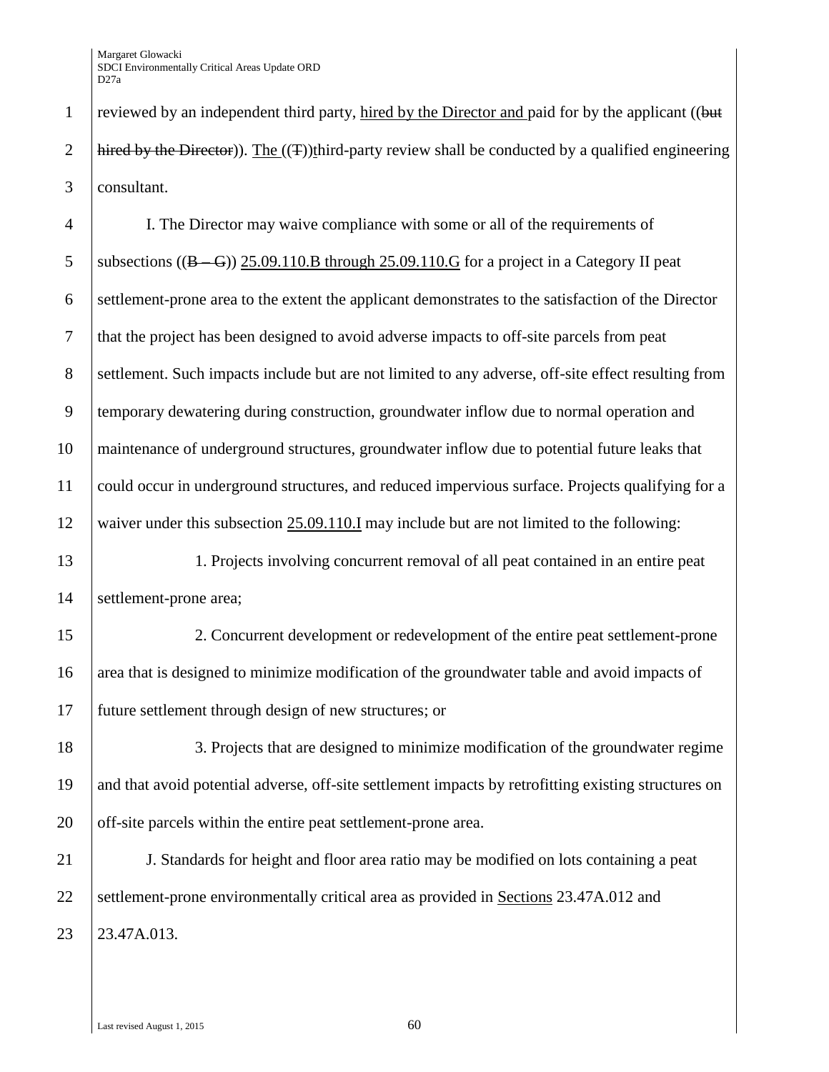reviewed by an independent third party, hired by the Director and paid for by the applicant ((but hired by the Director)). The ((T))third-party review shall be conducted by a qualified engineering consultant.

I. The Director may waive compliance with some or all of the requirements of subsections ((B – G)) 25.09.110.B through 25.09.110.G for a project in a Category II peat settlement-prone area to the extent the applicant demonstrates to the satisfaction of the Director that the project has been designed to avoid adverse impacts to off-site parcels from peat settlement. Such impacts include but are not limited to any adverse, off-site effect resulting from temporary dewatering during construction, groundwater inflow due to normal operation and maintenance of underground structures, groundwater inflow due to potential future leaks that could occur in underground structures, and reduced impervious surface. Projects qualifying for a waiver under this subsection 25.09.110.I may include but are not limited to the following:

1. Projects involving concurrent removal of all peat contained in an entire peat settlement-prone area;

2. Concurrent development or redevelopment of the entire peat settlement-prone area that is designed to minimize modification of the groundwater table and avoid impacts of future settlement through design of new structures; or

3. Projects that are designed to minimize modification of the groundwater regime and that avoid potential adverse, off-site settlement impacts by retrofitting existing structures on off-site parcels within the entire peat settlement-prone area.

J. Standards for height and floor area ratio may be modified on lots containing a peat settlement-prone environmentally critical area as provided in Sections 23.47A.012 and 23.47A.013.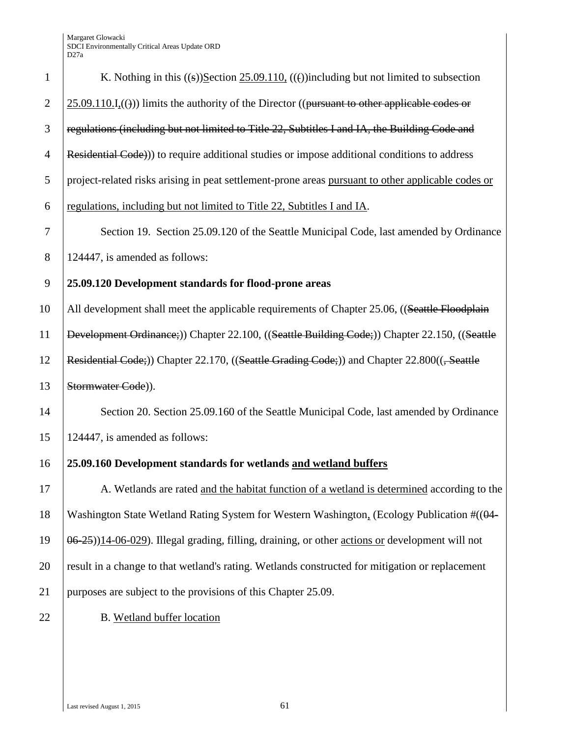K. Nothing in this ((s))Section 25.09.110, ((()))including but not limited to subsection 25.09.110.I,(())) limits the authority of the Director ((pursuant to other applicable codes or regulations (including but not limited to Title 22, Subtitles I and IA, the Building Code and Residential Code))) to require additional studies or impose additional conditions to address project-related risks arising in peat settlement-prone areas pursuant to other applicable codes or regulations, including but not limited to Title 22, Subtitles I and IA.

Section 19. Section 25.09.120 of the Seattle Municipal Code, last amended by Ordinance 124447, is amended as follows:

**25.09.120 Development standards for flood-prone areas**

All development shall meet the applicable requirements of Chapter 25.06, ((Seattle Floodplain Development Ordinance;)) Chapter 22.100, ((Seattle Building Code;)) Chapter 22.150, ((Seattle Residential Code;)) Chapter 22.170, ((Seattle Grading Code;)) and Chapter 22.800((, Seattle Stormwater Code)).

Section 20. Section 25.09.160 of the Seattle Municipal Code, last amended by Ordinance 124447, is amended as follows:

**25.09.160 Development standards for wetlands and wetland buffers**

A. Wetlands are rated and the habitat function of a wetland is determined according to the Washington State Wetland Rating System for Western Washington, (Ecology Publication #((04-06-25))14-06-029). Illegal grading, filling, draining, or other actions or development will not result in a change to that wetland's rating. Wetlands constructed for mitigation or replacement purposes are subject to the provisions of this Chapter 25.09.

B. Wetland buffer location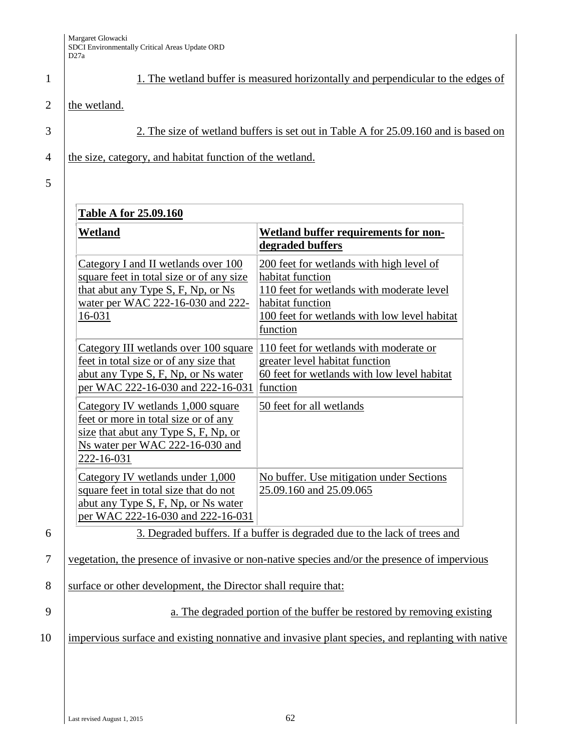1. The wetland buffer is measured horizontally and perpendicular to the edges of the wetland.

2. The size of wetland buffers is set out in Table A for 25.09.160 and is based on the size, category, and habitat function of the wetland.

| Table A for 25.09.160 | |
|---|---|
| **Wetland** | **Wetland buffer requirements for non-degraded buffers** |
| Category I and II wetlands over 100 square feet in total size or of any size that abut any Type S, F, Np, or Ns water per WAC 222-16-030 and 222-16-031 | 200 feet for wetlands with high level of habitat function<br>110 feet for wetlands with moderate level habitat function<br>100 feet for wetlands with low level habitat function |
| Category III wetlands over 100 square feet in total size or of any size that abut any Type S, F, Np, or Ns water per WAC 222-16-030 and 222-16-031 | 110 feet for wetlands with moderate or greater level habitat function<br>60 feet for wetlands with low level habitat function |
| Category IV wetlands 1,000 square feet or more in total size or of any size that abut any Type S, F, Np, or Ns water per WAC 222-16-030 and 222-16-031 | 50 feet for all wetlands |
| Category IV wetlands under 1,000 square feet in total size that do not abut any Type S, F, Np, or Ns water per WAC 222-16-030 and 222-16-031 | No buffer. Use mitigation under Sections 25.09.160 and 25.09.065 |

3. Degraded buffers. If a buffer is degraded due to the lack of trees and vegetation, the presence of invasive or non-native species and/or the presence of impervious surface or other development, the Director shall require that:

a. The degraded portion of the buffer be restored by removing existing impervious surface and existing nonnative and invasive plant species, and replanting with native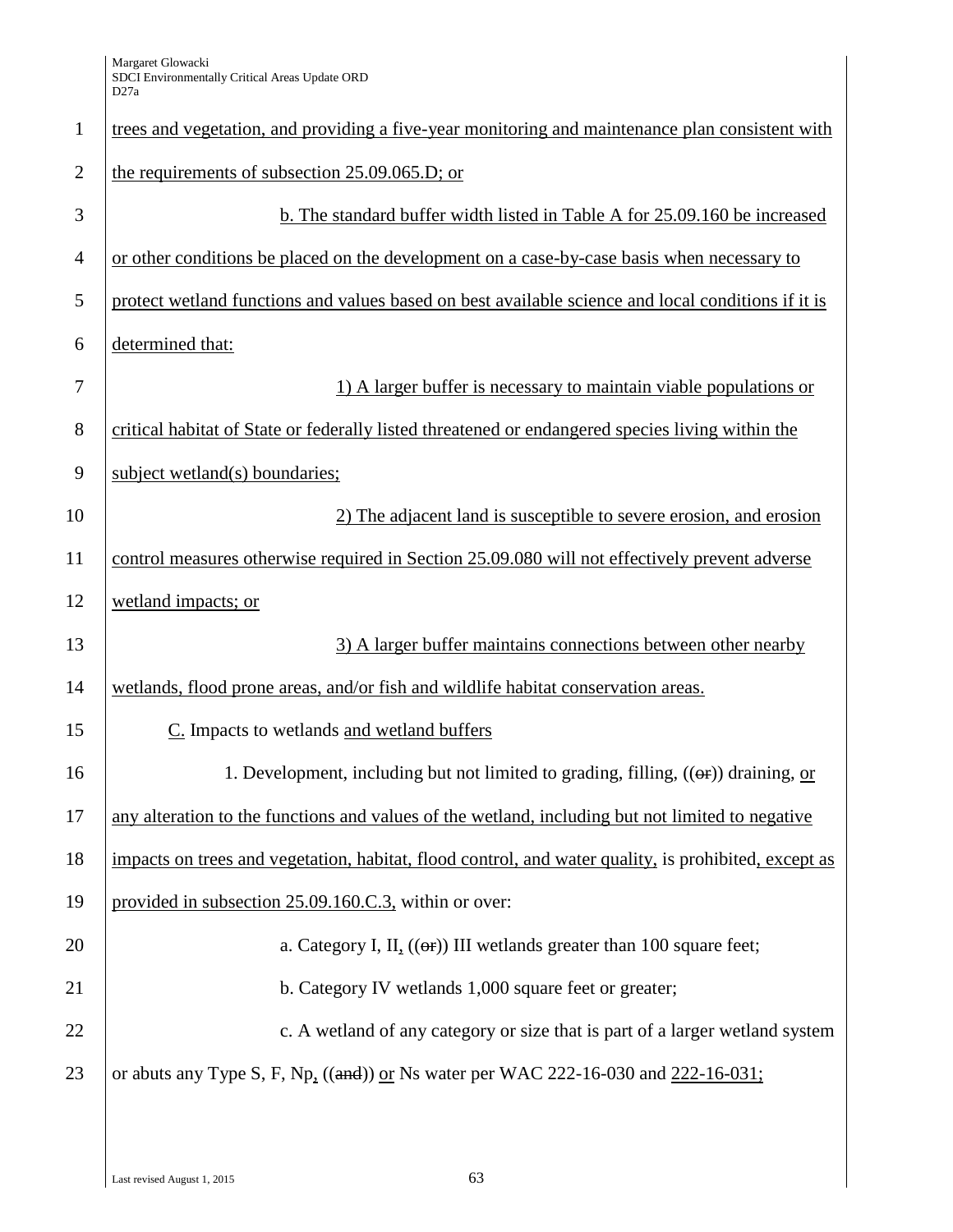trees and vegetation, and providing a five-year monitoring and maintenance plan consistent with the requirements of subsection 25.09.065.D; or

b. The standard buffer width listed in Table A for 25.09.160 be increased or other conditions be placed on the development on a case-by-case basis when necessary to protect wetland functions and values based on best available science and local conditions if it is determined that:

1) A larger buffer is necessary to maintain viable populations or critical habitat of State or federally listed threatened or endangered species living within the subject wetland(s) boundaries;

2) The adjacent land is susceptible to severe erosion, and erosion control measures otherwise required in Section 25.09.080 will not effectively prevent adverse wetland impacts; or

3) A larger buffer maintains connections between other nearby wetlands, flood prone areas, and/or fish and wildlife habitat conservation areas.

C. Impacts to wetlands and wetland buffers

1. Development, including but not limited to grading, filling, ((~~or~~)) draining, or any alteration to the functions and values of the wetland, including but not limited to negative impacts on trees and vegetation, habitat, flood control, and water quality, is prohibited, except as provided in subsection 25.09.160.C.3, within or over:

a. Category I, II, ((~~or~~)) III wetlands greater than 100 square feet;

b. Category IV wetlands 1,000 square feet or greater;

c. A wetland of any category or size that is part of a larger wetland system or abuts any Type S, F, Np, ((~~and~~)) or Ns water per WAC 222-16-030 and 222-16-031;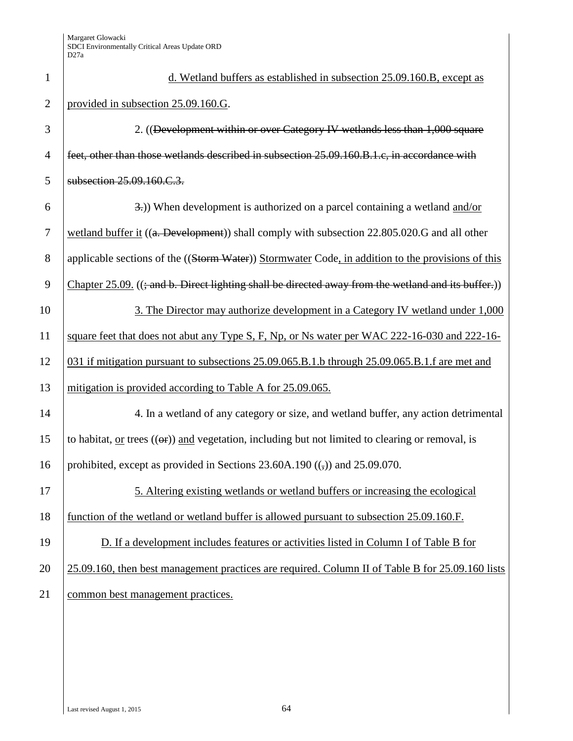d. Wetland buffers as established in subsection 25.09.160.B, except as provided in subsection 25.09.160.G.

2. ((Development within or over Category IV wetlands less than 1,000 square feet, other than those wetlands described in subsection 25.09.160.B.1.c, in accordance with subsection 25.09.160.C.3.

3.)) When development is authorized on a parcel containing a wetland and/or wetland buffer it ((a. Development)) shall comply with subsection 22.805.020.G and all other applicable sections of the ((Storm Water)) Stormwater Code, in addition to the provisions of this Chapter 25.09. ((; and b. Direct lighting shall be directed away from the wetland and its buffer.))

3. The Director may authorize development in a Category IV wetland under 1,000 square feet that does not abut any Type S, F, Np, or Ns water per WAC 222-16-030 and 222-16-031 if mitigation pursuant to subsections 25.09.065.B.1.b through 25.09.065.B.1.f are met and mitigation is provided according to Table A for 25.09.065.

4. In a wetland of any category or size, and wetland buffer, any action detrimental to habitat, or trees ((or)) and vegetation, including but not limited to clearing or removal, is prohibited, except as provided in Sections 23.60A.190 ((,)) and 25.09.070.

5. Altering existing wetlands or wetland buffers or increasing the ecological function of the wetland or wetland buffer is allowed pursuant to subsection 25.09.160.F.

D. If a development includes features or activities listed in Column I of Table B for 25.09.160, then best management practices are required. Column II of Table B for 25.09.160 lists common best management practices.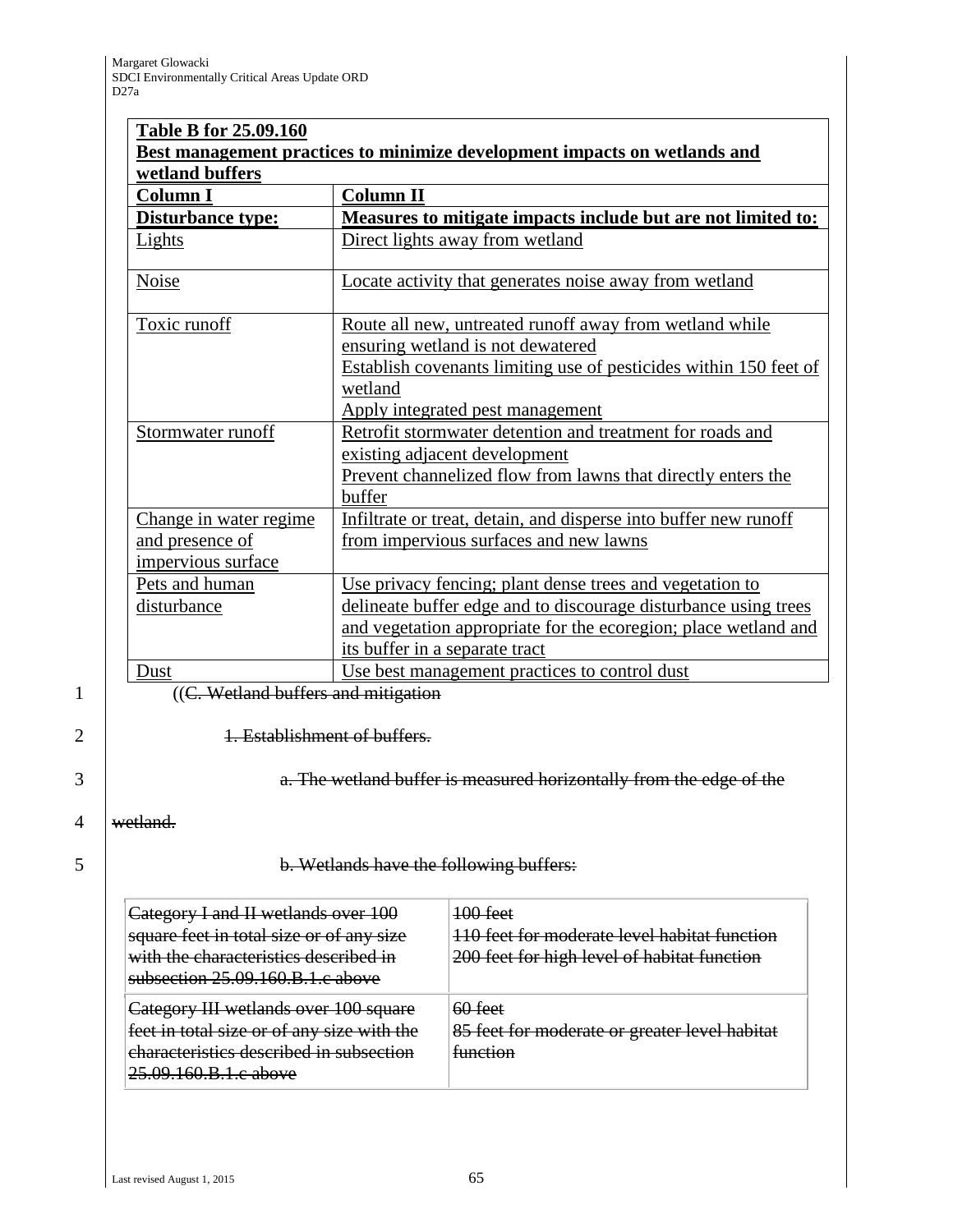| Table B for 25.09.160 | |
|---|---|
| Best management practices to minimize development impacts on wetlands and wetland buffers | |
| Column I | Column II |
| Disturbance type: | Measures to mitigate impacts include but are not limited to: |
| Lights | Direct lights away from wetland |
| Noise | Locate activity that generates noise away from wetland |
| Toxic runoff | Route all new, untreated runoff away from wetland while ensuring wetland is not dewatered<br>Establish covenants limiting use of pesticides within 150 feet of wetland<br>Apply integrated pest management |
| Stormwater runoff | Retrofit stormwater detention and treatment for roads and existing adjacent development<br>Prevent channelized flow from lawns that directly enters the buffer |
| Change in water regime and presence of impervious surface | Infiltrate or treat, detain, and disperse into buffer new runoff from impervious surfaces and new lawns |
| Pets and human disturbance | Use privacy fencing; plant dense trees and vegetation to delineate buffer edge and to discourage disturbance using trees and vegetation appropriate for the ecoregion; place wetland and its buffer in a separate tract |
| Dust | Use best management practices to control dust |

~~((C. Wetland buffers and mitigation~~

~~1. Establishment of buffers.~~

~~a. The wetland buffer is measured horizontally from the edge of the wetland.~~

~~b. Wetlands have the following buffers:~~

| | |
|---|---|
| ~~Category I and II wetlands over 100 square feet in total size or of any size with the characteristics described in subsection 25.09.160.B.1.c above~~ | ~~100 feet~~<br>~~110 feet for moderate level habitat function~~<br>~~200 feet for high level of habitat function~~ |
| ~~Category III wetlands over 100 square feet in total size or of any size with the characteristics described in subsection 25.09.160.B.1.c above~~ | ~~60 feet~~<br>~~85 feet for moderate or greater level habitat function~~ |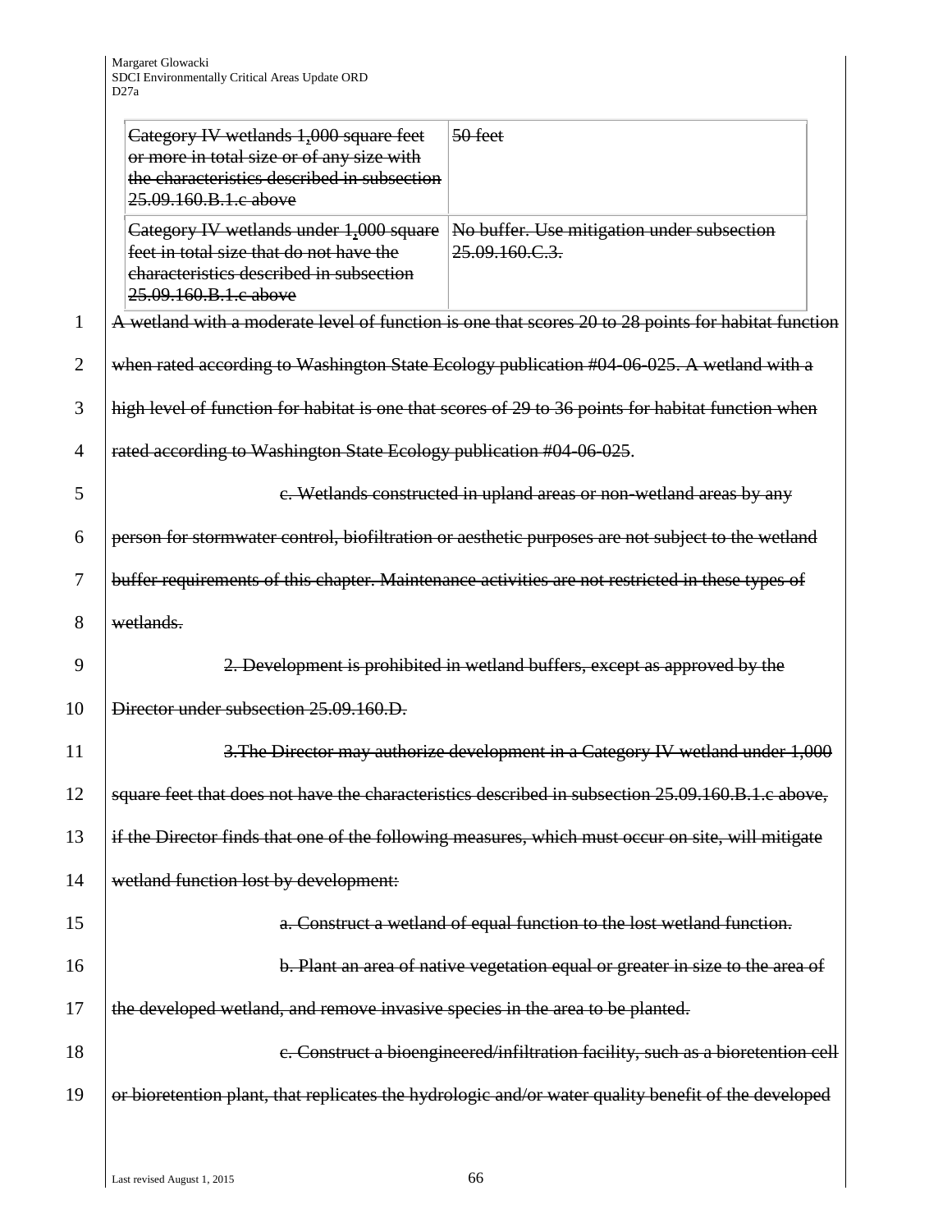| ~~Category IV wetlands 1,000 square feet or more in total size or of any size with the characteristics described in subsection 25.09.160.B.1.c above~~ | ~~50 feet~~ |
| --- | --- |
| ~~Category IV wetlands under 1,000 square feet in total size that do not have the characteristics described in subsection 25.09.160.B.1.c above~~ | ~~No buffer. Use mitigation under subsection 25.09.160.C.3.~~ |

~~A wetland with a moderate level of function is one that scores 20 to 28 points for habitat function when rated according to Washington State Ecology publication #04-06-025. A wetland with a high level of function for habitat is one that scores of 29 to 36 points for habitat function when rated according to Washington State Ecology publication #04-06-025~~.

~~c. Wetlands constructed in upland areas or non-wetland areas by any person for stormwater control, biofiltration or aesthetic purposes are not subject to the wetland buffer requirements of this chapter. Maintenance activities are not restricted in these types of wetlands.~~

~~2. Development is prohibited in wetland buffers, except as approved by the Director under subsection 25.09.160.D.~~

~~3.The Director may authorize development in a Category IV wetland under 1,000 square feet that does not have the characteristics described in subsection 25.09.160.B.1.c above, if the Director finds that one of the following measures, which must occur on site, will mitigate wetland function lost by development:~~

~~a. Construct a wetland of equal function to the lost wetland function.~~

~~b. Plant an area of native vegetation equal or greater in size to the area of the developed wetland, and remove invasive species in the area to be planted.~~

~~c. Construct a bioengineered/infiltration facility, such as a bioretention cell or bioretention plant, that replicates the hydrologic and/or water quality benefit of the developed~~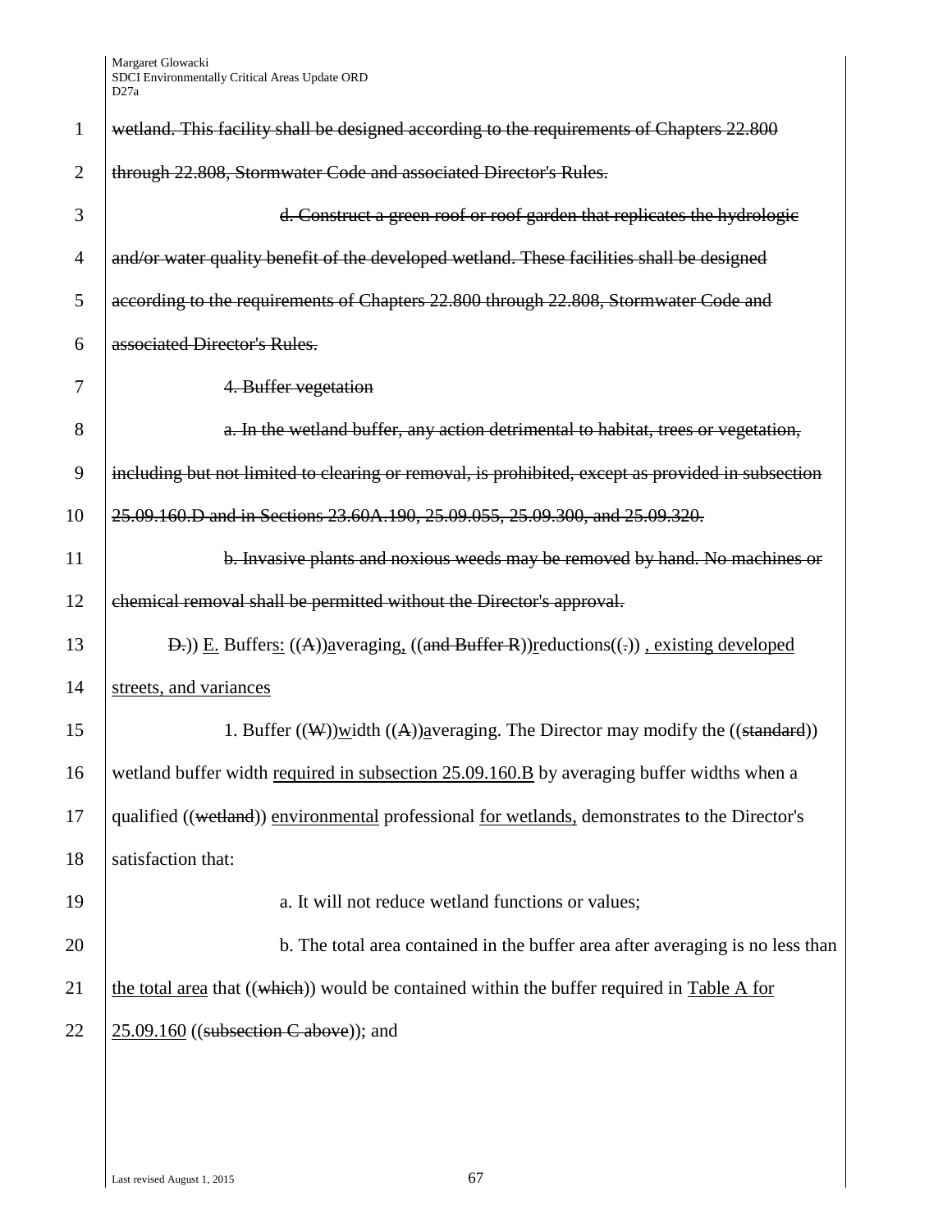~~wetland. This facility shall be designed according to the requirements of Chapters 22.800 through 22.808, Stormwater Code and associated Director's Rules.~~

~~d. Construct a green roof or roof garden that replicates the hydrologic and/or water quality benefit of the developed wetland. These facilities shall be designed according to the requirements of Chapters 22.800 through 22.808, Stormwater Code and associated Director's Rules.~~

~~4. Buffer vegetation~~

~~a. In the wetland buffer, any action detrimental to habitat, trees or vegetation, including but not limited to clearing or removal, is prohibited, except as provided in subsection 25.09.160.D and in Sections 23.60A.190, 25.09.055, 25.09.300, and 25.09.320.~~

~~b. Invasive plants and noxious weeds may be removed by hand. No machines or chemical removal shall be permitted without the Director's approval.~~

~~D.~~)) <u>E.</u> Buffer<u>s:</u> ((~~A~~))<u>a</u>veraging<u>,</u> ((~~and Buffer R~~))<u>r</u>eductions((~~.~~)) <u>, existing developed streets, and variances</u>

1. Buffer ((~~W~~))<u>w</u>idth ((~~A~~))<u>a</u>veraging. The Director may modify the ((~~standard~~)) wetland buffer width <u>required in subsection 25.09.160.B</u> by averaging buffer widths when a qualified ((~~wetland~~)) <u>environmental</u> professional <u>for wetlands,</u> demonstrates to the Director's satisfaction that:

a. It will not reduce wetland functions or values;

b. The total area contained in the buffer area after averaging is no less than <u>the total area</u> that ((~~which~~)) would be contained within the buffer required in <u>Table A for 25.09.160</u> ((~~subsection C above~~)); and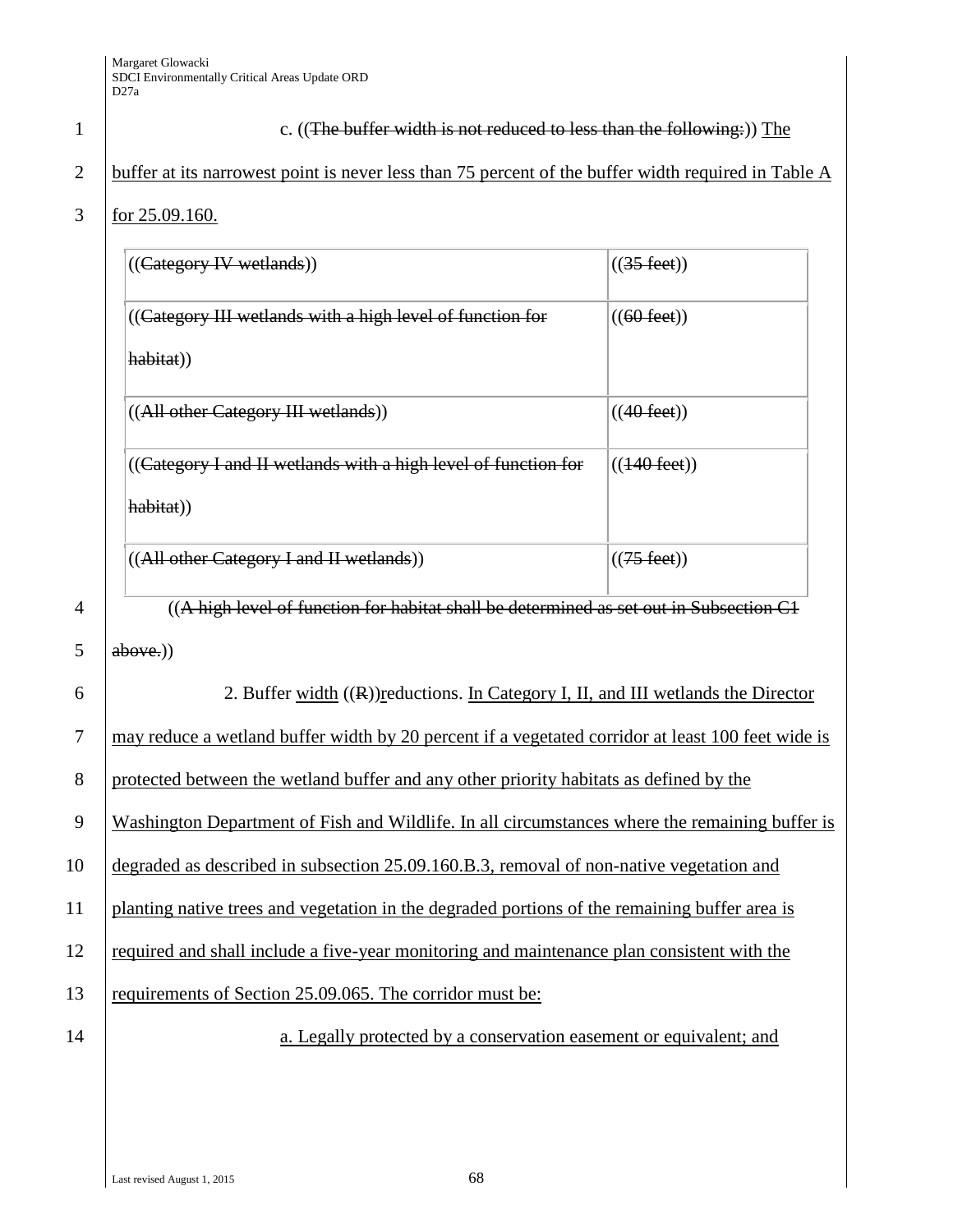c. ((~~The buffer width is not reduced to less than the following:~~)) The buffer at its narrowest point is never less than 75 percent of the buffer width required in Table A for 25.09.160.

| ((~~Category IV wetlands~~)) | ((~~35 feet~~)) |
|---|---|
| ((~~Category III wetlands with a high level of function for habitat~~)) | ((~~60 feet~~)) |
| ((~~All other Category III wetlands~~)) | ((~~40 feet~~)) |
| ((~~Category I and II wetlands with a high level of function for habitat~~)) | ((~~140 feet~~)) |
| ((~~All other Category I and II wetlands~~)) | ((~~75 feet~~)) |

((~~A high level of function for habitat shall be determined as set out in Subsection C1 above.~~))

2. Buffer width ((~~R~~))reductions. In Category I, II, and III wetlands the Director may reduce a wetland buffer width by 20 percent if a vegetated corridor at least 100 feet wide is protected between the wetland buffer and any other priority habitats as defined by the Washington Department of Fish and Wildlife. In all circumstances where the remaining buffer is degraded as described in subsection 25.09.160.B.3, removal of non-native vegetation and planting native trees and vegetation in the degraded portions of the remaining buffer area is required and shall include a five-year monitoring and maintenance plan consistent with the requirements of Section 25.09.065. The corridor must be:

a. Legally protected by a conservation easement or equivalent; and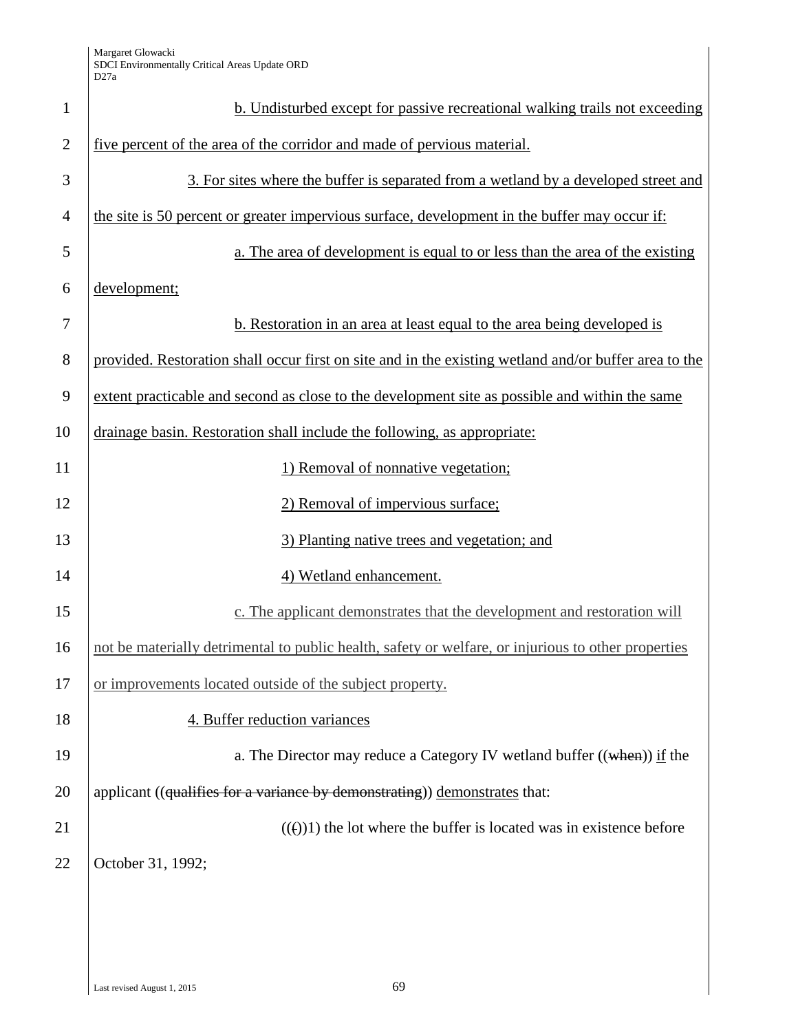b. Undisturbed except for passive recreational walking trails not exceeding five percent of the area of the corridor and made of pervious material.

3. For sites where the buffer is separated from a wetland by a developed street and the site is 50 percent or greater impervious surface, development in the buffer may occur if:

a. The area of development is equal to or less than the area of the existing development;

b. Restoration in an area at least equal to the area being developed is provided. Restoration shall occur first on site and in the existing wetland and/or buffer area to the extent practicable and second as close to the development site as possible and within the same drainage basin. Restoration shall include the following, as appropriate:

1) Removal of nonnative vegetation;

2) Removal of impervious surface;

3) Planting native trees and vegetation; and

4) Wetland enhancement.

c. The applicant demonstrates that the development and restoration will not be materially detrimental to public health, safety or welfare, or injurious to other properties or improvements located outside of the subject property.

4. Buffer reduction variances

a. The Director may reduce a Category IV wetland buffer ((~~when~~)) if the applicant ((~~qualifies for a variance by demonstrating~~)) demonstrates that:

((~~(~~))1) the lot where the buffer is located was in existence before October 31, 1992;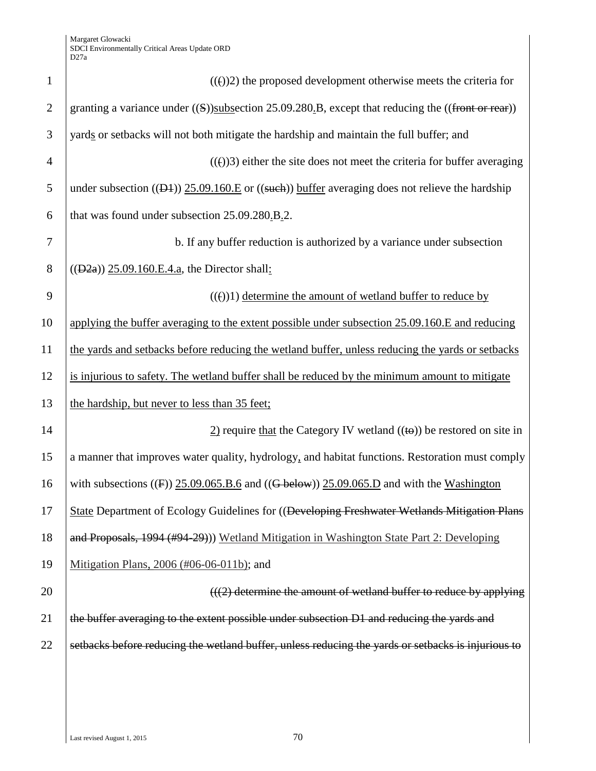((()))2) the proposed development otherwise meets the criteria for granting a variance under ((S))subsection 25.09.280.B, except that reducing the ((front or rear)) yards or setbacks will not both mitigate the hardship and maintain the full buffer; and

((()))3) either the site does not meet the criteria for buffer averaging under subsection ((D1)) 25.09.160.E or ((such)) buffer averaging does not relieve the hardship that was found under subsection 25.09.280.B.2.

b. If any buffer reduction is authorized by a variance under subsection ((D2a)) 25.09.160.E.4.a, the Director shall:

((()))1) determine the amount of wetland buffer to reduce by applying the buffer averaging to the extent possible under subsection 25.09.160.E and reducing the yards and setbacks before reducing the wetland buffer, unless reducing the yards or setbacks is injurious to safety. The wetland buffer shall be reduced by the minimum amount to mitigate the hardship, but never to less than 35 feet;

2) require that the Category IV wetland ((to)) be restored on site in a manner that improves water quality, hydrology, and habitat functions. Restoration must comply with subsections ((F)) 25.09.065.B.6 and ((G below)) 25.09.065.D and with the Washington State Department of Ecology Guidelines for ((Developing Freshwater Wetlands Mitigation Plans and Proposals, 1994 (#94-29))) Wetland Mitigation in Washington State Part 2: Developing Mitigation Plans, 2006 (#06-06-011b); and

(((2) determine the amount of wetland buffer to reduce by applying the buffer averaging to the extent possible under subsection D1 and reducing the yards and setbacks before reducing the wetland buffer, unless reducing the yards or setbacks is injurious to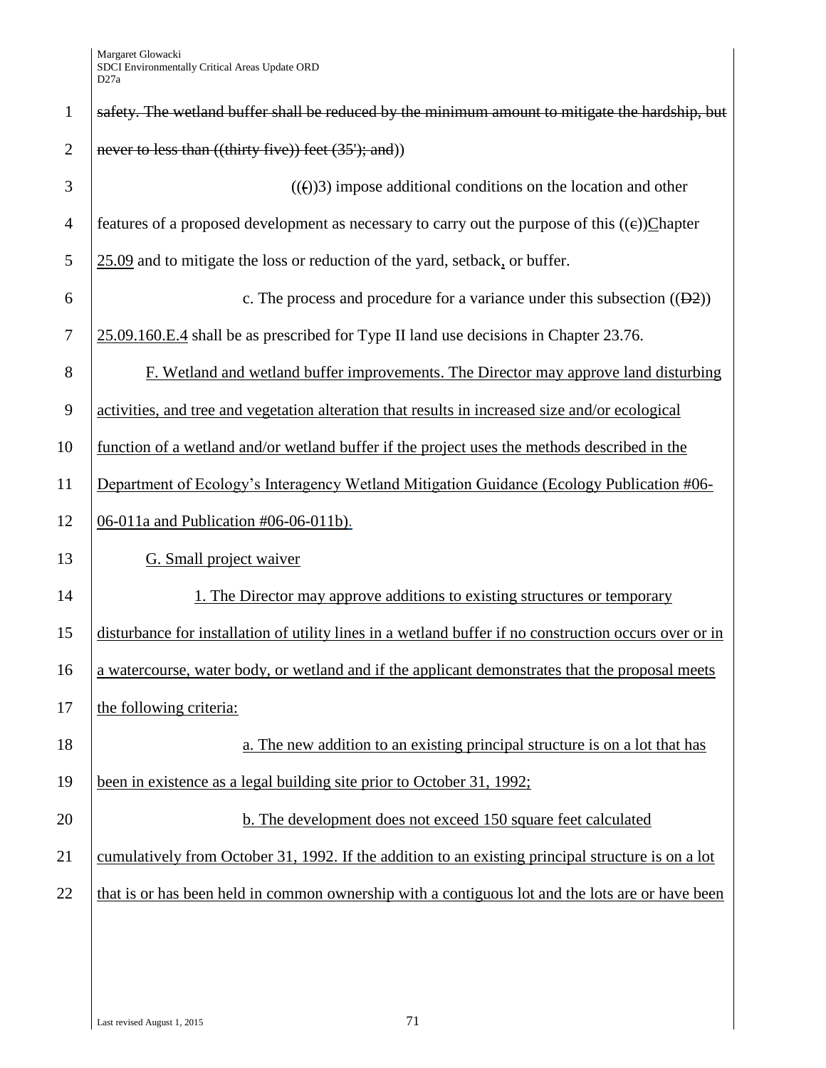~~safety. The wetland buffer shall be reduced by the minimum amount to mitigate the hardship, but never to less than ((thirty five)) feet (35'); and)~~)

((~~(~~))3) impose additional conditions on the location and other features of a proposed development as necessary to carry out the purpose of this ((~~c~~))Chapter 25.09 and to mitigate the loss or reduction of the yard, setback, or buffer.

c. The process and procedure for a variance under this subsection ((~~D2~~)) 25.09.160.E.4 shall be as prescribed for Type II land use decisions in Chapter 23.76.

F. Wetland and wetland buffer improvements. The Director may approve land disturbing activities, and tree and vegetation alteration that results in increased size and/or ecological function of a wetland and/or wetland buffer if the project uses the methods described in the Department of Ecology's Interagency Wetland Mitigation Guidance (Ecology Publication #06-06-011a and Publication #06-06-011b).

G. Small project waiver

1. The Director may approve additions to existing structures or temporary disturbance for installation of utility lines in a wetland buffer if no construction occurs over or in a watercourse, water body, or wetland and if the applicant demonstrates that the proposal meets the following criteria:

a. The new addition to an existing principal structure is on a lot that has been in existence as a legal building site prior to October 31, 1992;

b. The development does not exceed 150 square feet calculated cumulatively from October 31, 1992. If the addition to an existing principal structure is on a lot that is or has been held in common ownership with a contiguous lot and the lots are or have been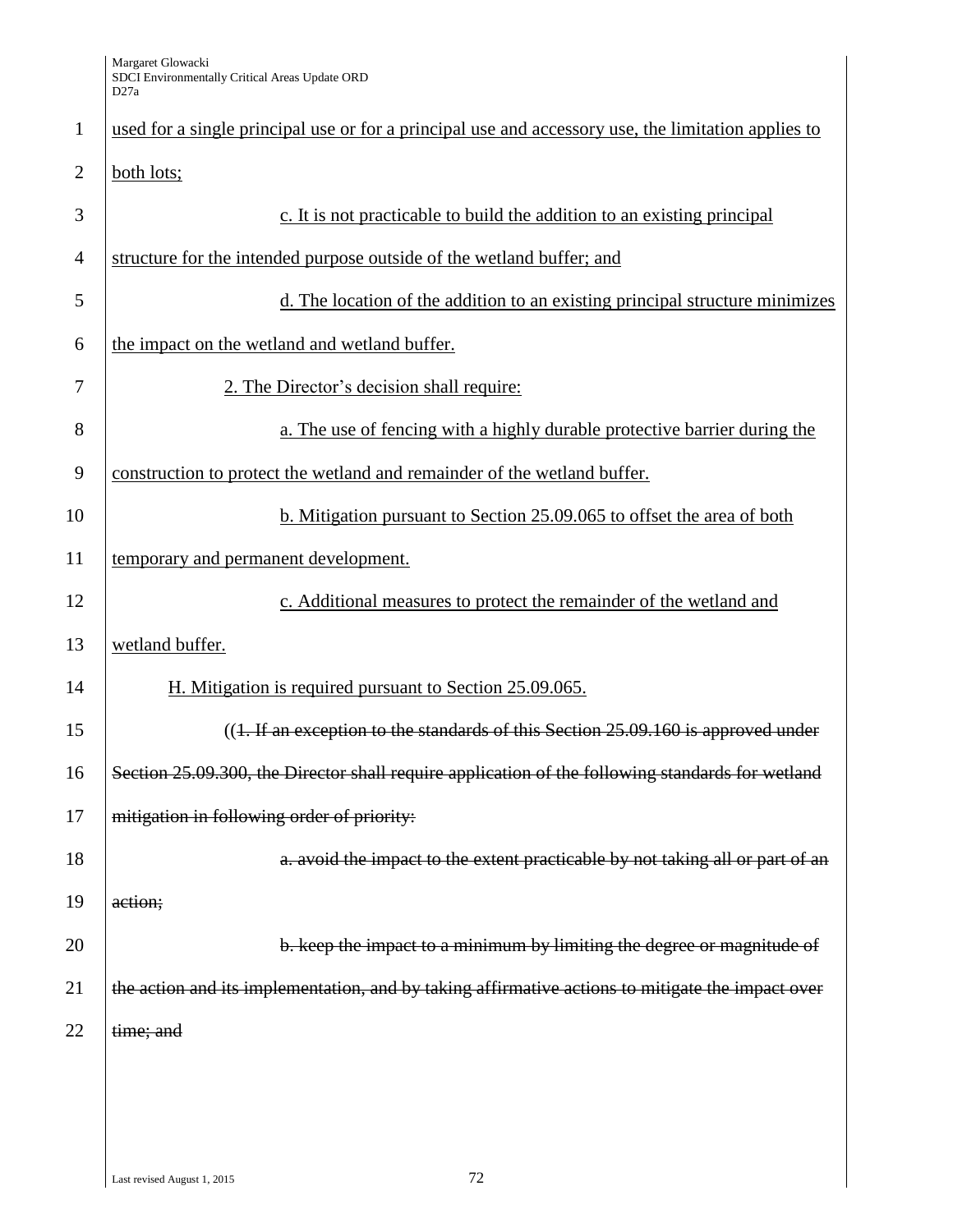used for a single principal use or for a principal use and accessory use, the limitation applies to both lots;

c. It is not practicable to build the addition to an existing principal structure for the intended purpose outside of the wetland buffer; and

d. The location of the addition to an existing principal structure minimizes the impact on the wetland and wetland buffer.

2. The Director's decision shall require:

a. The use of fencing with a highly durable protective barrier during the construction to protect the wetland and remainder of the wetland buffer.

b. Mitigation pursuant to Section 25.09.065 to offset the area of both temporary and permanent development.

c. Additional measures to protect the remainder of the wetland and wetland buffer.

H. Mitigation is required pursuant to Section 25.09.065.

((~~1. If an exception to the standards of this Section 25.09.160 is approved under Section 25.09.300, the Director shall require application of the following standards for wetland mitigation in following order of priority:~~

~~a. avoid the impact to the extent practicable by not taking all or part of an action;~~

~~b. keep the impact to a minimum by limiting the degree or magnitude of the action and its implementation, and by taking affirmative actions to mitigate the impact over time; and~~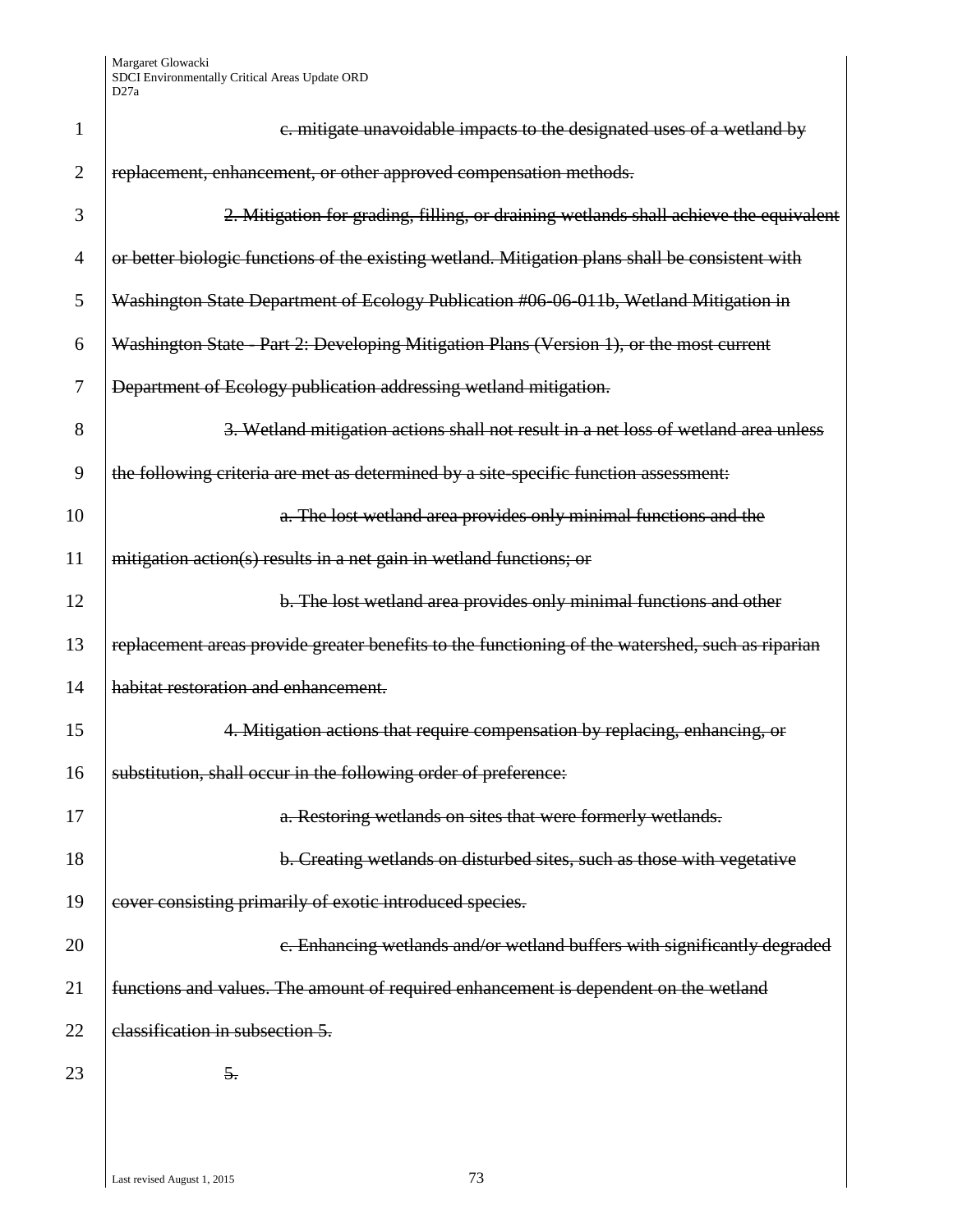~~c. mitigate unavoidable impacts to the designated uses of a wetland by replacement, enhancement, or other approved compensation methods.~~

~~2. Mitigation for grading, filling, or draining wetlands shall achieve the equivalent or better biologic functions of the existing wetland. Mitigation plans shall be consistent with Washington State Department of Ecology Publication #06-06-011b, Wetland Mitigation in Washington State - Part 2: Developing Mitigation Plans (Version 1), or the most current Department of Ecology publication addressing wetland mitigation.~~

~~3. Wetland mitigation actions shall not result in a net loss of wetland area unless the following criteria are met as determined by a site-specific function assessment:~~

~~a. The lost wetland area provides only minimal functions and the mitigation action(s) results in a net gain in wetland functions; or~~

~~b. The lost wetland area provides only minimal functions and other replacement areas provide greater benefits to the functioning of the watershed, such as riparian habitat restoration and enhancement.~~

~~4. Mitigation actions that require compensation by replacing, enhancing, or substitution, shall occur in the following order of preference:~~

~~a. Restoring wetlands on sites that were formerly wetlands.~~

~~b. Creating wetlands on disturbed sites, such as those with vegetative cover consisting primarily of exotic introduced species.~~

~~c. Enhancing wetlands and/or wetland buffers with significantly degraded functions and values. The amount of required enhancement is dependent on the wetland classification in subsection 5.~~

~~5.~~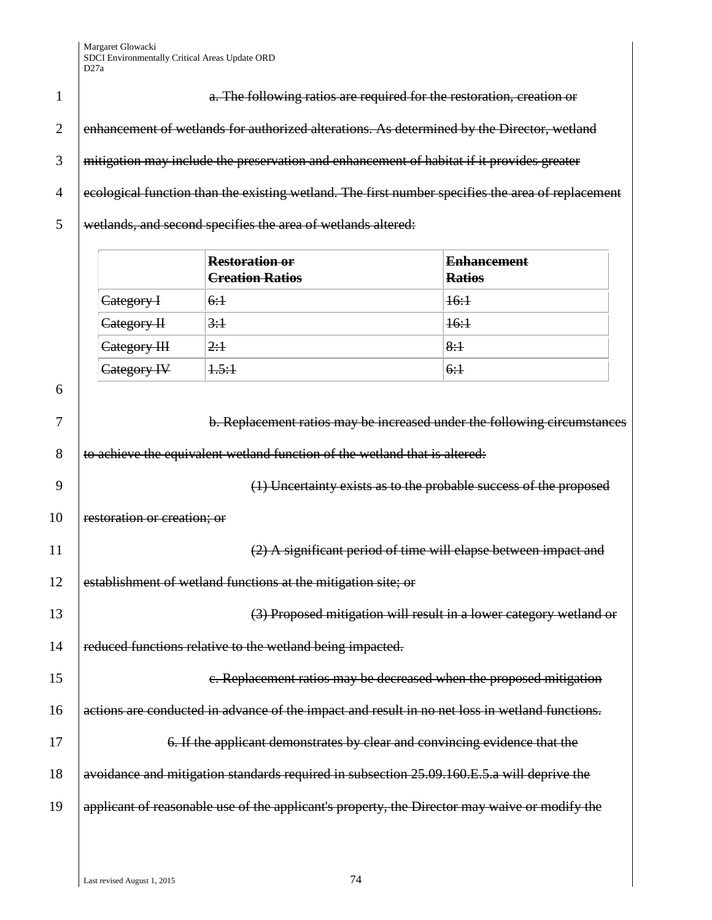~~a. The following ratios are required for the restoration, creation or enhancement of wetlands for authorized alterations. As determined by the Director, wetland mitigation may include the preservation and enhancement of habitat if it provides greater ecological function than the existing wetland. The first number specifies the area of replacement wetlands, and second specifies the area of wetlands altered:~~

| | ~~**Restoration or Creation Ratios**~~ | ~~**Enhancement Ratios**~~ |
|---|---|---|
| ~~Category I~~ | ~~6:1~~ | ~~16:1~~ |
| ~~Category II~~ | ~~3:1~~ | ~~16:1~~ |
| ~~Category III~~ | ~~2:1~~ | ~~8:1~~ |
| ~~Category IV~~ | ~~1.5:1~~ | ~~6:1~~ |

~~b. Replacement ratios may be increased under the following circumstances to achieve the equivalent wetland function of the wetland that is altered:~~

~~(1) Uncertainty exists as to the probable success of the proposed restoration or creation; or~~

~~(2) A significant period of time will elapse between impact and establishment of wetland functions at the mitigation site; or~~

~~(3) Proposed mitigation will result in a lower category wetland or reduced functions relative to the wetland being impacted.~~

~~c. Replacement ratios may be decreased when the proposed mitigation actions are conducted in advance of the impact and result in no net loss in wetland functions.~~

~~6. If the applicant demonstrates by clear and convincing evidence that the avoidance and mitigation standards required in subsection 25.09.160.E.5.a will deprive the applicant of reasonable use of the applicant's property, the Director may waive or modify the~~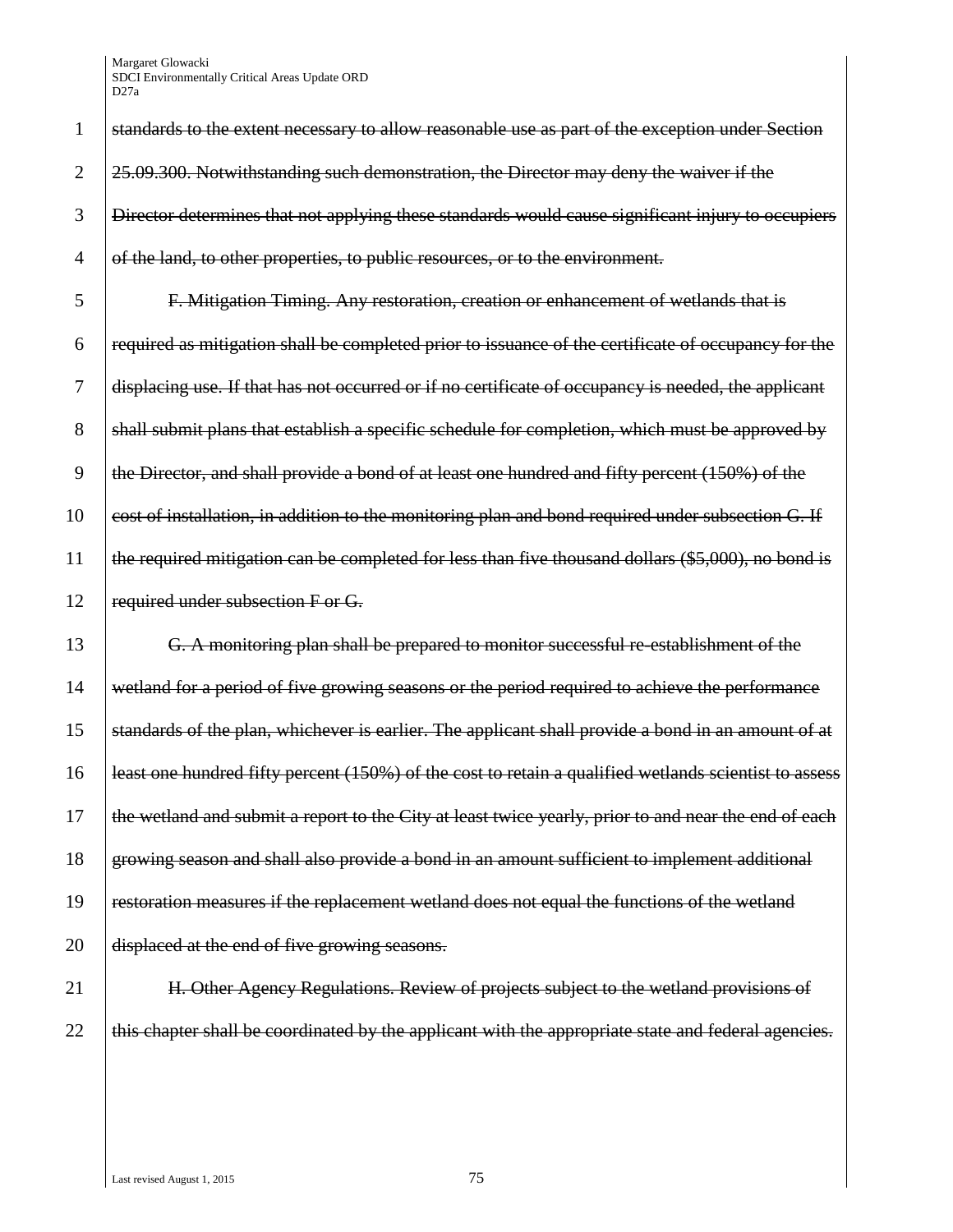~~standards to the extent necessary to allow reasonable use as part of the exception under Section 25.09.300. Notwithstanding such demonstration, the Director may deny the waiver if the Director determines that not applying these standards would cause significant injury to occupiers of the land, to other properties, to public resources, or to the environment.~~

~~F. Mitigation Timing. Any restoration, creation or enhancement of wetlands that is required as mitigation shall be completed prior to issuance of the certificate of occupancy for the displacing use. If that has not occurred or if no certificate of occupancy is needed, the applicant shall submit plans that establish a specific schedule for completion, which must be approved by the Director, and shall provide a bond of at least one hundred and fifty percent (150%) of the cost of installation, in addition to the monitoring plan and bond required under subsection G. If the required mitigation can be completed for less than five thousand dollars ($5,000), no bond is required under subsection F or G.~~

~~G. A monitoring plan shall be prepared to monitor successful re-establishment of the wetland for a period of five growing seasons or the period required to achieve the performance standards of the plan, whichever is earlier. The applicant shall provide a bond in an amount of at least one hundred fifty percent (150%) of the cost to retain a qualified wetlands scientist to assess the wetland and submit a report to the City at least twice yearly, prior to and near the end of each growing season and shall also provide a bond in an amount sufficient to implement additional restoration measures if the replacement wetland does not equal the functions of the wetland displaced at the end of five growing seasons.~~

~~H. Other Agency Regulations. Review of projects subject to the wetland provisions of this chapter shall be coordinated by the applicant with the appropriate state and federal agencies.~~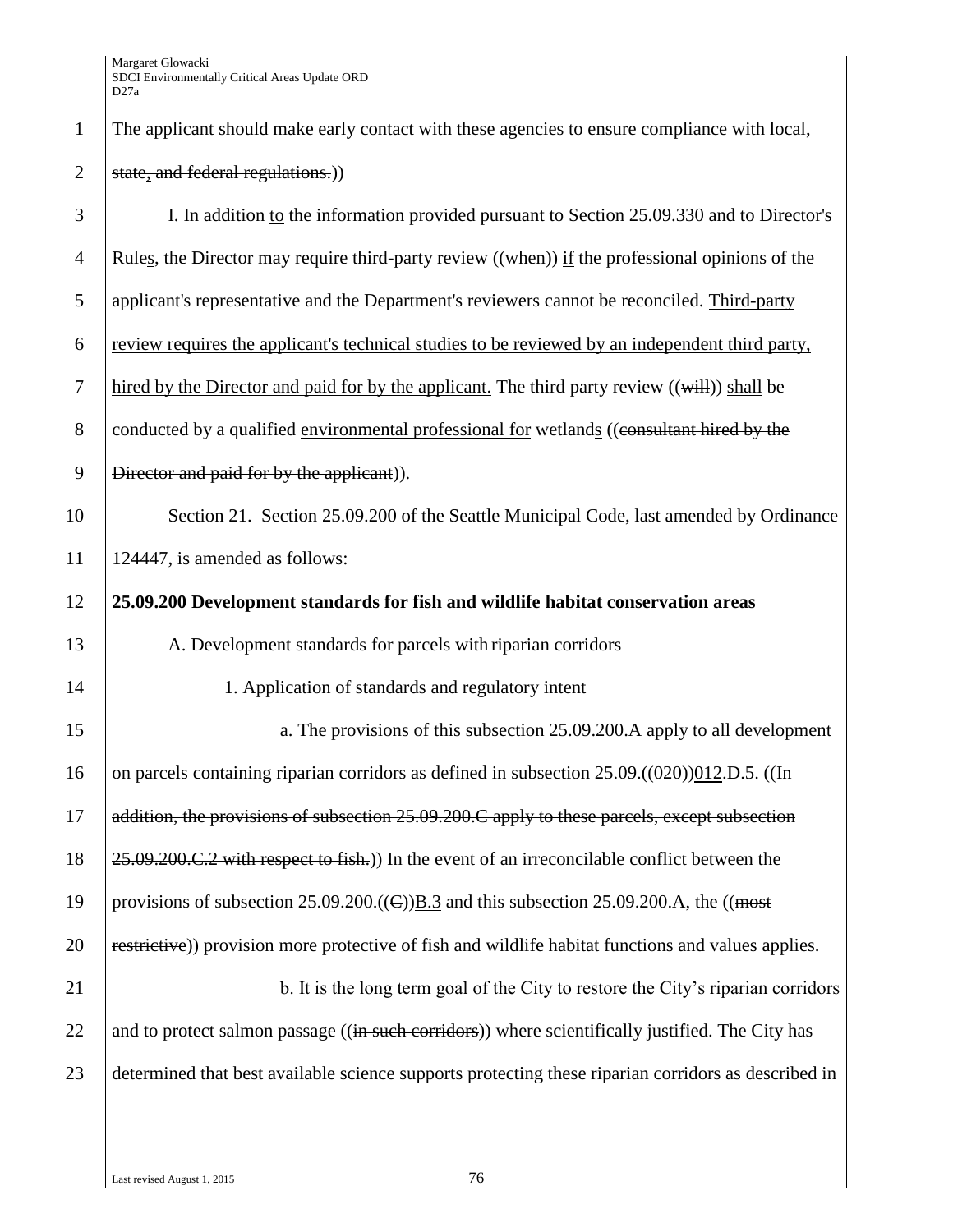The applicant should make early contact with these agencies to ensure compliance with local, state, and federal regulations.))

I. In addition to the information provided pursuant to Section 25.09.330 and to Director's Rules, the Director may require third-party review ((when)) if the professional opinions of the applicant's representative and the Department's reviewers cannot be reconciled. Third-party review requires the applicant's technical studies to be reviewed by an independent third party, hired by the Director and paid for by the applicant. The third party review ((will)) shall be conducted by a qualified environmental professional for wetlands ((consultant hired by the Director and paid for by the applicant)).

Section 21. Section 25.09.200 of the Seattle Municipal Code, last amended by Ordinance 124447, is amended as follows:

**25.09.200 Development standards for fish and wildlife habitat conservation areas**

A. Development standards for parcels with riparian corridors

1. Application of standards and regulatory intent

a. The provisions of this subsection 25.09.200.A apply to all development on parcels containing riparian corridors as defined in subsection 25.09.((020))012.D.5. ((In addition, the provisions of subsection 25.09.200.C apply to these parcels, except subsection 25.09.200.C.2 with respect to fish.)) In the event of an irreconcilable conflict between the provisions of subsection 25.09.200.((C))B.3 and this subsection 25.09.200.A, the ((most restrictive)) provision more protective of fish and wildlife habitat functions and values applies.

b. It is the long term goal of the City to restore the City's riparian corridors and to protect salmon passage ((in such corridors)) where scientifically justified. The City has determined that best available science supports protecting these riparian corridors as described in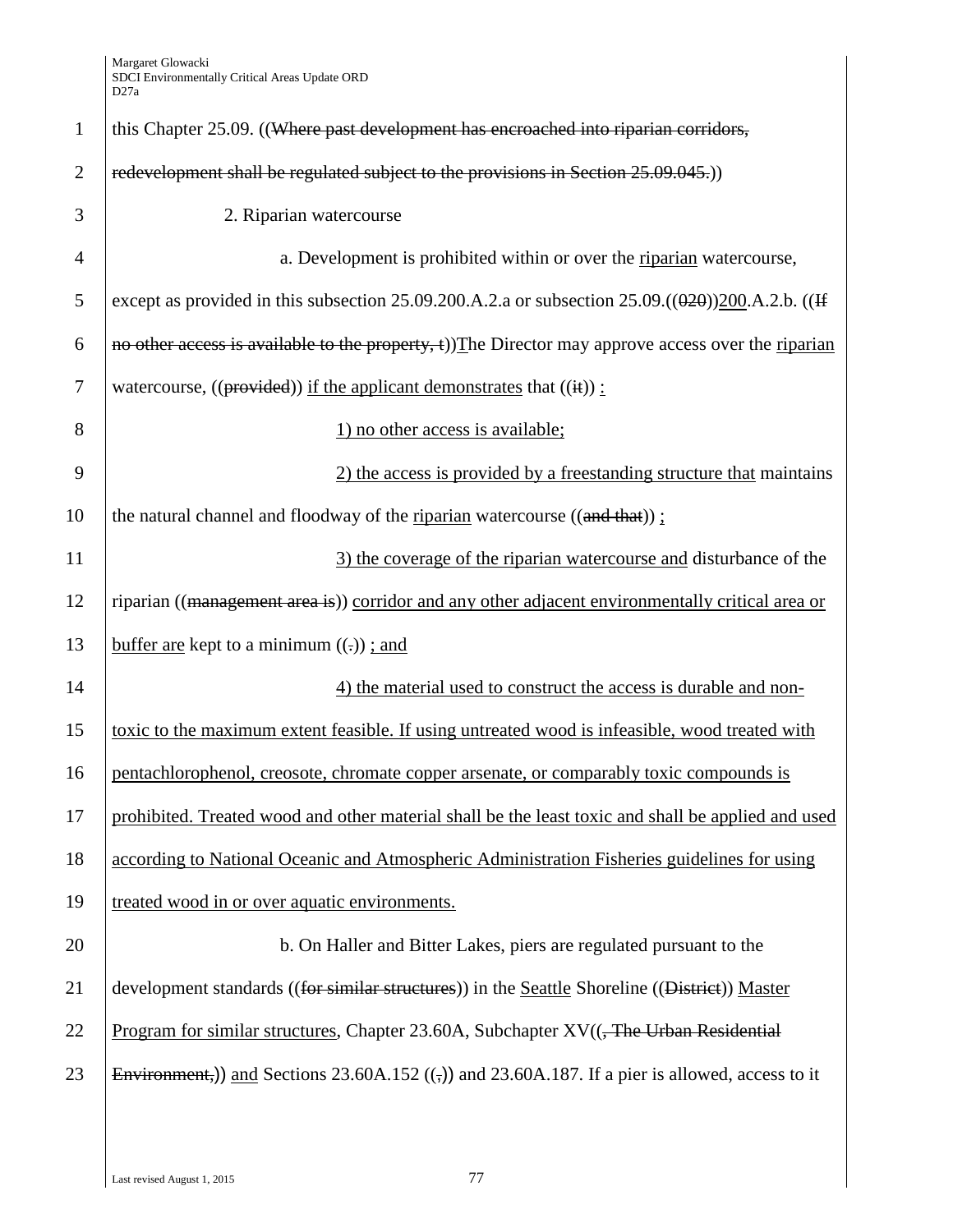this Chapter 25.09. ((~~Where past development has encroached into riparian corridors, redevelopment shall be regulated subject to the provisions in Section 25.09.045.~~))

2. Riparian watercourse

a. Development is prohibited within or over the <u>riparian</u> watercourse, except as provided in this subsection 25.09.200.A.2.a or subsection 25.09.((~~020~~))<u>200</u>.A.2.b. ((~~If no other access is available to the property, t~~))<u>T</u>he Director may approve access over the <u>riparian</u> watercourse, ((~~provided~~)) <u>if the applicant demonstrates</u> that ((~~it~~)) <u>:</u>

<u>1) no other access is available;</u>

<u>2) the access is provided by a freestanding structure that</u> maintains the natural channel and floodway of the <u>riparian</u> watercourse ((~~and that~~)) <u>;</u>

<u>3) the coverage of the riparian watercourse and</u> disturbance of the riparian ((~~management area is~~)) <u>corridor and any other adjacent environmentally critical area or buffer are</u> kept to a minimum ((~~.~~)) <u>; and</u>

<u>4) the material used to construct the access is durable and non-toxic to the maximum extent feasible. If using untreated wood is infeasible, wood treated with pentachlorophenol, creosote, chromate copper arsenate, or comparably toxic compounds is prohibited. Treated wood and other material shall be the least toxic and shall be applied and used according to National Oceanic and Atmospheric Administration Fisheries guidelines for using treated wood in or over aquatic environments.</u>

b. On Haller and Bitter Lakes, piers are regulated pursuant to the development standards ((~~for similar structures~~)) in the <u>Seattle</u> Shoreline ((~~District~~)) <u>Master Program for similar structures</u>, Chapter 23.60A, Subchapter XV((~~, The Urban Residential Environment,~~)) <u>and</u> Sections 23.60A.152 ((~~,~~)) and 23.60A.187. If a pier is allowed, access to it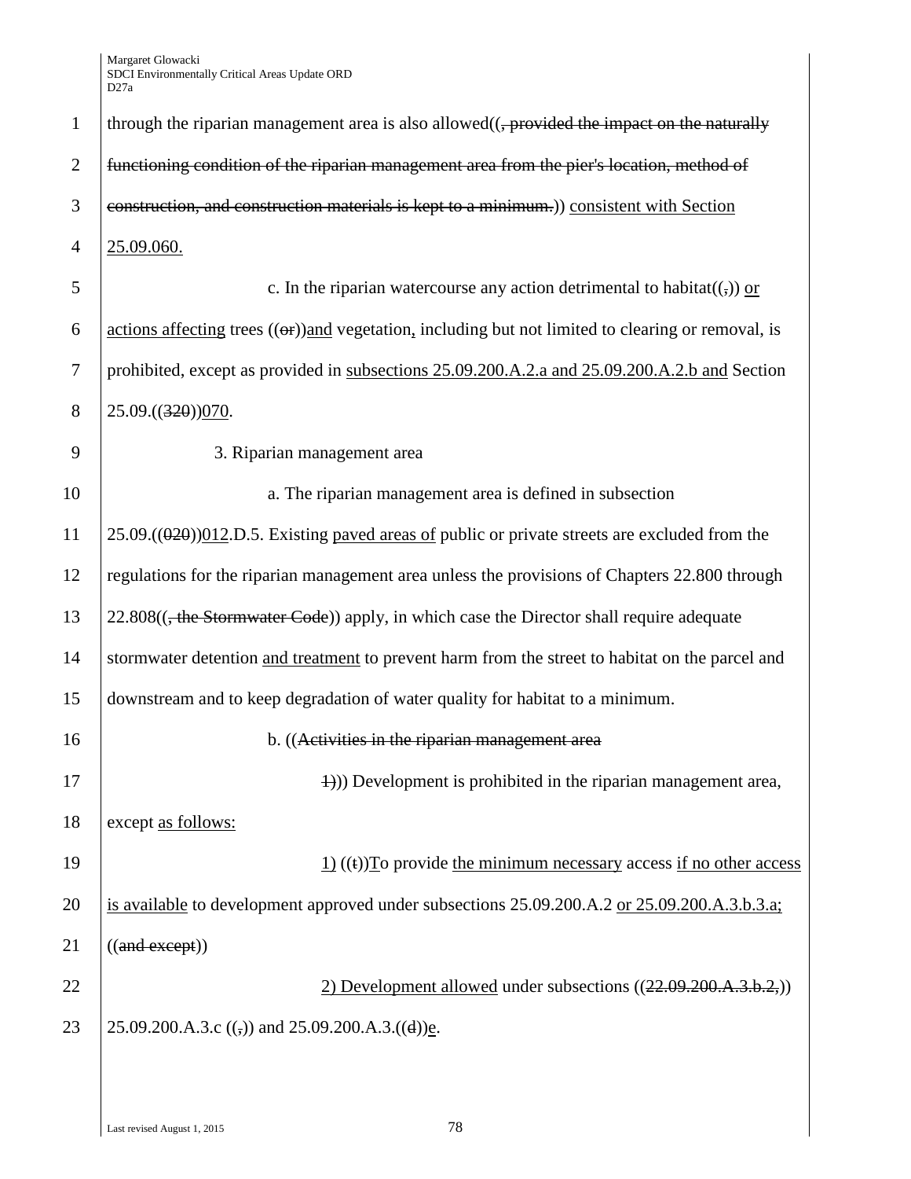through the riparian management area is also allowed((, provided the impact on the naturally functioning condition of the riparian management area from the pier's location, method of construction, and construction materials is kept to a minimum.)) consistent with Section 25.09.060.

c. In the riparian watercourse any action detrimental to habitat((,)) or actions affecting trees ((or))and vegetation, including but not limited to clearing or removal, is prohibited, except as provided in subsections 25.09.200.A.2.a and 25.09.200.A.2.b and Section 25.09.((320))070.

3. Riparian management area

a. The riparian management area is defined in subsection 25.09.((020))012.D.5. Existing paved areas of public or private streets are excluded from the regulations for the riparian management area unless the provisions of Chapters 22.800 through 22.808((, the Stormwater Code)) apply, in which case the Director shall require adequate stormwater detention and treatment to prevent harm from the street to habitat on the parcel and downstream and to keep degradation of water quality for habitat to a minimum.

b. ((Activities in the riparian management area

1))) Development is prohibited in the riparian management area, except as follows:

1) ((t))To provide the minimum necessary access if no other access is available to development approved under subsections 25.09.200.A.2 or 25.09.200.A.3.b.3.a; ((and except))

2) Development allowed under subsections ((22.09.200.A.3.b.2,)) 25.09.200.A.3.c ((,)) and 25.09.200.A.3.((d))e.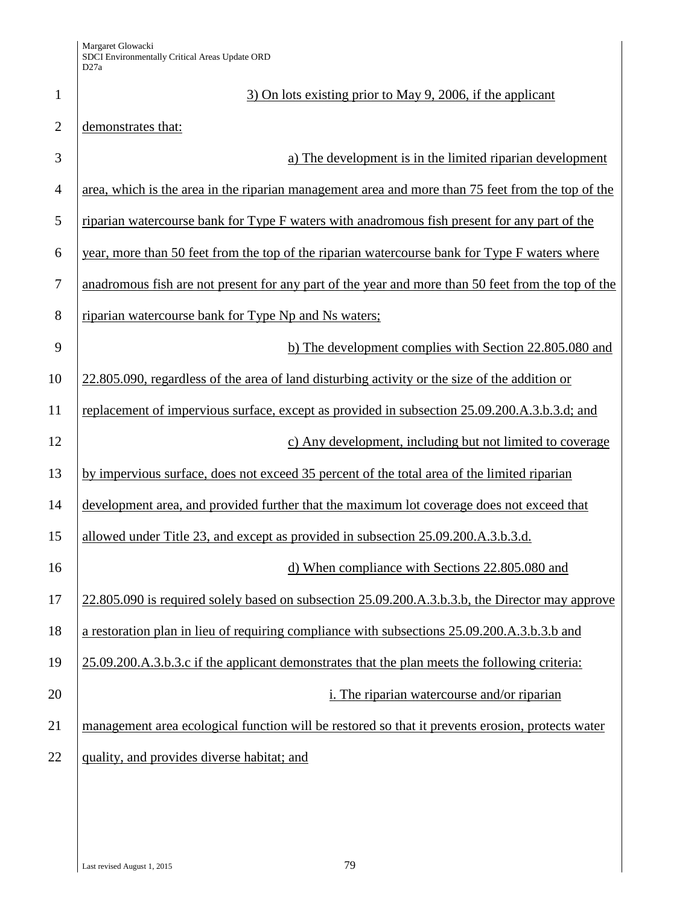3) On lots existing prior to May 9, 2006, if the applicant demonstrates that:

a) The development is in the limited riparian development area, which is the area in the riparian management area and more than 75 feet from the top of the riparian watercourse bank for Type F waters with anadromous fish present for any part of the year, more than 50 feet from the top of the riparian watercourse bank for Type F waters where anadromous fish are not present for any part of the year and more than 50 feet from the top of the riparian watercourse bank for Type Np and Ns waters;

b) The development complies with Section 22.805.080 and 22.805.090, regardless of the area of land disturbing activity or the size of the addition or replacement of impervious surface, except as provided in subsection 25.09.200.A.3.b.3.d; and

c) Any development, including but not limited to coverage by impervious surface, does not exceed 35 percent of the total area of the limited riparian development area, and provided further that the maximum lot coverage does not exceed that allowed under Title 23, and except as provided in subsection 25.09.200.A.3.b.3.d.

d) When compliance with Sections 22.805.080 and 22.805.090 is required solely based on subsection 25.09.200.A.3.b.3.b, the Director may approve a restoration plan in lieu of requiring compliance with subsections 25.09.200.A.3.b.3.b and 25.09.200.A.3.b.3.c if the applicant demonstrates that the plan meets the following criteria:

i. The riparian watercourse and/or riparian management area ecological function will be restored so that it prevents erosion, protects water quality, and provides diverse habitat; and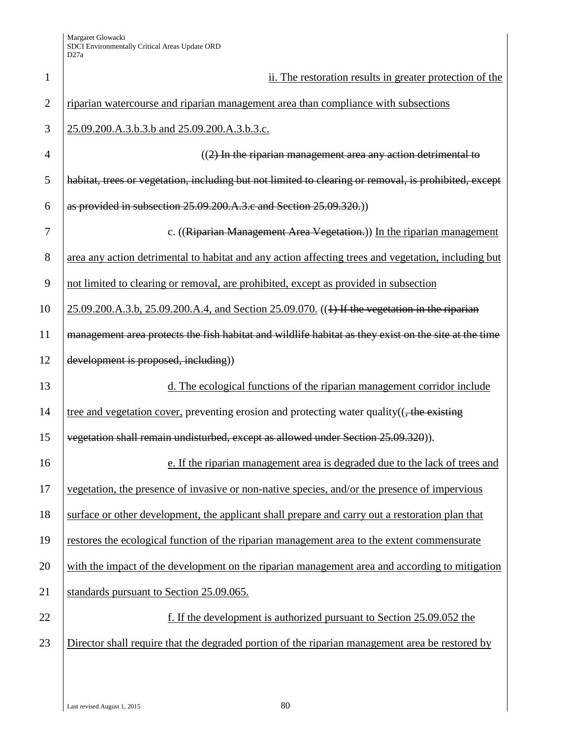ii. The restoration results in greater protection of the riparian watercourse and riparian management area than compliance with subsections 25.09.200.A.3.b.3.b and 25.09.200.A.3.b.3.c.

((~~(2) In the riparian management area any action detrimental to habitat, trees or vegetation, including but not limited to clearing or removal, is prohibited, except as provided in subsection 25.09.200.A.3.c and Section 25.09.320.~~))

c. ((~~Riparian Management Area Vegetation.~~)) In the riparian management area any action detrimental to habitat and any action affecting trees and vegetation, including but not limited to clearing or removal, are prohibited, except as provided in subsection 25.09.200.A.3.b, 25.09.200.A.4, and Section 25.09.070. ((~~1) If the vegetation in the riparian management area protects the fish habitat and wildlife habitat as they exist on the site at the time development is proposed, including~~))

d. The ecological functions of the riparian management corridor include tree and vegetation cover, preventing erosion and protecting water quality((~~, the existing vegetation shall remain undisturbed, except as allowed under Section 25.09.320~~)).

e. If the riparian management area is degraded due to the lack of trees and vegetation, the presence of invasive or non-native species, and/or the presence of impervious surface or other development, the applicant shall prepare and carry out a restoration plan that restores the ecological function of the riparian management area to the extent commensurate with the impact of the development on the riparian management area and according to mitigation standards pursuant to Section 25.09.065.

f. If the development is authorized pursuant to Section 25.09.052 the Director shall require that the degraded portion of the riparian management area be restored by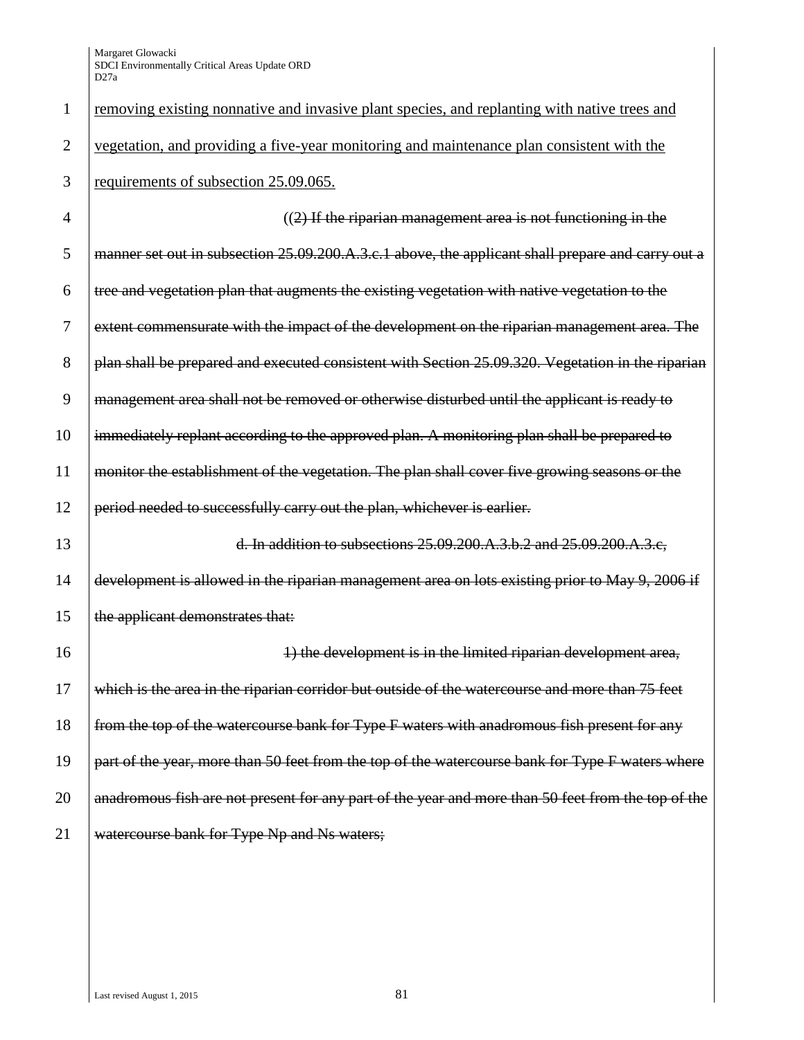removing existing nonnative and invasive plant species, and replanting with native trees and vegetation, and providing a five-year monitoring and maintenance plan consistent with the requirements of subsection 25.09.065.

((2) If the riparian management area is not functioning in the manner set out in subsection 25.09.200.A.3.c.1 above, the applicant shall prepare and carry out a tree and vegetation plan that augments the existing vegetation with native vegetation to the extent commensurate with the impact of the development on the riparian management area. The plan shall be prepared and executed consistent with Section 25.09.320. Vegetation in the riparian management area shall not be removed or otherwise disturbed until the applicant is ready to immediately replant according to the approved plan. A monitoring plan shall be prepared to monitor the establishment of the vegetation. The plan shall cover five growing seasons or the period needed to successfully carry out the plan, whichever is earlier.

d. In addition to subsections 25.09.200.A.3.b.2 and 25.09.200.A.3.c, development is allowed in the riparian management area on lots existing prior to May 9, 2006 if the applicant demonstrates that:

1) the development is in the limited riparian development area, which is the area in the riparian corridor but outside of the watercourse and more than 75 feet from the top of the watercourse bank for Type F waters with anadromous fish present for any part of the year, more than 50 feet from the top of the watercourse bank for Type F waters where anadromous fish are not present for any part of the year and more than 50 feet from the top of the watercourse bank for Type Np and Ns waters;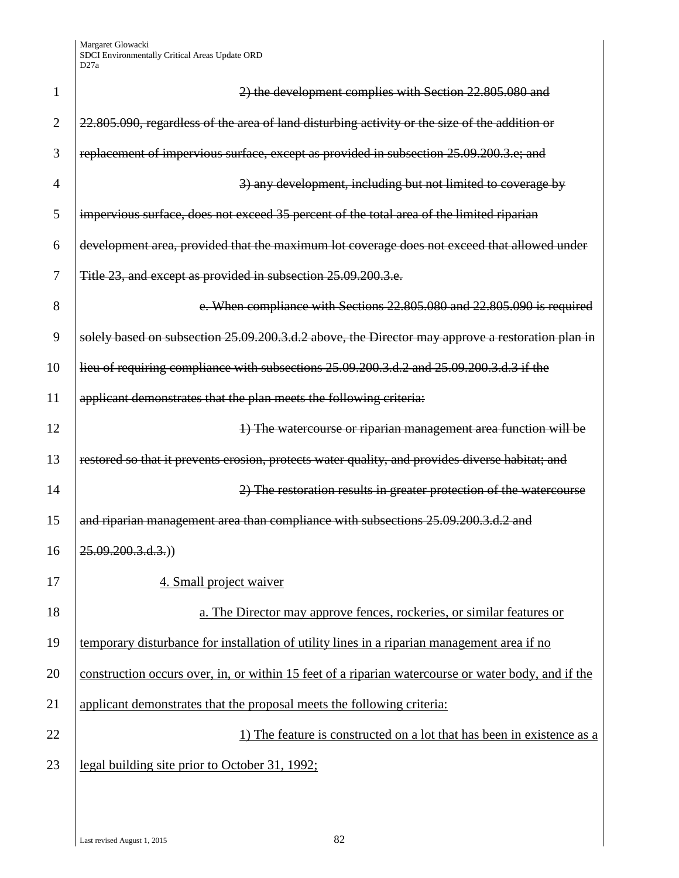~~2) the development complies with Section 22.805.080 and 22.805.090, regardless of the area of land disturbing activity or the size of the addition or replacement of impervious surface, except as provided in subsection 25.09.200.3.e; and~~

~~3) any development, including but not limited to coverage by impervious surface, does not exceed 35 percent of the total area of the limited riparian development area, provided that the maximum lot coverage does not exceed that allowed under Title 23, and except as provided in subsection 25.09.200.3.e.~~

~~e. When compliance with Sections 22.805.080 and 22.805.090 is required solely based on subsection 25.09.200.3.d.2 above, the Director may approve a restoration plan in lieu of requiring compliance with subsections 25.09.200.3.d.2 and 25.09.200.3.d.3 if the applicant demonstrates that the plan meets the following criteria:~~

~~1) The watercourse or riparian management area function will be restored so that it prevents erosion, protects water quality, and provides diverse habitat; and~~

~~2) The restoration results in greater protection of the watercourse and riparian management area than compliance with subsections 25.09.200.3.d.2 and 25.09.200.3.d.3.~~))

<u>4. Small project waiver</u>

<u>a. The Director may approve fences, rockeries, or similar features or temporary disturbance for installation of utility lines in a riparian management area if no construction occurs over, in, or within 15 feet of a riparian watercourse or water body, and if the applicant demonstrates that the proposal meets the following criteria:</u>

<u>1) The feature is constructed on a lot that has been in existence as a legal building site prior to October 31, 1992;</u>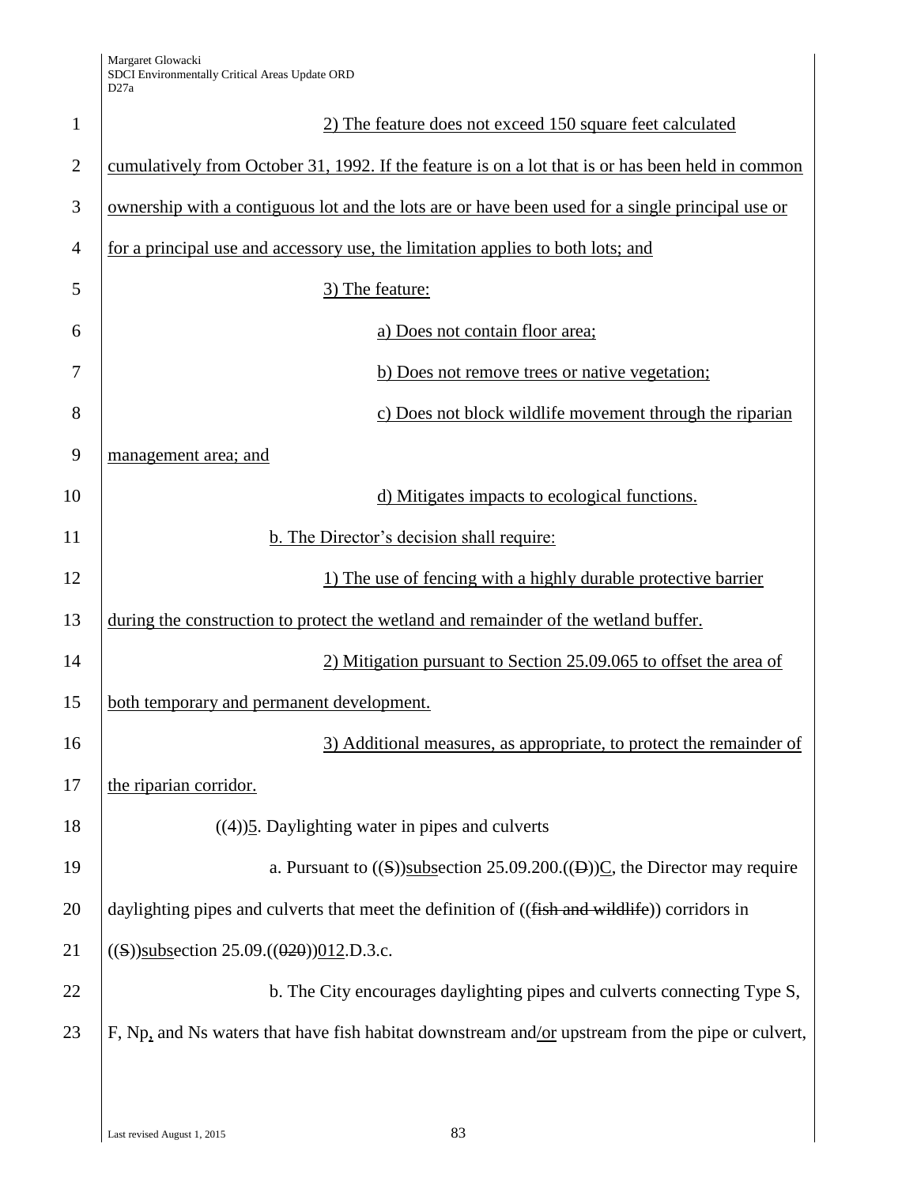2) The feature does not exceed 150 square feet calculated cumulatively from October 31, 1992. If the feature is on a lot that is or has been held in common ownership with a contiguous lot and the lots are or have been used for a single principal use or for a principal use and accessory use, the limitation applies to both lots; and

3) The feature:

a) Does not contain floor area;

b) Does not remove trees or native vegetation;

c) Does not block wildlife movement through the riparian management area; and

d) Mitigates impacts to ecological functions.

b. The Director's decision shall require:

1) The use of fencing with a highly durable protective barrier during the construction to protect the wetland and remainder of the wetland buffer.

2) Mitigation pursuant to Section 25.09.065 to offset the area of both temporary and permanent development.

3) Additional measures, as appropriate, to protect the remainder of the riparian corridor.

((4))5. Daylighting water in pipes and culverts

a. Pursuant to ((S))subsection 25.09.200.((D))C, the Director may require daylighting pipes and culverts that meet the definition of ((fish and wildlife)) corridors in ((S))subsection 25.09.((020))012.D.3.c.

b. The City encourages daylighting pipes and culverts connecting Type S, F, Np, and Ns waters that have fish habitat downstream and/or upstream from the pipe or culvert,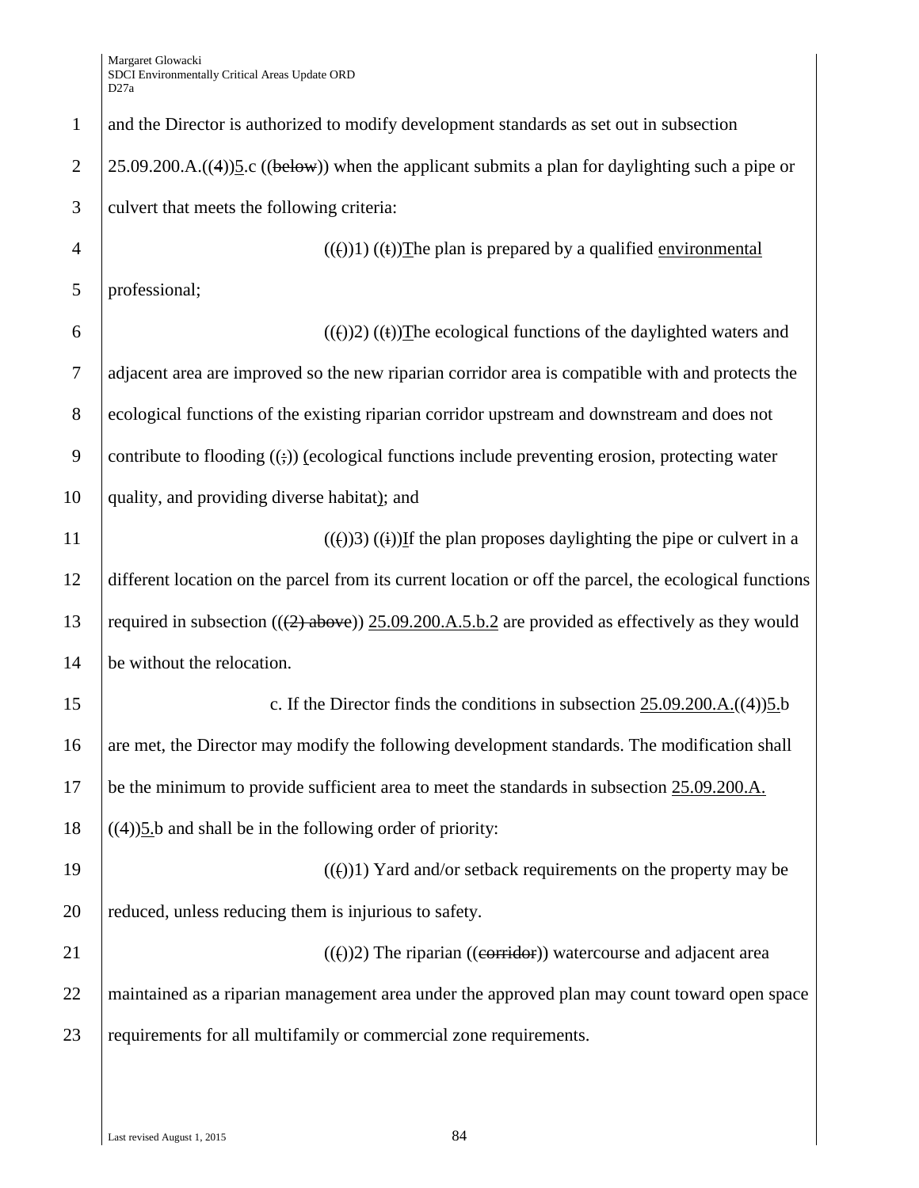and the Director is authorized to modify development standards as set out in subsection 25.09.200.A.((4))5.c ((below)) when the applicant submits a plan for daylighting such a pipe or culvert that meets the following criteria:

((()) 1) ((t))The plan is prepared by a qualified environmental professional;

((()) 2) ((t))The ecological functions of the daylighted waters and adjacent area are improved so the new riparian corridor area is compatible with and protects the ecological functions of the existing riparian corridor upstream and downstream and does not contribute to flooding ((;)) (ecological functions include preventing erosion, protecting water quality, and providing diverse habitat); and

((()) 3) ((i))If the plan proposes daylighting the pipe or culvert in a different location on the parcel from its current location or off the parcel, the ecological functions required in subsection (((2) above)) 25.09.200.A.5.b.2 are provided as effectively as they would be without the relocation.

c. If the Director finds the conditions in subsection 25.09.200.A.((4))5.b are met, the Director may modify the following development standards. The modification shall be the minimum to provide sufficient area to meet the standards in subsection 25.09.200.A. ((4))5.b and shall be in the following order of priority:

((()) 1) Yard and/or setback requirements on the property may be reduced, unless reducing them is injurious to safety.

((()) 2) The riparian ((corridor)) watercourse and adjacent area maintained as a riparian management area under the approved plan may count toward open space requirements for all multifamily or commercial zone requirements.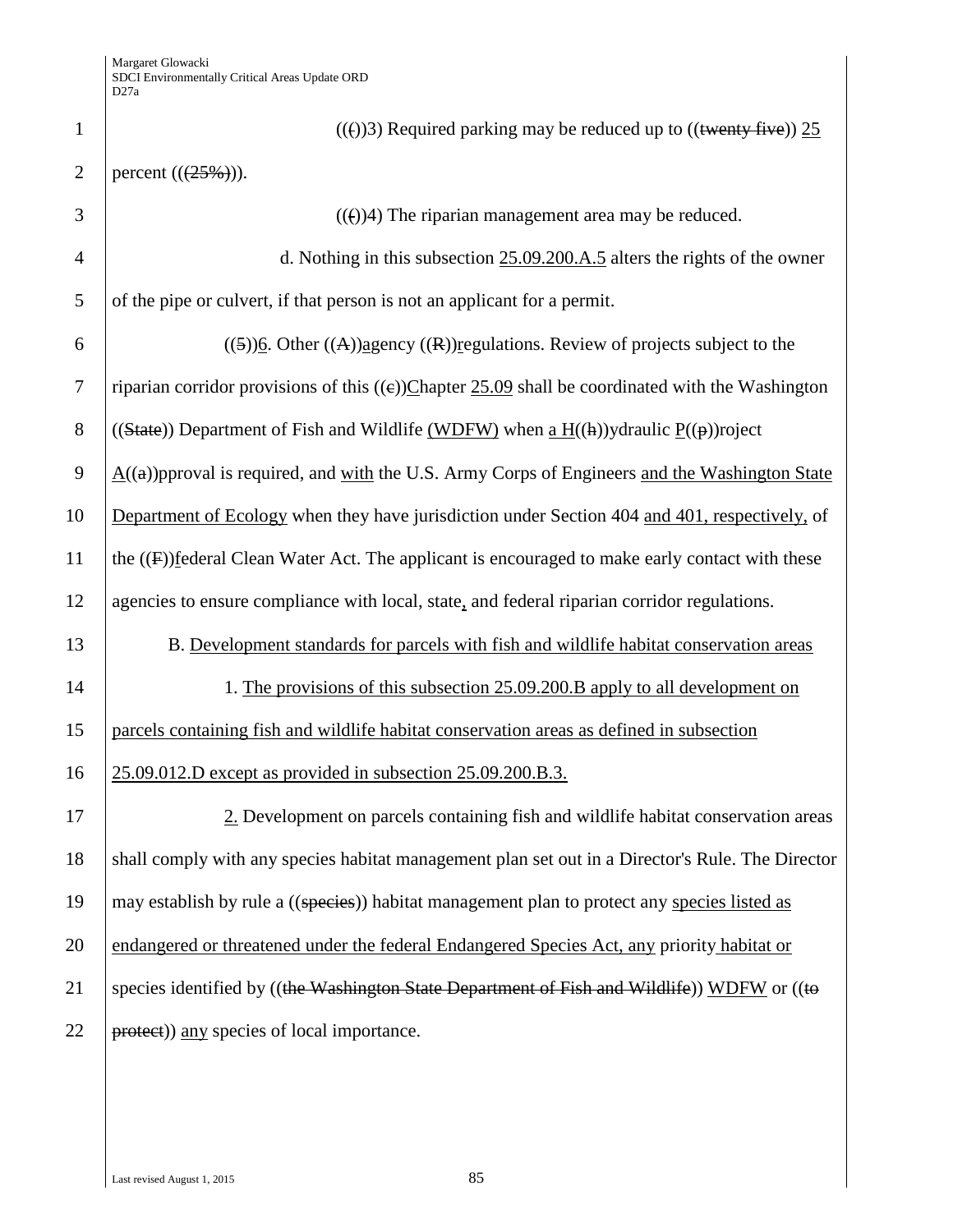((( ))3) Required parking may be reduced up to ((twenty five)) 25 percent (((25%))).

((( ))4) The riparian management area may be reduced.

d. Nothing in this subsection 25.09.200.A.5 alters the rights of the owner of the pipe or culvert, if that person is not an applicant for a permit.

((5))6. Other ((A))agency ((R))regulations. Review of projects subject to the riparian corridor provisions of this ((c))Chapter 25.09 shall be coordinated with the Washington ((State)) Department of Fish and Wildlife (WDFW) when a H((h))ydraulic P((p))roject A((a))pproval is required, and with the U.S. Army Corps of Engineers and the Washington State Department of Ecology when they have jurisdiction under Section 404 and 401, respectively, of the ((F))federal Clean Water Act. The applicant is encouraged to make early contact with these agencies to ensure compliance with local, state, and federal riparian corridor regulations.

B. Development standards for parcels with fish and wildlife habitat conservation areas

1. The provisions of this subsection 25.09.200.B apply to all development on parcels containing fish and wildlife habitat conservation areas as defined in subsection 25.09.012.D except as provided in subsection 25.09.200.B.3.

2. Development on parcels containing fish and wildlife habitat conservation areas shall comply with any species habitat management plan set out in a Director's Rule. The Director may establish by rule a ((species)) habitat management plan to protect any species listed as endangered or threatened under the federal Endangered Species Act, any priority habitat or species identified by ((the Washington State Department of Fish and Wildlife)) WDFW or ((to protect)) any species of local importance.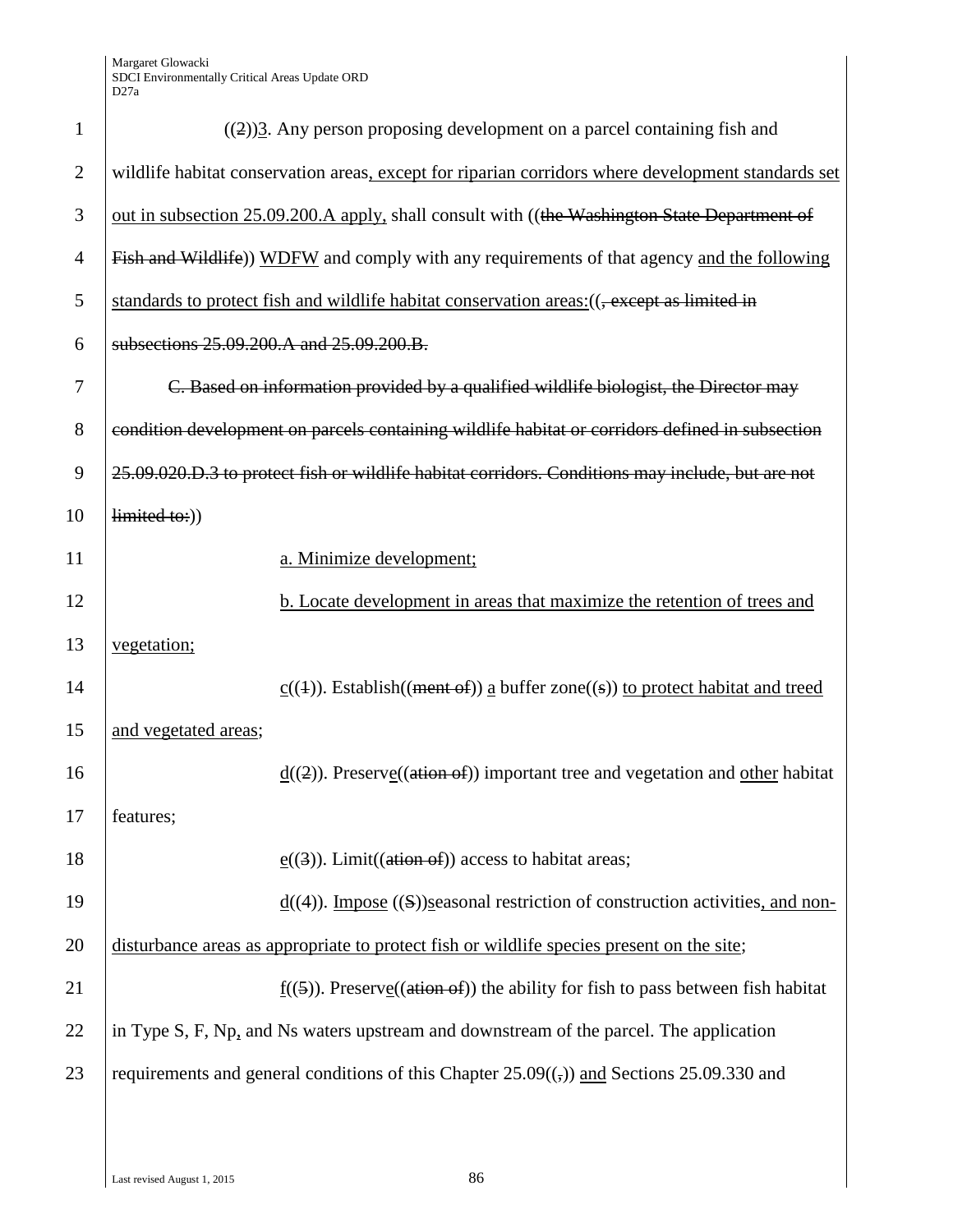((2))3. Any person proposing development on a parcel containing fish and wildlife habitat conservation areas, except for riparian corridors where development standards set out in subsection 25.09.200.A apply, shall consult with ((the Washington State Department of Fish and Wildlife)) WDFW and comply with any requirements of that agency and the following standards to protect fish and wildlife habitat conservation areas:((, except as limited in subsections 25.09.200.A and 25.09.200.B.

C. Based on information provided by a qualified wildlife biologist, the Director may condition development on parcels containing wildlife habitat or corridors defined in subsection 25.09.020.D.3 to protect fish or wildlife habitat corridors. Conditions may include, but are not limited to:))

a. Minimize development;

b. Locate development in areas that maximize the retention of trees and vegetation;

c((1)). Establish((ment of)) a buffer zone((s)) to protect habitat and treed and vegetated areas;

d((2)). Preserve((ation of)) important tree and vegetation and other habitat features;

e((3)). Limit((ation of)) access to habitat areas;

d((4)). Impose ((S))seasonal restriction of construction activities, and non-disturbance areas as appropriate to protect fish or wildlife species present on the site;

f((5)). Preserve((ation of)) the ability for fish to pass between fish habitat in Type S, F, Np, and Ns waters upstream and downstream of the parcel. The application requirements and general conditions of this Chapter 25.09((,)) and Sections 25.09.330 and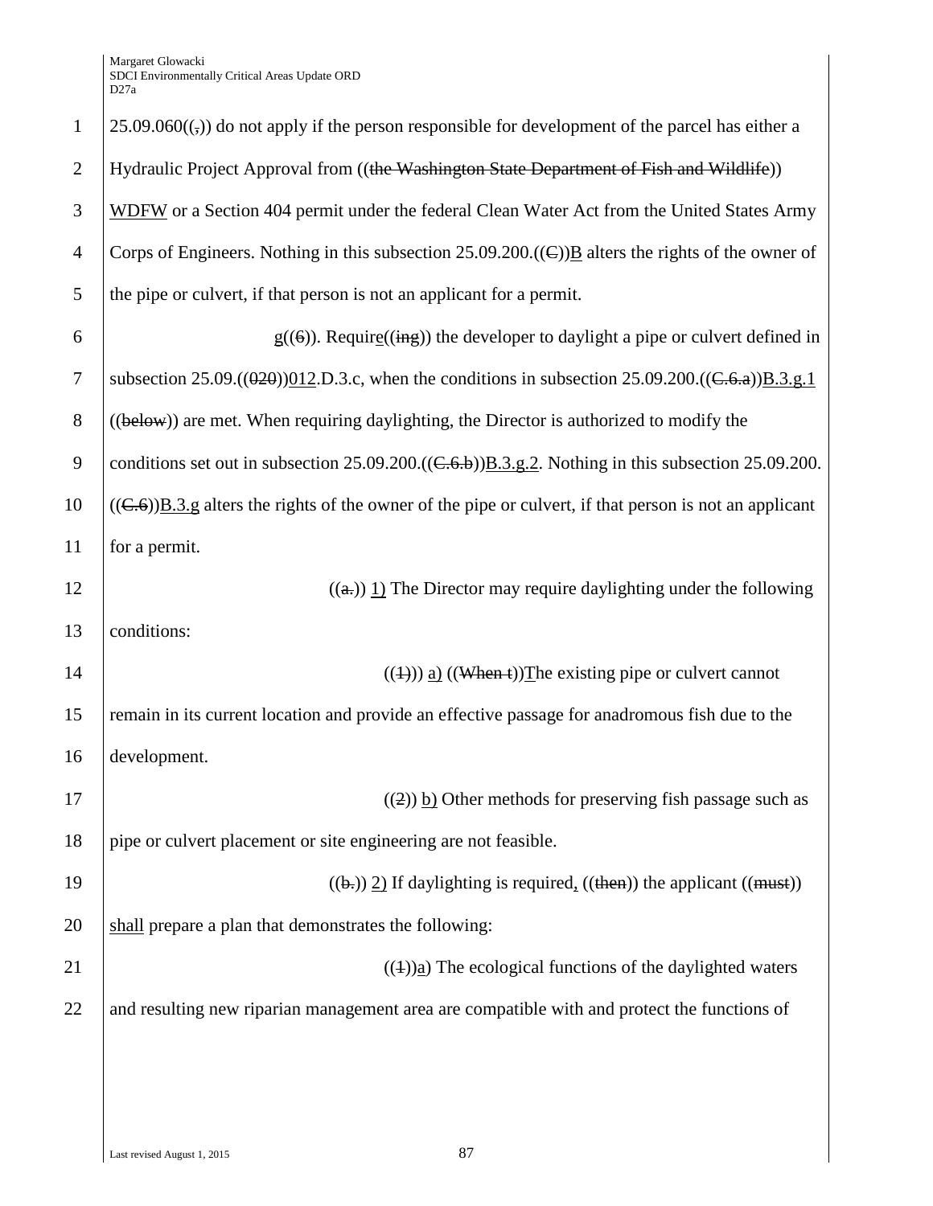25.09.060((,)) do not apply if the person responsible for development of the parcel has either a Hydraulic Project Approval from ((~~the Washington State Department of Fish and Wildlife~~)) WDFW or a Section 404 permit under the federal Clean Water Act from the United States Army Corps of Engineers. Nothing in this subsection 25.09.200.((~~C~~))B alters the rights of the owner of the pipe or culvert, if that person is not an applicant for a permit.

g((~~6~~)). Require((~~ing~~)) the developer to daylight a pipe or culvert defined in subsection 25.09.((~~020~~))012.D.3.c, when the conditions in subsection 25.09.200.((~~C.6.a~~))B.3.g.1 ((~~below~~)) are met. When requiring daylighting, the Director is authorized to modify the conditions set out in subsection 25.09.200.((~~C.6.b~~))B.3.g.2. Nothing in this subsection 25.09.200.((~~C.6~~))B.3.g alters the rights of the owner of the pipe or culvert, if that person is not an applicant for a permit.

((~~a.~~)) 1) The Director may require daylighting under the following conditions:

((~~1)~~)) a) ((~~When t~~))The existing pipe or culvert cannot remain in its current location and provide an effective passage for anadromous fish due to the development.

((~~2~~)) b) Other methods for preserving fish passage such as pipe or culvert placement or site engineering are not feasible.

((~~b.~~)) 2) If daylighting is required, ((~~then~~)) the applicant ((~~must~~)) shall prepare a plan that demonstrates the following:

((~~1~~))a) The ecological functions of the daylighted waters and resulting new riparian management area are compatible with and protect the functions of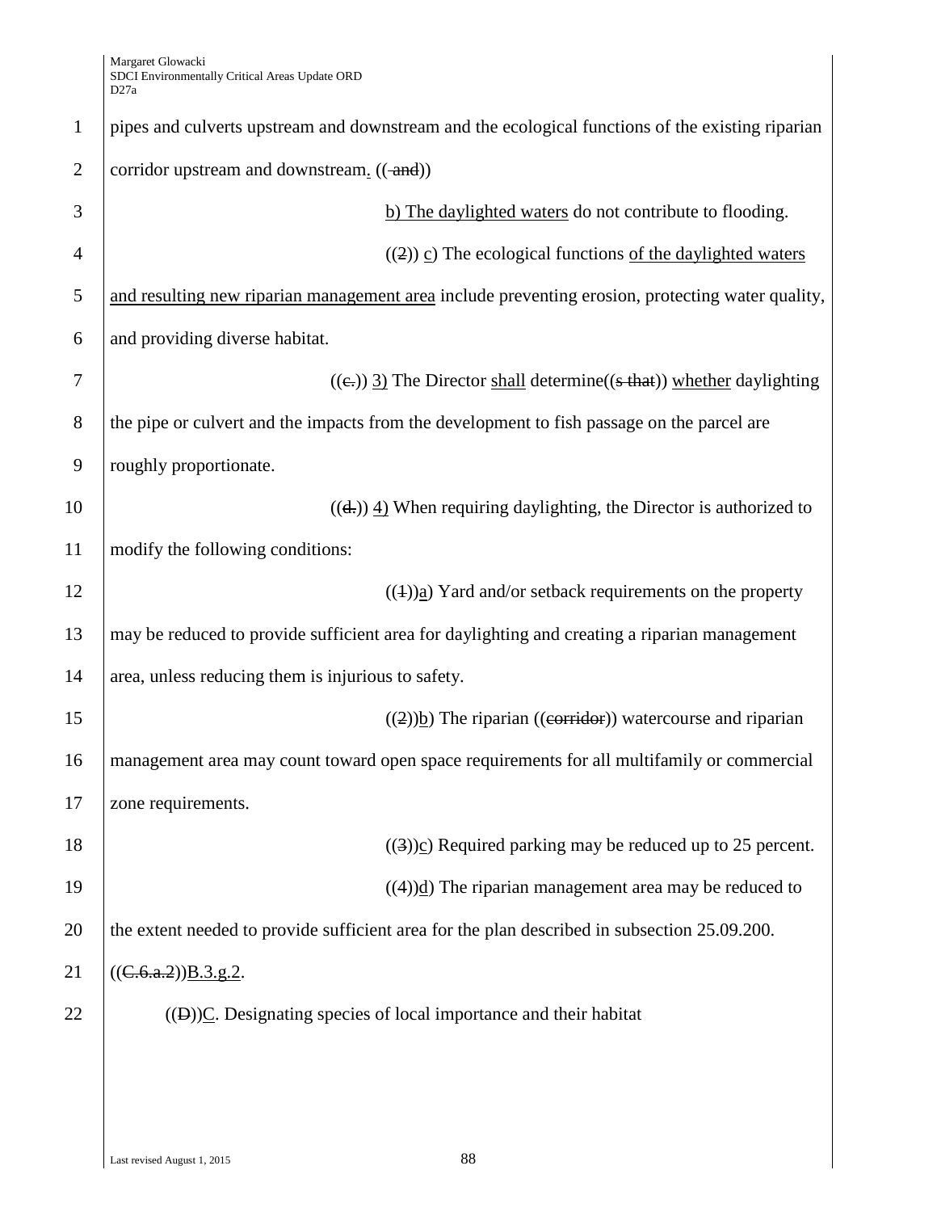pipes and culverts upstream and downstream and the ecological functions of the existing riparian corridor upstream and downstream. (( and))

b) The daylighted waters do not contribute to flooding.

((2)) c) The ecological functions of the daylighted waters and resulting new riparian management area include preventing erosion, protecting water quality, and providing diverse habitat.

((c.)) 3) The Director shall determine((s that)) whether daylighting the pipe or culvert and the impacts from the development to fish passage on the parcel are roughly proportionate.

((d.)) 4) When requiring daylighting, the Director is authorized to modify the following conditions:

((1))a) Yard and/or setback requirements on the property may be reduced to provide sufficient area for daylighting and creating a riparian management area, unless reducing them is injurious to safety.

((2))b) The riparian ((corridor)) watercourse and riparian management area may count toward open space requirements for all multifamily or commercial zone requirements.

((3))c) Required parking may be reduced up to 25 percent.

((4))d) The riparian management area may be reduced to the extent needed to provide sufficient area for the plan described in subsection 25.09.200. ((C.6.a.2))B.3.g.2.

((D))C. Designating species of local importance and their habitat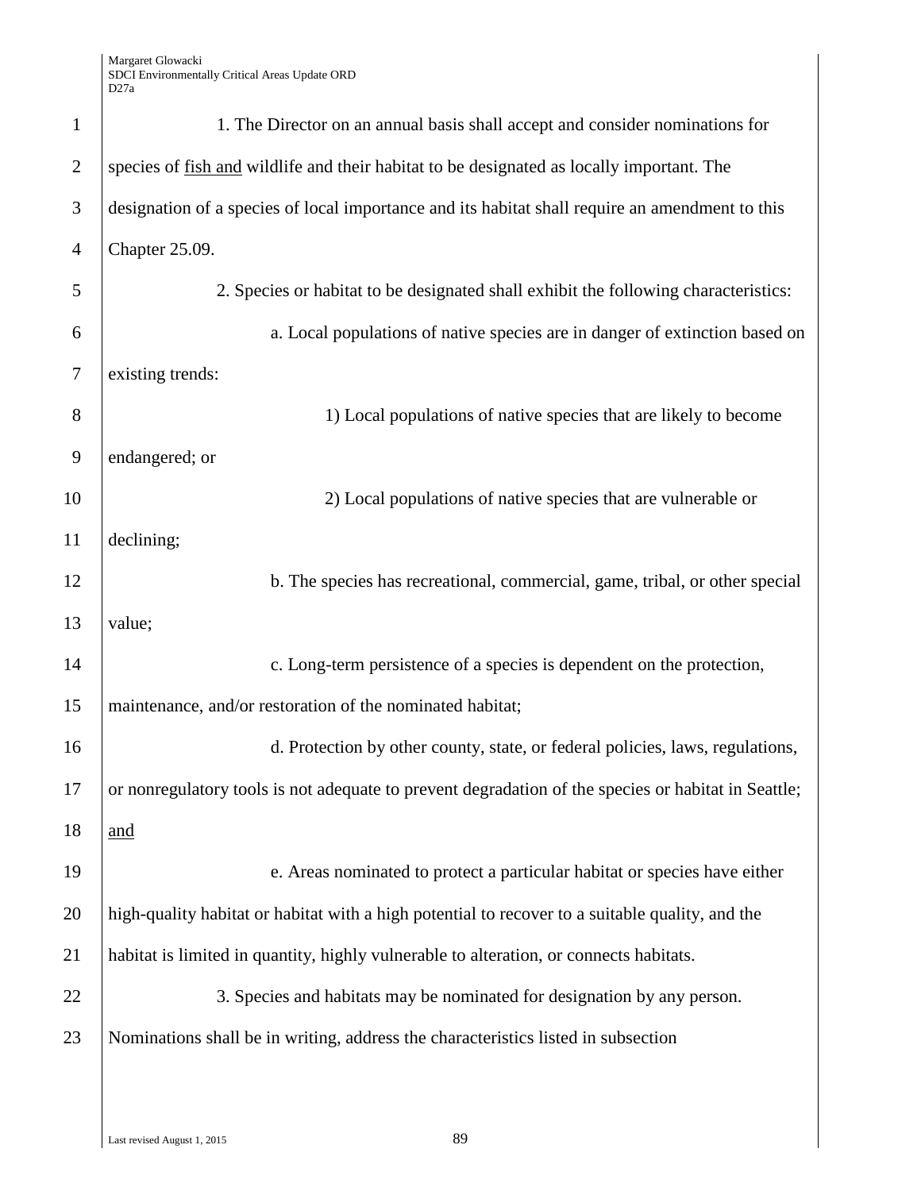1. The Director on an annual basis shall accept and consider nominations for species of fish and wildlife and their habitat to be designated as locally important. The designation of a species of local importance and its habitat shall require an amendment to this Chapter 25.09.

2. Species or habitat to be designated shall exhibit the following characteristics:

a. Local populations of native species are in danger of extinction based on existing trends:

1) Local populations of native species that are likely to become endangered; or

2) Local populations of native species that are vulnerable or declining;

b. The species has recreational, commercial, game, tribal, or other special value;

c. Long-term persistence of a species is dependent on the protection, maintenance, and/or restoration of the nominated habitat;

d. Protection by other county, state, or federal policies, laws, regulations, or nonregulatory tools is not adequate to prevent degradation of the species or habitat in Seattle; and

e. Areas nominated to protect a particular habitat or species have either high-quality habitat or habitat with a high potential to recover to a suitable quality, and the habitat is limited in quantity, highly vulnerable to alteration, or connects habitats.

3. Species and habitats may be nominated for designation by any person. Nominations shall be in writing, address the characteristics listed in subsection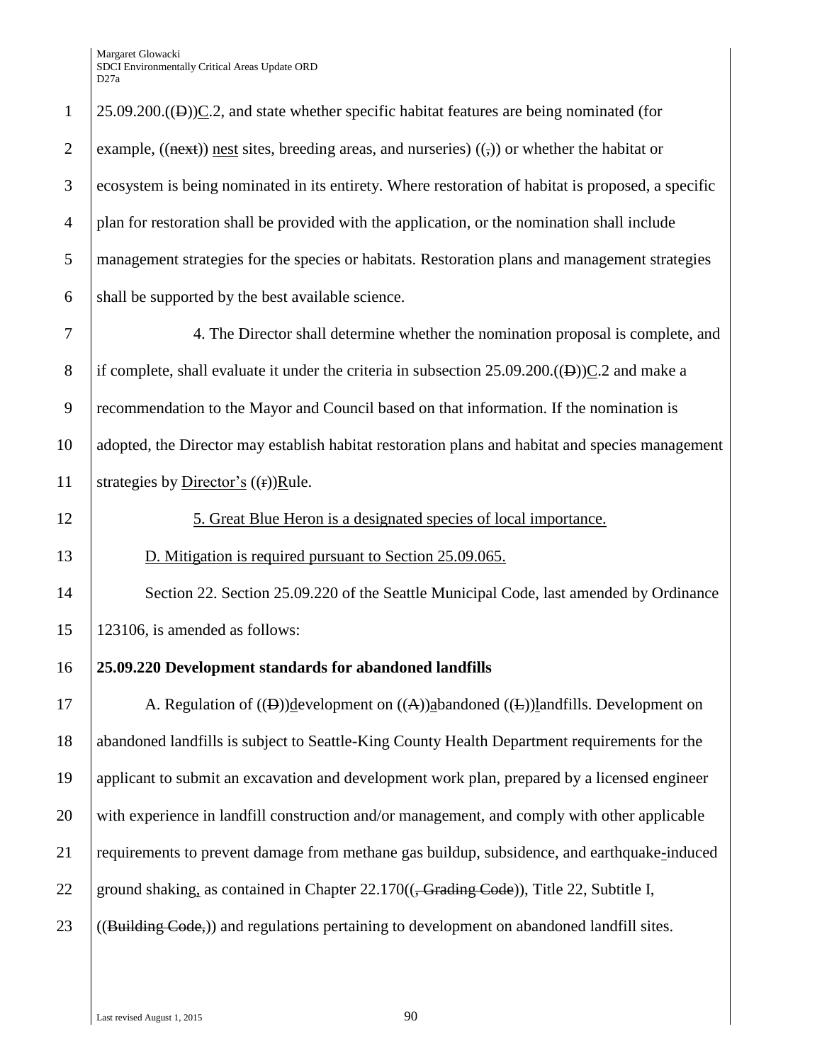25.09.200.((D))C.2, and state whether specific habitat features are being nominated (for example, ((next)) nest sites, breeding areas, and nurseries) ((,)) or whether the habitat or ecosystem is being nominated in its entirety. Where restoration of habitat is proposed, a specific plan for restoration shall be provided with the application, or the nomination shall include management strategies for the species or habitats. Restoration plans and management strategies shall be supported by the best available science.

4. The Director shall determine whether the nomination proposal is complete, and if complete, shall evaluate it under the criteria in subsection 25.09.200.((D))C.2 and make a recommendation to the Mayor and Council based on that information. If the nomination is adopted, the Director may establish habitat restoration plans and habitat and species management strategies by Director's ((r))Rule.

5. Great Blue Heron is a designated species of local importance.

D. Mitigation is required pursuant to Section 25.09.065.

Section 22. Section 25.09.220 of the Seattle Municipal Code, last amended by Ordinance 123106, is amended as follows:

**25.09.220 Development standards for abandoned landfills**

A. Regulation of ((D))development on ((A))abandoned ((L))landfills. Development on abandoned landfills is subject to Seattle-King County Health Department requirements for the applicant to submit an excavation and development work plan, prepared by a licensed engineer with experience in landfill construction and/or management, and comply with other applicable requirements to prevent damage from methane gas buildup, subsidence, and earthquake-induced ground shaking, as contained in Chapter 22.170((, Grading Code)), Title 22, Subtitle I, ((Building Code,)) and regulations pertaining to development on abandoned landfill sites.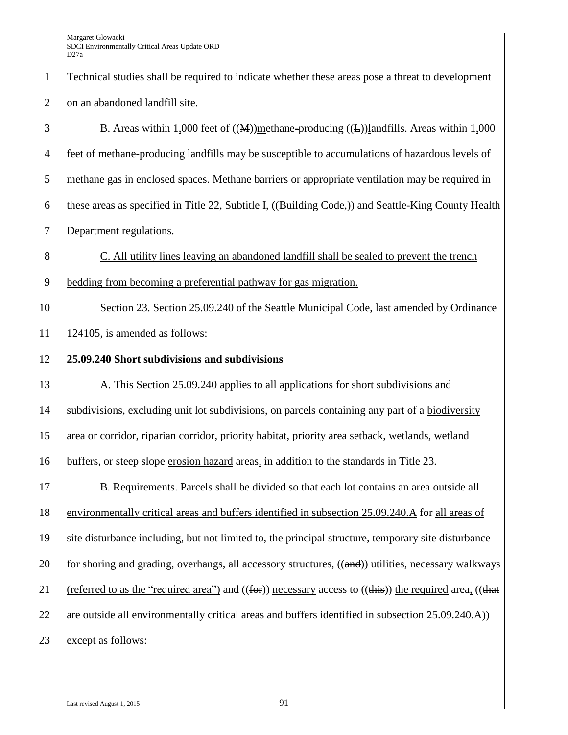Technical studies shall be required to indicate whether these areas pose a threat to development on an abandoned landfill site.

B. Areas within 1,000 feet of ((M))methane-producing ((L))landfills. Areas within 1,000 feet of methane-producing landfills may be susceptible to accumulations of hazardous levels of methane gas in enclosed spaces. Methane barriers or appropriate ventilation may be required in these areas as specified in Title 22, Subtitle I, ((Building Code,)) and Seattle-King County Health Department regulations.

C. All utility lines leaving an abandoned landfill shall be sealed to prevent the trench bedding from becoming a preferential pathway for gas migration.

Section 23. Section 25.09.240 of the Seattle Municipal Code, last amended by Ordinance 124105, is amended as follows:

**25.09.240 Short subdivisions and subdivisions**

A. This Section 25.09.240 applies to all applications for short subdivisions and subdivisions, excluding unit lot subdivisions, on parcels containing any part of a biodiversity area or corridor, riparian corridor, priority habitat, priority area setback, wetlands, wetland buffers, or steep slope erosion hazard areas, in addition to the standards in Title 23.

B. Requirements. Parcels shall be divided so that each lot contains an area outside all environmentally critical areas and buffers identified in subsection 25.09.240.A for all areas of site disturbance including, but not limited to, the principal structure, temporary site disturbance for shoring and grading, overhangs, all accessory structures, ((and)) utilities, necessary walkways (referred to as the "required area") and ((for)) necessary access to ((this)) the required area, ((that are outside all environmentally critical areas and buffers identified in subsection 25.09.240.A)) except as follows: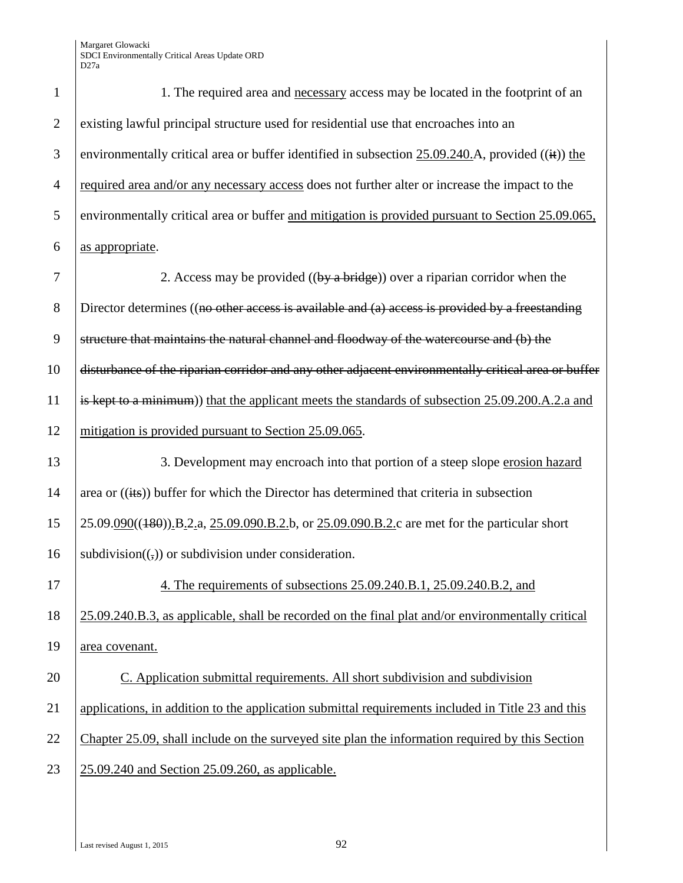1. The required area and necessary access may be located in the footprint of an existing lawful principal structure used for residential use that encroaches into an environmentally critical area or buffer identified in subsection 25.09.240.A, provided ((it)) the required area and/or any necessary access does not further alter or increase the impact to the environmentally critical area or buffer and mitigation is provided pursuant to Section 25.09.065, as appropriate.

2. Access may be provided ((by a bridge)) over a riparian corridor when the Director determines ((no other access is available and (a) access is provided by a freestanding structure that maintains the natural channel and floodway of the watercourse and (b) the disturbance of the riparian corridor and any other adjacent environmentally critical area or buffer is kept to a minimum)) that the applicant meets the standards of subsection 25.09.200.A.2.a and mitigation is provided pursuant to Section 25.09.065.

3. Development may encroach into that portion of a steep slope erosion hazard area or ((its)) buffer for which the Director has determined that criteria in subsection 25.09.090((180)).B.2.a, 25.09.090.B.2.b, or 25.09.090.B.2.c are met for the particular short subdivision((,)) or subdivision under consideration.

4. The requirements of subsections 25.09.240.B.1, 25.09.240.B.2, and 25.09.240.B.3, as applicable, shall be recorded on the final plat and/or environmentally critical area covenant.

C. Application submittal requirements. All short subdivision and subdivision applications, in addition to the application submittal requirements included in Title 23 and this Chapter 25.09, shall include on the surveyed site plan the information required by this Section 25.09.240 and Section 25.09.260, as applicable.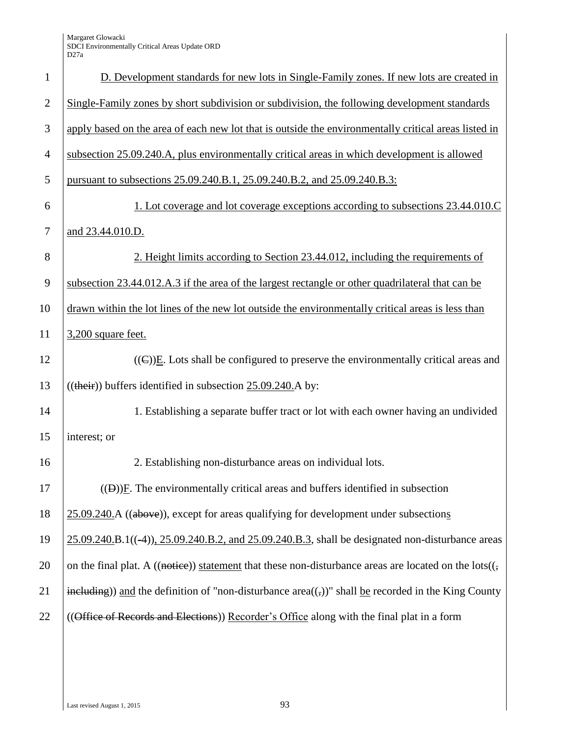D. Development standards for new lots in Single-Family zones. If new lots are created in Single-Family zones by short subdivision or subdivision, the following development standards apply based on the area of each new lot that is outside the environmentally critical areas listed in subsection 25.09.240.A, plus environmentally critical areas in which development is allowed pursuant to subsections 25.09.240.B.1, 25.09.240.B.2, and 25.09.240.B.3:

1. Lot coverage and lot coverage exceptions according to subsections 23.44.010.C and 23.44.010.D.

2. Height limits according to Section 23.44.012, including the requirements of subsection 23.44.012.A.3 if the area of the largest rectangle or other quadrilateral that can be drawn within the lot lines of the new lot outside the environmentally critical areas is less than 3,200 square feet.

((C))E. Lots shall be configured to preserve the environmentally critical areas and ((their)) buffers identified in subsection 25.09.240.A by:

1. Establishing a separate buffer tract or lot with each owner having an undivided interest; or

2. Establishing non-disturbance areas on individual lots.

((D))F. The environmentally critical areas and buffers identified in subsection 25.09.240.A ((above)), except for areas qualifying for development under subsections 25.09.240.B.1((-4)), 25.09.240.B.2, and 25.09.240.B.3, shall be designated non-disturbance areas on the final plat. A ((notice)) statement that these non-disturbance areas are located on the lots((, including)) and the definition of "non-disturbance area((,))" shall be recorded in the King County ((Office of Records and Elections)) Recorder's Office along with the final plat in a form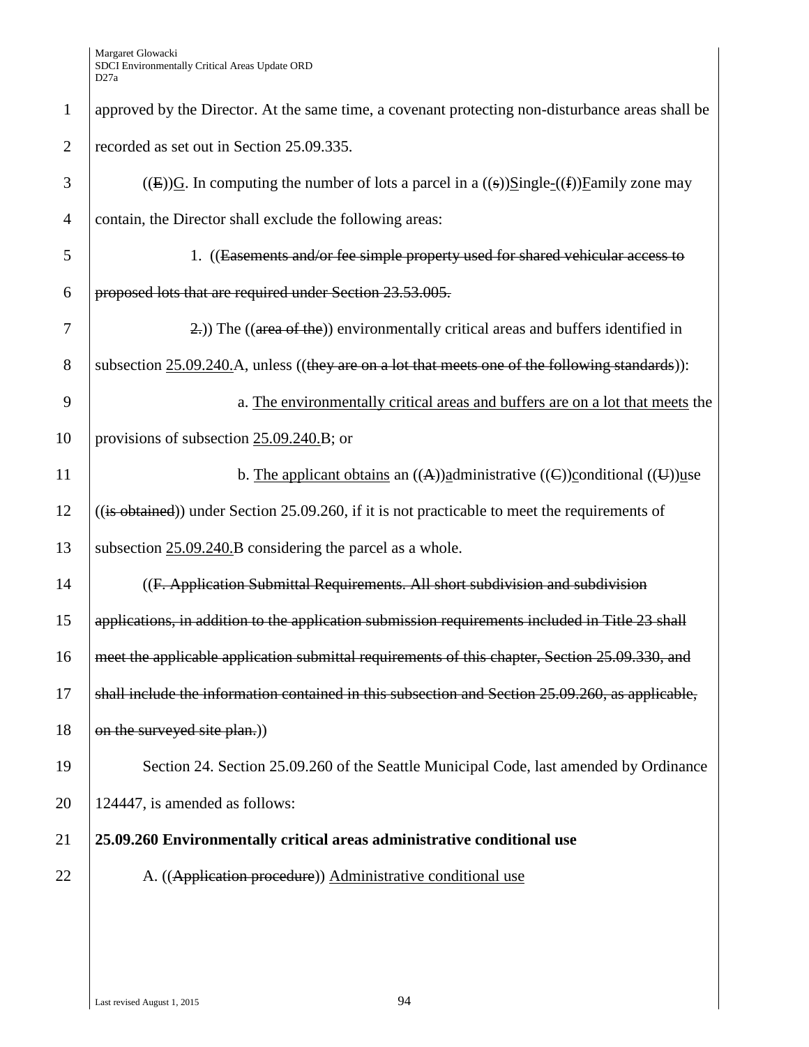approved by the Director. At the same time, a covenant protecting non-disturbance areas shall be recorded as set out in Section 25.09.335.

((E))G. In computing the number of lots a parcel in a ((s))Single-((f))Family zone may contain, the Director shall exclude the following areas:

1. ((Easements and/or fee simple property used for shared vehicular access to proposed lots that are required under Section 23.53.005.

2.)) The ((area of the)) environmentally critical areas and buffers identified in subsection 25.09.240.A, unless ((they are on a lot that meets one of the following standards)):

a. The environmentally critical areas and buffers are on a lot that meets the provisions of subsection 25.09.240.B; or

b. The applicant obtains an ((A))administrative ((C))conditional ((U))use ((is obtained)) under Section 25.09.260, if it is not practicable to meet the requirements of subsection 25.09.240.B considering the parcel as a whole.

((F. Application Submittal Requirements. All short subdivision and subdivision applications, in addition to the application submission requirements included in Title 23 shall meet the applicable application submittal requirements of this chapter, Section 25.09.330, and shall include the information contained in this subsection and Section 25.09.260, as applicable, on the surveyed site plan.))

Section 24. Section 25.09.260 of the Seattle Municipal Code, last amended by Ordinance 124447, is amended as follows:

**25.09.260 Environmentally critical areas administrative conditional use**

A. ((Application procedure)) Administrative conditional use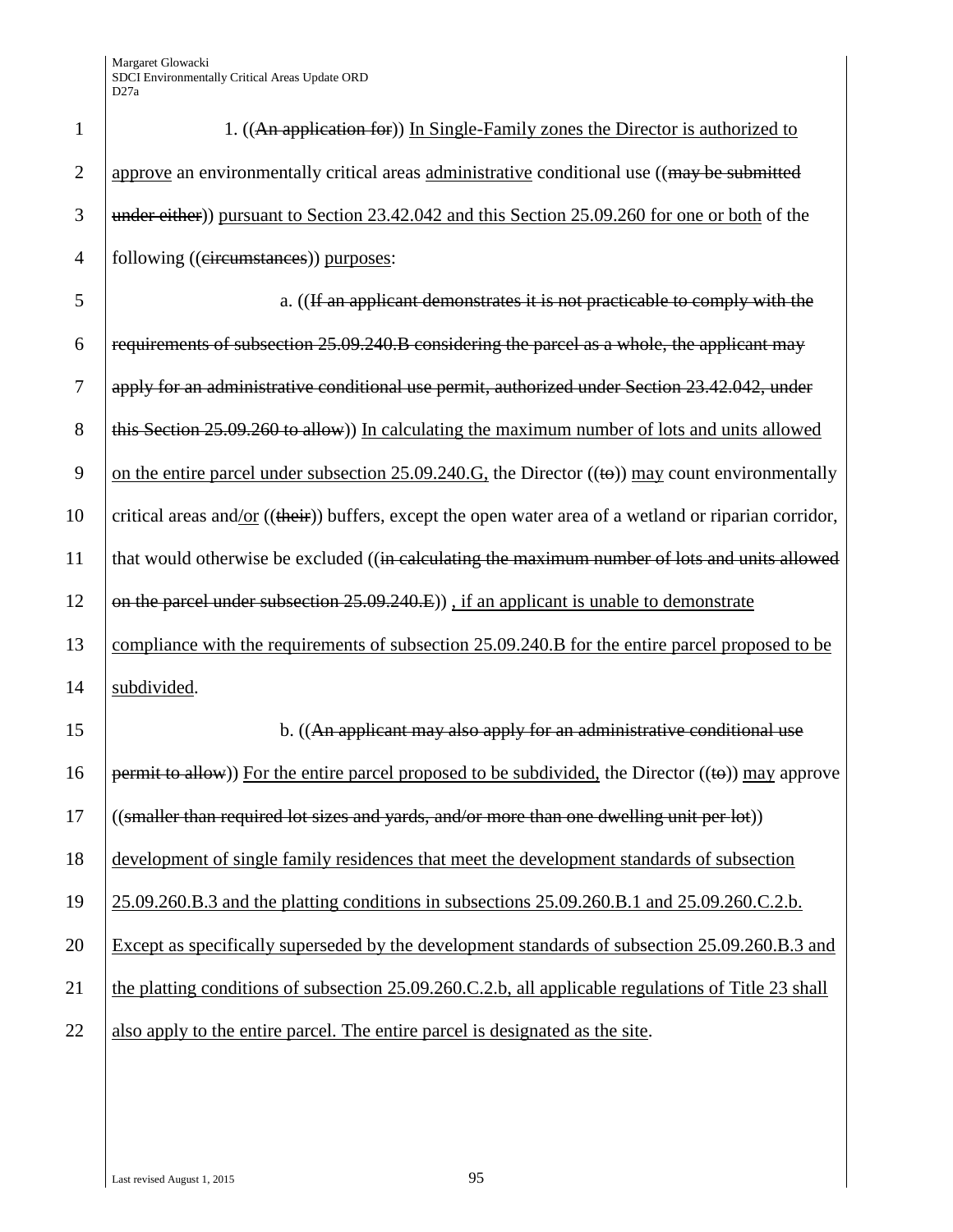1. ((~~An application for~~)) In Single-Family zones the Director is authorized to approve an environmentally critical areas administrative conditional use ((~~may be submitted under either~~)) pursuant to Section 23.42.042 and this Section 25.09.260 for one or both of the following ((~~circumstances~~)) purposes:

a. ((~~If an applicant demonstrates it is not practicable to comply with the requirements of subsection 25.09.240.B considering the parcel as a whole, the applicant may apply for an administrative conditional use permit, authorized under Section 23.42.042, under this Section 25.09.260 to allow~~)) In calculating the maximum number of lots and units allowed on the entire parcel under subsection 25.09.240.G, the Director ((~~to~~)) may count environmentally critical areas and/or ((~~their~~)) buffers, except the open water area of a wetland or riparian corridor, that would otherwise be excluded ((~~in calculating the maximum number of lots and units allowed on the parcel under subsection 25.09.240.E~~)) , if an applicant is unable to demonstrate compliance with the requirements of subsection 25.09.240.B for the entire parcel proposed to be subdivided.

b. ((~~An applicant may also apply for an administrative conditional use permit to allow~~)) For the entire parcel proposed to be subdivided, the Director ((~~to~~)) may approve ((~~smaller than required lot sizes and yards, and/or more than one dwelling unit per lot~~)) development of single family residences that meet the development standards of subsection 25.09.260.B.3 and the platting conditions in subsections 25.09.260.B.1 and 25.09.260.C.2.b. Except as specifically superseded by the development standards of subsection 25.09.260.B.3 and the platting conditions of subsection 25.09.260.C.2.b, all applicable regulations of Title 23 shall also apply to the entire parcel. The entire parcel is designated as the site.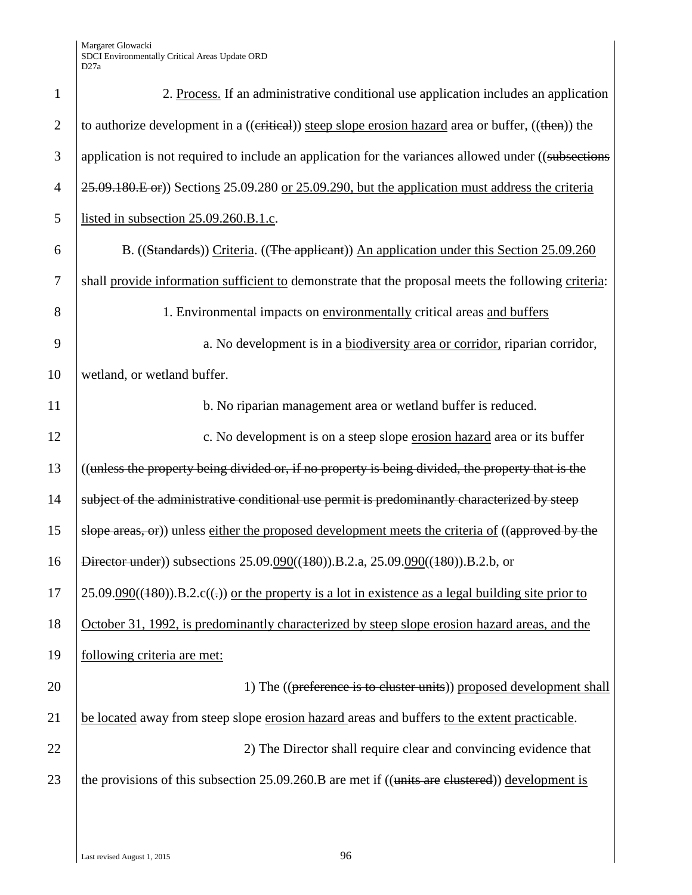2. Process. If an administrative conditional use application includes an application to authorize development in a ((critical)) steep slope erosion hazard area or buffer, ((then)) the application is not required to include an application for the variances allowed under ((subsections 25.09.180.E or)) Sections 25.09.280 or 25.09.290, but the application must address the criteria listed in subsection 25.09.260.B.1.c.

B. ((Standards)) Criteria. ((The applicant)) An application under this Section 25.09.260 shall provide information sufficient to demonstrate that the proposal meets the following criteria:

1. Environmental impacts on environmentally critical areas and buffers

a. No development is in a biodiversity area or corridor, riparian corridor, wetland, or wetland buffer.

b. No riparian management area or wetland buffer is reduced.

c. No development is on a steep slope erosion hazard area or its buffer ((unless the property being divided or, if no property is being divided, the property that is the subject of the administrative conditional use permit is predominantly characterized by steep slope areas, or)) unless either the proposed development meets the criteria of ((approved by the Director under)) subsections 25.09.090((180)).B.2.a, 25.09.090((180)).B.2.b, or 25.09.090((180)).B.2.c((.)) or the property is a lot in existence as a legal building site prior to October 31, 1992, is predominantly characterized by steep slope erosion hazard areas, and the following criteria are met:

1) The ((preference is to cluster units)) proposed development shall be located away from steep slope erosion hazard areas and buffers to the extent practicable.

2) The Director shall require clear and convincing evidence that the provisions of this subsection 25.09.260.B are met if ((units are clustered)) development is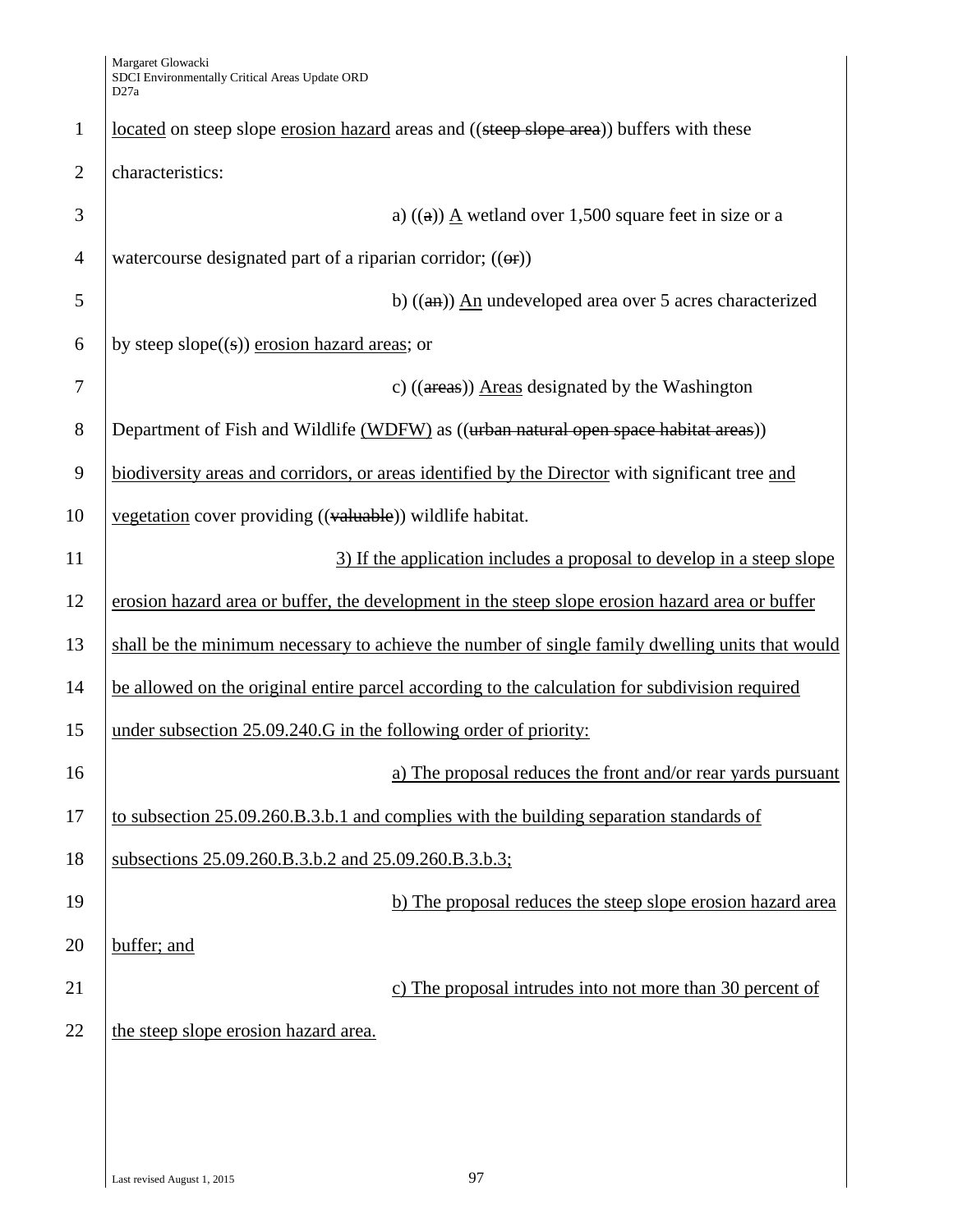located on steep slope erosion hazard areas and ((~~steep slope area~~)) buffers with these characteristics:

a) ((~~a~~)) A wetland over 1,500 square feet in size or a watercourse designated part of a riparian corridor; ((~~or~~))

b) ((~~an~~)) An undeveloped area over 5 acres characterized by steep slope((~~s~~)) erosion hazard areas; or

c) ((~~areas~~)) Areas designated by the Washington Department of Fish and Wildlife (WDFW) as ((~~urban natural open space habitat areas~~)) biodiversity areas and corridors, or areas identified by the Director with significant tree and vegetation cover providing ((~~valuable~~)) wildlife habitat.

3) If the application includes a proposal to develop in a steep slope erosion hazard area or buffer, the development in the steep slope erosion hazard area or buffer shall be the minimum necessary to achieve the number of single family dwelling units that would be allowed on the original entire parcel according to the calculation for subdivision required under subsection 25.09.240.G in the following order of priority:

a) The proposal reduces the front and/or rear yards pursuant to subsection 25.09.260.B.3.b.1 and complies with the building separation standards of subsections 25.09.260.B.3.b.2 and 25.09.260.B.3.b.3;

b) The proposal reduces the steep slope erosion hazard area buffer; and

c) The proposal intrudes into not more than 30 percent of the steep slope erosion hazard area.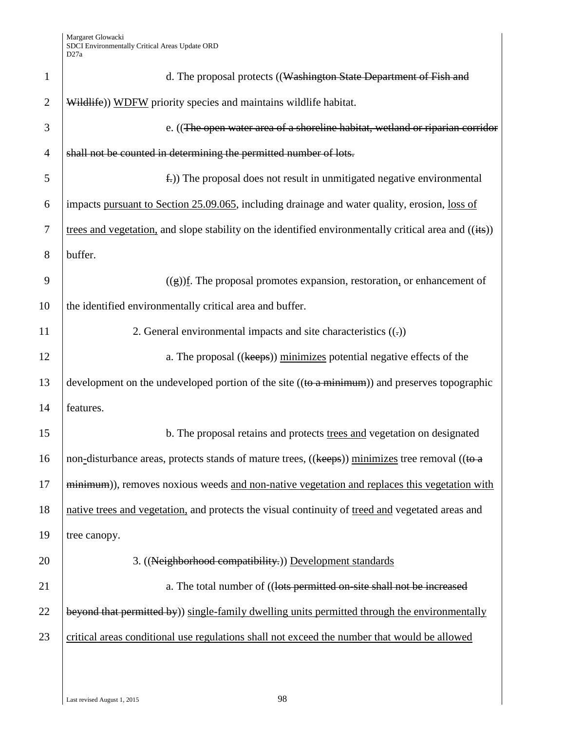d. The proposal protects ((~~Washington State Department of Fish and Wildlife~~)) <u>WDFW</u> priority species and maintains wildlife habitat.

e. ((~~The open water area of a shoreline habitat, wetland or riparian corridor shall not be counted in determining the permitted number of lots.~~

~~f.~~)) The proposal does not result in unmitigated negative environmental impacts <u>pursuant to Section 25.09.065</u>, including drainage and water quality, erosion, <u>loss of trees and vegetation,</u> and slope stability on the identified environmentally critical area and ((~~its~~)) buffer.

((~~g~~))<u>f</u>. The proposal promotes expansion, restoration<u>,</u> or enhancement of the identified environmentally critical area and buffer.

2. General environmental impacts and site characteristics ((~~.~~))

a. The proposal ((~~keeps~~)) <u>minimizes</u> potential negative effects of the development on the undeveloped portion of the site ((~~to a minimum~~)) and preserves topographic features.

b. The proposal retains and protects <u>trees and</u> vegetation on designated non<u>-</u>disturbance areas, protects stands of mature trees, ((~~keeps~~)) <u>minimizes</u> tree removal ((~~to a minimum~~)), removes noxious weeds <u>and non-native vegetation and replaces this vegetation with native trees and vegetation,</u> and protects the visual continuity of <u>treed and</u> vegetated areas and tree canopy.

3. ((~~Neighborhood compatibility.~~)) <u>Development standards</u>

a. The total number of ((~~lots permitted on-site shall not be increased beyond that permitted by~~)) <u>single-family dwelling units permitted through the environmentally critical areas conditional use regulations shall not exceed the number that would be allowed</u>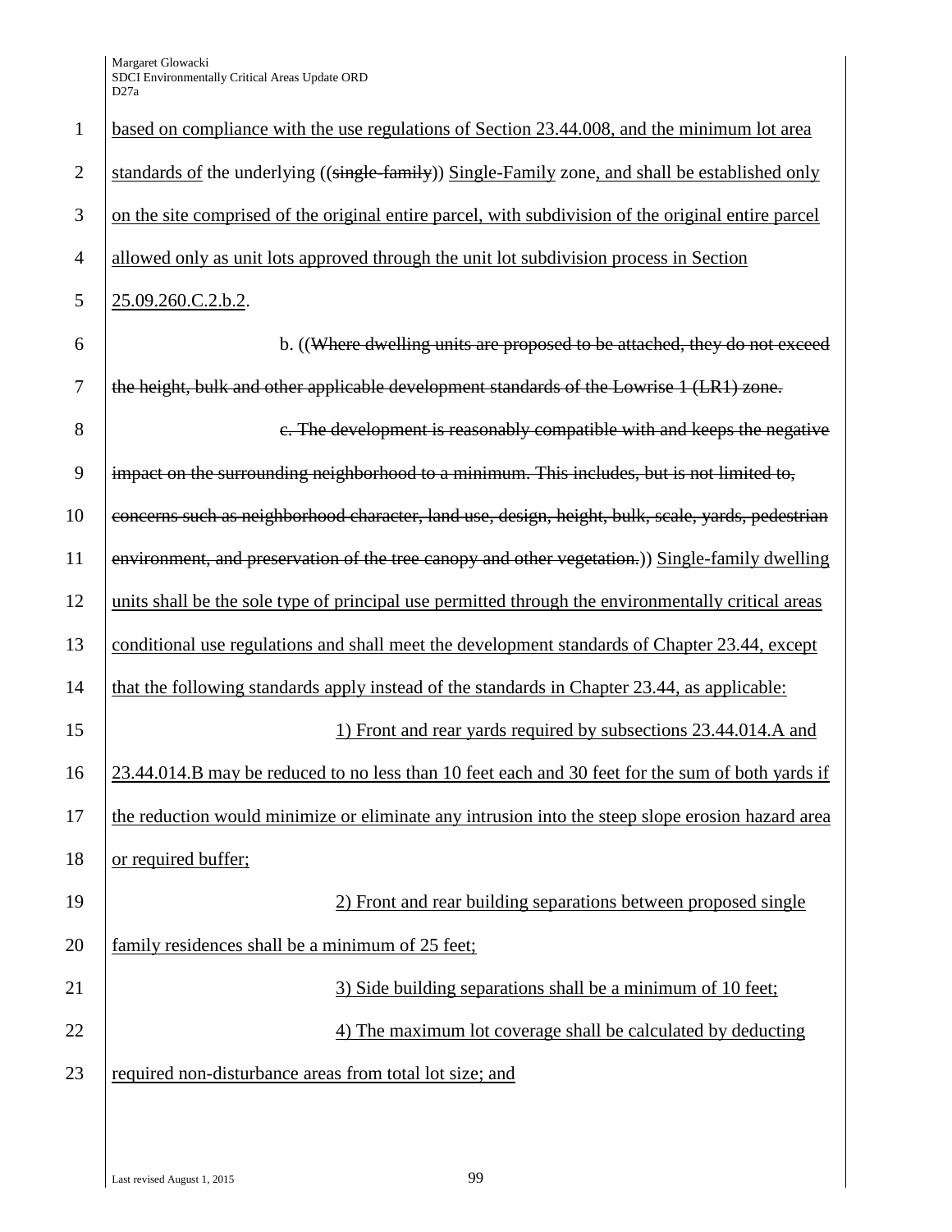based on compliance with the use regulations of Section 23.44.008, and the minimum lot area standards of the underlying ((single-family)) Single-Family zone, and shall be established only on the site comprised of the original entire parcel, with subdivision of the original entire parcel allowed only as unit lots approved through the unit lot subdivision process in Section 25.09.260.C.2.b.2.

b. ((Where dwelling units are proposed to be attached, they do not exceed the height, bulk and other applicable development standards of the Lowrise 1 (LR1) zone.

c. The development is reasonably compatible with and keeps the negative impact on the surrounding neighborhood to a minimum. This includes, but is not limited to, concerns such as neighborhood character, land use, design, height, bulk, scale, yards, pedestrian environment, and preservation of the tree canopy and other vegetation.)) Single-family dwelling units shall be the sole type of principal use permitted through the environmentally critical areas conditional use regulations and shall meet the development standards of Chapter 23.44, except that the following standards apply instead of the standards in Chapter 23.44, as applicable:

1) Front and rear yards required by subsections 23.44.014.A and 23.44.014.B may be reduced to no less than 10 feet each and 30 feet for the sum of both yards if the reduction would minimize or eliminate any intrusion into the steep slope erosion hazard area or required buffer;

2) Front and rear building separations between proposed single family residences shall be a minimum of 25 feet;

3) Side building separations shall be a minimum of 10 feet;

4) The maximum lot coverage shall be calculated by deducting required non-disturbance areas from total lot size; and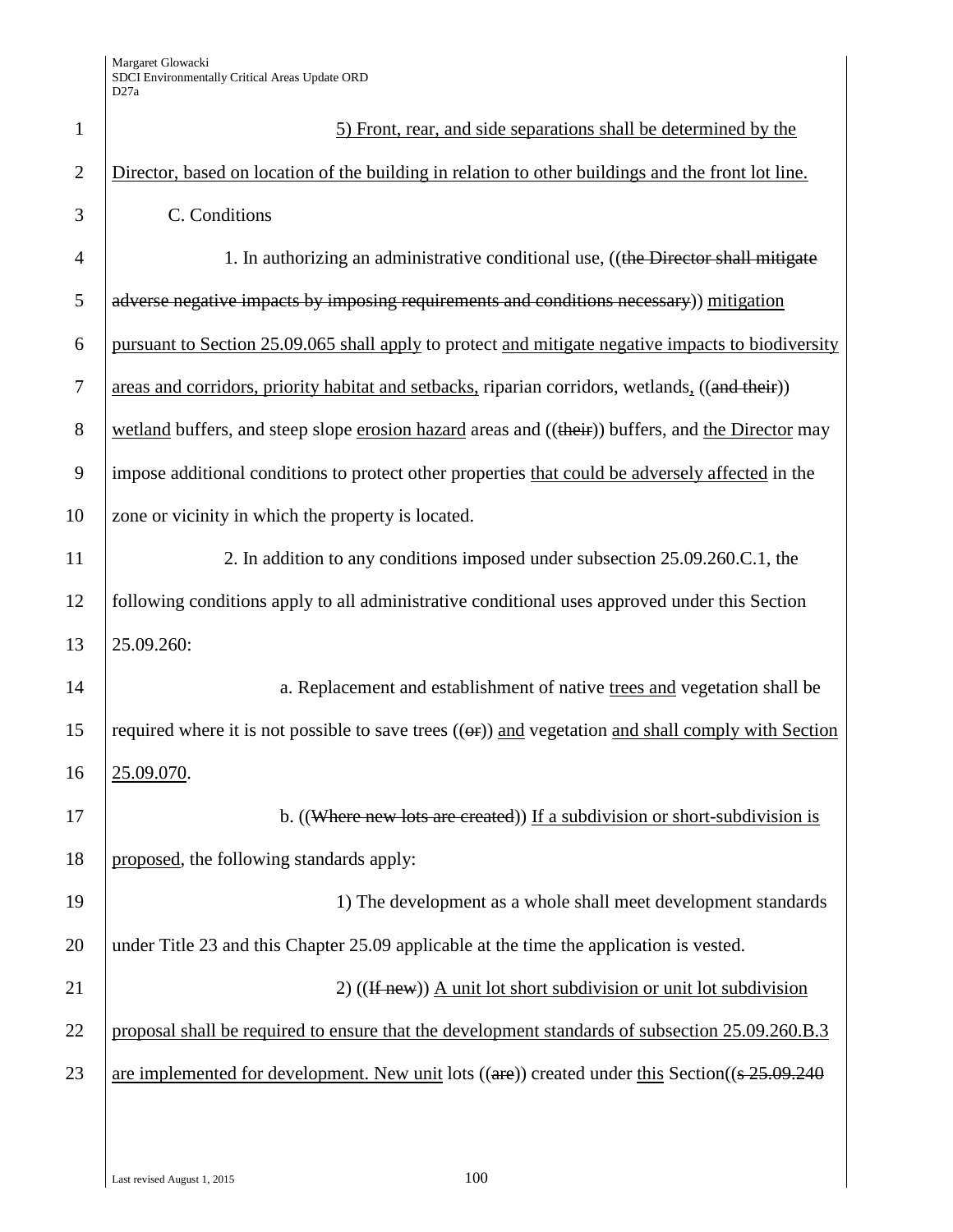5) Front, rear, and side separations shall be determined by the Director, based on location of the building in relation to other buildings and the front lot line.

C. Conditions

1. In authorizing an administrative conditional use, ((~~the Director shall mitigate adverse negative impacts by imposing requirements and conditions necessary~~)) mitigation pursuant to Section 25.09.065 shall apply to protect and mitigate negative impacts to biodiversity areas and corridors, priority habitat and setbacks, riparian corridors, wetlands, ((~~and their~~)) wetland buffers, and steep slope erosion hazard areas and ((~~their~~)) buffers, and the Director may impose additional conditions to protect other properties that could be adversely affected in the zone or vicinity in which the property is located.

2. In addition to any conditions imposed under subsection 25.09.260.C.1, the following conditions apply to all administrative conditional uses approved under this Section 25.09.260:

a. Replacement and establishment of native trees and vegetation shall be required where it is not possible to save trees ((~~or~~)) and vegetation and shall comply with Section 25.09.070.

b. ((~~Where new lots are created~~)) If a subdivision or short-subdivision is proposed, the following standards apply:

1) The development as a whole shall meet development standards under Title 23 and this Chapter 25.09 applicable at the time the application is vested.

2) ((~~If new~~)) A unit lot short subdivision or unit lot subdivision proposal shall be required to ensure that the development standards of subsection 25.09.260.B.3 are implemented for development. New unit lots ((~~are~~)) created under this Section((~~s 25.09.240~~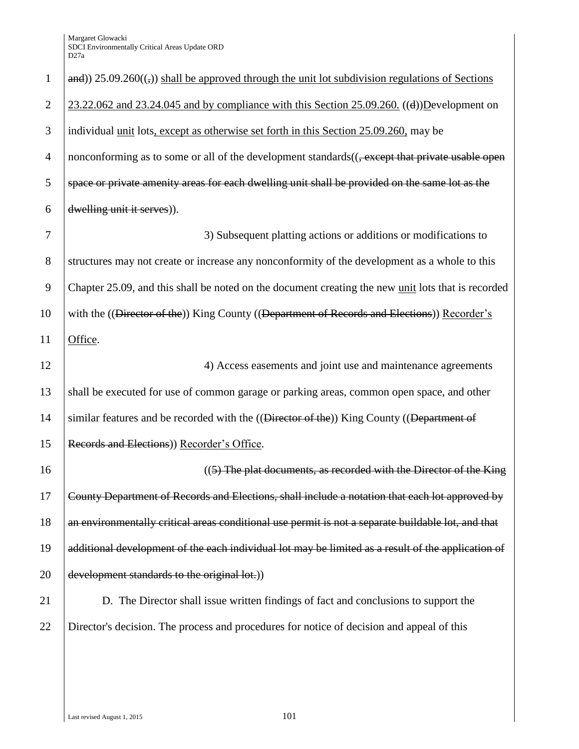and)) 25.09.260((,)) shall be approved through the unit lot subdivision regulations of Sections 23.22.062 and 23.24.045 and by compliance with this Section 25.09.260. ((d))Development on individual unit lots, except as otherwise set forth in this Section 25.09.260, may be nonconforming as to some or all of the development standards((, except that private usable open space or private amenity areas for each dwelling unit shall be provided on the same lot as the dwelling unit it serves)).

3) Subsequent platting actions or additions or modifications to structures may not create or increase any nonconformity of the development as a whole to this Chapter 25.09, and this shall be noted on the document creating the new unit lots that is recorded with the ((Director of the)) King County ((Department of Records and Elections)) Recorder's Office.

4) Access easements and joint use and maintenance agreements shall be executed for use of common garage or parking areas, common open space, and other similar features and be recorded with the ((Director of the)) King County ((Department of Records and Elections)) Recorder's Office.

((5) The plat documents, as recorded with the Director of the King County Department of Records and Elections, shall include a notation that each lot approved by an environmentally critical areas conditional use permit is not a separate buildable lot, and that additional development of the each individual lot may be limited as a result of the application of development standards to the original lot.))

D. The Director shall issue written findings of fact and conclusions to support the Director's decision. The process and procedures for notice of decision and appeal of this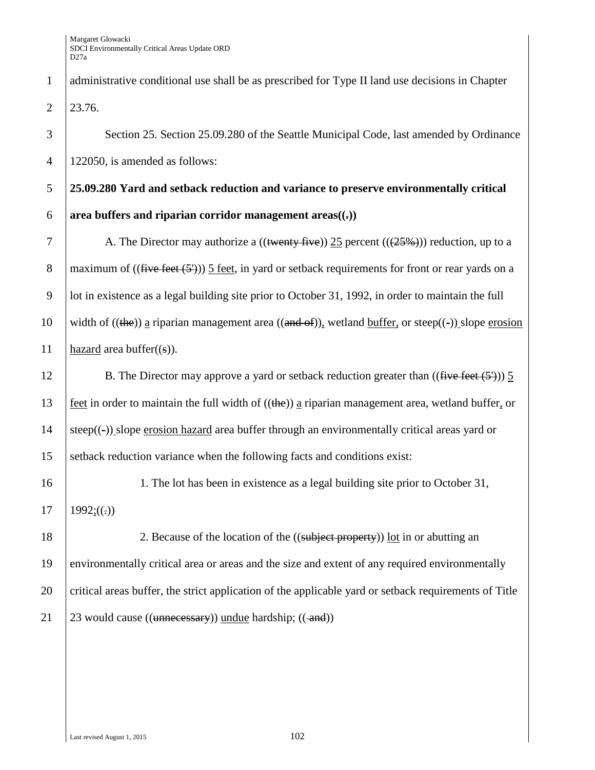administrative conditional use shall be as prescribed for Type II land use decisions in Chapter 23.76.

Section 25. Section 25.09.280 of the Seattle Municipal Code, last amended by Ordinance 122050, is amended as follows:

**25.09.280 Yard and setback reduction and variance to preserve environmentally critical area buffers and riparian corridor management areas((.))**

A. The Director may authorize a ((~~twenty five~~)) <u>25</u> percent ((~~(25%)~~)) reduction, up to a maximum of ((~~five feet (5')~~)) <u>5 feet</u>, in yard or setback requirements for front or rear yards on a lot in existence as a legal building site prior to October 31, 1992, in order to maintain the full width of ((~~the~~)) <u>a</u> riparian management area ((~~and of~~))<u>,</u> wetland <u>buffer,</u> or steep((-)) slope <u>erosion hazard</u> area buffer((~~s~~)).

B. The Director may approve a yard or setback reduction greater than ((~~five feet (5')~~)) <u>5 feet</u> in order to maintain the full width of ((~~the~~)) <u>a</u> riparian management area, wetland buffer<u>,</u> or steep((-)) slope <u>erosion hazard</u> area buffer through an environmentally critical areas yard or setback reduction variance when the following facts and conditions exist:

1. The lot has been in existence as a legal building site prior to October 31, 1992<u>;</u>((~~.~~))

2. Because of the location of the ((~~subject property~~)) <u>lot</u> in or abutting an environmentally critical area or areas and the size and extent of any required environmentally critical areas buffer, the strict application of the applicable yard or setback requirements of Title 23 would cause ((~~unnecessary~~)) <u>undue</u> hardship; ((~~ and~~))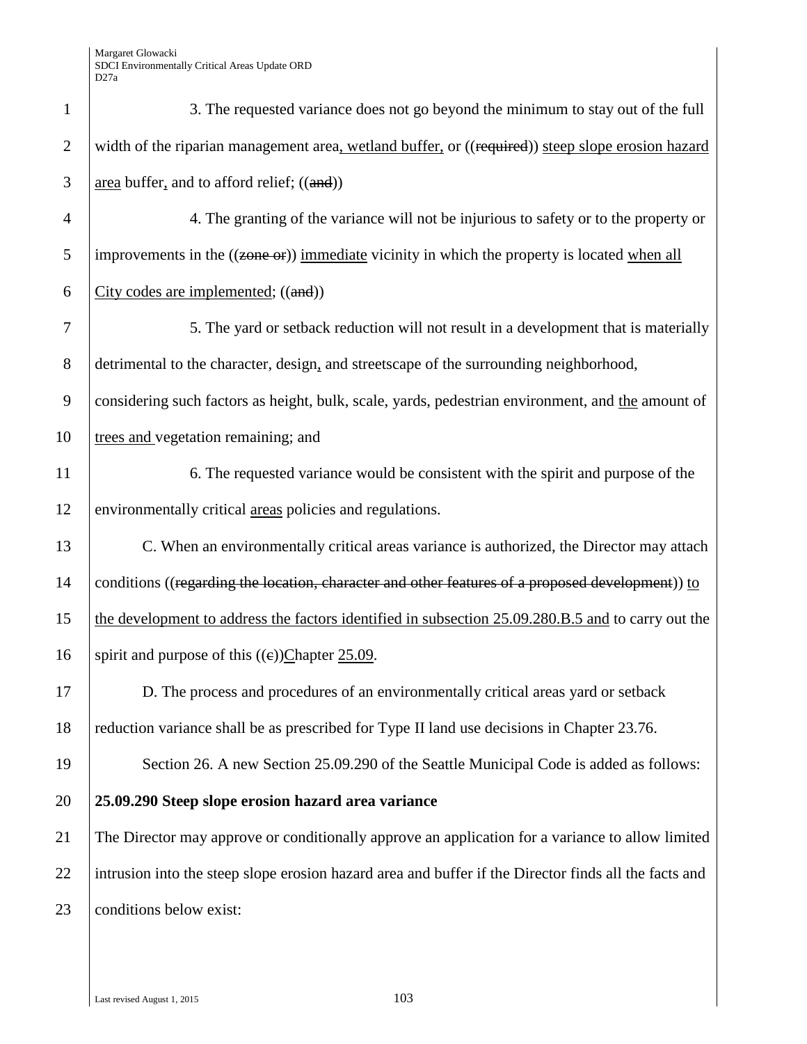3. The requested variance does not go beyond the minimum to stay out of the full width of the riparian management area, wetland buffer, or ((~~required~~)) steep slope erosion hazard area buffer, and to afford relief; ((~~and~~))

4. The granting of the variance will not be injurious to safety or to the property or improvements in the ((~~zone or~~)) immediate vicinity in which the property is located when all City codes are implemented; ((~~and~~))

5. The yard or setback reduction will not result in a development that is materially detrimental to the character, design, and streetscape of the surrounding neighborhood, considering such factors as height, bulk, scale, yards, pedestrian environment, and the amount of trees and vegetation remaining; and

6. The requested variance would be consistent with the spirit and purpose of the environmentally critical areas policies and regulations.

C. When an environmentally critical areas variance is authorized, the Director may attach conditions ((~~regarding the location, character and other features of a proposed development~~)) to the development to address the factors identified in subsection 25.09.280.B.5 and to carry out the spirit and purpose of this ((~~c~~))Chapter 25.09.

D. The process and procedures of an environmentally critical areas yard or setback reduction variance shall be as prescribed for Type II land use decisions in Chapter 23.76.

Section 26. A new Section 25.09.290 of the Seattle Municipal Code is added as follows:

**25.09.290 Steep slope erosion hazard area variance**

The Director may approve or conditionally approve an application for a variance to allow limited intrusion into the steep slope erosion hazard area and buffer if the Director finds all the facts and conditions below exist: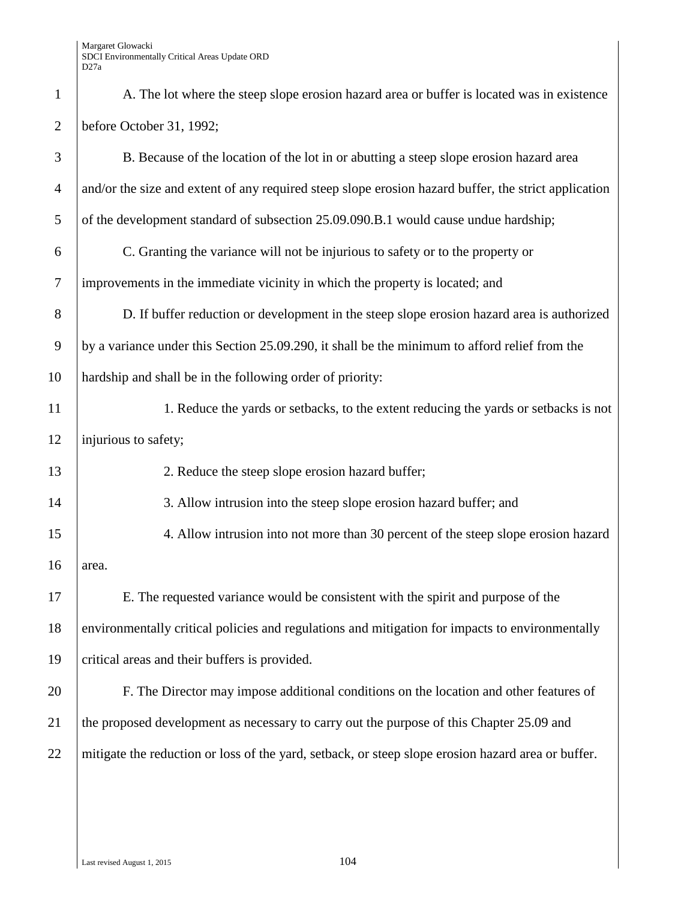A. The lot where the steep slope erosion hazard area or buffer is located was in existence before October 31, 1992;

B. Because of the location of the lot in or abutting a steep slope erosion hazard area and/or the size and extent of any required steep slope erosion hazard buffer, the strict application of the development standard of subsection 25.09.090.B.1 would cause undue hardship;

C. Granting the variance will not be injurious to safety or to the property or improvements in the immediate vicinity in which the property is located; and

D. If buffer reduction or development in the steep slope erosion hazard area is authorized by a variance under this Section 25.09.290, it shall be the minimum to afford relief from the hardship and shall be in the following order of priority:

1. Reduce the yards or setbacks, to the extent reducing the yards or setbacks is not injurious to safety;

2. Reduce the steep slope erosion hazard buffer;

3. Allow intrusion into the steep slope erosion hazard buffer; and

4. Allow intrusion into not more than 30 percent of the steep slope erosion hazard area.

E. The requested variance would be consistent with the spirit and purpose of the environmentally critical policies and regulations and mitigation for impacts to environmentally critical areas and their buffers is provided.

F. The Director may impose additional conditions on the location and other features of the proposed development as necessary to carry out the purpose of this Chapter 25.09 and mitigate the reduction or loss of the yard, setback, or steep slope erosion hazard area or buffer.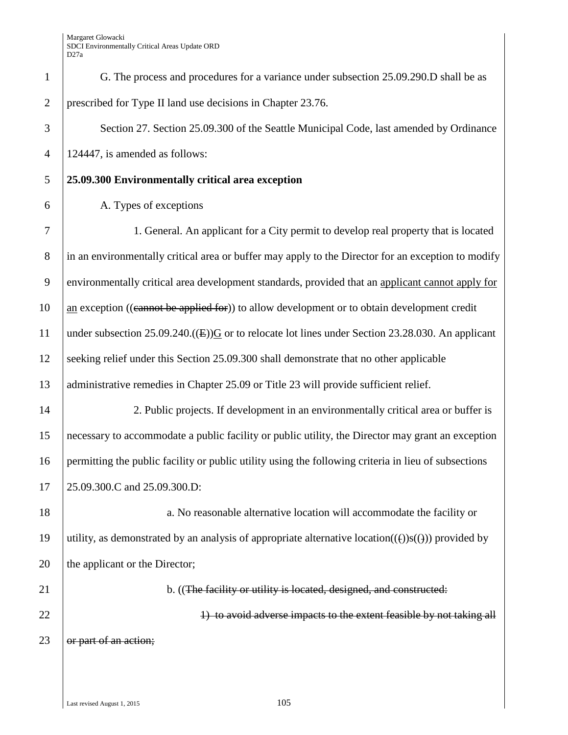G. The process and procedures for a variance under subsection 25.09.290.D shall be as prescribed for Type II land use decisions in Chapter 23.76.

Section 27. Section 25.09.300 of the Seattle Municipal Code, last amended by Ordinance 124447, is amended as follows:

**25.09.300 Environmentally critical area exception**

A. Types of exceptions

1. General. An applicant for a City permit to develop real property that is located in an environmentally critical area or buffer may apply to the Director for an exception to modify environmentally critical area development standards, provided that an applicant cannot apply for an exception ((~~cannot be applied for~~)) to allow development or to obtain development credit under subsection 25.09.240.((~~E~~))G or to relocate lot lines under Section 23.28.030. An applicant seeking relief under this Section 25.09.300 shall demonstrate that no other applicable administrative remedies in Chapter 25.09 or Title 23 will provide sufficient relief.

2. Public projects. If development in an environmentally critical area or buffer is necessary to accommodate a public facility or public utility, the Director may grant an exception permitting the public facility or public utility using the following criteria in lieu of subsections 25.09.300.C and 25.09.300.D:

a. No reasonable alternative location will accommodate the facility or utility, as demonstrated by an analysis of appropriate alternative location((~~(~~))s((~~)~~)) provided by the applicant or the Director;

b. ((~~The facility or utility is located, designed, and constructed:~~

~~1) to avoid adverse impacts to the extent feasible by not taking all or part of an action;~~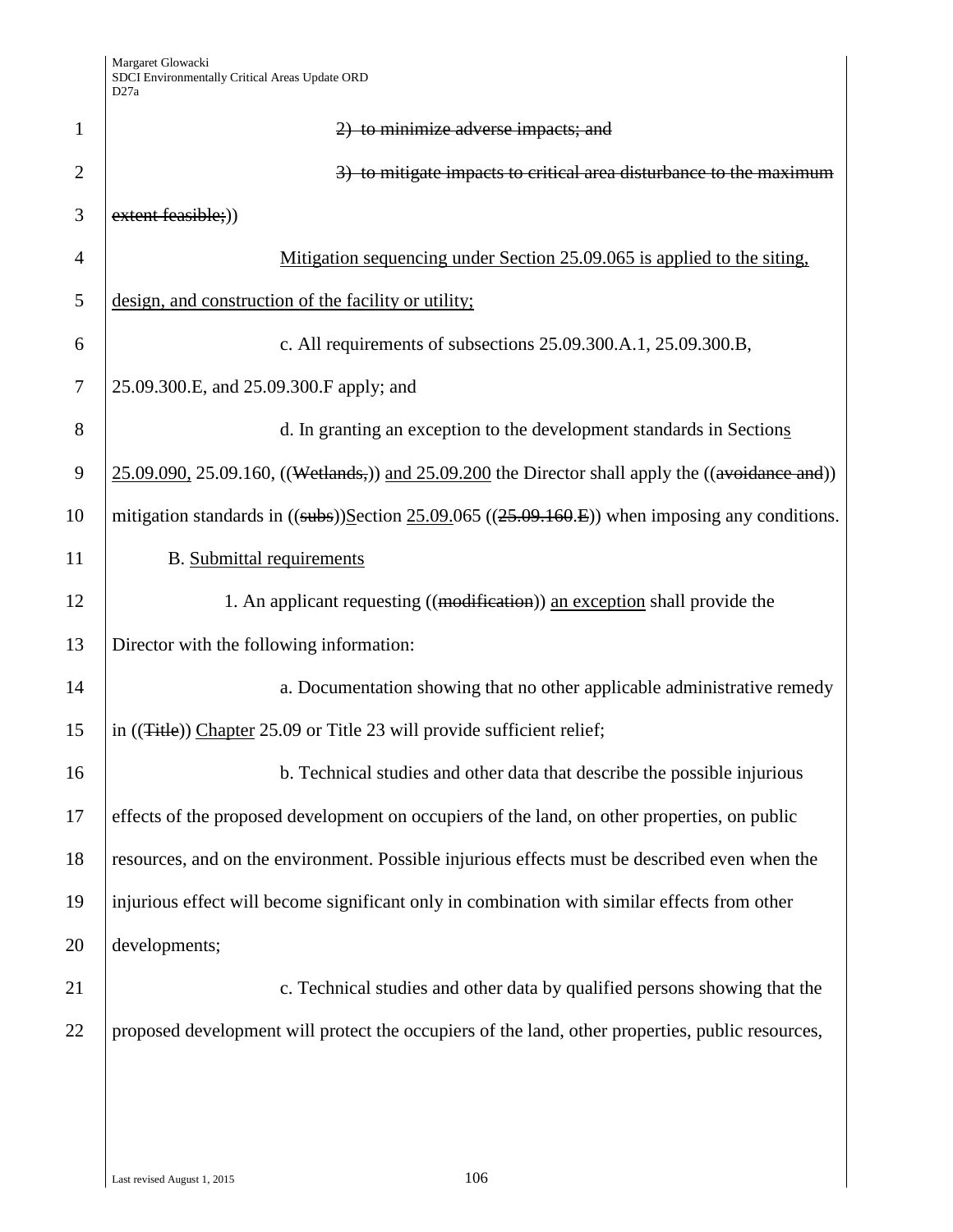~~2) to minimize adverse impacts; and~~

~~3) to mitigate impacts to critical area disturbance to the maximum extent feasible;~~))

Mitigation sequencing under Section 25.09.065 is applied to the siting, design, and construction of the facility or utility;

c. All requirements of subsections 25.09.300.A.1, 25.09.300.B, 25.09.300.E, and 25.09.300.F apply; and

d. In granting an exception to the development standards in Sections 25.09.090, 25.09.160, ((~~Wetlands,~~)) and 25.09.200 the Director shall apply the ((~~avoidance and~~)) mitigation standards in ((~~subs~~))Section 25.09.065 ((~~25.09.160.E~~)) when imposing any conditions.

B. Submittal requirements

1. An applicant requesting ((~~modification~~)) an exception shall provide the Director with the following information:

a. Documentation showing that no other applicable administrative remedy in ((~~Title~~)) Chapter 25.09 or Title 23 will provide sufficient relief;

b. Technical studies and other data that describe the possible injurious effects of the proposed development on occupiers of the land, on other properties, on public resources, and on the environment. Possible injurious effects must be described even when the injurious effect will become significant only in combination with similar effects from other developments;

c. Technical studies and other data by qualified persons showing that the proposed development will protect the occupiers of the land, other properties, public resources,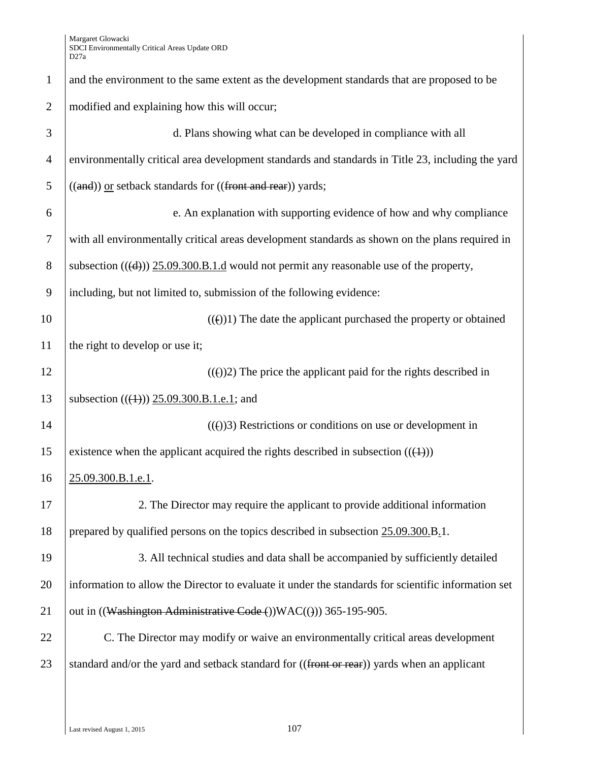and the environment to the same extent as the development standards that are proposed to be modified and explaining how this will occur;

d. Plans showing what can be developed in compliance with all environmentally critical area development standards and standards in Title 23, including the yard ((~~and~~)) <u>or</u> setback standards for ((~~front and rear~~)) yards;

e. An explanation with supporting evidence of how and why compliance with all environmentally critical areas development standards as shown on the plans required in subsection ((~~(d)~~)) <u>25.09.300.B.1.d</u> would not permit any reasonable use of the property, including, but not limited to, submission of the following evidence:

((~~(~~))1) The date the applicant purchased the property or obtained the right to develop or use it;

((~~(~~))2) The price the applicant paid for the rights described in subsection ((~~(1)~~)) <u>25.09.300.B.1.e.1</u>; and

((~~(~~))3) Restrictions or conditions on use or development in existence when the applicant acquired the rights described in subsection ((~~(1)~~)) <u>25.09.300.B.1.e.1</u>.

2. The Director may require the applicant to provide additional information prepared by qualified persons on the topics described in subsection <u>25.09.300.B</u>.1.

3. All technical studies and data shall be accompanied by sufficiently detailed information to allow the Director to evaluate it under the standards for scientific information set out in ((~~Washington Administrative Code (~~))WAC((~~)~~)) 365-195-905.

C. The Director may modify or waive an environmentally critical areas development standard and/or the yard and setback standard for ((~~front or rear~~)) yards when an applicant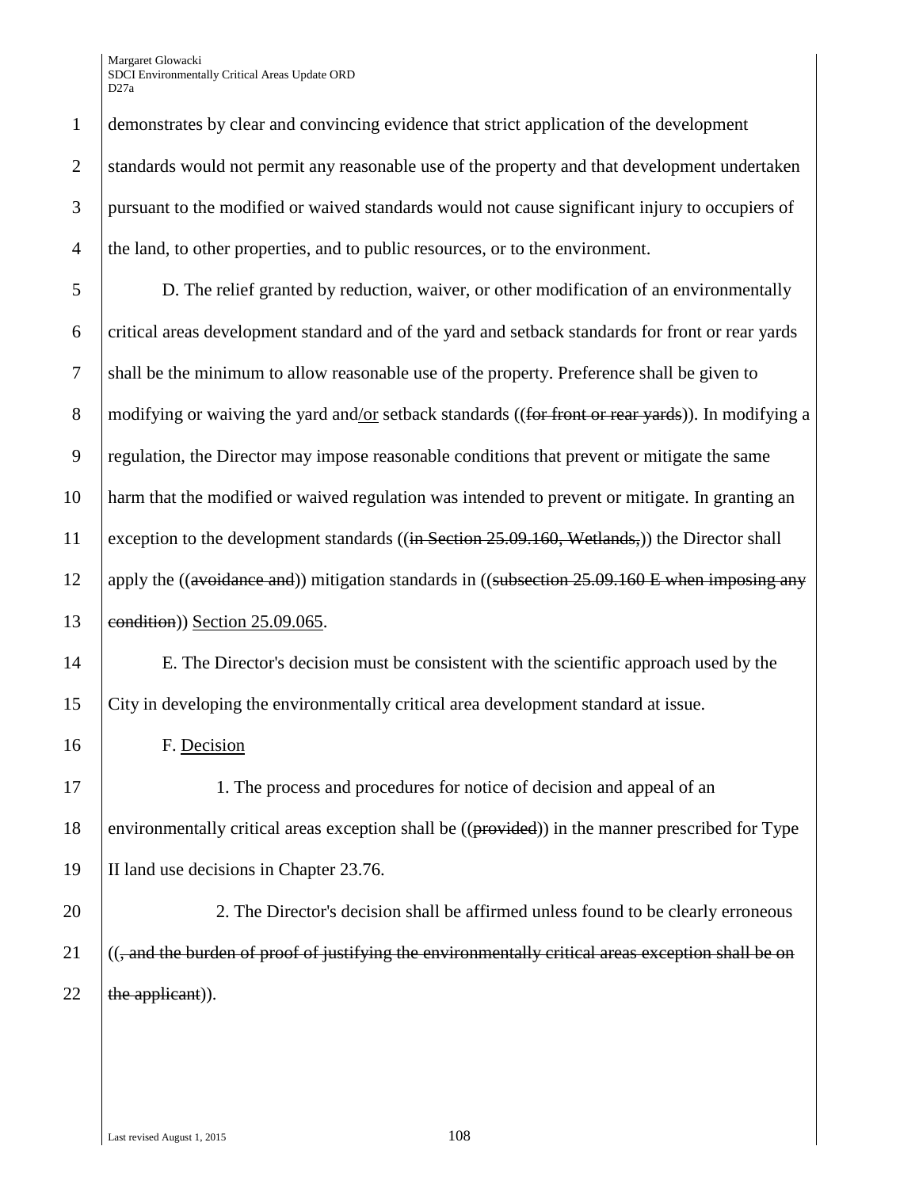demonstrates by clear and convincing evidence that strict application of the development standards would not permit any reasonable use of the property and that development undertaken pursuant to the modified or waived standards would not cause significant injury to occupiers of the land, to other properties, and to public resources, or to the environment.

D. The relief granted by reduction, waiver, or other modification of an environmentally critical areas development standard and of the yard and setback standards for front or rear yards shall be the minimum to allow reasonable use of the property. Preference shall be given to modifying or waiving the yard and/or setback standards ((~~for front or rear yards~~)). In modifying a regulation, the Director may impose reasonable conditions that prevent or mitigate the same harm that the modified or waived regulation was intended to prevent or mitigate. In granting an exception to the development standards ((~~in Section 25.09.160, Wetlands,~~)) the Director shall apply the ((~~avoidance and~~)) mitigation standards in ((~~subsection 25.09.160 E when imposing any condition~~)) Section 25.09.065.

E. The Director's decision must be consistent with the scientific approach used by the City in developing the environmentally critical area development standard at issue.

F. Decision

1. The process and procedures for notice of decision and appeal of an environmentally critical areas exception shall be ((~~provided~~)) in the manner prescribed for Type II land use decisions in Chapter 23.76.

2. The Director's decision shall be affirmed unless found to be clearly erroneous ((~~, and the burden of proof of justifying the environmentally critical areas exception shall be on the applicant~~)).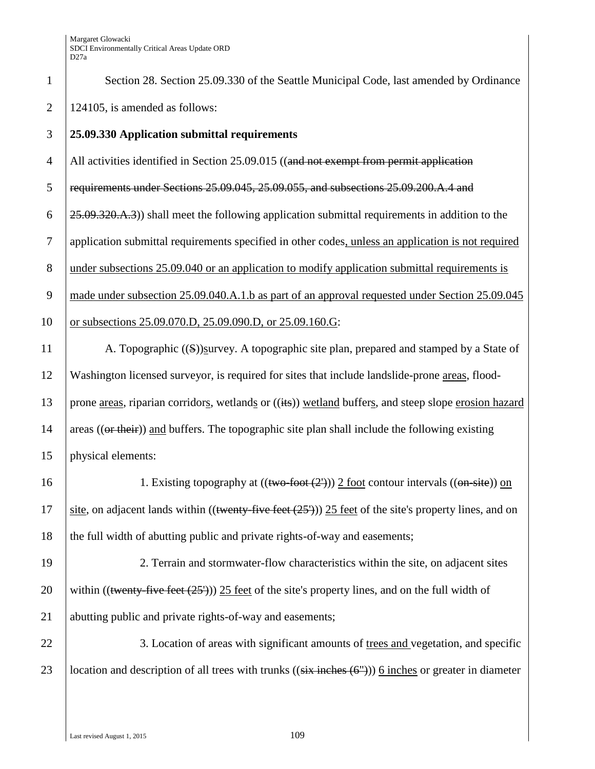Section 28. Section 25.09.330 of the Seattle Municipal Code, last amended by Ordinance 124105, is amended as follows:

**25.09.330 Application submittal requirements**

All activities identified in Section 25.09.015 ((~~and not exempt from permit application requirements under Sections 25.09.045, 25.09.055, and subsections 25.09.200.A.4 and 25.09.320.A.3~~)) shall meet the following application submittal requirements in addition to the application submittal requirements specified in other codes, unless an application is not required under subsections 25.09.040 or an application to modify application submittal requirements is made under subsection 25.09.040.A.1.b as part of an approval requested under Section 25.09.045 or subsections 25.09.070.D, 25.09.090.D, or 25.09.160.G:

A. Topographic ((~~S~~))survey. A topographic site plan, prepared and stamped by a State of Washington licensed surveyor, is required for sites that include landslide-prone areas, flood-prone areas, riparian corridors, wetlands or ((~~its~~)) wetland buffers, and steep slope erosion hazard areas ((~~or their~~)) and buffers. The topographic site plan shall include the following existing physical elements:

1. Existing topography at ((~~two-foot (2')~~)) 2 foot contour intervals ((~~on-site~~)) on site, on adjacent lands within ((~~twenty-five feet (25')~~)) 25 feet of the site's property lines, and on the full width of abutting public and private rights-of-way and easements;

2. Terrain and stormwater-flow characteristics within the site, on adjacent sites within ((~~twenty-five feet (25')~~)) 25 feet of the site's property lines, and on the full width of abutting public and private rights-of-way and easements;

3. Location of areas with significant amounts of trees and vegetation, and specific location and description of all trees with trunks ((~~six inches (6")~~)) 6 inches or greater in diameter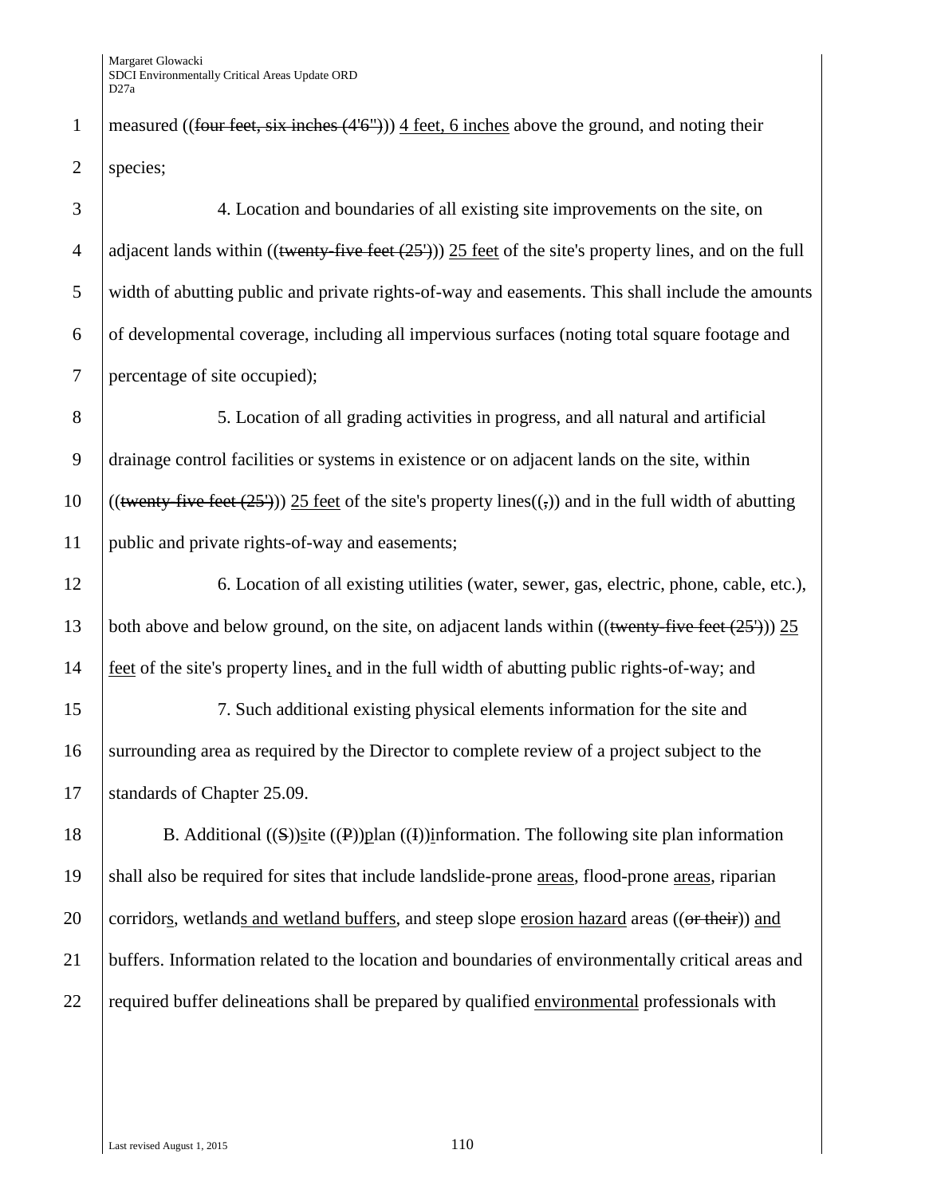measured ((~~four feet, six inches (4'6")~~)) 4 feet, 6 inches above the ground, and noting their species;

4. Location and boundaries of all existing site improvements on the site, on adjacent lands within ((~~twenty-five feet (25')~~)) 25 feet of the site's property lines, and on the full width of abutting public and private rights-of-way and easements. This shall include the amounts of developmental coverage, including all impervious surfaces (noting total square footage and percentage of site occupied);

5. Location of all grading activities in progress, and all natural and artificial drainage control facilities or systems in existence or on adjacent lands on the site, within ((~~twenty-five feet (25')~~)) 25 feet of the site's property lines((~~,~~)) and in the full width of abutting public and private rights-of-way and easements;

6. Location of all existing utilities (water, sewer, gas, electric, phone, cable, etc.), both above and below ground, on the site, on adjacent lands within ((~~twenty-five feet (25')~~)) 25 feet of the site's property lines, and in the full width of abutting public rights-of-way; and

7. Such additional existing physical elements information for the site and surrounding area as required by the Director to complete review of a project subject to the standards of Chapter 25.09.

B. Additional ((~~S~~))site ((~~P~~))plan ((~~I~~))information. The following site plan information shall also be required for sites that include landslide-prone areas, flood-prone areas, riparian corridors, wetlands and wetland buffers, and steep slope erosion hazard areas ((~~or their~~)) and buffers. Information related to the location and boundaries of environmentally critical areas and required buffer delineations shall be prepared by qualified environmental professionals with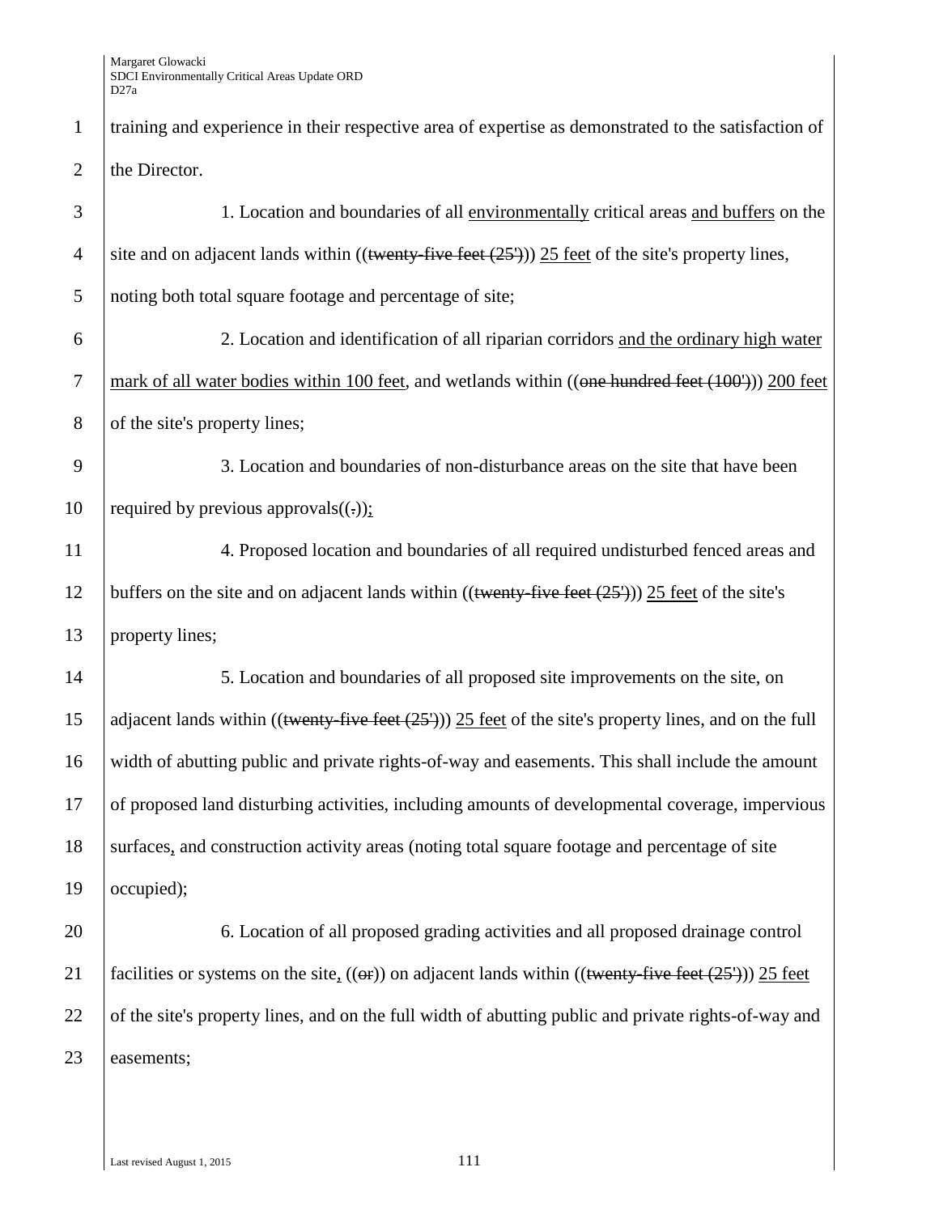training and experience in their respective area of expertise as demonstrated to the satisfaction of the Director.

1. Location and boundaries of all environmentally critical areas and buffers on the site and on adjacent lands within ((~~twenty-five feet (25')~~)) 25 feet of the site's property lines, noting both total square footage and percentage of site;

2. Location and identification of all riparian corridors and the ordinary high water mark of all water bodies within 100 feet, and wetlands within ((~~one hundred feet (100')~~)) 200 feet of the site's property lines;

3. Location and boundaries of non-disturbance areas on the site that have been required by previous approvals((~~.~~));

4. Proposed location and boundaries of all required undisturbed fenced areas and buffers on the site and on adjacent lands within ((~~twenty-five feet (25')~~)) 25 feet of the site's property lines;

5. Location and boundaries of all proposed site improvements on the site, on adjacent lands within ((~~twenty-five feet (25')~~)) 25 feet of the site's property lines, and on the full width of abutting public and private rights-of-way and easements. This shall include the amount of proposed land disturbing activities, including amounts of developmental coverage, impervious surfaces, and construction activity areas (noting total square footage and percentage of site occupied);

6. Location of all proposed grading activities and all proposed drainage control facilities or systems on the site, ((~~or~~)) on adjacent lands within ((~~twenty-five feet (25')~~)) 25 feet of the site's property lines, and on the full width of abutting public and private rights-of-way and easements;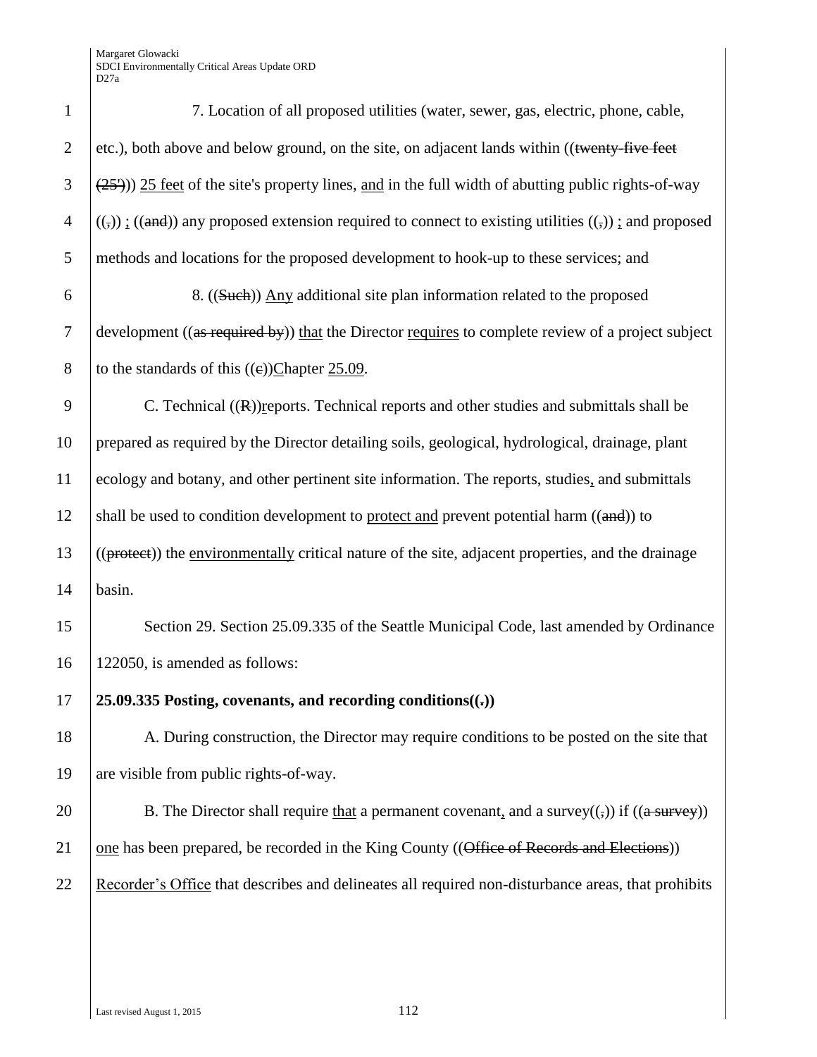7. Location of all proposed utilities (water, sewer, gas, electric, phone, cable, etc.), both above and below ground, on the site, on adjacent lands within ((twenty-five feet (25'))) 25 feet of the site's property lines, and in the full width of abutting public rights-of-way ((,)) ; ((and)) any proposed extension required to connect to existing utilities ((,)) ; and proposed methods and locations for the proposed development to hook-up to these services; and

8. ((Such)) Any additional site plan information related to the proposed development ((as required by)) that the Director requires to complete review of a project subject to the standards of this ((c))Chapter 25.09.

C. Technical ((R))reports. Technical reports and other studies and submittals shall be prepared as required by the Director detailing soils, geological, hydrological, drainage, plant ecology and botany, and other pertinent site information. The reports, studies, and submittals shall be used to condition development to protect and prevent potential harm ((and)) to ((protect)) the environmentally critical nature of the site, adjacent properties, and the drainage basin.

Section 29. Section 25.09.335 of the Seattle Municipal Code, last amended by Ordinance 122050, is amended as follows:

**25.09.335 Posting, covenants, and recording conditions((.))**

A. During construction, the Director may require conditions to be posted on the site that are visible from public rights-of-way.

B. The Director shall require that a permanent covenant, and a survey((,)) if ((a survey)) one has been prepared, be recorded in the King County ((Office of Records and Elections)) Recorder's Office that describes and delineates all required non-disturbance areas, that prohibits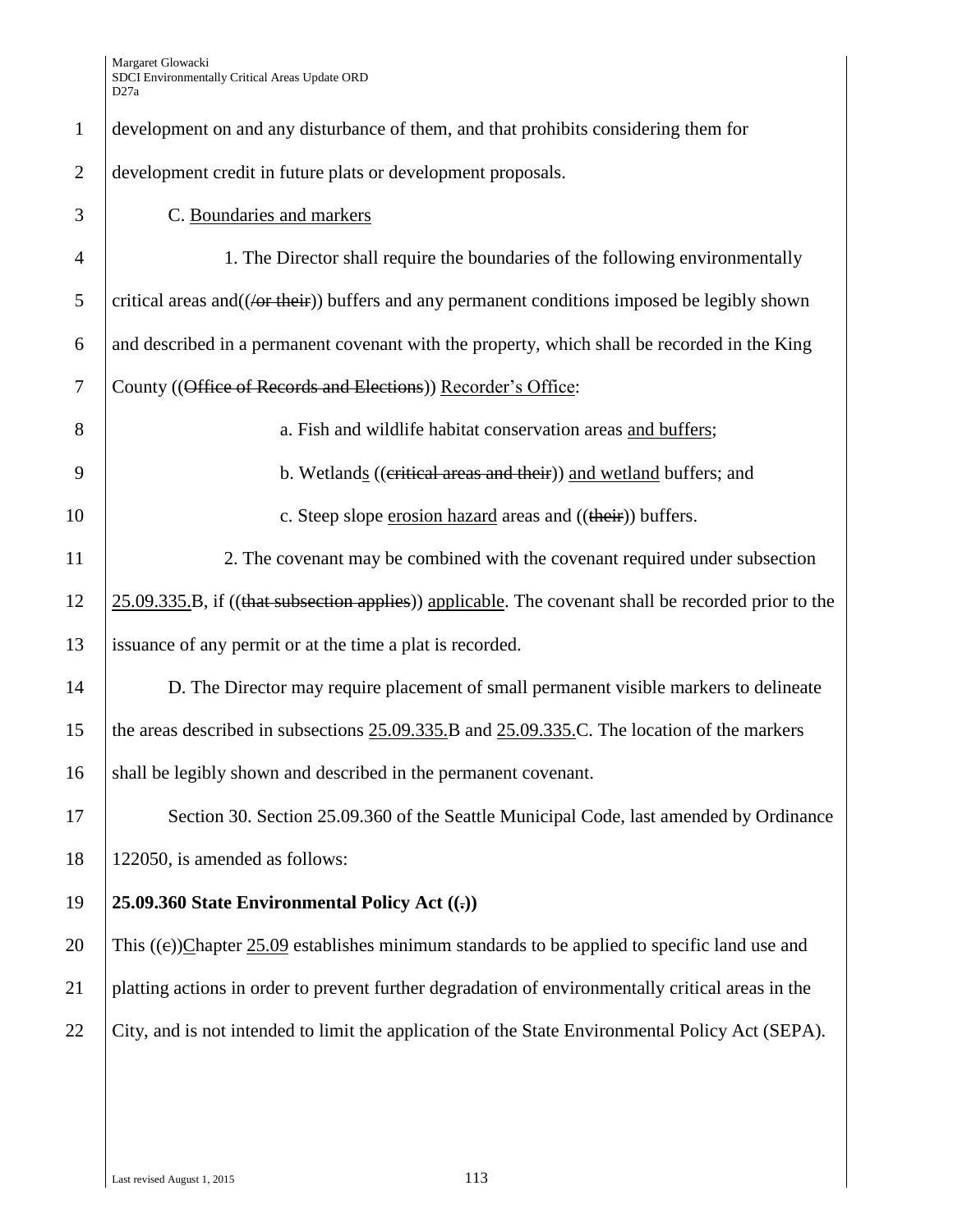development on and any disturbance of them, and that prohibits considering them for development credit in future plats or development proposals.

C. Boundaries and markers

1. The Director shall require the boundaries of the following environmentally critical areas and((/or their)) buffers and any permanent conditions imposed be legibly shown and described in a permanent covenant with the property, which shall be recorded in the King County ((Office of Records and Elections)) Recorder's Office:

a. Fish and wildlife habitat conservation areas and buffers;

b. Wetlands ((critical areas and their)) and wetland buffers; and

c. Steep slope erosion hazard areas and ((their)) buffers.

2. The covenant may be combined with the covenant required under subsection 25.09.335.B, if ((that subsection applies)) applicable. The covenant shall be recorded prior to the issuance of any permit or at the time a plat is recorded.

D. The Director may require placement of small permanent visible markers to delineate the areas described in subsections 25.09.335.B and 25.09.335.C. The location of the markers shall be legibly shown and described in the permanent covenant.

Section 30. Section 25.09.360 of the Seattle Municipal Code, last amended by Ordinance 122050, is amended as follows:

**25.09.360 State Environmental Policy Act ((.))**

This ((c))Chapter 25.09 establishes minimum standards to be applied to specific land use and platting actions in order to prevent further degradation of environmentally critical areas in the City, and is not intended to limit the application of the State Environmental Policy Act (SEPA).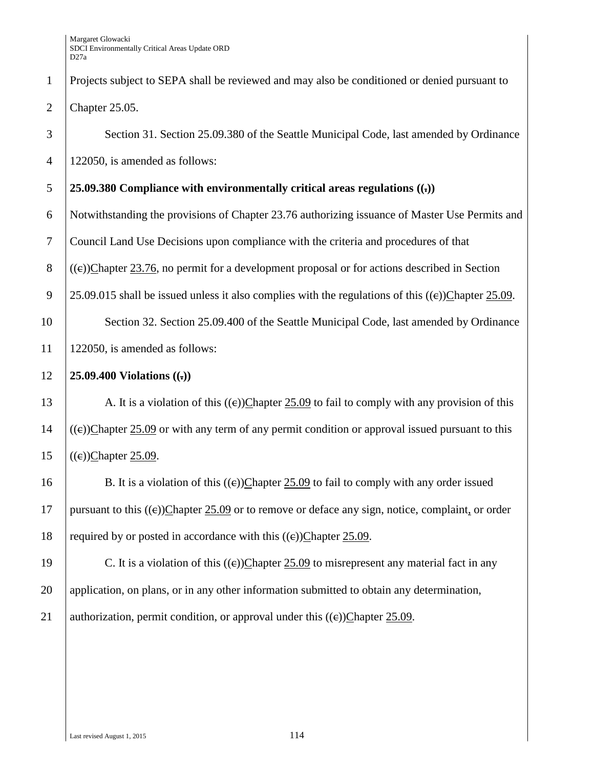Projects subject to SEPA shall be reviewed and may also be conditioned or denied pursuant to Chapter 25.05.

Section 31. Section 25.09.380 of the Seattle Municipal Code, last amended by Ordinance 122050, is amended as follows:

**25.09.380 Compliance with environmentally critical areas regulations ((.))**

Notwithstanding the provisions of Chapter 23.76 authorizing issuance of Master Use Permits and Council Land Use Decisions upon compliance with the criteria and procedures of that ((c))Chapter 23.76, no permit for a development proposal or for actions described in Section 25.09.015 shall be issued unless it also complies with the regulations of this ((c))Chapter 25.09.

Section 32. Section 25.09.400 of the Seattle Municipal Code, last amended by Ordinance 122050, is amended as follows:

**25.09.400 Violations ((.))**

A. It is a violation of this ((c))Chapter 25.09 to fail to comply with any provision of this ((c))Chapter 25.09 or with any term of any permit condition or approval issued pursuant to this ((c))Chapter 25.09.

B. It is a violation of this ((c))Chapter 25.09 to fail to comply with any order issued pursuant to this ((c))Chapter 25.09 or to remove or deface any sign, notice, complaint, or order required by or posted in accordance with this ((c))Chapter 25.09.

C. It is a violation of this ((c))Chapter 25.09 to misrepresent any material fact in any application, on plans, or in any other information submitted to obtain any determination, authorization, permit condition, or approval under this ((c))Chapter 25.09.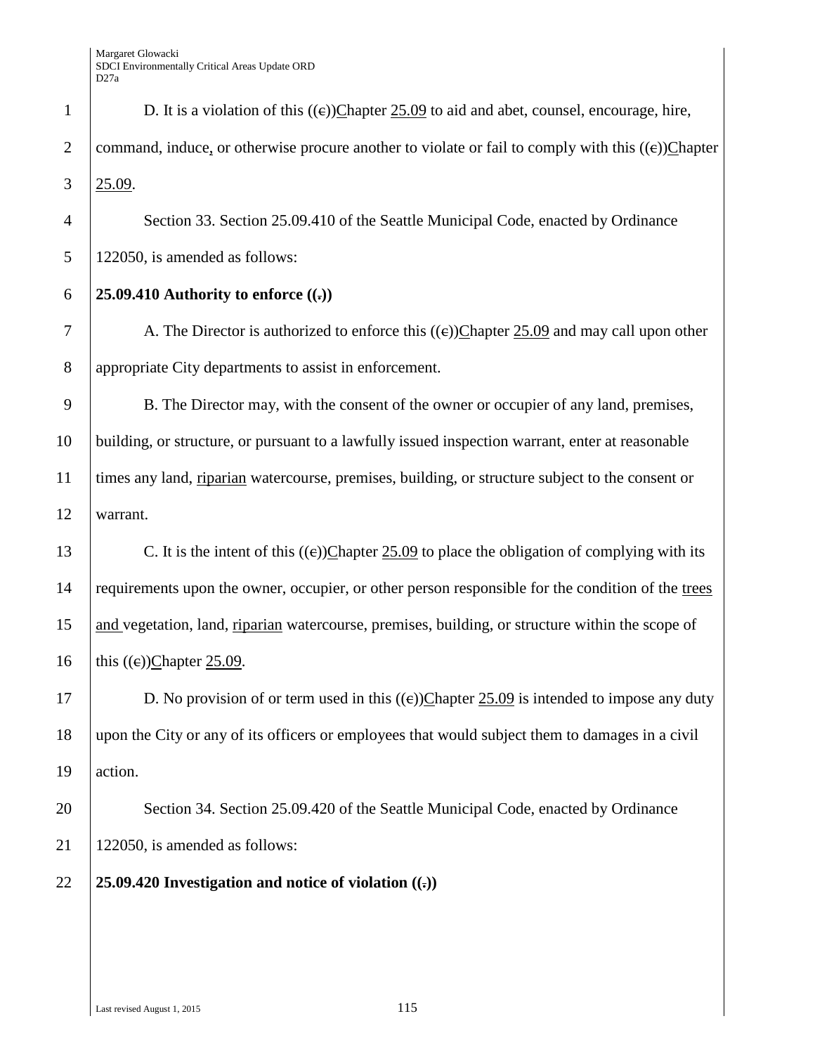D. It is a violation of this ((c))Chapter 25.09 to aid and abet, counsel, encourage, hire, command, induce, or otherwise procure another to violate or fail to comply with this ((c))Chapter 25.09.

Section 33. Section 25.09.410 of the Seattle Municipal Code, enacted by Ordinance 122050, is amended as follows:

**25.09.410 Authority to enforce ((.))**

A. The Director is authorized to enforce this ((c))Chapter 25.09 and may call upon other appropriate City departments to assist in enforcement.

B. The Director may, with the consent of the owner or occupier of any land, premises, building, or structure, or pursuant to a lawfully issued inspection warrant, enter at reasonable times any land, riparian watercourse, premises, building, or structure subject to the consent or warrant.

C. It is the intent of this ((c))Chapter 25.09 to place the obligation of complying with its requirements upon the owner, occupier, or other person responsible for the condition of the trees and vegetation, land, riparian watercourse, premises, building, or structure within the scope of this ((c))Chapter 25.09.

D. No provision of or term used in this ((c))Chapter 25.09 is intended to impose any duty upon the City or any of its officers or employees that would subject them to damages in a civil action.

Section 34. Section 25.09.420 of the Seattle Municipal Code, enacted by Ordinance 122050, is amended as follows:

**25.09.420 Investigation and notice of violation ((.))**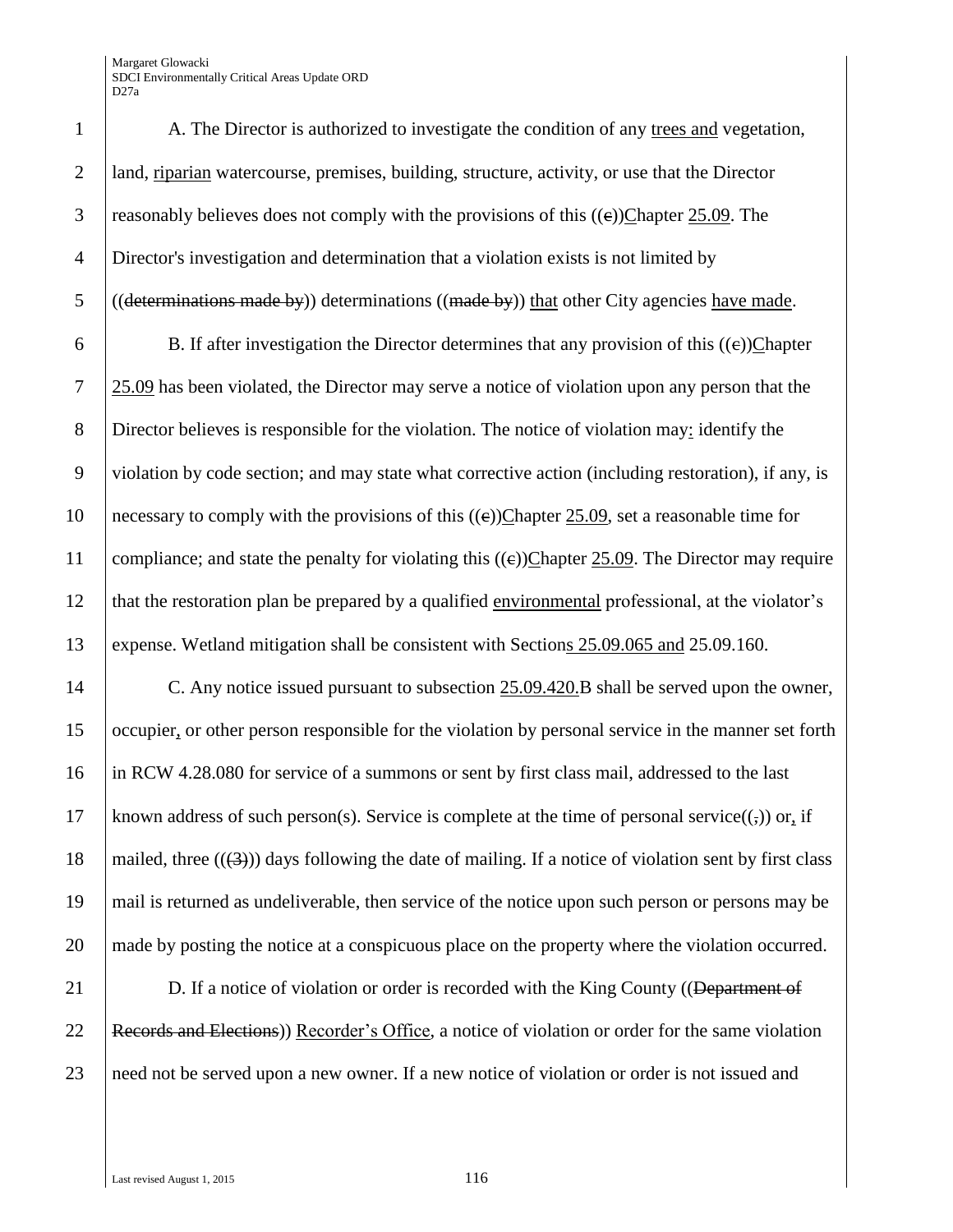A. The Director is authorized to investigate the condition of any trees and vegetation, land, riparian watercourse, premises, building, structure, activity, or use that the Director reasonably believes does not comply with the provisions of this ((c))Chapter 25.09. The Director's investigation and determination that a violation exists is not limited by ((determinations made by)) determinations ((made by)) that other City agencies have made.

B. If after investigation the Director determines that any provision of this ((c))Chapter 25.09 has been violated, the Director may serve a notice of violation upon any person that the Director believes is responsible for the violation. The notice of violation may: identify the violation by code section; and may state what corrective action (including restoration), if any, is necessary to comply with the provisions of this ((c))Chapter 25.09, set a reasonable time for compliance; and state the penalty for violating this ((c))Chapter 25.09. The Director may require that the restoration plan be prepared by a qualified environmental professional, at the violator's expense. Wetland mitigation shall be consistent with Sections 25.09.065 and 25.09.160.

C. Any notice issued pursuant to subsection 25.09.420.B shall be served upon the owner, occupier, or other person responsible for the violation by personal service in the manner set forth in RCW 4.28.080 for service of a summons or sent by first class mail, addressed to the last known address of such person(s). Service is complete at the time of personal service((,)) or, if mailed, three (((3))) days following the date of mailing. If a notice of violation sent by first class mail is returned as undeliverable, then service of the notice upon such person or persons may be made by posting the notice at a conspicuous place on the property where the violation occurred.

D. If a notice of violation or order is recorded with the King County ((Department of Records and Elections)) Recorder's Office, a notice of violation or order for the same violation need not be served upon a new owner. If a new notice of violation or order is not issued and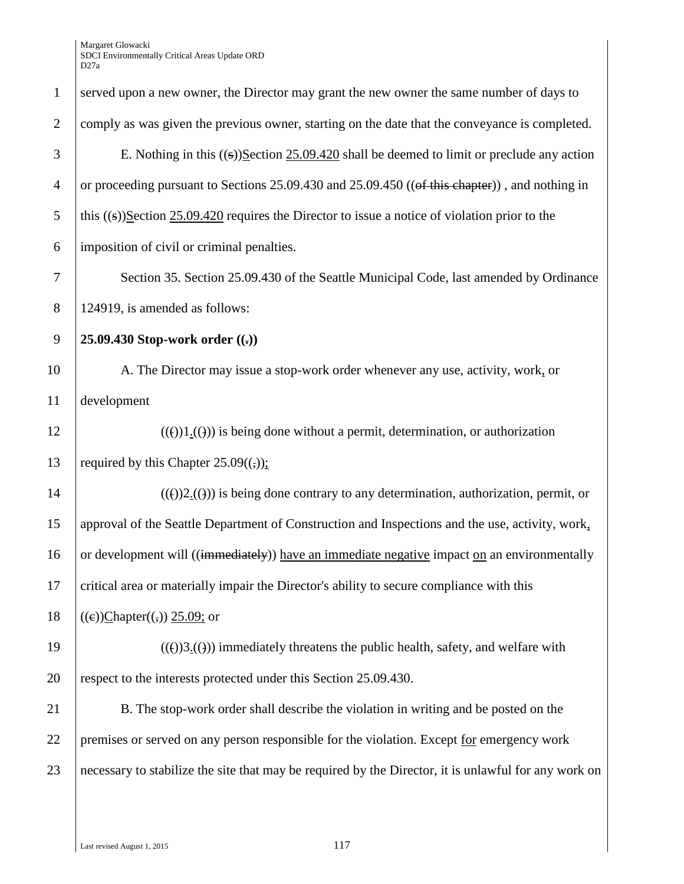served upon a new owner, the Director may grant the new owner the same number of days to comply as was given the previous owner, starting on the date that the conveyance is completed.

E. Nothing in this ((s))Section 25.09.420 shall be deemed to limit or preclude any action or proceeding pursuant to Sections 25.09.430 and 25.09.450 ((of this chapter)) , and nothing in this ((s))Section 25.09.420 requires the Director to issue a notice of violation prior to the imposition of civil or criminal penalties.

Section 35. Section 25.09.430 of the Seattle Municipal Code, last amended by Ordinance 124919, is amended as follows:

**25.09.430 Stop-work order ((.))**

A. The Director may issue a stop-work order whenever any use, activity, work, or development

((()1.(())) is being done without a permit, determination, or authorization required by this Chapter 25.09((,));

((()2.(())) is being done contrary to any determination, authorization, permit, or approval of the Seattle Department of Construction and Inspections and the use, activity, work, or development will ((immediately)) have an immediate negative impact on an environmentally critical area or materially impair the Director's ability to secure compliance with this ((c))Chapter((,)) 25.09; or

((()3.(())) immediately threatens the public health, safety, and welfare with respect to the interests protected under this Section 25.09.430.

B. The stop-work order shall describe the violation in writing and be posted on the premises or served on any person responsible for the violation. Except for emergency work necessary to stabilize the site that may be required by the Director, it is unlawful for any work on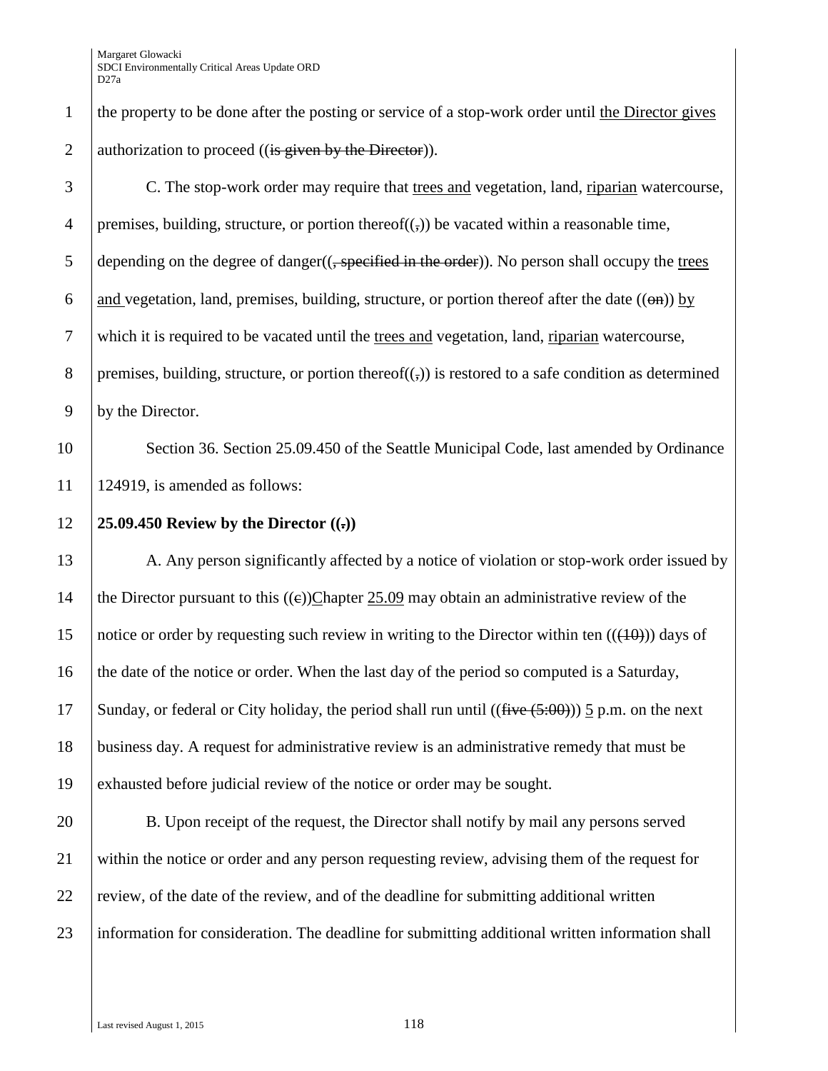the property to be done after the posting or service of a stop-work order until the Director gives authorization to proceed ((is given by the Director)).

C. The stop-work order may require that trees and vegetation, land, riparian watercourse, premises, building, structure, or portion thereof((,)) be vacated within a reasonable time, depending on the degree of danger((, specified in the order)). No person shall occupy the trees and vegetation, land, premises, building, structure, or portion thereof after the date ((on)) by which it is required to be vacated until the trees and vegetation, land, riparian watercourse, premises, building, structure, or portion thereof((,)) is restored to a safe condition as determined by the Director.

Section 36. Section 25.09.450 of the Seattle Municipal Code, last amended by Ordinance 124919, is amended as follows:

**25.09.450 Review by the Director ((.))**

A. Any person significantly affected by a notice of violation or stop-work order issued by the Director pursuant to this ((c))Chapter 25.09 may obtain an administrative review of the notice or order by requesting such review in writing to the Director within ten (((10))) days of the date of the notice or order. When the last day of the period so computed is a Saturday, Sunday, or federal or City holiday, the period shall run until ((five (5:00))) 5 p.m. on the next business day. A request for administrative review is an administrative remedy that must be exhausted before judicial review of the notice or order may be sought.

B. Upon receipt of the request, the Director shall notify by mail any persons served within the notice or order and any person requesting review, advising them of the request for review, of the date of the review, and of the deadline for submitting additional written information for consideration. The deadline for submitting additional written information shall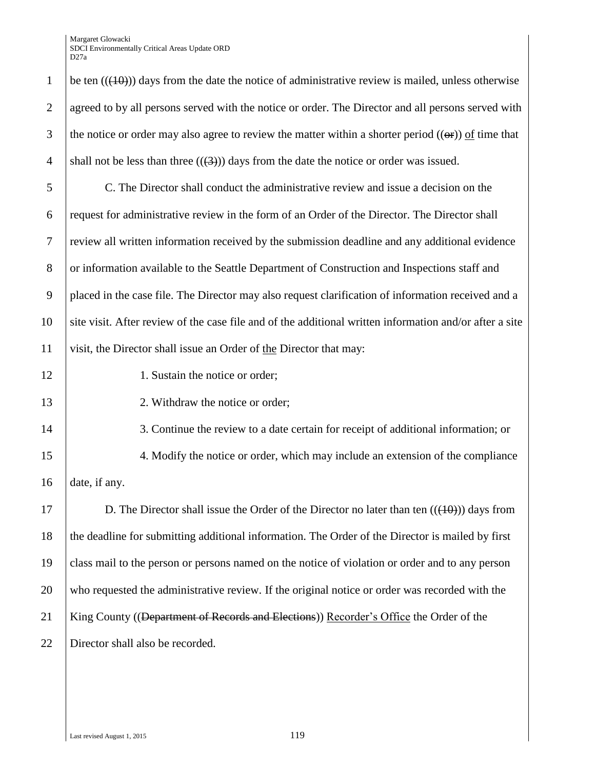be ten (((10))) days from the date the notice of administrative review is mailed, unless otherwise agreed to by all persons served with the notice or order. The Director and all persons served with the notice or order may also agree to review the matter within a shorter period ((~~or~~)) <u>of</u> time that shall not be less than three (((3))) days from the date the notice or order was issued.

C. The Director shall conduct the administrative review and issue a decision on the request for administrative review in the form of an Order of the Director. The Director shall review all written information received by the submission deadline and any additional evidence or information available to the Seattle Department of Construction and Inspections staff and placed in the case file. The Director may also request clarification of information received and a site visit. After review of the case file and of the additional written information and/or after a site visit, the Director shall issue an Order of <u>the</u> Director that may:

1. Sustain the notice or order;

2. Withdraw the notice or order;

3. Continue the review to a date certain for receipt of additional information; or

4. Modify the notice or order, which may include an extension of the compliance date, if any.

D. The Director shall issue the Order of the Director no later than ten (((10))) days from the deadline for submitting additional information. The Order of the Director is mailed by first class mail to the person or persons named on the notice of violation or order and to any person who requested the administrative review. If the original notice or order was recorded with the King County ((~~Department of Records and Elections~~)) <u>Recorder's Office</u> the Order of the Director shall also be recorded.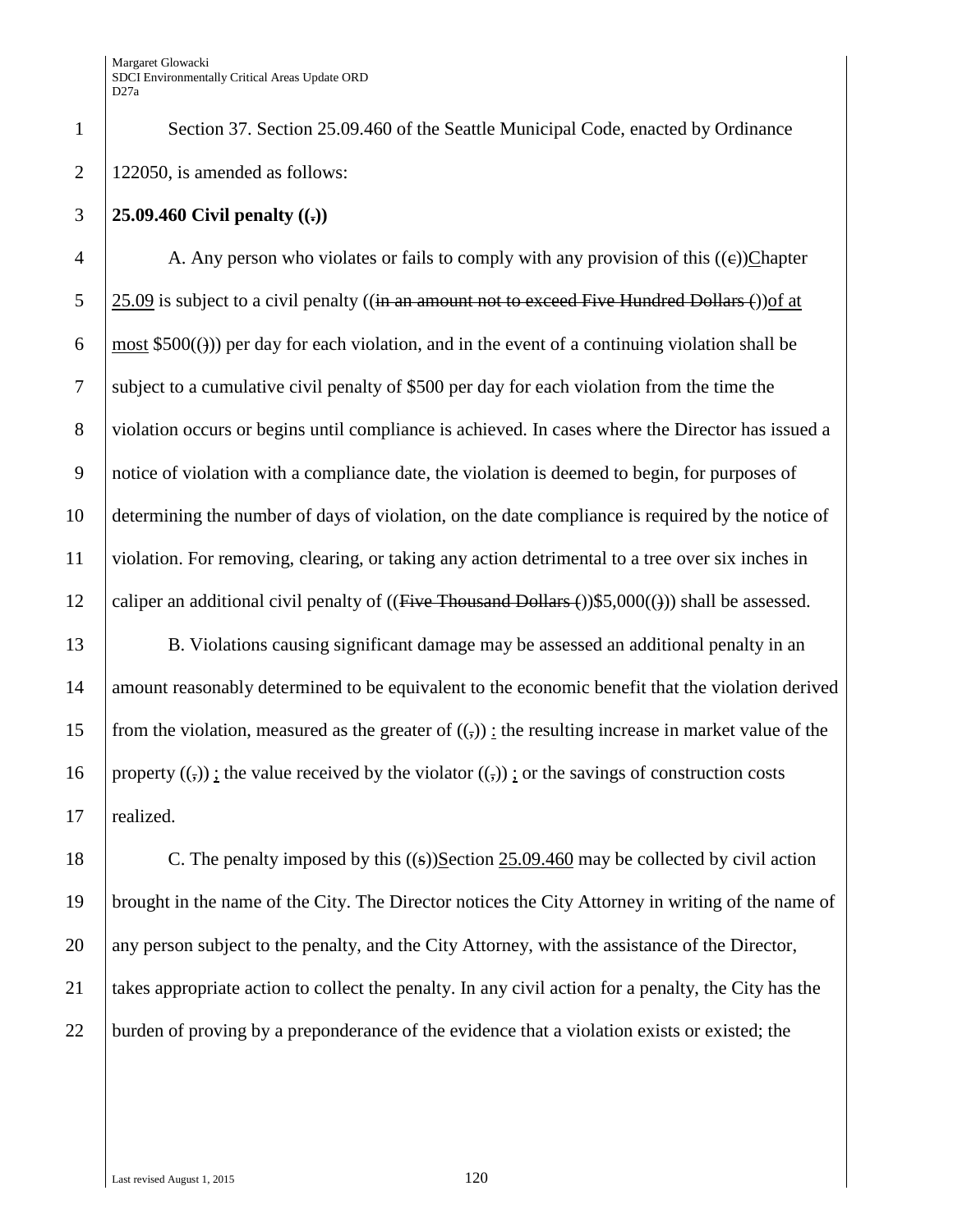Section 37. Section 25.09.460 of the Seattle Municipal Code, enacted by Ordinance 122050, is amended as follows:

**25.09.460 Civil penalty ((.))**

A. Any person who violates or fails to comply with any provision of this ((c))Chapter 25.09 is subject to a civil penalty ((in an amount not to exceed Five Hundred Dollars ())of at most $500(())) per day for each violation, and in the event of a continuing violation shall be subject to a cumulative civil penalty of $500 per day for each violation from the time the violation occurs or begins until compliance is achieved. In cases where the Director has issued a notice of violation with a compliance date, the violation is deemed to begin, for purposes of determining the number of days of violation, on the date compliance is required by the notice of violation. For removing, clearing, or taking any action detrimental to a tree over six inches in caliper an additional civil penalty of ((Five Thousand Dollars ())$5,000(())) shall be assessed.

B. Violations causing significant damage may be assessed an additional penalty in an amount reasonably determined to be equivalent to the economic benefit that the violation derived from the violation, measured as the greater of ((,)) : the resulting increase in market value of the property ((,)) ; the value received by the violator ((,)) ; or the savings of construction costs realized.

C. The penalty imposed by this ((s))Section 25.09.460 may be collected by civil action brought in the name of the City. The Director notices the City Attorney in writing of the name of any person subject to the penalty, and the City Attorney, with the assistance of the Director, takes appropriate action to collect the penalty. In any civil action for a penalty, the City has the burden of proving by a preponderance of the evidence that a violation exists or existed; the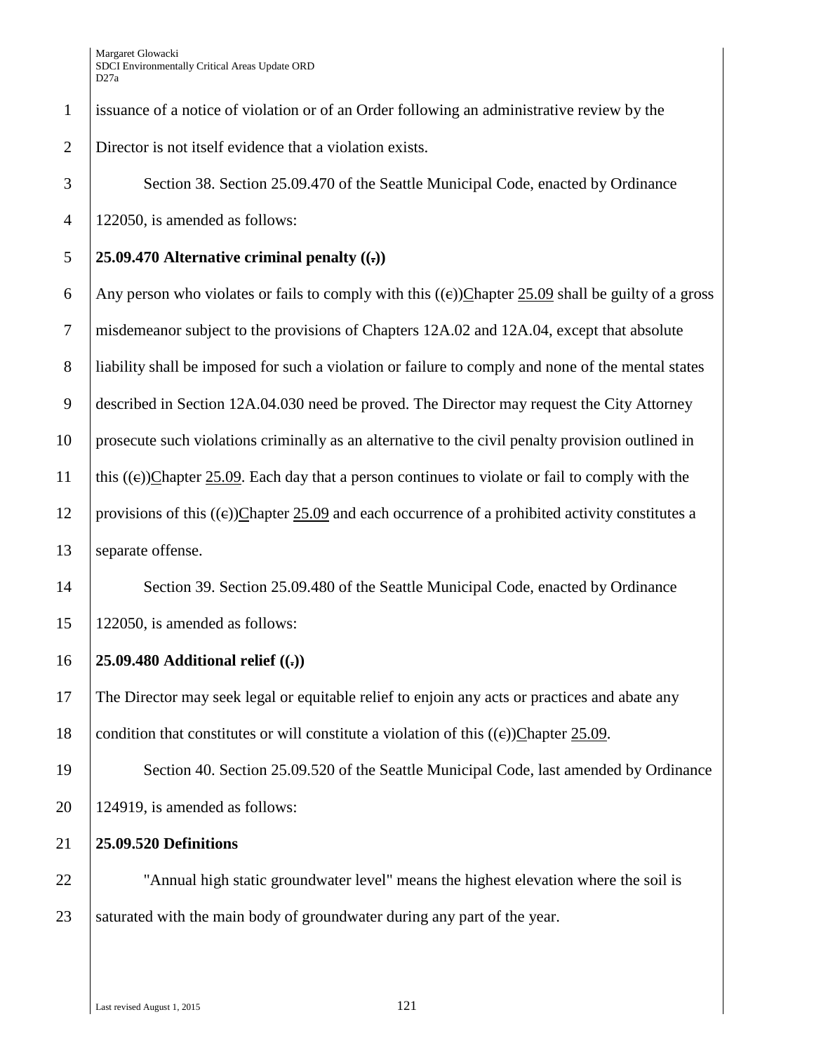issuance of a notice of violation or of an Order following an administrative review by the Director is not itself evidence that a violation exists.

Section 38. Section 25.09.470 of the Seattle Municipal Code, enacted by Ordinance 122050, is amended as follows:

**25.09.470 Alternative criminal penalty ((.))**

Any person who violates or fails to comply with this ((c))Chapter 25.09 shall be guilty of a gross misdemeanor subject to the provisions of Chapters 12A.02 and 12A.04, except that absolute liability shall be imposed for such a violation or failure to comply and none of the mental states described in Section 12A.04.030 need be proved. The Director may request the City Attorney prosecute such violations criminally as an alternative to the civil penalty provision outlined in this ((c))Chapter 25.09. Each day that a person continues to violate or fail to comply with the provisions of this ((c))Chapter 25.09 and each occurrence of a prohibited activity constitutes a separate offense.

Section 39. Section 25.09.480 of the Seattle Municipal Code, enacted by Ordinance 122050, is amended as follows:

**25.09.480 Additional relief ((.))**

The Director may seek legal or equitable relief to enjoin any acts or practices and abate any condition that constitutes or will constitute a violation of this ((c))Chapter 25.09.

Section 40. Section 25.09.520 of the Seattle Municipal Code, last amended by Ordinance 124919, is amended as follows:

**25.09.520 Definitions**

"Annual high static groundwater level" means the highest elevation where the soil is saturated with the main body of groundwater during any part of the year.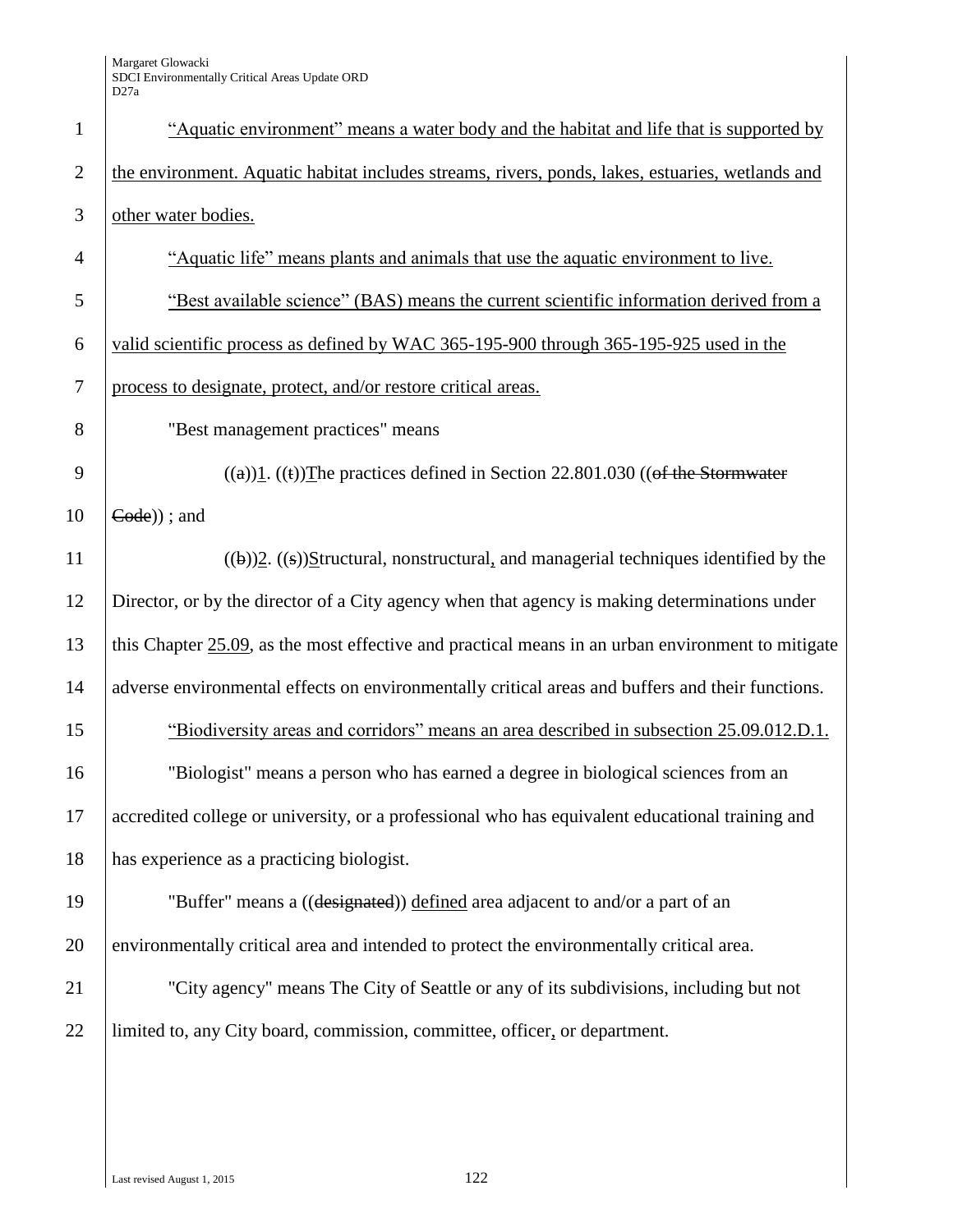"Aquatic environment" means a water body and the habitat and life that is supported by the environment. Aquatic habitat includes streams, rivers, ponds, lakes, estuaries, wetlands and other water bodies.

"Aquatic life" means plants and animals that use the aquatic environment to live.

"Best available science" (BAS) means the current scientific information derived from a valid scientific process as defined by WAC 365-195-900 through 365-195-925 used in the process to designate, protect, and/or restore critical areas.

"Best management practices" means

((a))1. ((t))The practices defined in Section 22.801.030 ((of the Stormwater Code)) ; and

((b))2. ((s))Structural, nonstructural, and managerial techniques identified by the Director, or by the director of a City agency when that agency is making determinations under this Chapter 25.09, as the most effective and practical means in an urban environment to mitigate adverse environmental effects on environmentally critical areas and buffers and their functions.

"Biodiversity areas and corridors" means an area described in subsection 25.09.012.D.1.

"Biologist" means a person who has earned a degree in biological sciences from an accredited college or university, or a professional who has equivalent educational training and has experience as a practicing biologist.

"Buffer" means a ((designated)) defined area adjacent to and/or a part of an environmentally critical area and intended to protect the environmentally critical area.

"City agency" means The City of Seattle or any of its subdivisions, including but not limited to, any City board, commission, committee, officer, or department.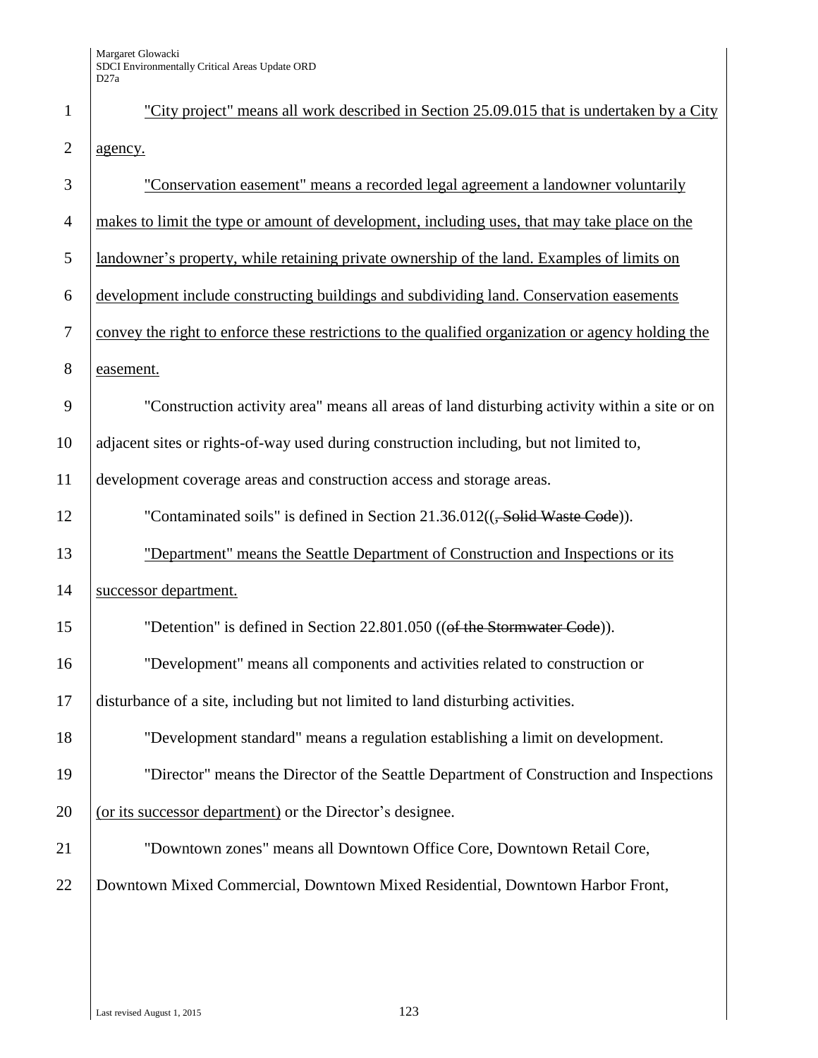"City project" means all work described in Section 25.09.015 that is undertaken by a City agency.

"Conservation easement" means a recorded legal agreement a landowner voluntarily makes to limit the type or amount of development, including uses, that may take place on the landowner's property, while retaining private ownership of the land. Examples of limits on development include constructing buildings and subdividing land. Conservation easements convey the right to enforce these restrictions to the qualified organization or agency holding the easement.

"Construction activity area" means all areas of land disturbing activity within a site or on adjacent sites or rights-of-way used during construction including, but not limited to, development coverage areas and construction access and storage areas.

"Contaminated soils" is defined in Section 21.36.012((~~, Solid Waste Code~~)).

"Department" means the Seattle Department of Construction and Inspections or its successor department.

"Detention" is defined in Section 22.801.050 ((~~of the Stormwater Code~~)).

"Development" means all components and activities related to construction or disturbance of a site, including but not limited to land disturbing activities.

"Development standard" means a regulation establishing a limit on development.

"Director" means the Director of the Seattle Department of Construction and Inspections (or its successor department) or the Director's designee.

"Downtown zones" means all Downtown Office Core, Downtown Retail Core, Downtown Mixed Commercial, Downtown Mixed Residential, Downtown Harbor Front,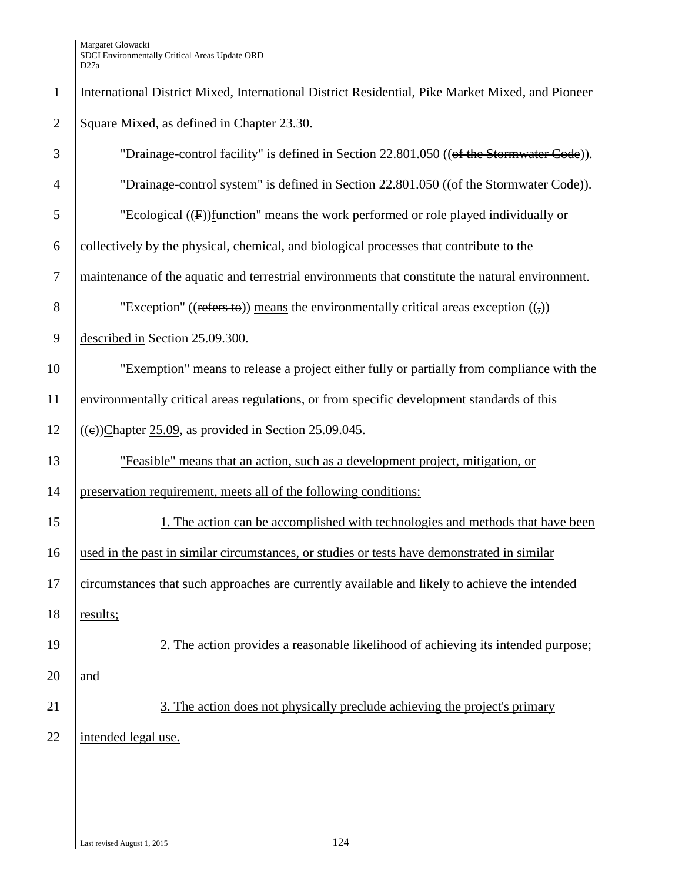International District Mixed, International District Residential, Pike Market Mixed, and Pioneer Square Mixed, as defined in Chapter 23.30.

"Drainage-control facility" is defined in Section 22.801.050 ((~~of the Stormwater Code~~)).

"Drainage-control system" is defined in Section 22.801.050 ((~~of the Stormwater Code~~)).

"Ecological ((~~F~~))function" means the work performed or role played individually or collectively by the physical, chemical, and biological processes that contribute to the maintenance of the aquatic and terrestrial environments that constitute the natural environment.

"Exception" ((~~refers to~~)) means the environmentally critical areas exception ((~~,~~)) described in Section 25.09.300.

"Exemption" means to release a project either fully or partially from compliance with the environmentally critical areas regulations, or from specific development standards of this ((~~c~~))Chapter 25.09, as provided in Section 25.09.045.

"Feasible" means that an action, such as a development project, mitigation, or preservation requirement, meets all of the following conditions:

1. The action can be accomplished with technologies and methods that have been used in the past in similar circumstances, or studies or tests have demonstrated in similar circumstances that such approaches are currently available and likely to achieve the intended results;

2. The action provides a reasonable likelihood of achieving its intended purpose; and

3. The action does not physically preclude achieving the project's primary intended legal use.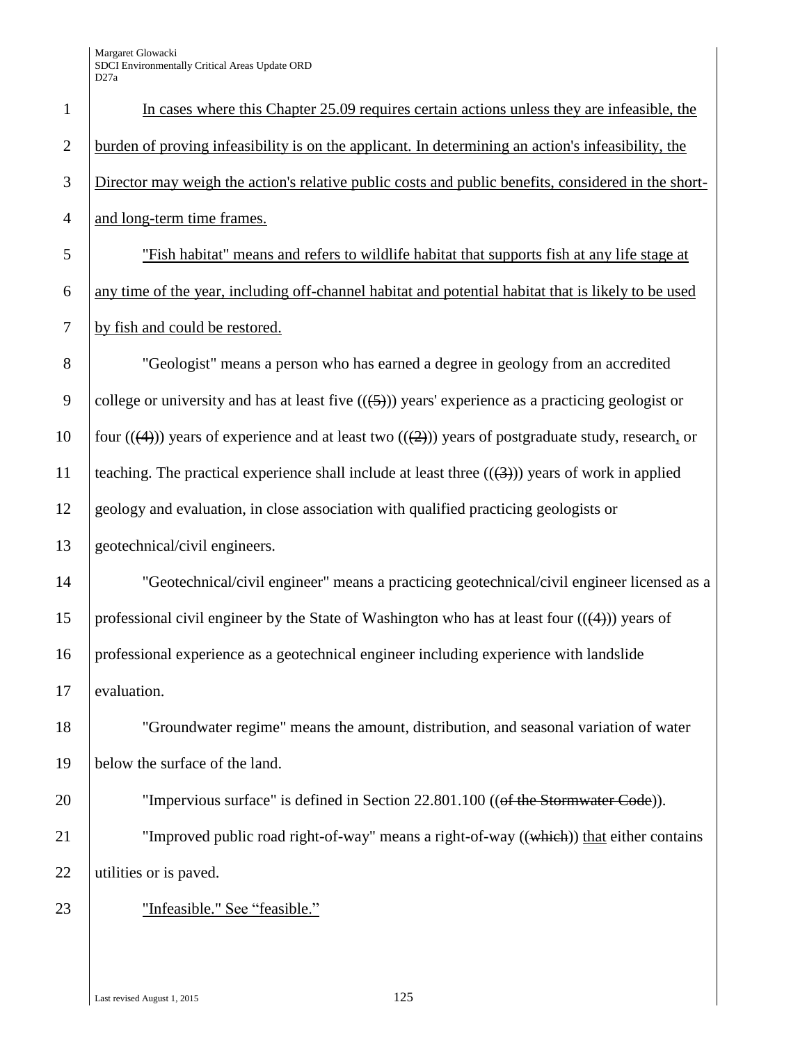In cases where this Chapter 25.09 requires certain actions unless they are infeasible, the burden of proving infeasibility is on the applicant. In determining an action's infeasibility, the Director may weigh the action's relative public costs and public benefits, considered in the short- and long-term time frames.

"Fish habitat" means and refers to wildlife habitat that supports fish at any life stage at any time of the year, including off-channel habitat and potential habitat that is likely to be used by fish and could be restored.

"Geologist" means a person who has earned a degree in geology from an accredited college or university and has at least five (((5))) years' experience as a practicing geologist or four (((4))) years of experience and at least two (((2))) years of postgraduate study, research, or teaching. The practical experience shall include at least three (((3))) years of work in applied geology and evaluation, in close association with qualified practicing geologists or geotechnical/civil engineers.

"Geotechnical/civil engineer" means a practicing geotechnical/civil engineer licensed as a professional civil engineer by the State of Washington who has at least four (((4))) years of professional experience as a geotechnical engineer including experience with landslide evaluation.

"Groundwater regime" means the amount, distribution, and seasonal variation of water below the surface of the land.

"Impervious surface" is defined in Section 22.801.100 ((of the Stormwater Code)).

"Improved public road right-of-way" means a right-of-way ((which)) that either contains utilities or is paved.

"Infeasible." See "feasible."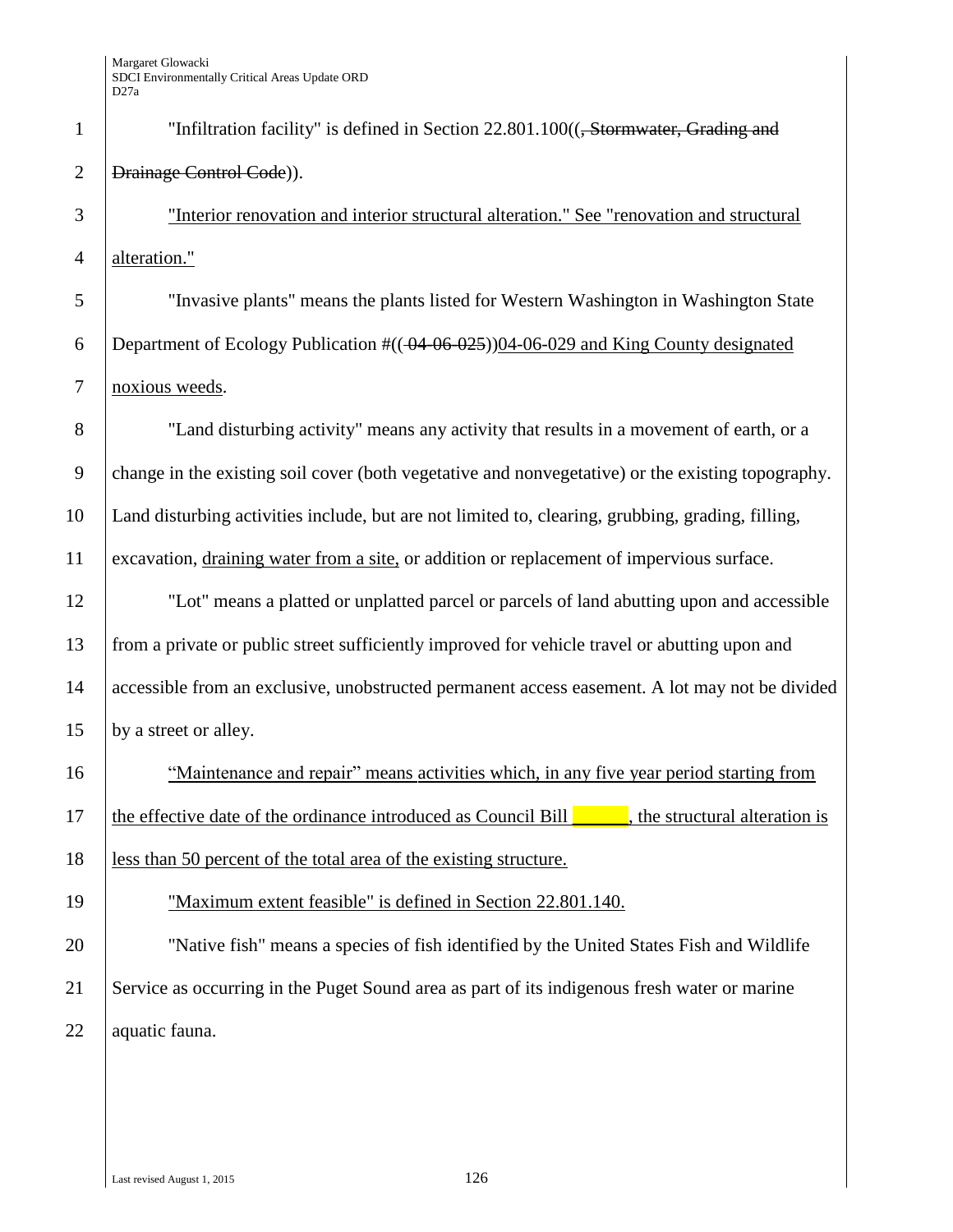"Infiltration facility" is defined in Section 22.801.100((, Stormwater, Grading and Drainage Control Code)).

"Interior renovation and interior structural alteration." See "renovation and structural alteration."

"Invasive plants" means the plants listed for Western Washington in Washington State Department of Ecology Publication #(( 04-06-025))04-06-029 and King County designated noxious weeds.

"Land disturbing activity" means any activity that results in a movement of earth, or a change in the existing soil cover (both vegetative and nonvegetative) or the existing topography. Land disturbing activities include, but are not limited to, clearing, grubbing, grading, filling, excavation, draining water from a site, or addition or replacement of impervious surface.

"Lot" means a platted or unplatted parcel or parcels of land abutting upon and accessible from a private or public street sufficiently improved for vehicle travel or abutting upon and accessible from an exclusive, unobstructed permanent access easement. A lot may not be divided by a street or alley.

"Maintenance and repair" means activities which, in any five year period starting from the effective date of the ordinance introduced as Council Bill ______, the structural alteration is less than 50 percent of the total area of the existing structure.

"Maximum extent feasible" is defined in Section 22.801.140.

"Native fish" means a species of fish identified by the United States Fish and Wildlife Service as occurring in the Puget Sound area as part of its indigenous fresh water or marine aquatic fauna.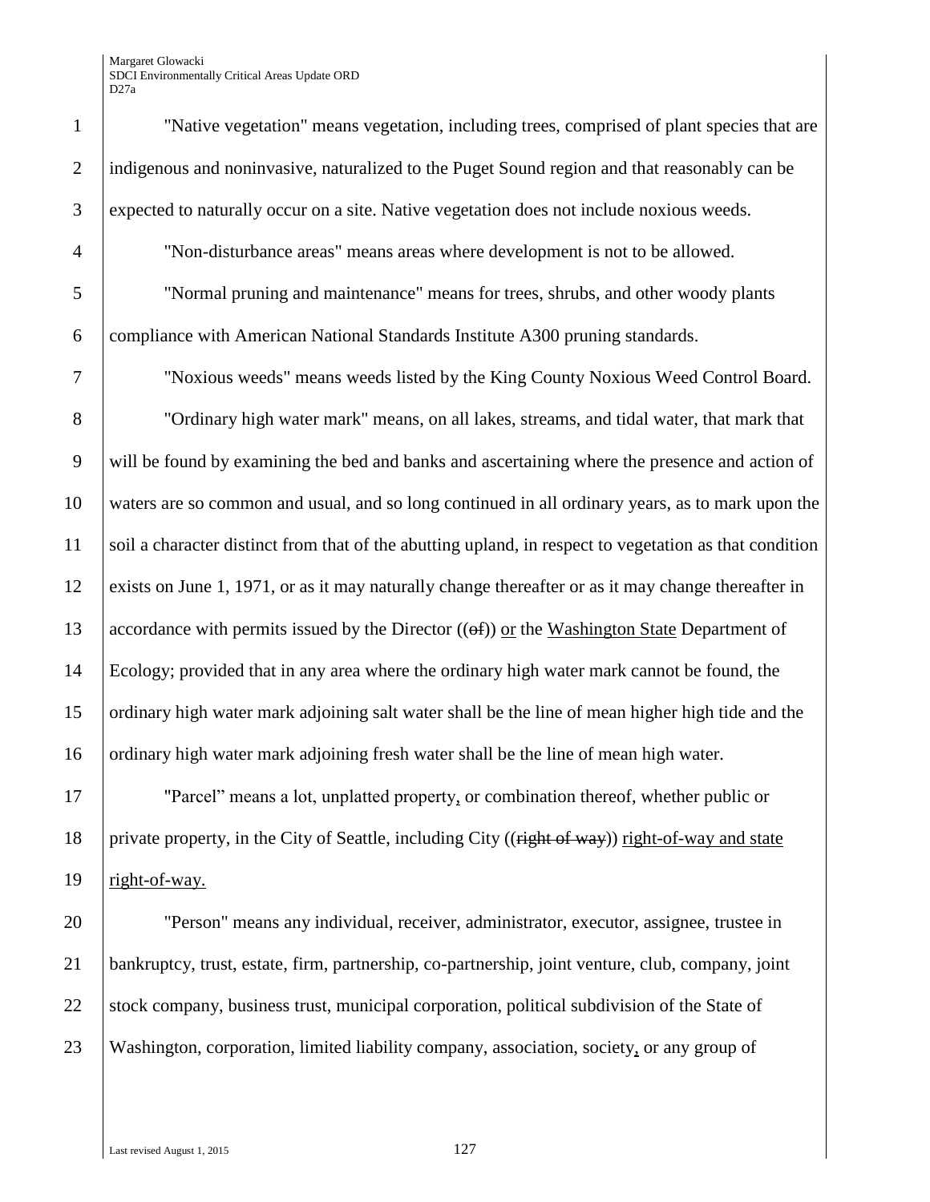"Native vegetation" means vegetation, including trees, comprised of plant species that are indigenous and noninvasive, naturalized to the Puget Sound region and that reasonably can be expected to naturally occur on a site. Native vegetation does not include noxious weeds.

"Non-disturbance areas" means areas where development is not to be allowed.

"Normal pruning and maintenance" means for trees, shrubs, and other woody plants compliance with American National Standards Institute A300 pruning standards.

"Noxious weeds" means weeds listed by the King County Noxious Weed Control Board.

"Ordinary high water mark" means, on all lakes, streams, and tidal water, that mark that will be found by examining the bed and banks and ascertaining where the presence and action of waters are so common and usual, and so long continued in all ordinary years, as to mark upon the soil a character distinct from that of the abutting upland, in respect to vegetation as that condition exists on June 1, 1971, or as it may naturally change thereafter or as it may change thereafter in accordance with permits issued by the Director ((~~of~~)) <u>or</u> the <u>Washington State</u> Department of Ecology; provided that in any area where the ordinary high water mark cannot be found, the ordinary high water mark adjoining salt water shall be the line of mean higher high tide and the ordinary high water mark adjoining fresh water shall be the line of mean high water.

"Parcel" means a lot, unplatted property<u>,</u> or combination thereof, whether public or private property, in the City of Seattle, including City ((~~right of way~~)) <u>right-of-way and state right-of-way.</u>

"Person" means any individual, receiver, administrator, executor, assignee, trustee in bankruptcy, trust, estate, firm, partnership, co-partnership, joint venture, club, company, joint stock company, business trust, municipal corporation, political subdivision of the State of Washington, corporation, limited liability company, association, society<u>,</u> or any group of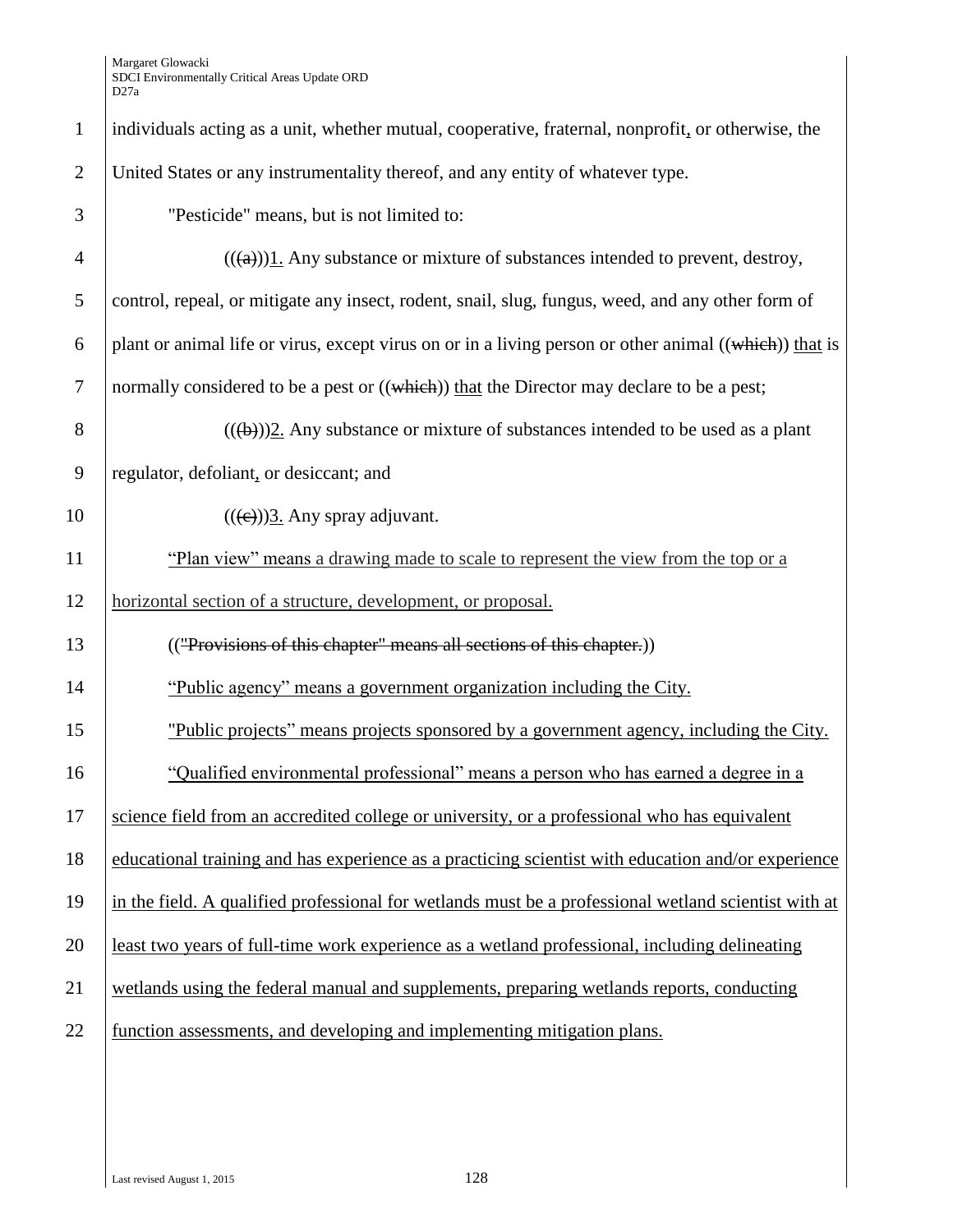individuals acting as a unit, whether mutual, cooperative, fraternal, nonprofit, or otherwise, the United States or any instrumentality thereof, and any entity of whatever type.

"Pesticide" means, but is not limited to:

(((a)))1. Any substance or mixture of substances intended to prevent, destroy, control, repeal, or mitigate any insect, rodent, snail, slug, fungus, weed, and any other form of plant or animal life or virus, except virus on or in a living person or other animal ((which)) that is normally considered to be a pest or ((which)) that the Director may declare to be a pest;

(((b)))2. Any substance or mixture of substances intended to be used as a plant regulator, defoliant, or desiccant; and

(((c)))3. Any spray adjuvant.

"Plan view" means a drawing made to scale to represent the view from the top or a horizontal section of a structure, development, or proposal.

(("Provisions of this chapter" means all sections of this chapter.))

"Public agency" means a government organization including the City.

"Public projects" means projects sponsored by a government agency, including the City.

"Qualified environmental professional" means a person who has earned a degree in a science field from an accredited college or university, or a professional who has equivalent educational training and has experience as a practicing scientist with education and/or experience in the field. A qualified professional for wetlands must be a professional wetland scientist with at least two years of full-time work experience as a wetland professional, including delineating wetlands using the federal manual and supplements, preparing wetlands reports, conducting function assessments, and developing and implementing mitigation plans.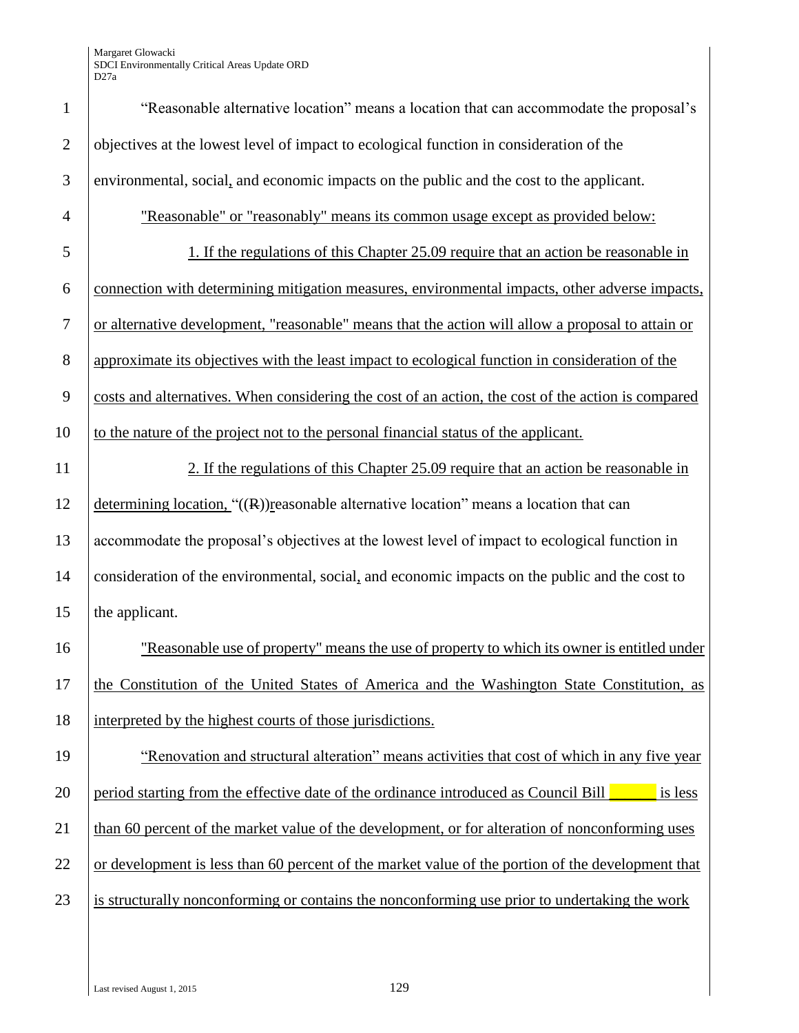"Reasonable alternative location" means a location that can accommodate the proposal's objectives at the lowest level of impact to ecological function in consideration of the environmental, social, and economic impacts on the public and the cost to the applicant.

"Reasonable" or "reasonably" means its common usage except as provided below:

1. If the regulations of this Chapter 25.09 require that an action be reasonable in connection with determining mitigation measures, environmental impacts, other adverse impacts, or alternative development, "reasonable" means that the action will allow a proposal to attain or approximate its objectives with the least impact to ecological function in consideration of the costs and alternatives. When considering the cost of an action, the cost of the action is compared to the nature of the project not to the personal financial status of the applicant.

2. If the regulations of this Chapter 25.09 require that an action be reasonable in determining location, "((R))reasonable alternative location" means a location that can accommodate the proposal's objectives at the lowest level of impact to ecological function in consideration of the environmental, social, and economic impacts on the public and the cost to the applicant.

"Reasonable use of property" means the use of property to which its owner is entitled under the Constitution of the United States of America and the Washington State Constitution, as interpreted by the highest courts of those jurisdictions.

"Renovation and structural alteration" means activities that cost of which in any five year period starting from the effective date of the ordinance introduced as Council Bill ______ is less than 60 percent of the market value of the development, or for alteration of nonconforming uses or development is less than 60 percent of the market value of the portion of the development that is structurally nonconforming or contains the nonconforming use prior to undertaking the work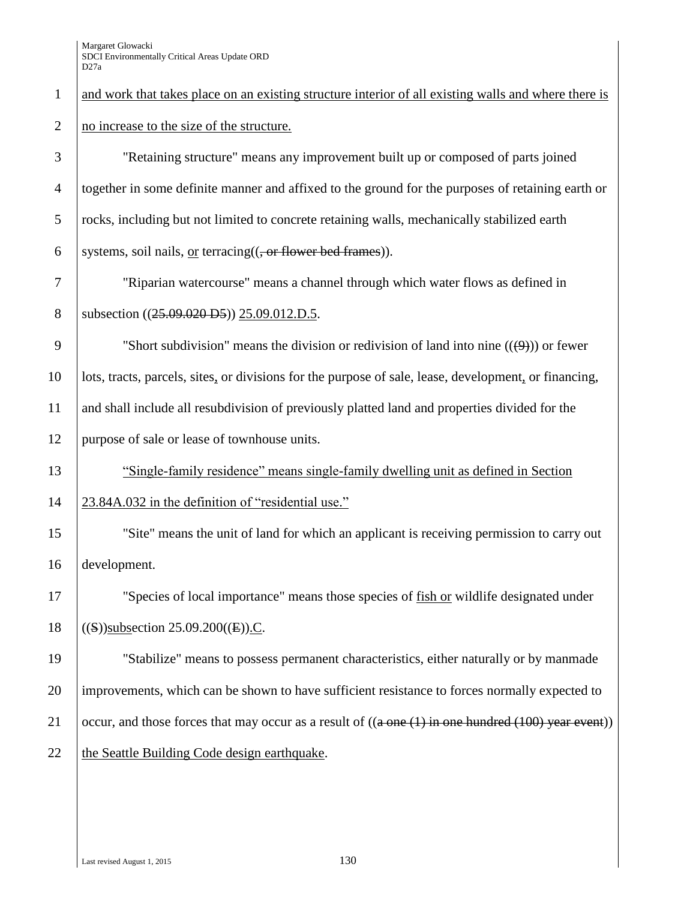and work that takes place on an existing structure interior of all existing walls and where there is no increase to the size of the structure.

"Retaining structure" means any improvement built up or composed of parts joined together in some definite manner and affixed to the ground for the purposes of retaining earth or rocks, including but not limited to concrete retaining walls, mechanically stabilized earth systems, soil nails, or terracing((, or flower bed frames)).

"Riparian watercourse" means a channel through which water flows as defined in subsection ((25.09.020 D5)) 25.09.012.D.5.

"Short subdivision" means the division or redivision of land into nine (((9))) or fewer lots, tracts, parcels, sites, or divisions for the purpose of sale, lease, development, or financing, and shall include all resubdivision of previously platted land and properties divided for the purpose of sale or lease of townhouse units.

"Single-family residence" means single-family dwelling unit as defined in Section 23.84A.032 in the definition of "residential use."

"Site" means the unit of land for which an applicant is receiving permission to carry out development.

"Species of local importance" means those species of fish or wildlife designated under ((S))subsection 25.09.200((E)).C.

"Stabilize" means to possess permanent characteristics, either naturally or by manmade improvements, which can be shown to have sufficient resistance to forces normally expected to occur, and those forces that may occur as a result of ((a one (1) in one hundred (100) year event)) the Seattle Building Code design earthquake.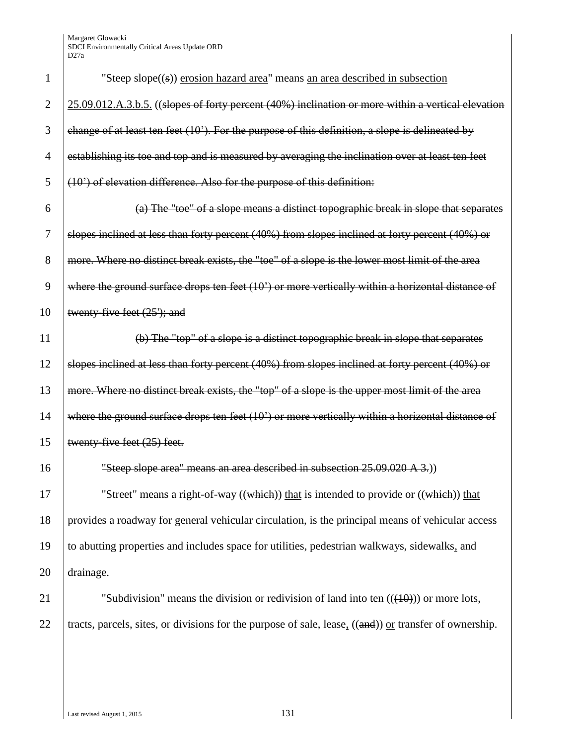"Steep slope((s)) erosion hazard area" means an area described in subsection 25.09.012.A.3.b.5. ((slopes of forty percent (40%) inclination or more within a vertical elevation change of at least ten feet (10'). For the purpose of this definition, a slope is delineated by establishing its toe and top and is measured by averaging the inclination over at least ten feet (10') of elevation difference. Also for the purpose of this definition:

(a) The "toe" of a slope means a distinct topographic break in slope that separates slopes inclined at less than forty percent (40%) from slopes inclined at forty percent (40%) or more. Where no distinct break exists, the "toe" of a slope is the lower most limit of the area where the ground surface drops ten feet (10') or more vertically within a horizontal distance of twenty-five feet (25'); and

(b) The "top" of a slope is a distinct topographic break in slope that separates slopes inclined at less than forty percent (40%) from slopes inclined at forty percent (40%) or more. Where no distinct break exists, the "top" of a slope is the upper most limit of the area where the ground surface drops ten feet (10') or more vertically within a horizontal distance of twenty-five feet (25) feet.

"Steep slope area" means an area described in subsection 25.09.020 A 3.))

"Street" means a right-of-way ((which)) that is intended to provide or ((which)) that provides a roadway for general vehicular circulation, is the principal means of vehicular access to abutting properties and includes space for utilities, pedestrian walkways, sidewalks, and drainage.

"Subdivision" means the division or redivision of land into ten (((10))) or more lots, tracts, parcels, sites, or divisions for the purpose of sale, lease, ((and)) or transfer of ownership.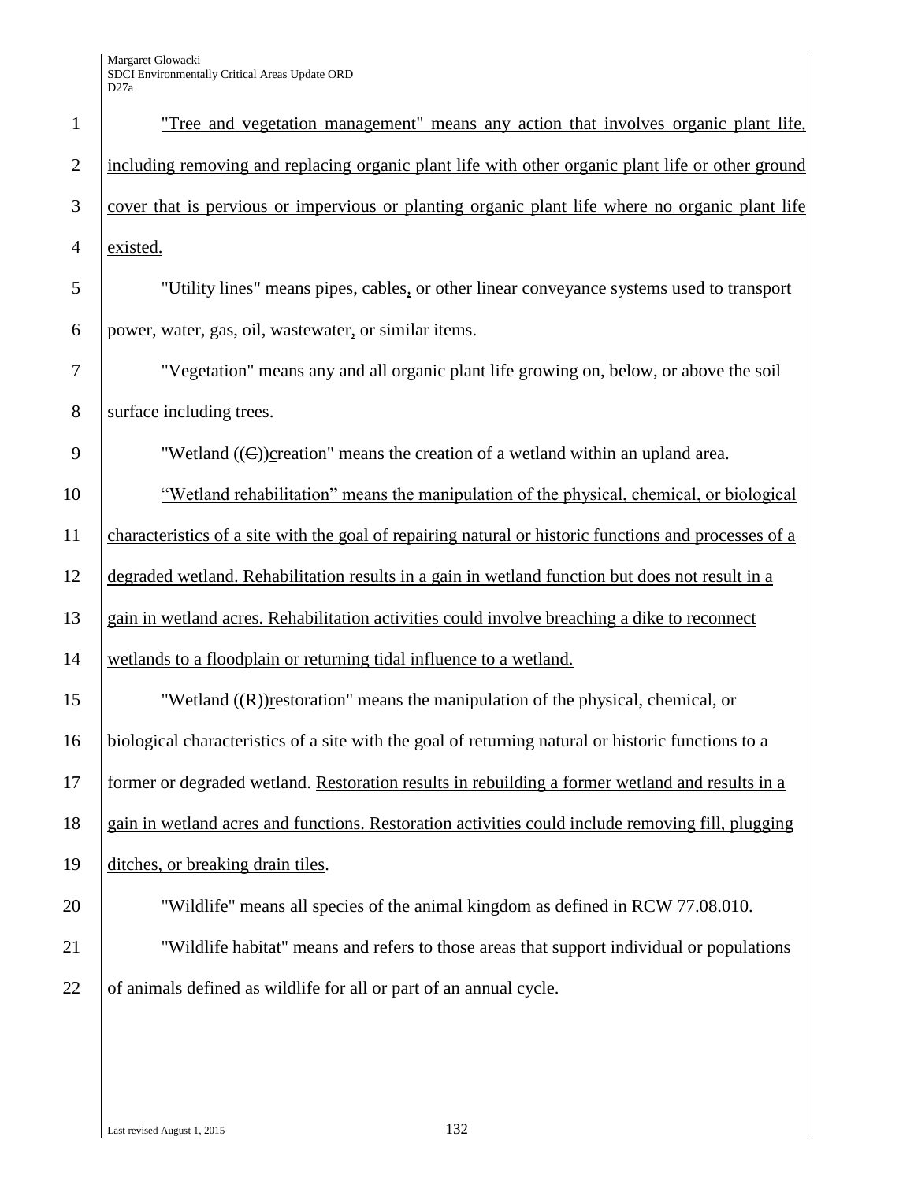"Tree and vegetation management" means any action that involves organic plant life, including removing and replacing organic plant life with other organic plant life or other ground cover that is pervious or impervious or planting organic plant life where no organic plant life existed.

"Utility lines" means pipes, cables, or other linear conveyance systems used to transport power, water, gas, oil, wastewater, or similar items.

"Vegetation" means any and all organic plant life growing on, below, or above the soil surface including trees.

"Wetland ((C))creation" means the creation of a wetland within an upland area.

"Wetland rehabilitation" means the manipulation of the physical, chemical, or biological characteristics of a site with the goal of repairing natural or historic functions and processes of a degraded wetland. Rehabilitation results in a gain in wetland function but does not result in a gain in wetland acres. Rehabilitation activities could involve breaching a dike to reconnect wetlands to a floodplain or returning tidal influence to a wetland.

"Wetland ((R))restoration" means the manipulation of the physical, chemical, or biological characteristics of a site with the goal of returning natural or historic functions to a former or degraded wetland. Restoration results in rebuilding a former wetland and results in a gain in wetland acres and functions. Restoration activities could include removing fill, plugging ditches, or breaking drain tiles.

"Wildlife" means all species of the animal kingdom as defined in RCW 77.08.010.

"Wildlife habitat" means and refers to those areas that support individual or populations of animals defined as wildlife for all or part of an annual cycle.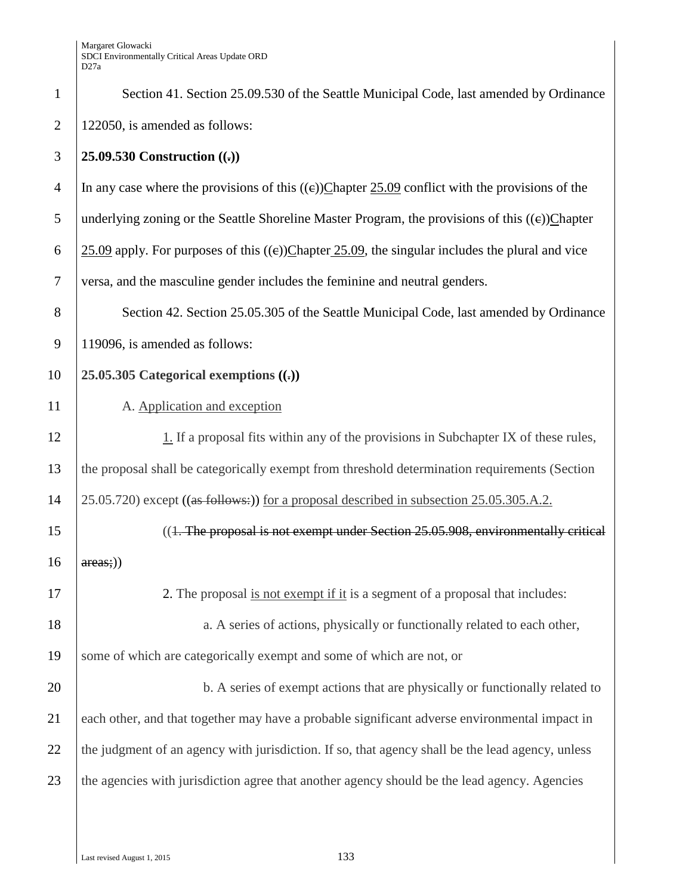Section 41. Section 25.09.530 of the Seattle Municipal Code, last amended by Ordinance 122050, is amended as follows:

**25.09.530 Construction ((.))**

In any case where the provisions of this ((c))Chapter 25.09 conflict with the provisions of the underlying zoning or the Seattle Shoreline Master Program, the provisions of this ((c))Chapter 25.09 apply. For purposes of this ((c))Chapter 25.09, the singular includes the plural and vice versa, and the masculine gender includes the feminine and neutral genders.

Section 42. Section 25.05.305 of the Seattle Municipal Code, last amended by Ordinance 119096, is amended as follows:

**25.05.305 Categorical exemptions ((.))**

A. Application and exception

1. If a proposal fits within any of the provisions in Subchapter IX of these rules, the proposal shall be categorically exempt from threshold determination requirements (Section 25.05.720) except ((as follows:)) for a proposal described in subsection 25.05.305.A.2.

((1. The proposal is not exempt under Section 25.05.908, environmentally critical areas;))

2. The proposal is not exempt if it is a segment of a proposal that includes:

a. A series of actions, physically or functionally related to each other, some of which are categorically exempt and some of which are not, or

b. A series of exempt actions that are physically or functionally related to each other, and that together may have a probable significant adverse environmental impact in the judgment of an agency with jurisdiction. If so, that agency shall be the lead agency, unless the agencies with jurisdiction agree that another agency should be the lead agency. Agencies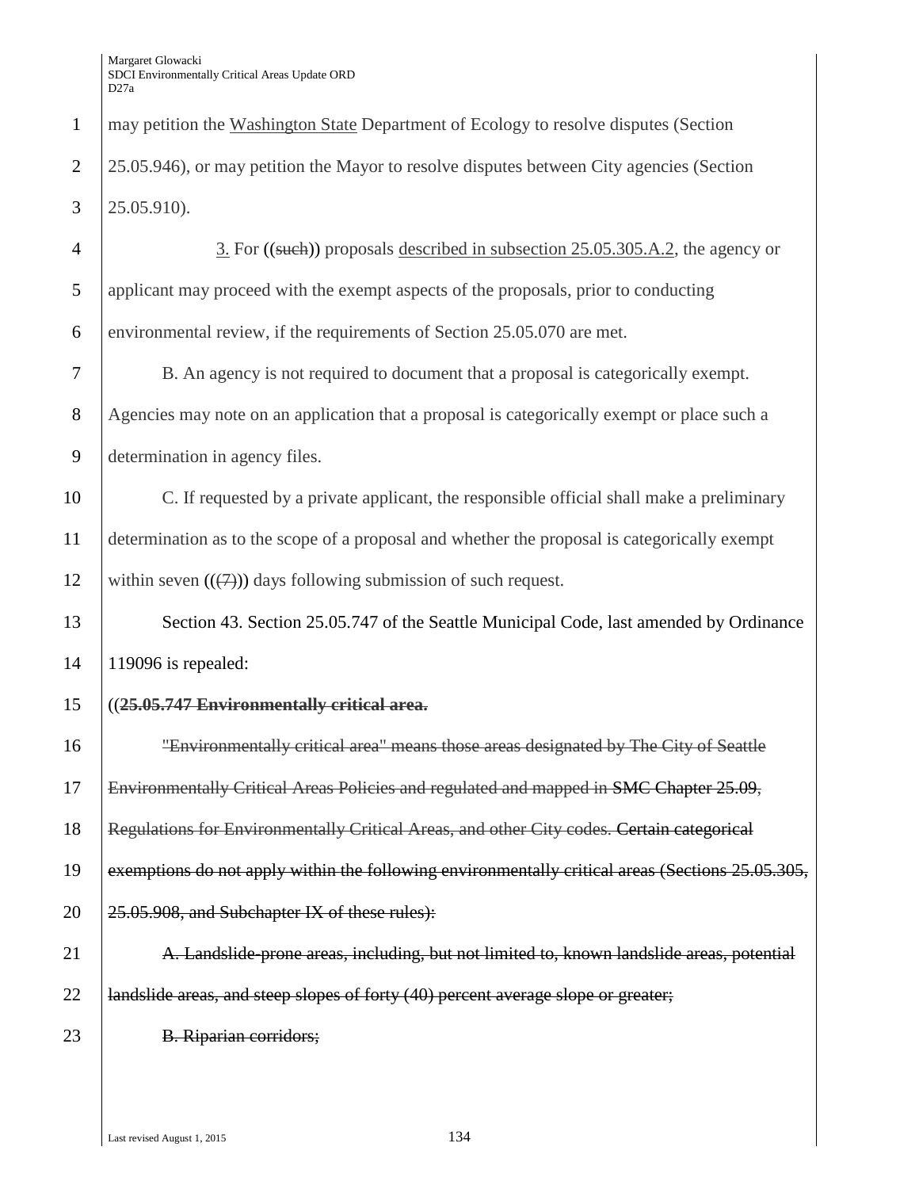may petition the Washington State Department of Ecology to resolve disputes (Section 25.05.946), or may petition the Mayor to resolve disputes between City agencies (Section 25.05.910).

3. For ((~~such~~)) proposals described in subsection 25.05.305.A.2, the agency or applicant may proceed with the exempt aspects of the proposals, prior to conducting environmental review, if the requirements of Section 25.05.070 are met.

B. An agency is not required to document that a proposal is categorically exempt. Agencies may note on an application that a proposal is categorically exempt or place such a determination in agency files.

C. If requested by a private applicant, the responsible official shall make a preliminary determination as to the scope of a proposal and whether the proposal is categorically exempt within seven ((~~(7)~~)) days following submission of such request.

Section 43. Section 25.05.747 of the Seattle Municipal Code, last amended by Ordinance 119096 is repealed:

((~~**25.05.747 Environmentally critical area.**~~

~~"Environmentally critical area" means those areas designated by The City of Seattle Environmentally Critical Areas Policies and regulated and mapped in SMC Chapter 25.09, Regulations for Environmentally Critical Areas, and other City codes. Certain categorical exemptions do not apply within the following environmentally critical areas (Sections 25.05.305, 25.05.908, and Subchapter IX of these rules):~~

~~A. Landslide-prone areas, including, but not limited to, known landslide areas, potential landslide areas, and steep slopes of forty (40) percent average slope or greater;~~

~~B. Riparian corridors;~~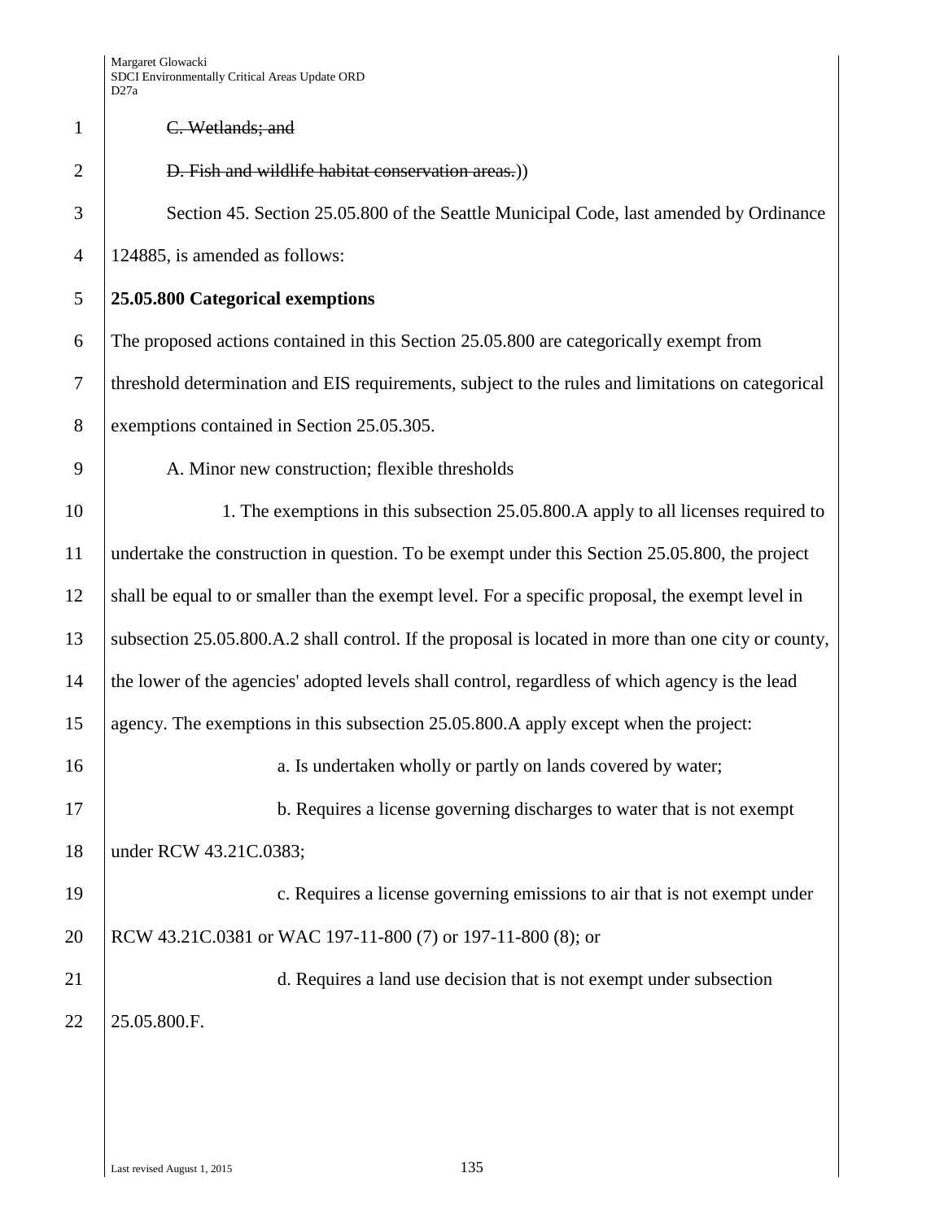~~C. Wetlands; and~~

~~D. Fish and wildlife habitat conservation areas.~~))

Section 45. Section 25.05.800 of the Seattle Municipal Code, last amended by Ordinance 124885, is amended as follows:

**25.05.800 Categorical exemptions**

The proposed actions contained in this Section 25.05.800 are categorically exempt from threshold determination and EIS requirements, subject to the rules and limitations on categorical exemptions contained in Section 25.05.305.

A. Minor new construction; flexible thresholds

1. The exemptions in this subsection 25.05.800.A apply to all licenses required to undertake the construction in question. To be exempt under this Section 25.05.800, the project shall be equal to or smaller than the exempt level. For a specific proposal, the exempt level in subsection 25.05.800.A.2 shall control. If the proposal is located in more than one city or county, the lower of the agencies' adopted levels shall control, regardless of which agency is the lead agency. The exemptions in this subsection 25.05.800.A apply except when the project:

a. Is undertaken wholly or partly on lands covered by water;

b. Requires a license governing discharges to water that is not exempt under RCW 43.21C.0383;

c. Requires a license governing emissions to air that is not exempt under RCW 43.21C.0381 or WAC 197-11-800 (7) or 197-11-800 (8); or

d. Requires a land use decision that is not exempt under subsection 25.05.800.F.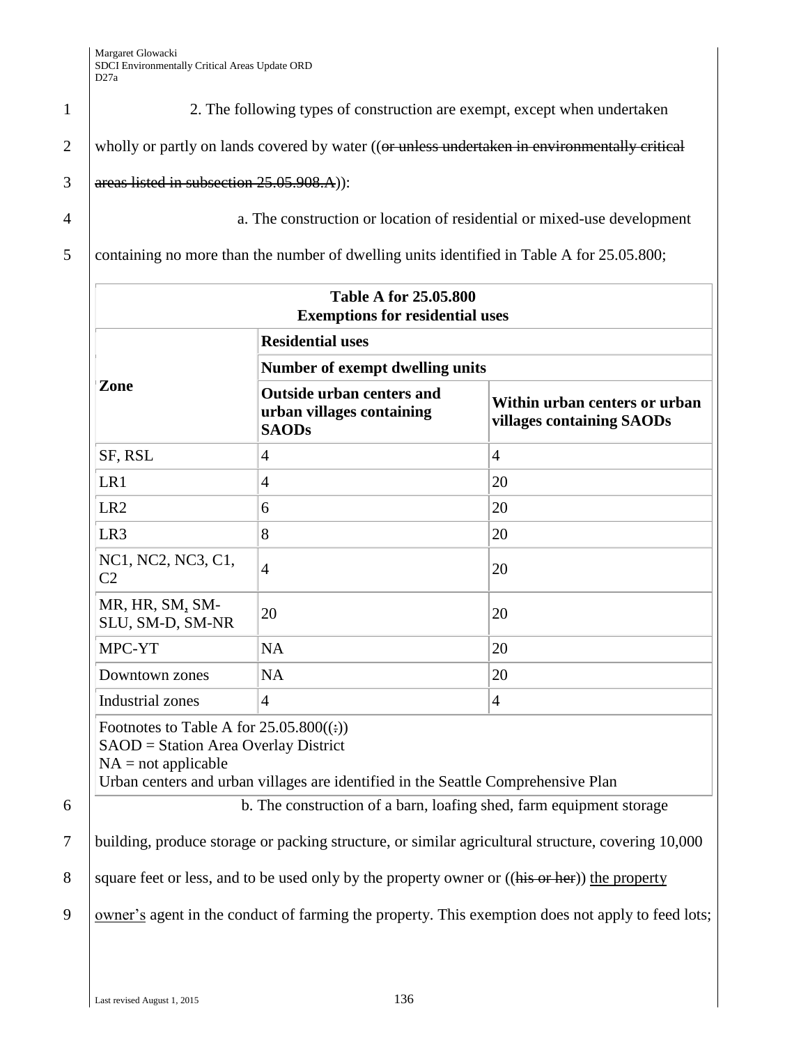2. The following types of construction are exempt, except when undertaken wholly or partly on lands covered by water ((~~or unless undertaken in environmentally critical areas listed in subsection 25.05.908.A~~)):

a. The construction or location of residential or mixed-use development containing no more than the number of dwelling units identified in Table A for 25.05.800;

| **Table A for 25.05.800 Exemptions for residential uses** | | |
|---|---|---|
| **Zone** | **Residential uses** | |
| | **Number of exempt dwelling units** | |
| | **Outside urban centers and urban villages containing SAODs** | **Within urban centers or urban villages containing SAODs** |
| SF, RSL | 4 | 4 |
| LR1 | 4 | 20 |
| LR2 | 6 | 20 |
| LR3 | 8 | 20 |
| NC1, NC2, NC3, C1, C2 | 4 | 20 |
| MR, HR, SM, SM-SLU, SM-D, SM-NR | 20 | 20 |
| MPC-YT | NA | 20 |
| Downtown zones | NA | 20 |
| Industrial zones | 4 | 4 |
| Footnotes to Table A for 25.05.800((~~:~~)) SAOD = Station Area Overlay District NA = not applicable Urban centers and urban villages are identified in the Seattle Comprehensive Plan | | |

b. The construction of a barn, loafing shed, farm equipment storage building, produce storage or packing structure, or similar agricultural structure, covering 10,000 square feet or less, and to be used only by the property owner or ((~~his or her~~)) <u>the property owner's</u> agent in the conduct of farming the property. This exemption does not apply to feed lots;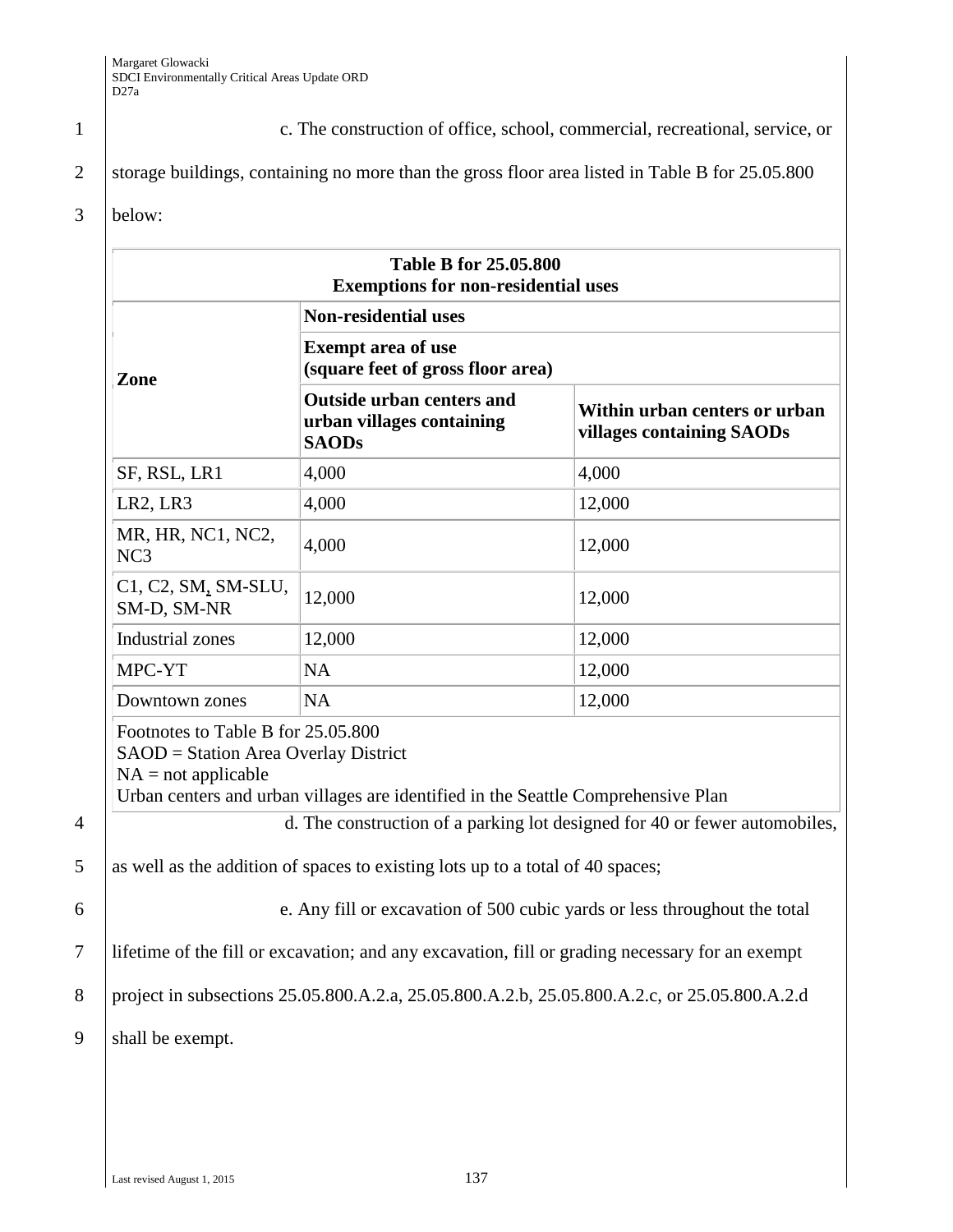c. The construction of office, school, commercial, recreational, service, or storage buildings, containing no more than the gross floor area listed in Table B for 25.05.800 below:

| Table B for 25.05.800 Exemptions for non-residential uses | | |
|---|---|---|
| Zone | Non-residential uses | |
| | Exempt area of use (square feet of gross floor area) | |
| | Outside urban centers and urban villages containing SAODs | Within urban centers or urban villages containing SAODs |
| SF, RSL, LR1 | 4,000 | 4,000 |
| LR2, LR3 | 4,000 | 12,000 |
| MR, HR, NC1, NC2, NC3 | 4,000 | 12,000 |
| C1, C2, SM, SM-SLU, SM-D, SM-NR | 12,000 | 12,000 |
| Industrial zones | 12,000 | 12,000 |
| MPC-YT | NA | 12,000 |
| Downtown zones | NA | 12,000 |

Footnotes to Table B for 25.05.800
SAOD = Station Area Overlay District
NA = not applicable
Urban centers and urban villages are identified in the Seattle Comprehensive Plan

d. The construction of a parking lot designed for 40 or fewer automobiles, as well as the addition of spaces to existing lots up to a total of 40 spaces;

e. Any fill or excavation of 500 cubic yards or less throughout the total lifetime of the fill or excavation; and any excavation, fill or grading necessary for an exempt project in subsections 25.05.800.A.2.a, 25.05.800.A.2.b, 25.05.800.A.2.c, or 25.05.800.A.2.d shall be exempt.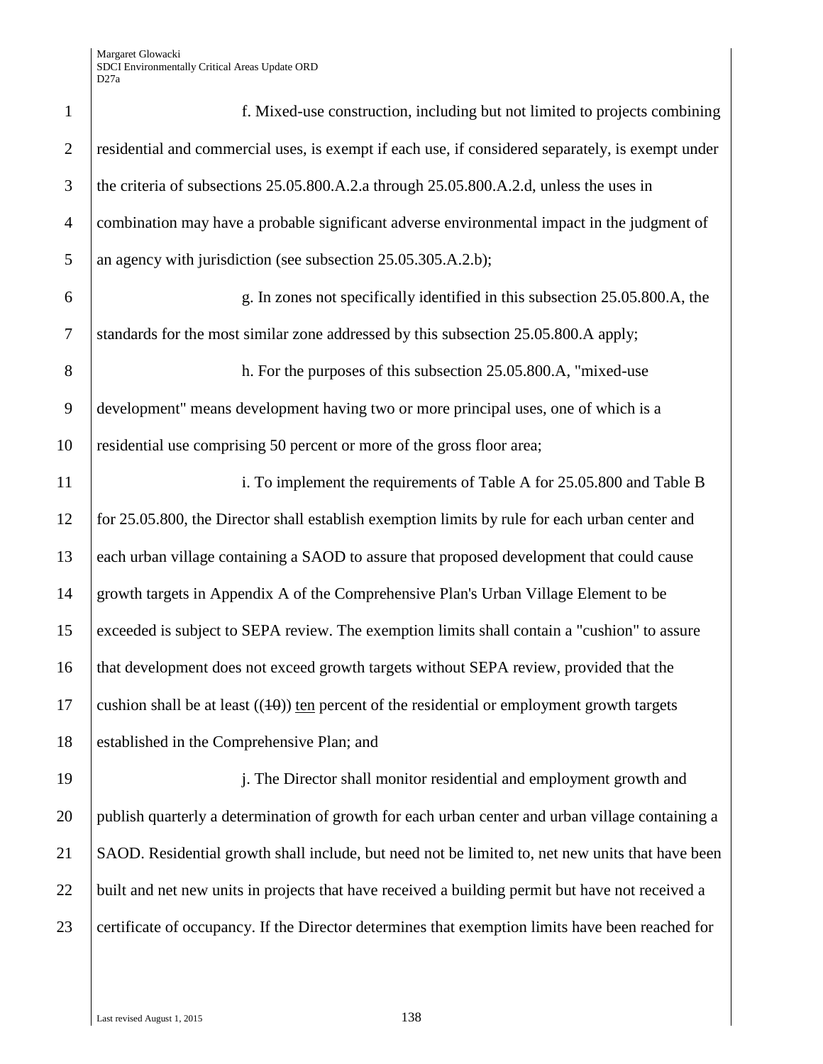f. Mixed-use construction, including but not limited to projects combining residential and commercial uses, is exempt if each use, if considered separately, is exempt under the criteria of subsections 25.05.800.A.2.a through 25.05.800.A.2.d, unless the uses in combination may have a probable significant adverse environmental impact in the judgment of an agency with jurisdiction (see subsection 25.05.305.A.2.b);

g. In zones not specifically identified in this subsection 25.05.800.A, the standards for the most similar zone addressed by this subsection 25.05.800.A apply;

h. For the purposes of this subsection 25.05.800.A, "mixed-use development" means development having two or more principal uses, one of which is a residential use comprising 50 percent or more of the gross floor area;

i. To implement the requirements of Table A for 25.05.800 and Table B for 25.05.800, the Director shall establish exemption limits by rule for each urban center and each urban village containing a SAOD to assure that proposed development that could cause growth targets in Appendix A of the Comprehensive Plan's Urban Village Element to be exceeded is subject to SEPA review. The exemption limits shall contain a "cushion" to assure that development does not exceed growth targets without SEPA review, provided that the cushion shall be at least ((~~10~~)) ten percent of the residential or employment growth targets established in the Comprehensive Plan; and

j. The Director shall monitor residential and employment growth and publish quarterly a determination of growth for each urban center and urban village containing a SAOD. Residential growth shall include, but need not be limited to, net new units that have been built and net new units in projects that have received a building permit but have not received a certificate of occupancy. If the Director determines that exemption limits have been reached for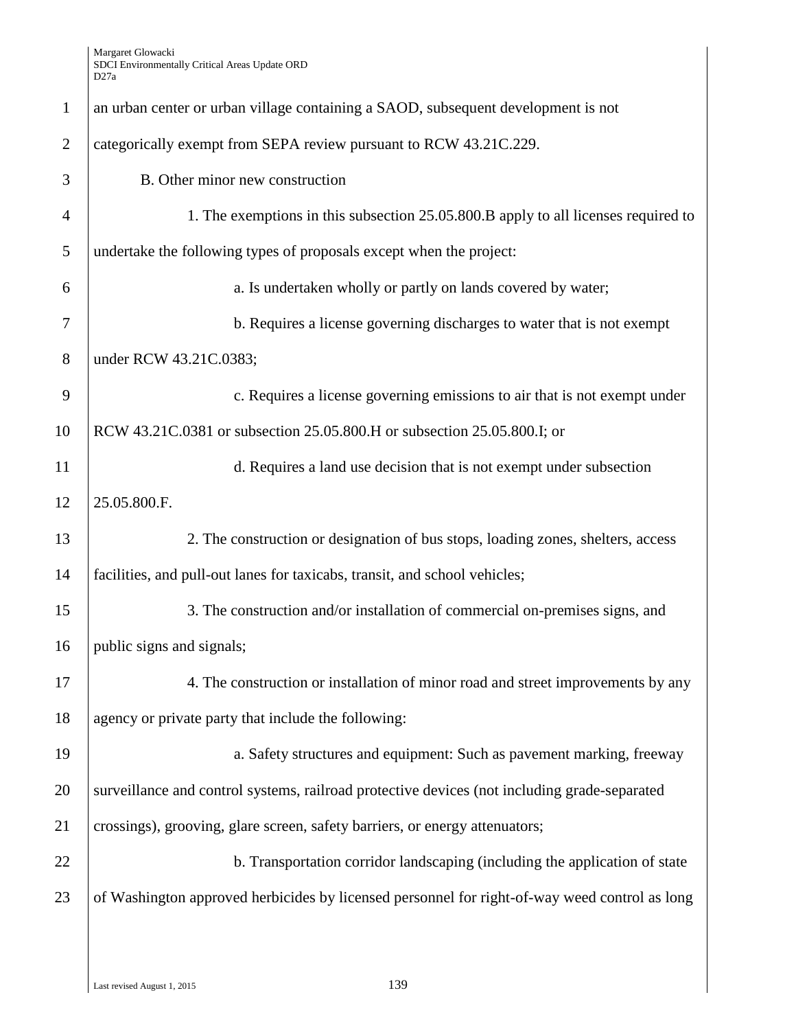an urban center or urban village containing a SAOD, subsequent development is not categorically exempt from SEPA review pursuant to RCW 43.21C.229.

B. Other minor new construction

1. The exemptions in this subsection 25.05.800.B apply to all licenses required to undertake the following types of proposals except when the project:

a. Is undertaken wholly or partly on lands covered by water;

b. Requires a license governing discharges to water that is not exempt under RCW 43.21C.0383;

c. Requires a license governing emissions to air that is not exempt under RCW 43.21C.0381 or subsection 25.05.800.H or subsection 25.05.800.I; or

d. Requires a land use decision that is not exempt under subsection 25.05.800.F.

2. The construction or designation of bus stops, loading zones, shelters, access facilities, and pull-out lanes for taxicabs, transit, and school vehicles;

3. The construction and/or installation of commercial on-premises signs, and public signs and signals;

4. The construction or installation of minor road and street improvements by any agency or private party that include the following:

a. Safety structures and equipment: Such as pavement marking, freeway surveillance and control systems, railroad protective devices (not including grade-separated crossings), grooving, glare screen, safety barriers, or energy attenuators;

b. Transportation corridor landscaping (including the application of state of Washington approved herbicides by licensed personnel for right-of-way weed control as long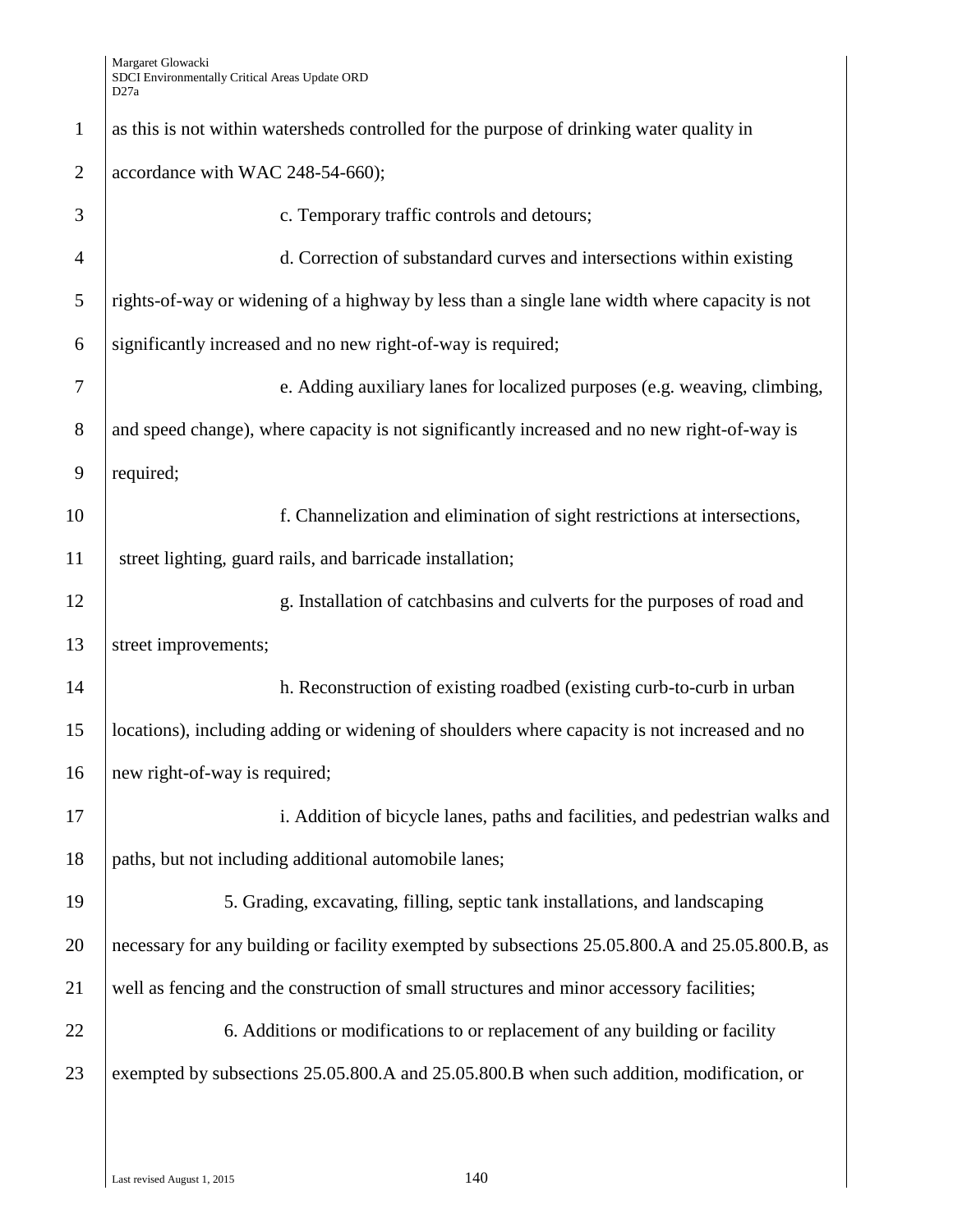as this is not within watersheds controlled for the purpose of drinking water quality in accordance with WAC 248-54-660);

c. Temporary traffic controls and detours;

d. Correction of substandard curves and intersections within existing rights-of-way or widening of a highway by less than a single lane width where capacity is not significantly increased and no new right-of-way is required;

e. Adding auxiliary lanes for localized purposes (e.g. weaving, climbing, and speed change), where capacity is not significantly increased and no new right-of-way is required;

f. Channelization and elimination of sight restrictions at intersections, street lighting, guard rails, and barricade installation;

g. Installation of catchbasins and culverts for the purposes of road and street improvements;

h. Reconstruction of existing roadbed (existing curb-to-curb in urban locations), including adding or widening of shoulders where capacity is not increased and no new right-of-way is required;

i. Addition of bicycle lanes, paths and facilities, and pedestrian walks and paths, but not including additional automobile lanes;

5. Grading, excavating, filling, septic tank installations, and landscaping necessary for any building or facility exempted by subsections 25.05.800.A and 25.05.800.B, as well as fencing and the construction of small structures and minor accessory facilities;

6. Additions or modifications to or replacement of any building or facility exempted by subsections 25.05.800.A and 25.05.800.B when such addition, modification, or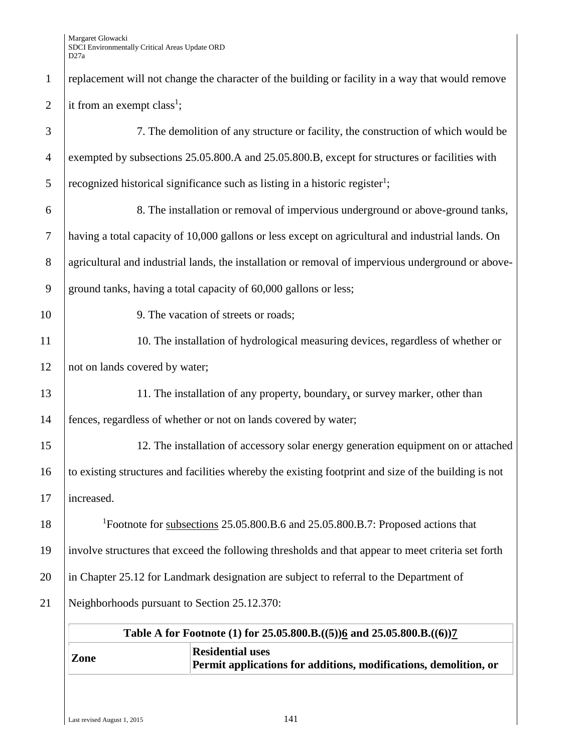replacement will not change the character of the building or facility in a way that would remove it from an exempt class[1];

7. The demolition of any structure or facility, the construction of which would be exempted by subsections 25.05.800.A and 25.05.800.B, except for structures or facilities with recognized historical significance such as listing in a historic register[1];

8. The installation or removal of impervious underground or above-ground tanks, having a total capacity of 10,000 gallons or less except on agricultural and industrial lands. On agricultural and industrial lands, the installation or removal of impervious underground or above-ground tanks, having a total capacity of 60,000 gallons or less;

9. The vacation of streets or roads;

10. The installation of hydrological measuring devices, regardless of whether or not on lands covered by water;

11. The installation of any property, boundary, or survey marker, other than fences, regardless of whether or not on lands covered by water;

12. The installation of accessory solar energy generation equipment on or attached to existing structures and facilities whereby the existing footprint and size of the building is not increased.

[1]Footnote for subsections 25.05.800.B.6 and 25.05.800.B.7: Proposed actions that involve structures that exceed the following thresholds and that appear to meet criteria set forth in Chapter 25.12 for Landmark designation are subject to referral to the Department of Neighborhoods pursuant to Section 25.12.370:

| **Table A for Footnote (1) for 25.05.800.B.((~~5~~))6 and 25.05.800.B.((~~6~~))7** | |
|---|---|
| **Zone** | **Residential uses**<br>**Permit applications for additions, modifications, demolition, or** |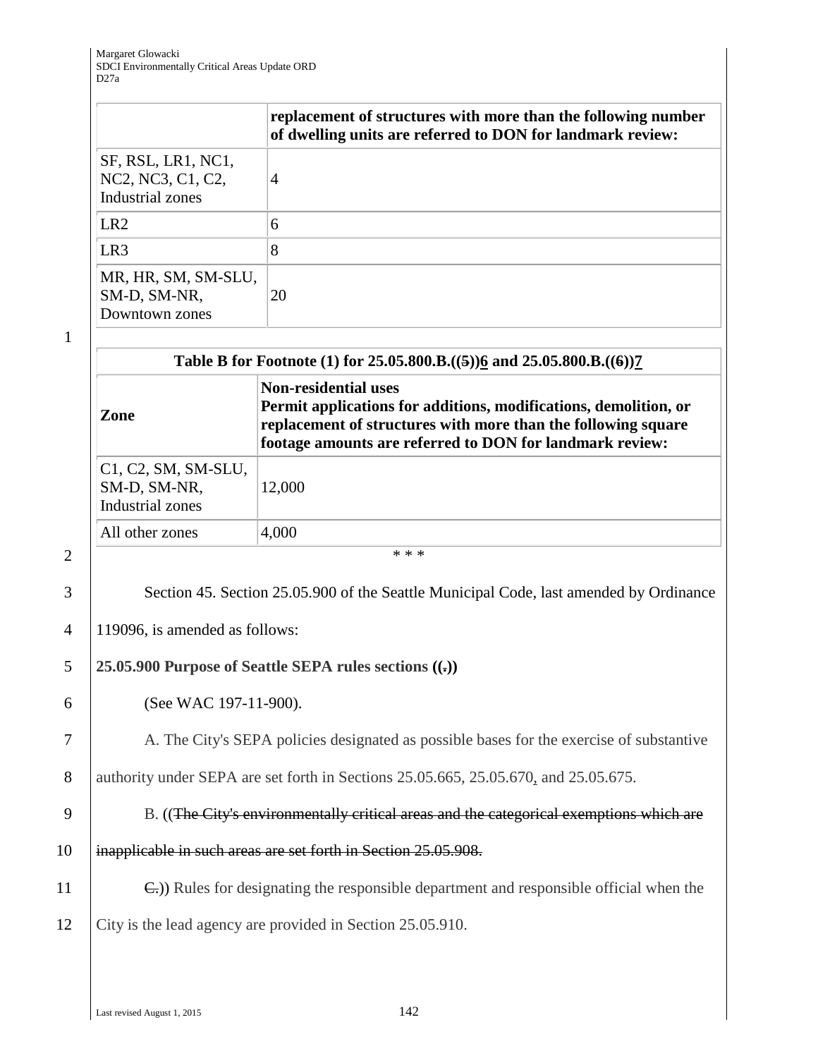| | replacement of structures with more than the following number of dwelling units are referred to DON for landmark review: |
|---|---|
| SF, RSL, LR1, NC1, NC2, NC3, C1, C2, Industrial zones | 4 |
| LR2 | 6 |
| LR3 | 8 |
| MR, HR, SM, SM-SLU, SM-D, SM-NR, Downtown zones | 20 |

| Table B for Footnote (1) for 25.05.800.B.((~~5~~))6 and 25.05.800.B.((~~6~~))7 | |
|---|---|
| **Zone** | **Non-residential uses Permit applications for additions, modifications, demolition, or replacement of structures with more than the following square footage amounts are referred to DON for landmark review:** |
| C1, C2, SM, SM-SLU, SM-D, SM-NR, Industrial zones | 12,000 |
| All other zones | 4,000 |

\* \* \*

Section 45. Section 25.05.900 of the Seattle Municipal Code, last amended by Ordinance 119096, is amended as follows:

**25.05.900 Purpose of Seattle SEPA rules sections ((~~,~~))**

(See WAC 197-11-900).

A. The City's SEPA policies designated as possible bases for the exercise of substantive authority under SEPA are set forth in Sections 25.05.665, 25.05.670, and 25.05.675.

B. ((~~The City's environmentally critical areas and the categorical exemptions which are inapplicable in such areas are set forth in Section 25.05.908.~~

~~C.~~)) Rules for designating the responsible department and responsible official when the City is the lead agency are provided in Section 25.05.910.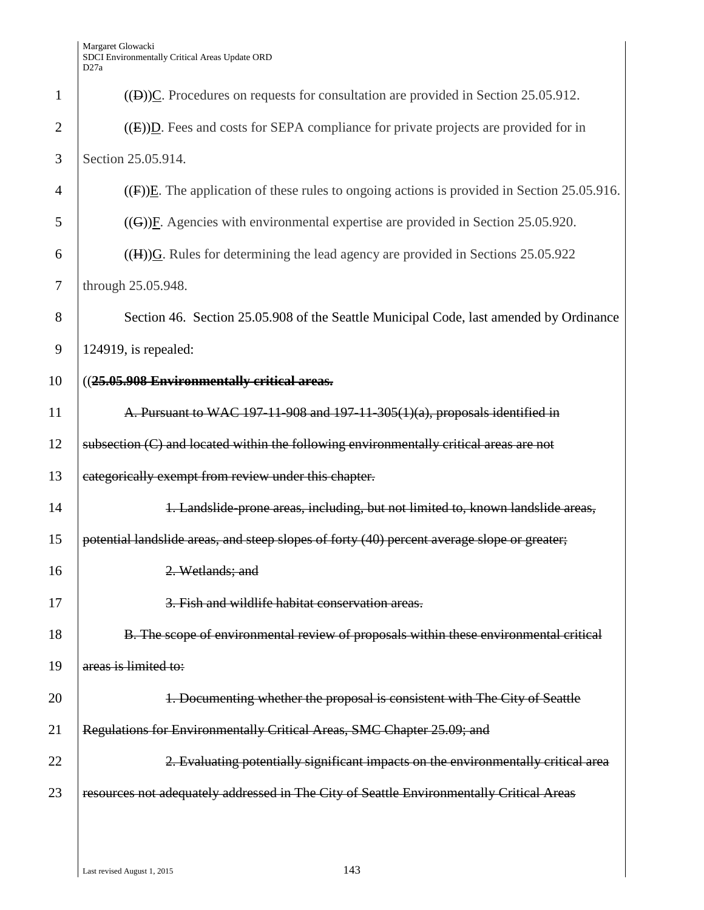((~~D~~))<u>C</u>. Procedures on requests for consultation are provided in Section 25.05.912.

((~~E~~))<u>D</u>. Fees and costs for SEPA compliance for private projects are provided for in Section 25.05.914.

((~~F~~))<u>E</u>. The application of these rules to ongoing actions is provided in Section 25.05.916.

((~~G~~))<u>F</u>. Agencies with environmental expertise are provided in Section 25.05.920.

((~~H~~))<u>G</u>. Rules for determining the lead agency are provided in Sections 25.05.922 through 25.05.948.

Section 46. Section 25.05.908 of the Seattle Municipal Code, last amended by Ordinance 124919, is repealed:

((~~**25.05.908 Environmentally critical areas.**~~

~~A. Pursuant to WAC 197-11-908 and 197-11-305(1)(a), proposals identified in subsection (C) and located within the following environmentally critical areas are not categorically exempt from review under this chapter.~~

~~1. Landslide-prone areas, including, but not limited to, known landslide areas, potential landslide areas, and steep slopes of forty (40) percent average slope or greater;~~

~~2. Wetlands; and~~

~~3. Fish and wildlife habitat conservation areas.~~

~~B. The scope of environmental review of proposals within these environmental critical areas is limited to:~~

~~1. Documenting whether the proposal is consistent with The City of Seattle Regulations for Environmentally Critical Areas, SMC Chapter 25.09; and~~

~~2. Evaluating potentially significant impacts on the environmentally critical area resources not adequately addressed in The City of Seattle Environmentally Critical Areas~~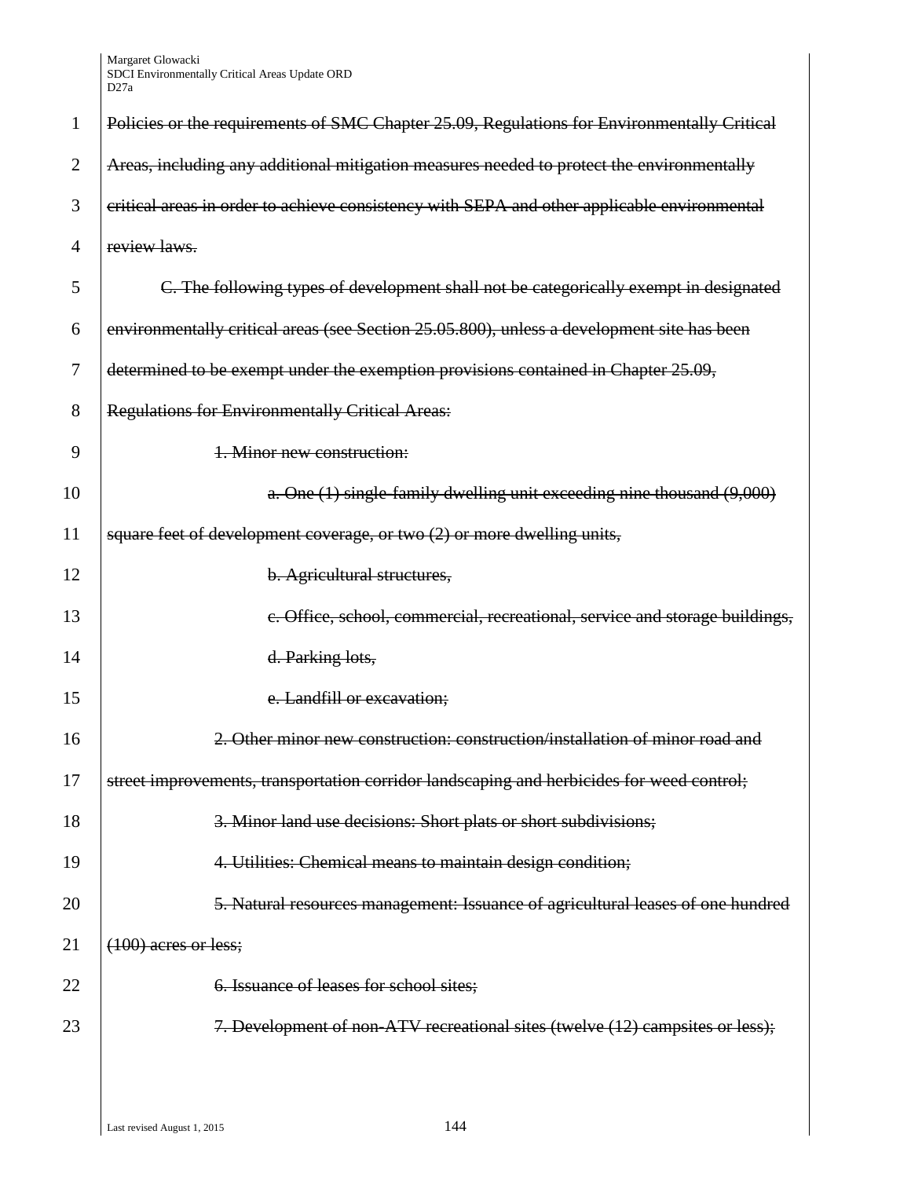~~Policies or the requirements of SMC Chapter 25.09, Regulations for Environmentally Critical Areas, including any additional mitigation measures needed to protect the environmentally critical areas in order to achieve consistency with SEPA and other applicable environmental review laws.~~

~~C. The following types of development shall not be categorically exempt in designated environmentally critical areas (see Section 25.05.800), unless a development site has been determined to be exempt under the exemption provisions contained in Chapter 25.09, Regulations for Environmentally Critical Areas:~~

~~1. Minor new construction:~~

~~a. One (1) single-family dwelling unit exceeding nine thousand (9,000) square feet of development coverage, or two (2) or more dwelling units,~~

~~b. Agricultural structures,~~

~~c. Office, school, commercial, recreational, service and storage buildings,~~

~~d. Parking lots,~~

~~e. Landfill or excavation;~~

~~2. Other minor new construction: construction/installation of minor road and street improvements, transportation corridor landscaping and herbicides for weed control;~~

~~3. Minor land use decisions: Short plats or short subdivisions;~~

~~4. Utilities: Chemical means to maintain design condition;~~

~~5. Natural resources management: Issuance of agricultural leases of one hundred (100) acres or less;~~

~~6. Issuance of leases for school sites;~~

~~7. Development of non-ATV recreational sites (twelve (12) campsites or less);~~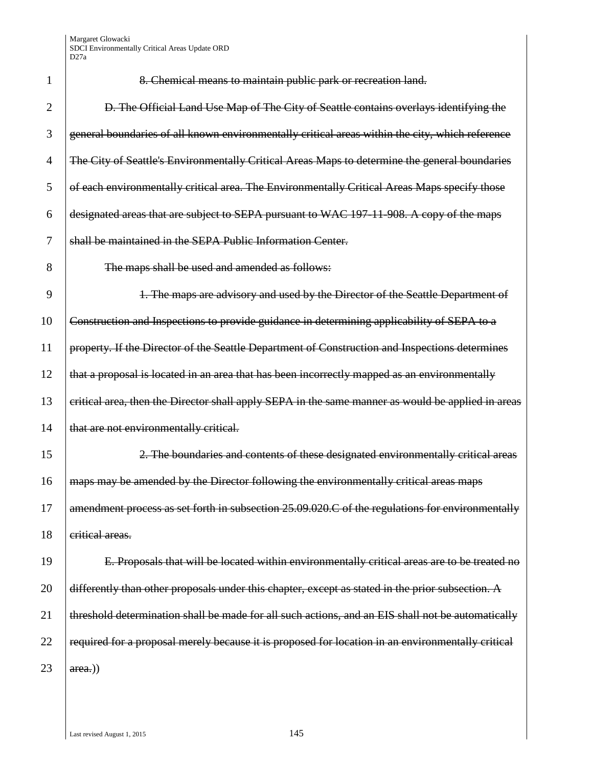~~8. Chemical means to maintain public park or recreation land.~~

~~D. The Official Land Use Map of The City of Seattle contains overlays identifying the general boundaries of all known environmentally critical areas within the city, which reference The City of Seattle's Environmentally Critical Areas Maps to determine the general boundaries of each environmentally critical area. The Environmentally Critical Areas Maps specify those designated areas that are subject to SEPA pursuant to WAC 197-11-908. A copy of the maps shall be maintained in the SEPA Public Information Center.~~

~~The maps shall be used and amended as follows:~~

~~1. The maps are advisory and used by the Director of the Seattle Department of Construction and Inspections to provide guidance in determining applicability of SEPA to a property. If the Director of the Seattle Department of Construction and Inspections determines that a proposal is located in an area that has been incorrectly mapped as an environmentally critical area, then the Director shall apply SEPA in the same manner as would be applied in areas that are not environmentally critical.~~

~~2. The boundaries and contents of these designated environmentally critical areas maps may be amended by the Director following the environmentally critical areas maps amendment process as set forth in subsection 25.09.020.C of the regulations for environmentally critical areas.~~

~~E. Proposals that will be located within environmentally critical areas are to be treated no differently than other proposals under this chapter, except as stated in the prior subsection. A threshold determination shall be made for all such actions, and an EIS shall not be automatically required for a proposal merely because it is proposed for location in an environmentally critical area.~~))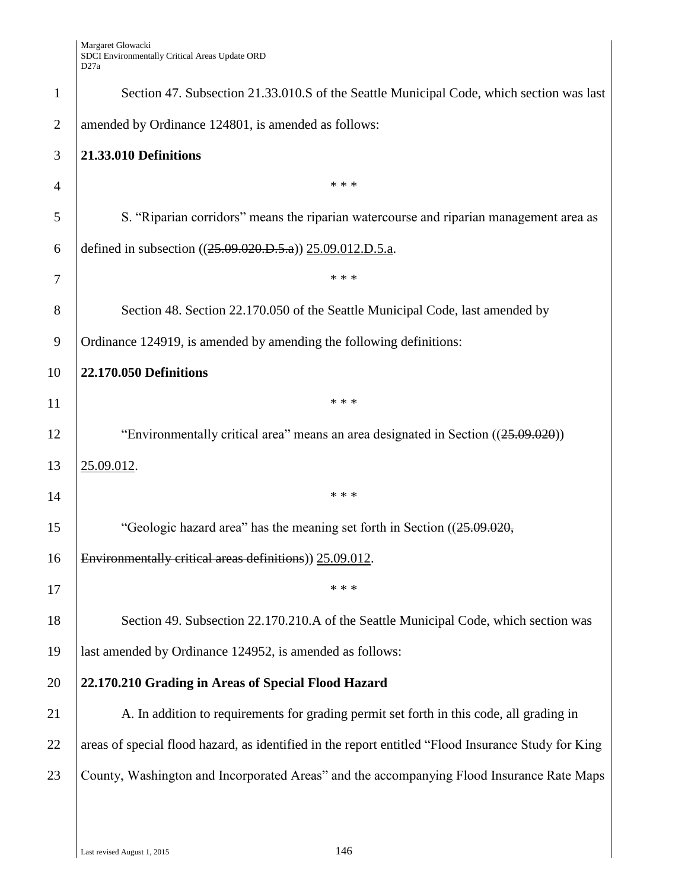Section 47. Subsection 21.33.010.S of the Seattle Municipal Code, which section was last amended by Ordinance 124801, is amended as follows:

**21.33.010 Definitions**

\* \* \*

S. "Riparian corridors" means the riparian watercourse and riparian management area as defined in subsection ((~~25.09.020.D.5.a~~)) <u>25.09.012.D.5.a</u>.

\* \* \*

Section 48. Section 22.170.050 of the Seattle Municipal Code, last amended by Ordinance 124919, is amended by amending the following definitions:

**22.170.050 Definitions**

\* \* \*

"Environmentally critical area" means an area designated in Section ((~~25.09.020~~)) <u>25.09.012</u>.

\* \* \*

"Geologic hazard area" has the meaning set forth in Section ((~~25.09.020, Environmentally critical areas definitions~~)) <u>25.09.012</u>.

\* \* \*

Section 49. Subsection 22.170.210.A of the Seattle Municipal Code, which section was last amended by Ordinance 124952, is amended as follows:

**22.170.210 Grading in Areas of Special Flood Hazard**

A. In addition to requirements for grading permit set forth in this code, all grading in areas of special flood hazard, as identified in the report entitled "Flood Insurance Study for King County, Washington and Incorporated Areas" and the accompanying Flood Insurance Rate Maps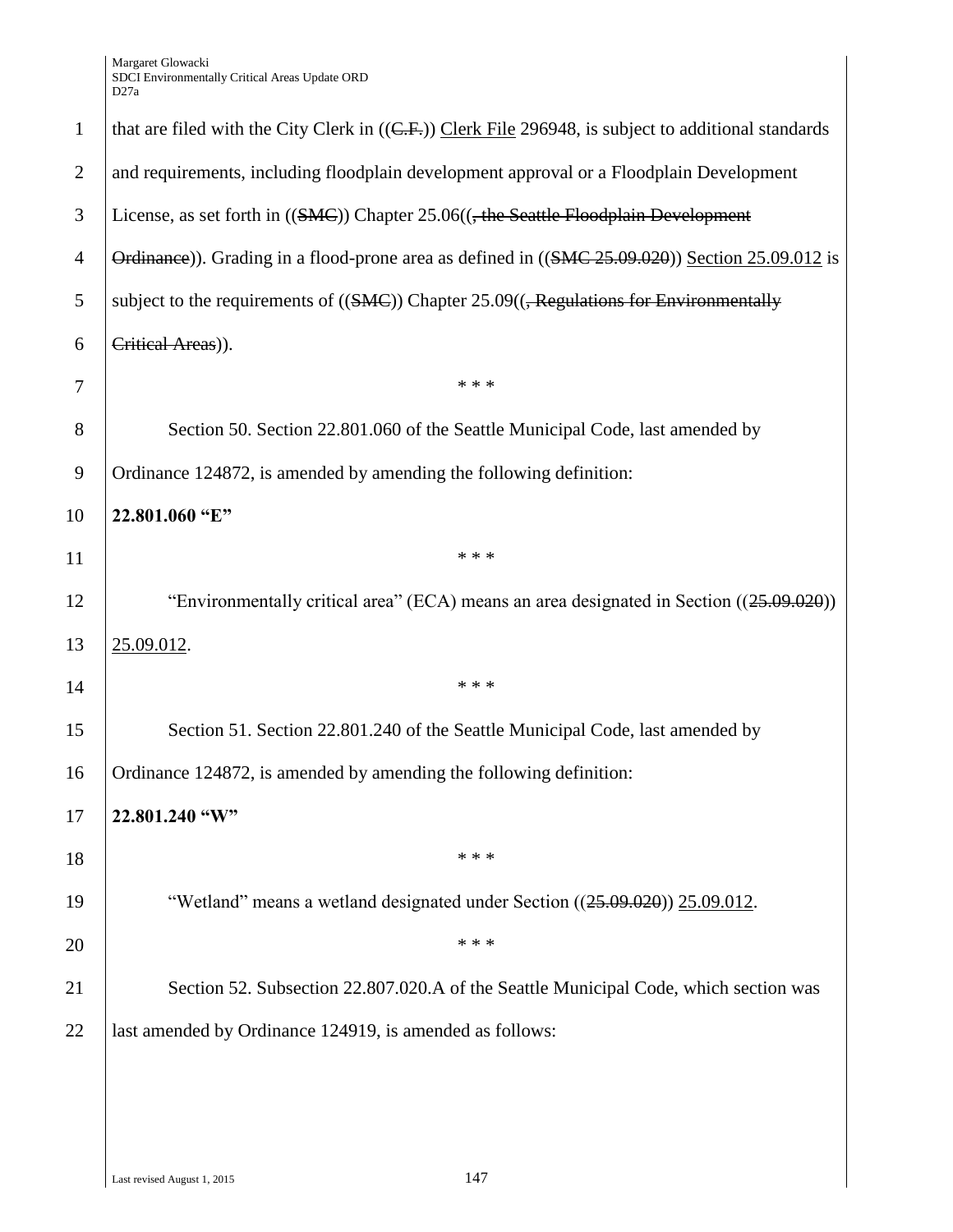that are filed with the City Clerk in ((~~C.F.~~)) Clerk File 296948, is subject to additional standards and requirements, including floodplain development approval or a Floodplain Development License, as set forth in ((~~SMC~~)) Chapter 25.06((~~, the Seattle Floodplain Development Ordinance~~)). Grading in a flood-prone area as defined in ((~~SMC 25.09.020~~)) Section 25.09.012 is subject to the requirements of ((~~SMC~~)) Chapter 25.09((~~, Regulations for Environmentally Critical Areas~~)).

\* \* \*

Section 50. Section 22.801.060 of the Seattle Municipal Code, last amended by Ordinance 124872, is amended by amending the following definition:

**22.801.060 "E"**

\* \* \*

"Environmentally critical area" (ECA) means an area designated in Section ((~~25.09.020~~)) 25.09.012.

\* \* \*

Section 51. Section 22.801.240 of the Seattle Municipal Code, last amended by Ordinance 124872, is amended by amending the following definition:

**22.801.240 "W"**

\* \* \*

"Wetland" means a wetland designated under Section ((~~25.09.020~~)) 25.09.012.

\* \* \*

Section 52. Subsection 22.807.020.A of the Seattle Municipal Code, which section was last amended by Ordinance 124919, is amended as follows: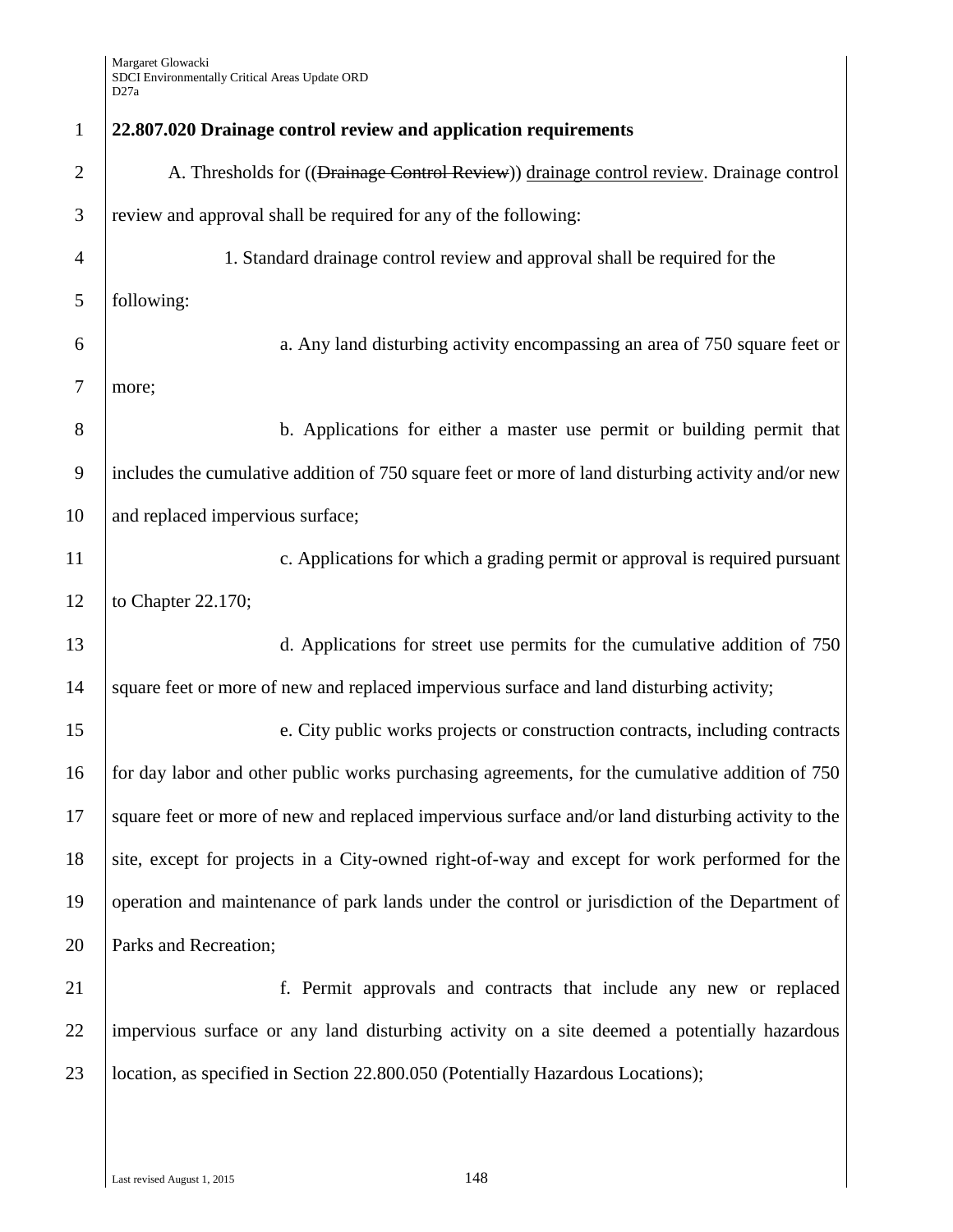**22.807.020 Drainage control review and application requirements**

A. Thresholds for ((~~Drainage Control Review~~)) drainage control review. Drainage control review and approval shall be required for any of the following:

1. Standard drainage control review and approval shall be required for the following:

a. Any land disturbing activity encompassing an area of 750 square feet or more;

b. Applications for either a master use permit or building permit that includes the cumulative addition of 750 square feet or more of land disturbing activity and/or new and replaced impervious surface;

c. Applications for which a grading permit or approval is required pursuant to Chapter 22.170;

d. Applications for street use permits for the cumulative addition of 750 square feet or more of new and replaced impervious surface and land disturbing activity;

e. City public works projects or construction contracts, including contracts for day labor and other public works purchasing agreements, for the cumulative addition of 750 square feet or more of new and replaced impervious surface and/or land disturbing activity to the site, except for projects in a City-owned right-of-way and except for work performed for the operation and maintenance of park lands under the control or jurisdiction of the Department of Parks and Recreation;

f. Permit approvals and contracts that include any new or replaced impervious surface or any land disturbing activity on a site deemed a potentially hazardous location, as specified in Section 22.800.050 (Potentially Hazardous Locations);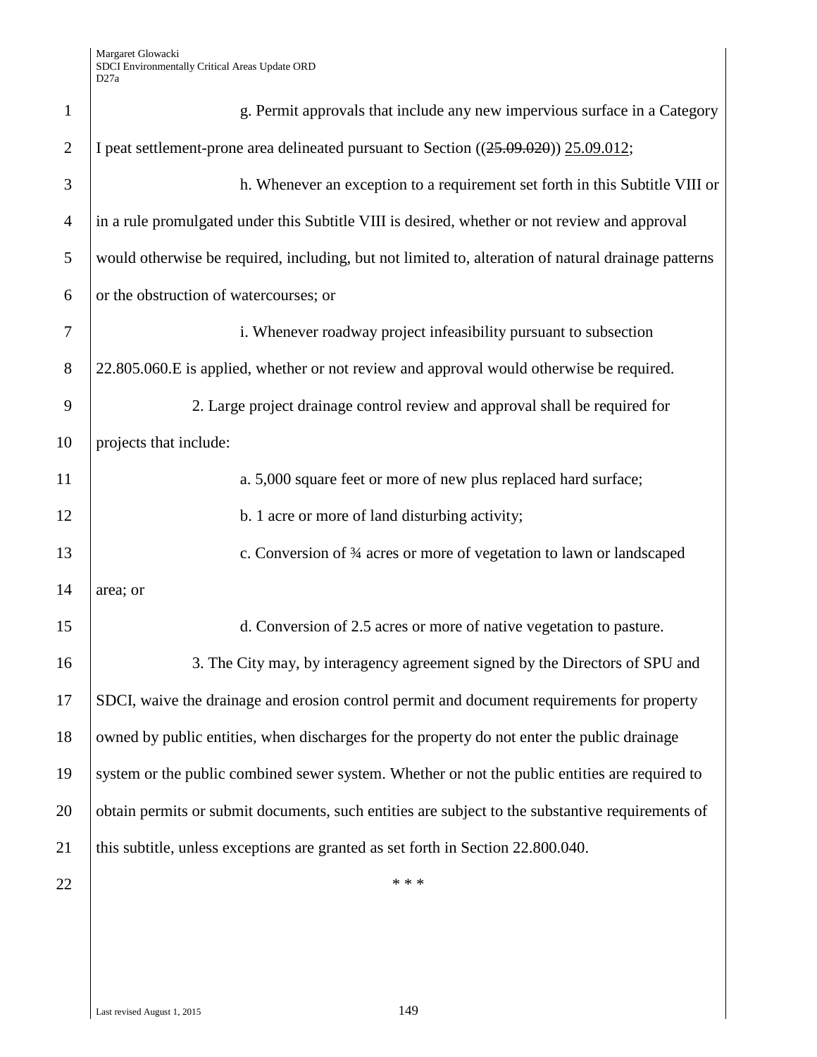g. Permit approvals that include any new impervious surface in a Category I peat settlement-prone area delineated pursuant to Section ((~~25.09.020~~)) <u>25.09.012</u>;

h. Whenever an exception to a requirement set forth in this Subtitle VIII or in a rule promulgated under this Subtitle VIII is desired, whether or not review and approval would otherwise be required, including, but not limited to, alteration of natural drainage patterns or the obstruction of watercourses; or

i. Whenever roadway project infeasibility pursuant to subsection 22.805.060.E is applied, whether or not review and approval would otherwise be required.

2. Large project drainage control review and approval shall be required for projects that include:

a. 5,000 square feet or more of new plus replaced hard surface;

b. 1 acre or more of land disturbing activity;

c. Conversion of ¾ acres or more of vegetation to lawn or landscaped area; or

d. Conversion of 2.5 acres or more of native vegetation to pasture.

3. The City may, by interagency agreement signed by the Directors of SPU and SDCI, waive the drainage and erosion control permit and document requirements for property owned by public entities, when discharges for the property do not enter the public drainage system or the public combined sewer system. Whether or not the public entities are required to obtain permits or submit documents, such entities are subject to the substantive requirements of this subtitle, unless exceptions are granted as set forth in Section 22.800.040.

\* \* \*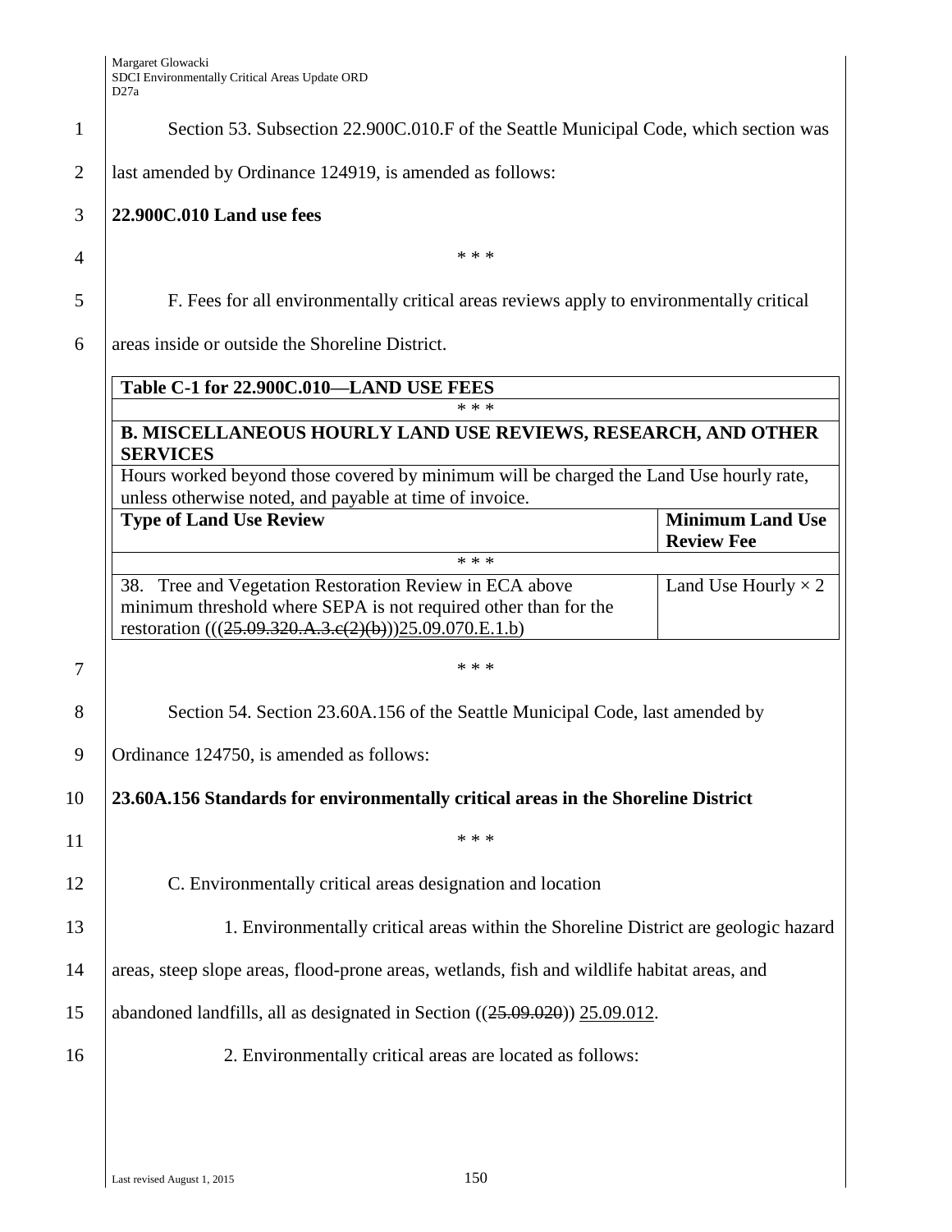Section 53. Subsection 22.900C.010.F of the Seattle Municipal Code, which section was last amended by Ordinance 124919, is amended as follows:

**22.900C.010 Land use fees**

\* \* \*

F. Fees for all environmentally critical areas reviews apply to environmentally critical areas inside or outside the Shoreline District.

| **Table C-1 for 22.900C.010—LAND USE FEES** | |
|---|---|
| \* \* \* | |
| **B. MISCELLANEOUS HOURLY LAND USE REVIEWS, RESEARCH, AND OTHER SERVICES** | |
| Hours worked beyond those covered by minimum will be charged the Land Use hourly rate, unless otherwise noted, and payable at time of invoice. | |
| **Type of Land Use Review** | **Minimum Land Use Review Fee** |
| \* \* \* | |
| 38. Tree and Vegetation Restoration Review in ECA above minimum threshold where SEPA is not required other than for the restoration (((~~25.09.320.A.3.c(2)(b)~~))<u>25.09.070.E.1.b</u>) | Land Use Hourly × 2 |

\* \* \*

Section 54. Section 23.60A.156 of the Seattle Municipal Code, last amended by Ordinance 124750, is amended as follows:

**23.60A.156 Standards for environmentally critical areas in the Shoreline District**

\* \* \*

C. Environmentally critical areas designation and location

1. Environmentally critical areas within the Shoreline District are geologic hazard areas, steep slope areas, flood-prone areas, wetlands, fish and wildlife habitat areas, and abandoned landfills, all as designated in Section ((~~25.09.020~~)) <u>25.09.012</u>.

2. Environmentally critical areas are located as follows: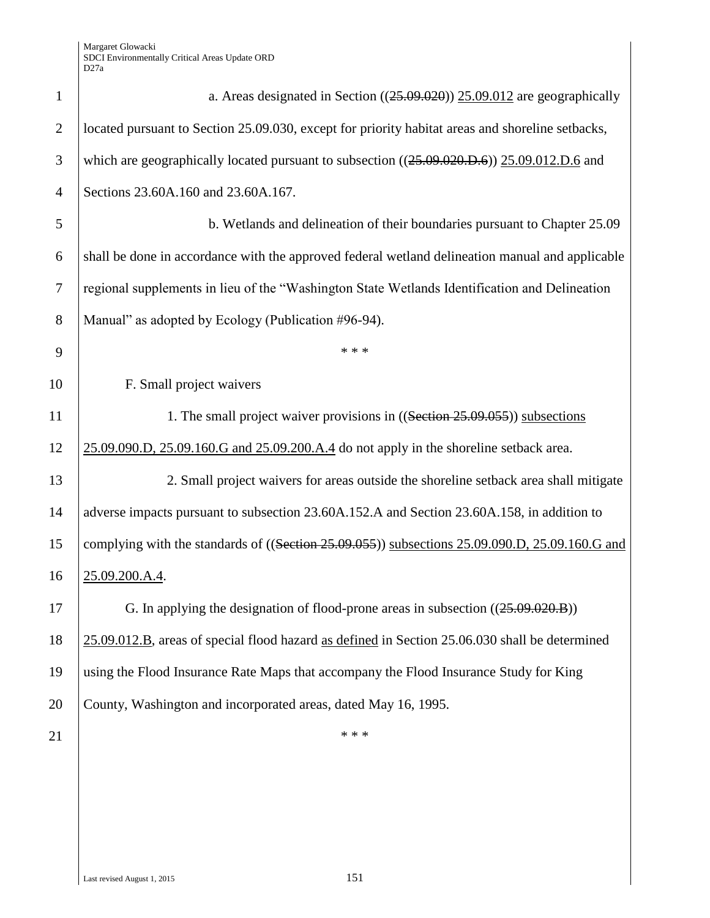a. Areas designated in Section ((~~25.09.020~~)) <u>25.09.012</u> are geographically located pursuant to Section 25.09.030, except for priority habitat areas and shoreline setbacks, which are geographically located pursuant to subsection ((~~25.09.020.D.6~~)) <u>25.09.012.D.6</u> and Sections 23.60A.160 and 23.60A.167.

b. Wetlands and delineation of their boundaries pursuant to Chapter 25.09 shall be done in accordance with the approved federal wetland delineation manual and applicable regional supplements in lieu of the "Washington State Wetlands Identification and Delineation Manual" as adopted by Ecology (Publication #96-94).

\* \* \*

F. Small project waivers

1. The small project waiver provisions in ((~~Section 25.09.055~~)) <u>subsections 25.09.090.D, 25.09.160.G and 25.09.200.A.4</u> do not apply in the shoreline setback area.

2. Small project waivers for areas outside the shoreline setback area shall mitigate adverse impacts pursuant to subsection 23.60A.152.A and Section 23.60A.158, in addition to complying with the standards of ((~~Section 25.09.055~~)) <u>subsections 25.09.090.D, 25.09.160.G and 25.09.200.A.4</u>.

G. In applying the designation of flood-prone areas in subsection ((~~25.09.020.B~~)) <u>25.09.012.B</u>, areas of special flood hazard <u>as defined</u> in Section 25.06.030 shall be determined using the Flood Insurance Rate Maps that accompany the Flood Insurance Study for King County, Washington and incorporated areas, dated May 16, 1995.

\* \* \*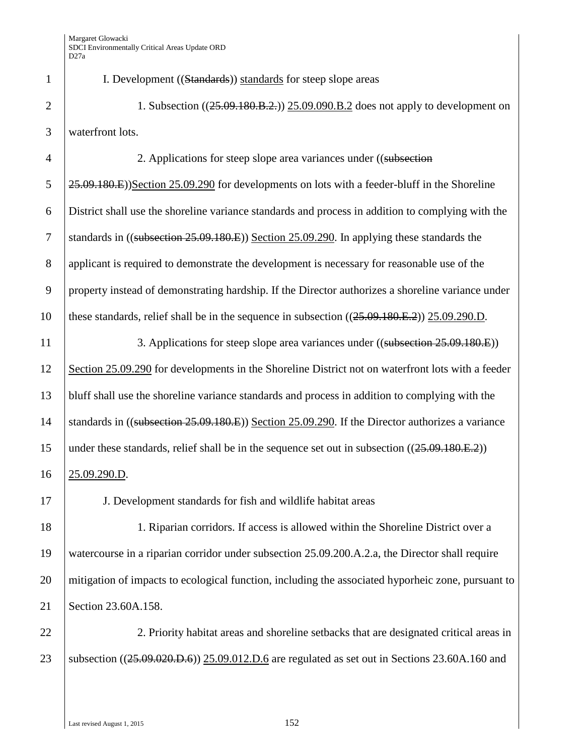I. Development ((~~Standards~~)) standards for steep slope areas

1. Subsection ((~~25.09.180.B.2.~~)) 25.09.090.B.2 does not apply to development on waterfront lots.

2. Applications for steep slope area variances under ((~~subsection 25.09.180.E~~))Section 25.09.290 for developments on lots with a feeder-bluff in the Shoreline District shall use the shoreline variance standards and process in addition to complying with the standards in ((~~subsection 25.09.180.E~~)) Section 25.09.290. In applying these standards the applicant is required to demonstrate the development is necessary for reasonable use of the property instead of demonstrating hardship. If the Director authorizes a shoreline variance under these standards, relief shall be in the sequence in subsection ((~~25.09.180.E.2~~)) 25.09.290.D.

3. Applications for steep slope area variances under ((~~subsection 25.09.180.E~~)) Section 25.09.290 for developments in the Shoreline District not on waterfront lots with a feeder bluff shall use the shoreline variance standards and process in addition to complying with the standards in ((~~subsection 25.09.180.E~~)) Section 25.09.290. If the Director authorizes a variance under these standards, relief shall be in the sequence set out in subsection ((~~25.09.180.E.2~~)) 25.09.290.D.

J. Development standards for fish and wildlife habitat areas

1. Riparian corridors. If access is allowed within the Shoreline District over a watercourse in a riparian corridor under subsection 25.09.200.A.2.a, the Director shall require mitigation of impacts to ecological function, including the associated hyporheic zone, pursuant to Section 23.60A.158.

2. Priority habitat areas and shoreline setbacks that are designated critical areas in subsection ((~~25.09.020.D.6~~)) 25.09.012.D.6 are regulated as set out in Sections 23.60A.160 and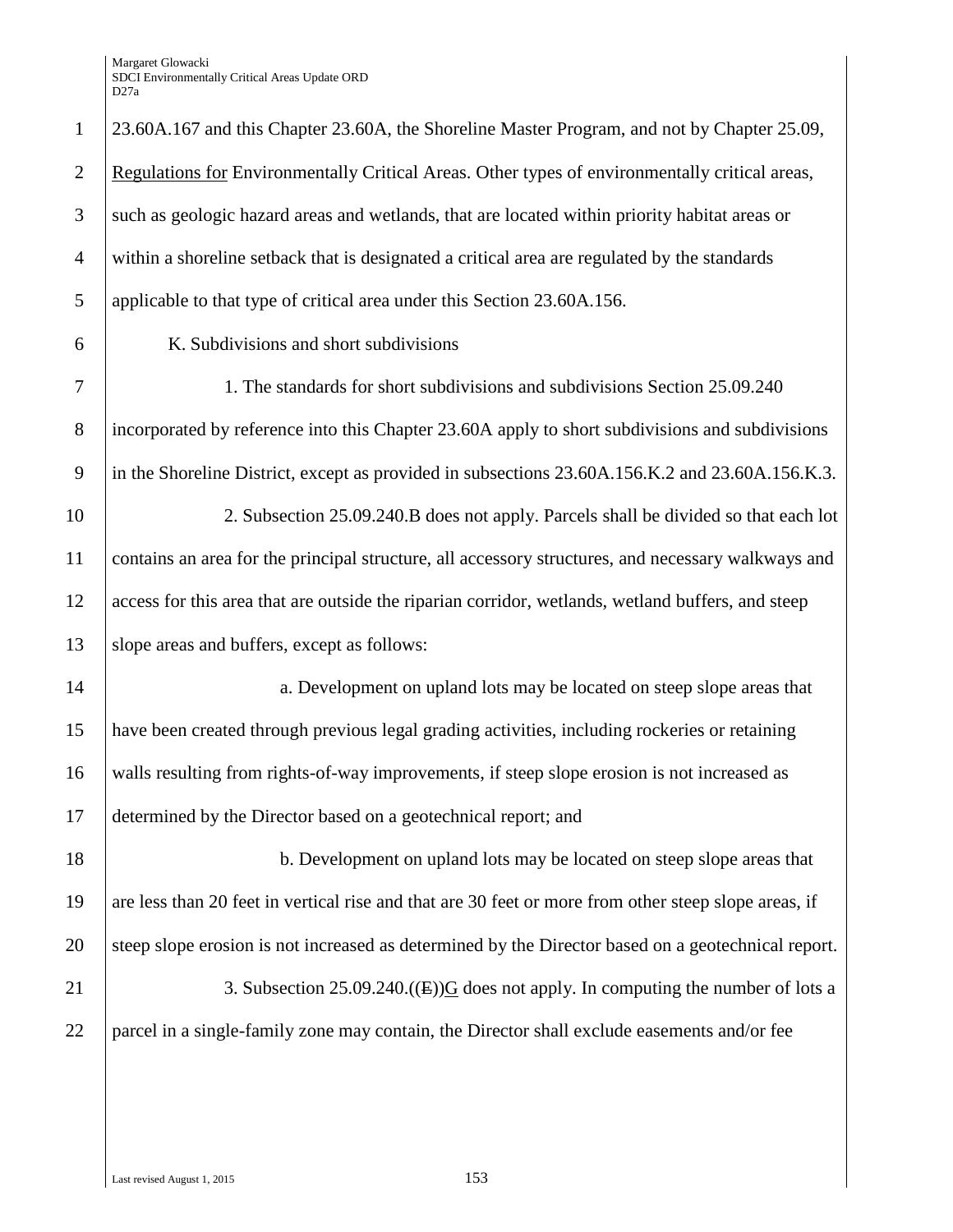23.60A.167 and this Chapter 23.60A, the Shoreline Master Program, and not by Chapter 25.09, Regulations for Environmentally Critical Areas. Other types of environmentally critical areas, such as geologic hazard areas and wetlands, that are located within priority habitat areas or within a shoreline setback that is designated a critical area are regulated by the standards applicable to that type of critical area under this Section 23.60A.156.

K. Subdivisions and short subdivisions

1. The standards for short subdivisions and subdivisions Section 25.09.240 incorporated by reference into this Chapter 23.60A apply to short subdivisions and subdivisions in the Shoreline District, except as provided in subsections 23.60A.156.K.2 and 23.60A.156.K.3.

2. Subsection 25.09.240.B does not apply. Parcels shall be divided so that each lot contains an area for the principal structure, all accessory structures, and necessary walkways and access for this area that are outside the riparian corridor, wetlands, wetland buffers, and steep slope areas and buffers, except as follows:

a. Development on upland lots may be located on steep slope areas that have been created through previous legal grading activities, including rockeries or retaining walls resulting from rights-of-way improvements, if steep slope erosion is not increased as determined by the Director based on a geotechnical report; and

b. Development on upland lots may be located on steep slope areas that are less than 20 feet in vertical rise and that are 30 feet or more from other steep slope areas, if steep slope erosion is not increased as determined by the Director based on a geotechnical report.

3. Subsection 25.09.240.((~~E~~))G does not apply. In computing the number of lots a parcel in a single-family zone may contain, the Director shall exclude easements and/or fee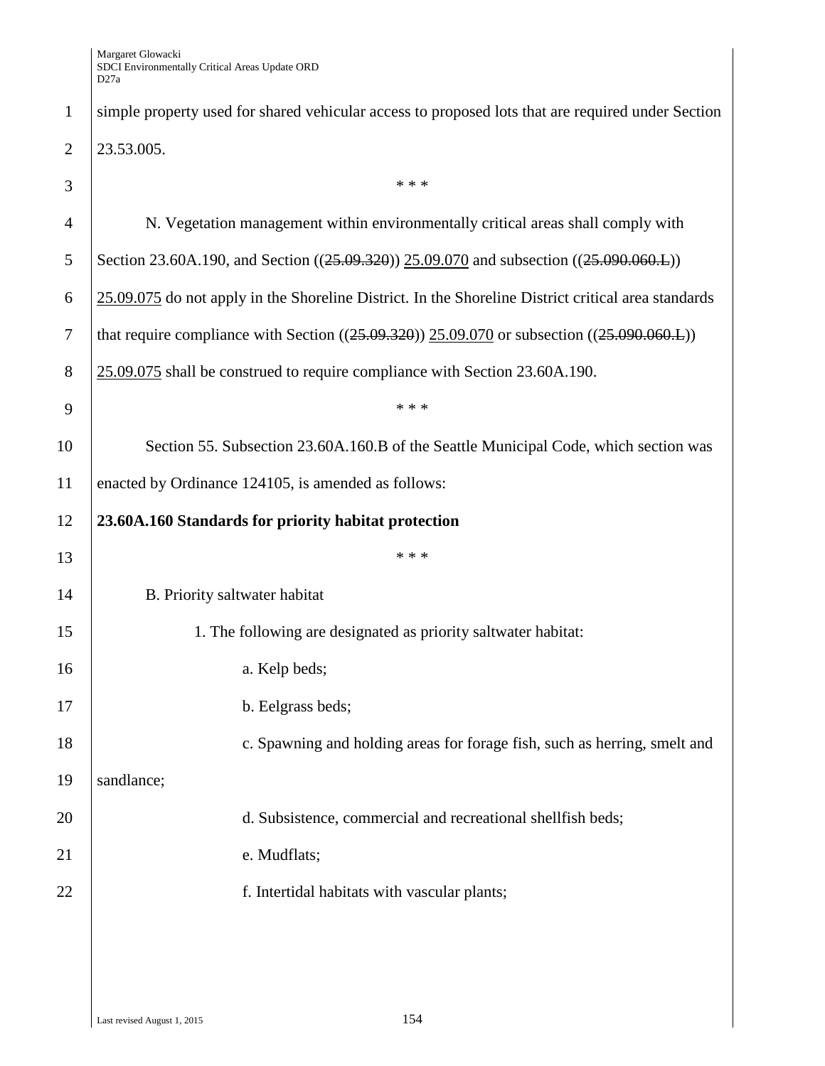simple property used for shared vehicular access to proposed lots that are required under Section 23.53.005.

\* \* \*

N. Vegetation management within environmentally critical areas shall comply with Section 23.60A.190, and Section ((~~25.09.320~~)) <u>25.09.070</u> and subsection ((~~25.090.060.L~~)) <u>25.09.075</u> do not apply in the Shoreline District. In the Shoreline District critical area standards that require compliance with Section ((~~25.09.320~~)) <u>25.09.070</u> or subsection ((~~25.090.060.L~~)) <u>25.09.075</u> shall be construed to require compliance with Section 23.60A.190.

\* \* \*

Section 55. Subsection 23.60A.160.B of the Seattle Municipal Code, which section was enacted by Ordinance 124105, is amended as follows:

**23.60A.160 Standards for priority habitat protection**

\* \* \*

B. Priority saltwater habitat

1. The following are designated as priority saltwater habitat:

a. Kelp beds;

b. Eelgrass beds;

c. Spawning and holding areas for forage fish, such as herring, smelt and sandlance;

d. Subsistence, commercial and recreational shellfish beds;

e. Mudflats;

f. Intertidal habitats with vascular plants;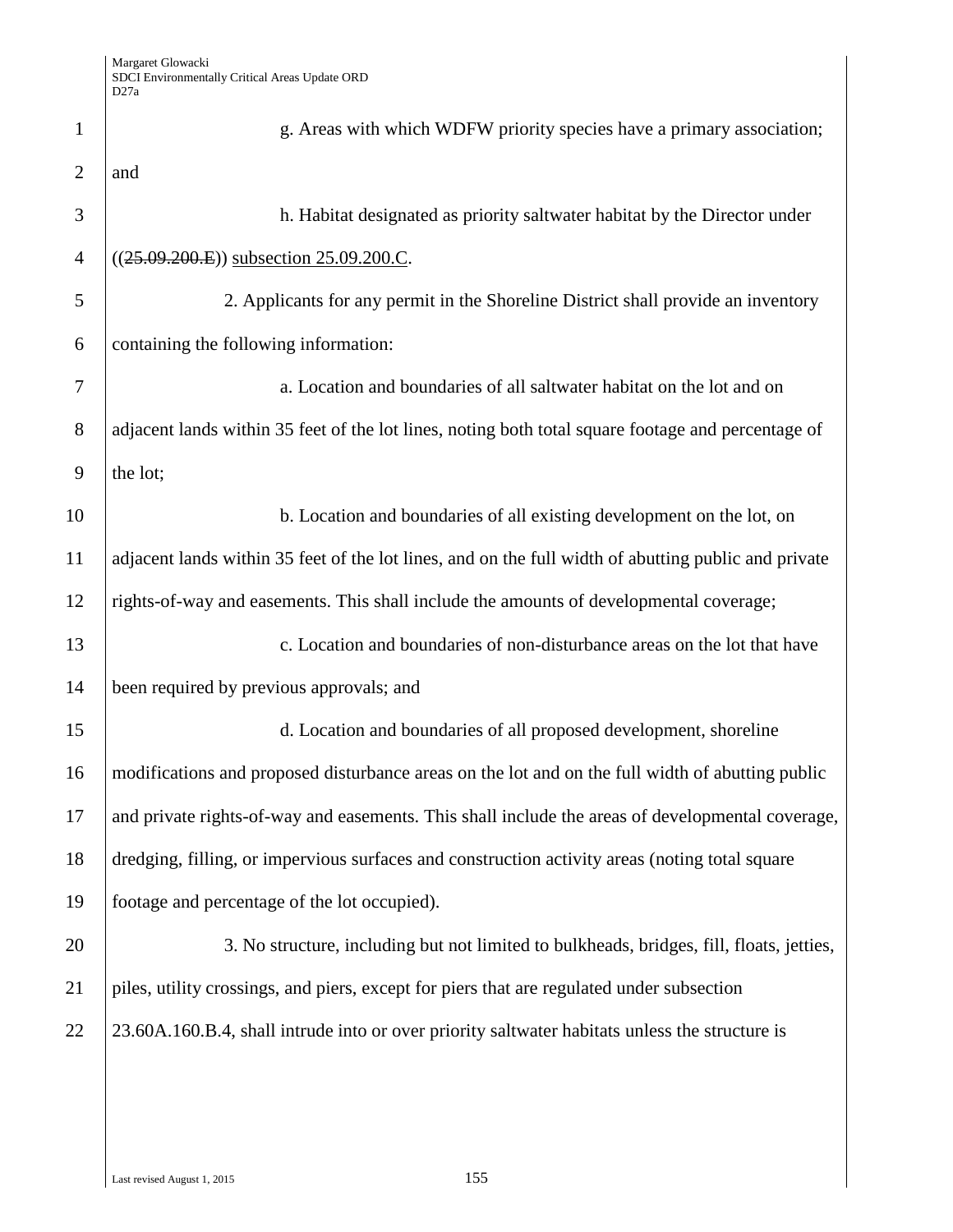g. Areas with which WDFW priority species have a primary association; and

h. Habitat designated as priority saltwater habitat by the Director under ((~~25.09.200.E~~)) <u>subsection 25.09.200.C</u>.

2. Applicants for any permit in the Shoreline District shall provide an inventory containing the following information:

a. Location and boundaries of all saltwater habitat on the lot and on adjacent lands within 35 feet of the lot lines, noting both total square footage and percentage of the lot;

b. Location and boundaries of all existing development on the lot, on adjacent lands within 35 feet of the lot lines, and on the full width of abutting public and private rights-of-way and easements. This shall include the amounts of developmental coverage;

c. Location and boundaries of non-disturbance areas on the lot that have been required by previous approvals; and

d. Location and boundaries of all proposed development, shoreline modifications and proposed disturbance areas on the lot and on the full width of abutting public and private rights-of-way and easements. This shall include the areas of developmental coverage, dredging, filling, or impervious surfaces and construction activity areas (noting total square footage and percentage of the lot occupied).

3. No structure, including but not limited to bulkheads, bridges, fill, floats, jetties, piles, utility crossings, and piers, except for piers that are regulated under subsection 23.60A.160.B.4, shall intrude into or over priority saltwater habitats unless the structure is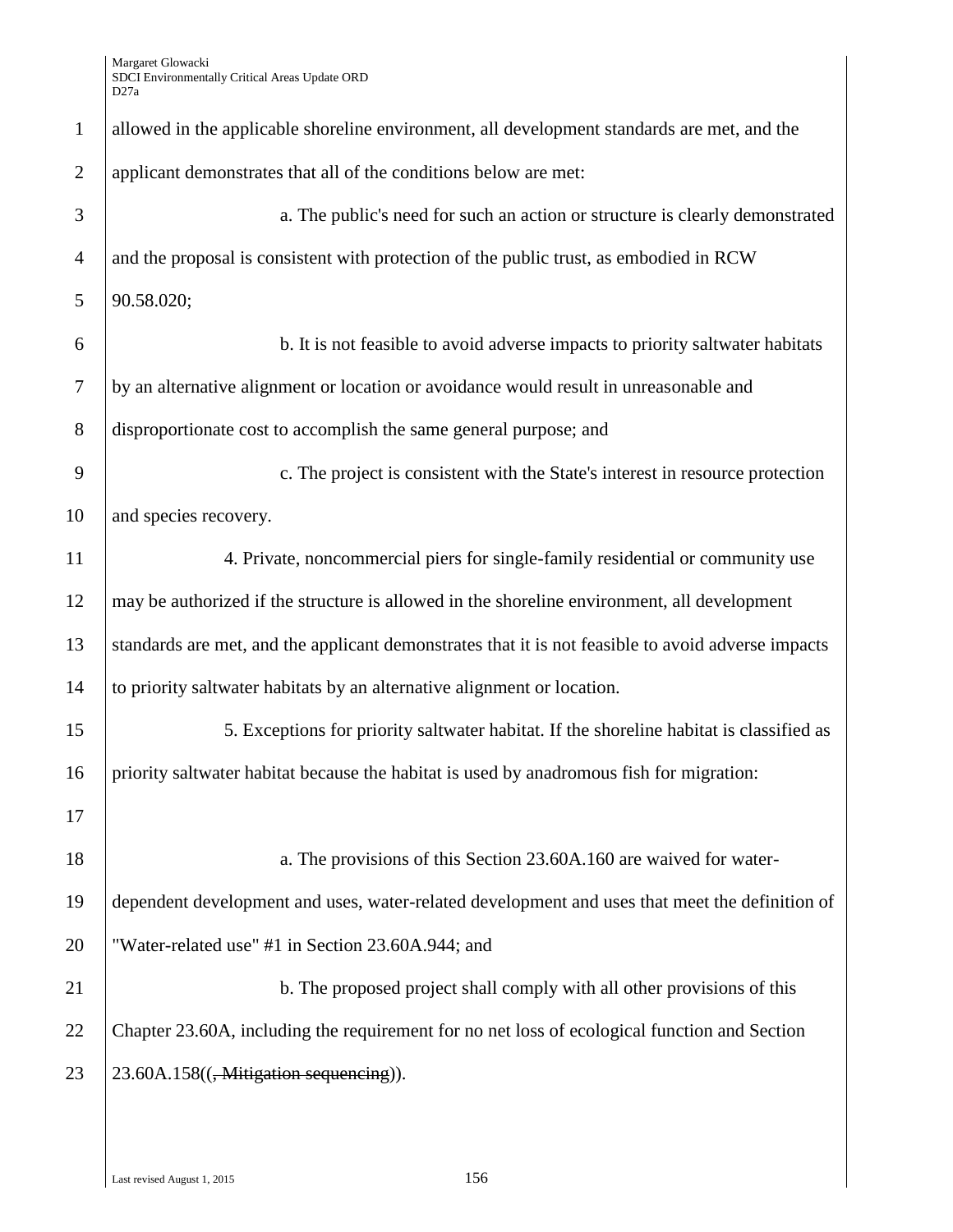allowed in the applicable shoreline environment, all development standards are met, and the applicant demonstrates that all of the conditions below are met:

a. The public's need for such an action or structure is clearly demonstrated and the proposal is consistent with protection of the public trust, as embodied in RCW 90.58.020;

b. It is not feasible to avoid adverse impacts to priority saltwater habitats by an alternative alignment or location or avoidance would result in unreasonable and disproportionate cost to accomplish the same general purpose; and

c. The project is consistent with the State's interest in resource protection and species recovery.

4. Private, noncommercial piers for single-family residential or community use may be authorized if the structure is allowed in the shoreline environment, all development standards are met, and the applicant demonstrates that it is not feasible to avoid adverse impacts to priority saltwater habitats by an alternative alignment or location.

5. Exceptions for priority saltwater habitat. If the shoreline habitat is classified as priority saltwater habitat because the habitat is used by anadromous fish for migration:

a. The provisions of this Section 23.60A.160 are waived for water-dependent development and uses, water-related development and uses that meet the definition of "Water-related use" #1 in Section 23.60A.944; and

b. The proposed project shall comply with all other provisions of this Chapter 23.60A, including the requirement for no net loss of ecological function and Section 23.60A.158((~~, Mitigation sequencing~~)).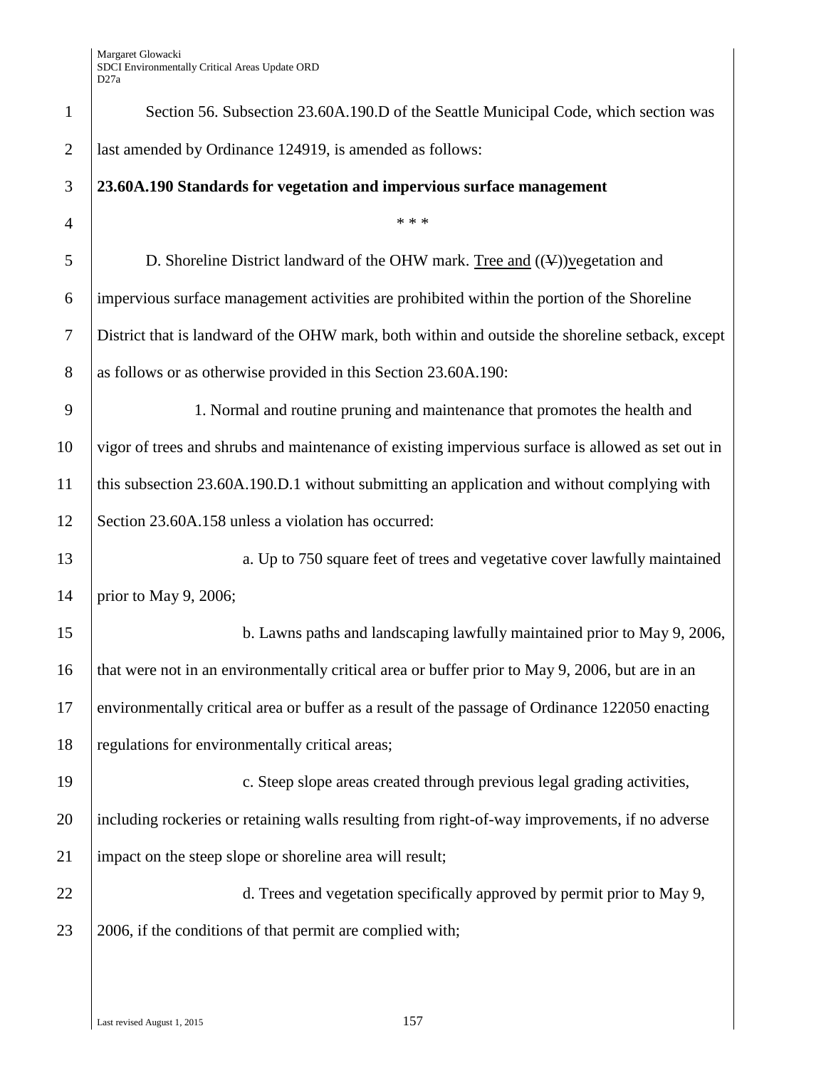Section 56. Subsection 23.60A.190.D of the Seattle Municipal Code, which section was last amended by Ordinance 124919, is amended as follows:

**23.60A.190 Standards for vegetation and impervious surface management**

\* \* \*

D. Shoreline District landward of the OHW mark. Tree and ((V))vegetation and impervious surface management activities are prohibited within the portion of the Shoreline District that is landward of the OHW mark, both within and outside the shoreline setback, except as follows or as otherwise provided in this Section 23.60A.190:

1. Normal and routine pruning and maintenance that promotes the health and vigor of trees and shrubs and maintenance of existing impervious surface is allowed as set out in this subsection 23.60A.190.D.1 without submitting an application and without complying with Section 23.60A.158 unless a violation has occurred:

a. Up to 750 square feet of trees and vegetative cover lawfully maintained prior to May 9, 2006;

b. Lawns paths and landscaping lawfully maintained prior to May 9, 2006, that were not in an environmentally critical area or buffer prior to May 9, 2006, but are in an environmentally critical area or buffer as a result of the passage of Ordinance 122050 enacting regulations for environmentally critical areas;

c. Steep slope areas created through previous legal grading activities, including rockeries or retaining walls resulting from right-of-way improvements, if no adverse impact on the steep slope or shoreline area will result;

d. Trees and vegetation specifically approved by permit prior to May 9, 2006, if the conditions of that permit are complied with;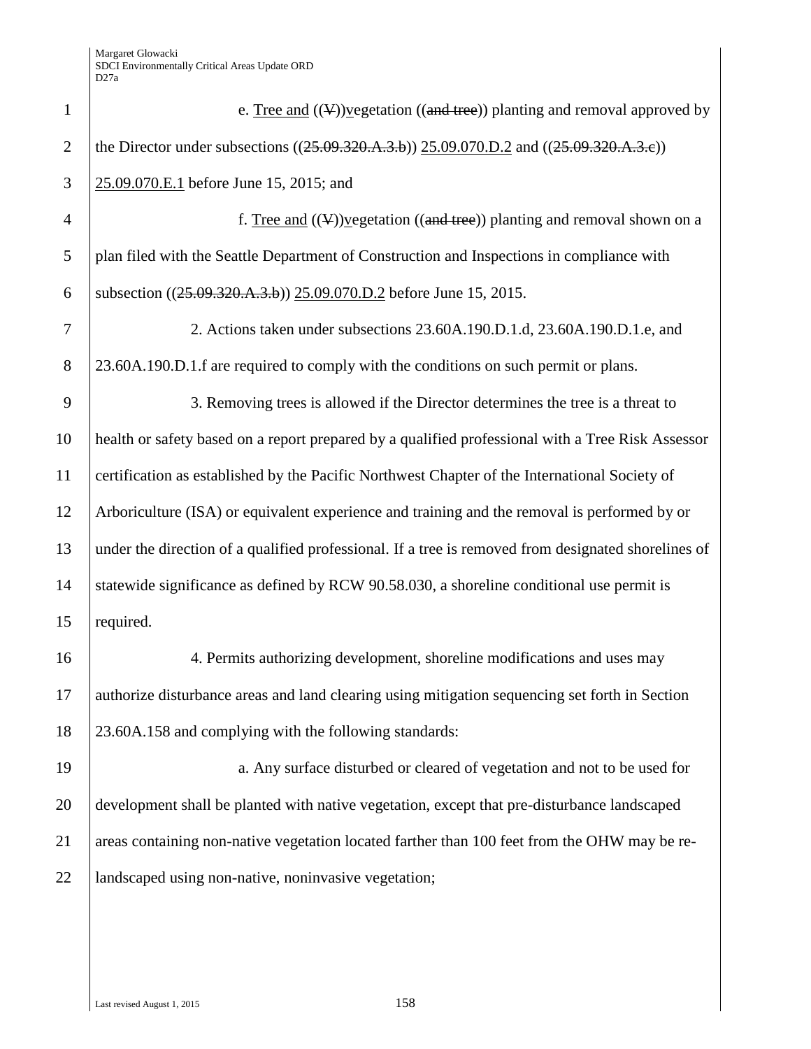e. Tree and ((V))vegetation ((and tree)) planting and removal approved by the Director under subsections ((25.09.320.A.3.b)) 25.09.070.D.2 and ((25.09.320.A.3.c)) 25.09.070.E.1 before June 15, 2015; and

f. Tree and ((V))vegetation ((and tree)) planting and removal shown on a plan filed with the Seattle Department of Construction and Inspections in compliance with subsection ((25.09.320.A.3.b)) 25.09.070.D.2 before June 15, 2015.

2. Actions taken under subsections 23.60A.190.D.1.d, 23.60A.190.D.1.e, and 23.60A.190.D.1.f are required to comply with the conditions on such permit or plans.

3. Removing trees is allowed if the Director determines the tree is a threat to health or safety based on a report prepared by a qualified professional with a Tree Risk Assessor certification as established by the Pacific Northwest Chapter of the International Society of Arboriculture (ISA) or equivalent experience and training and the removal is performed by or under the direction of a qualified professional. If a tree is removed from designated shorelines of statewide significance as defined by RCW 90.58.030, a shoreline conditional use permit is required.

4. Permits authorizing development, shoreline modifications and uses may authorize disturbance areas and land clearing using mitigation sequencing set forth in Section 23.60A.158 and complying with the following standards:

a. Any surface disturbed or cleared of vegetation and not to be used for development shall be planted with native vegetation, except that pre-disturbance landscaped areas containing non-native vegetation located farther than 100 feet from the OHW may be re-landscaped using non-native, noninvasive vegetation;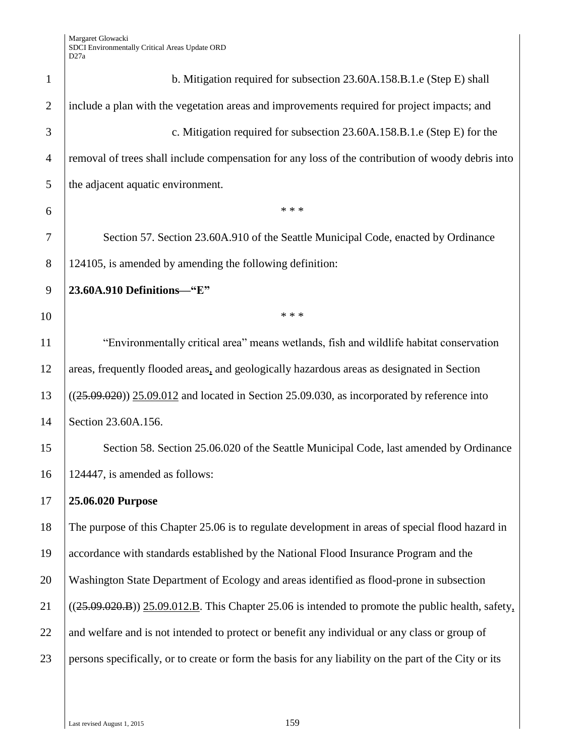b. Mitigation required for subsection 23.60A.158.B.1.e (Step E) shall include a plan with the vegetation areas and improvements required for project impacts; and

c. Mitigation required for subsection 23.60A.158.B.1.e (Step E) for the removal of trees shall include compensation for any loss of the contribution of woody debris into the adjacent aquatic environment.

\* \* \*

Section 57. Section 23.60A.910 of the Seattle Municipal Code, enacted by Ordinance 124105, is amended by amending the following definition:

**23.60A.910 Definitions—"E"**

\* \* \*

"Environmentally critical area" means wetlands, fish and wildlife habitat conservation areas, frequently flooded areas, and geologically hazardous areas as designated in Section ((~~25.09.020~~)) <u>25.09.012</u> and located in Section 25.09.030, as incorporated by reference into Section 23.60A.156.

Section 58. Section 25.06.020 of the Seattle Municipal Code, last amended by Ordinance 124447, is amended as follows:

**25.06.020 Purpose**

The purpose of this Chapter 25.06 is to regulate development in areas of special flood hazard in accordance with standards established by the National Flood Insurance Program and the Washington State Department of Ecology and areas identified as flood-prone in subsection ((~~25.09.020.B~~)) <u>25.09.012.B</u>. This Chapter 25.06 is intended to promote the public health, safety, and welfare and is not intended to protect or benefit any individual or any class or group of persons specifically, or to create or form the basis for any liability on the part of the City or its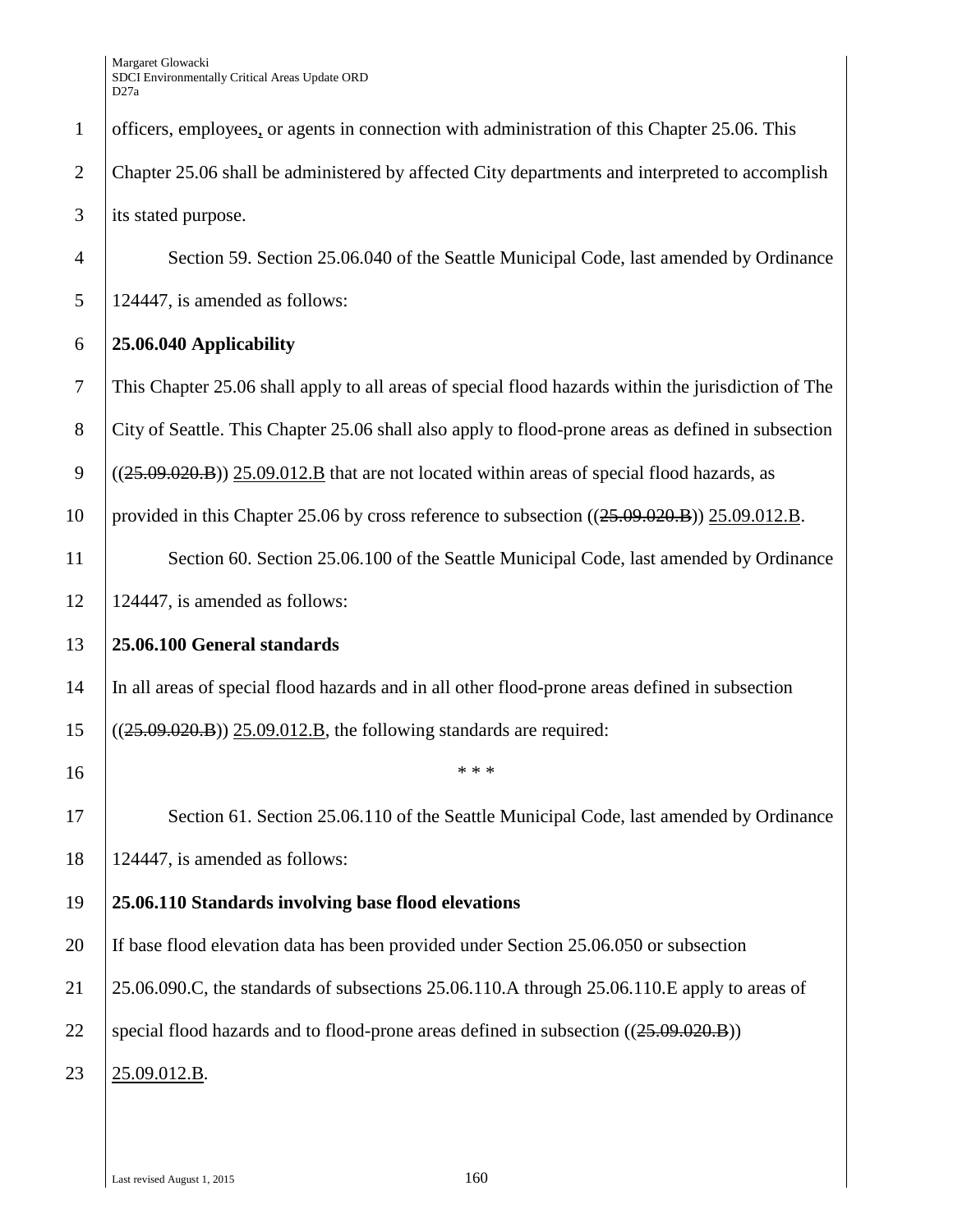officers, employees, or agents in connection with administration of this Chapter 25.06. This Chapter 25.06 shall be administered by affected City departments and interpreted to accomplish its stated purpose.

Section 59. Section 25.06.040 of the Seattle Municipal Code, last amended by Ordinance 124447, is amended as follows:

**25.06.040 Applicability**

This Chapter 25.06 shall apply to all areas of special flood hazards within the jurisdiction of The City of Seattle. This Chapter 25.06 shall also apply to flood-prone areas as defined in subsection ((~~25.09.020.B~~)) 25.09.012.B that are not located within areas of special flood hazards, as provided in this Chapter 25.06 by cross reference to subsection ((~~25.09.020.B~~)) 25.09.012.B.

Section 60. Section 25.06.100 of the Seattle Municipal Code, last amended by Ordinance 124447, is amended as follows:

**25.06.100 General standards**

In all areas of special flood hazards and in all other flood-prone areas defined in subsection ((~~25.09.020.B~~)) 25.09.012.B, the following standards are required:

\* \* \*

Section 61. Section 25.06.110 of the Seattle Municipal Code, last amended by Ordinance 124447, is amended as follows:

**25.06.110 Standards involving base flood elevations**

If base flood elevation data has been provided under Section 25.06.050 or subsection 25.06.090.C, the standards of subsections 25.06.110.A through 25.06.110.E apply to areas of special flood hazards and to flood-prone areas defined in subsection ((~~25.09.020.B~~)) 25.09.012.B.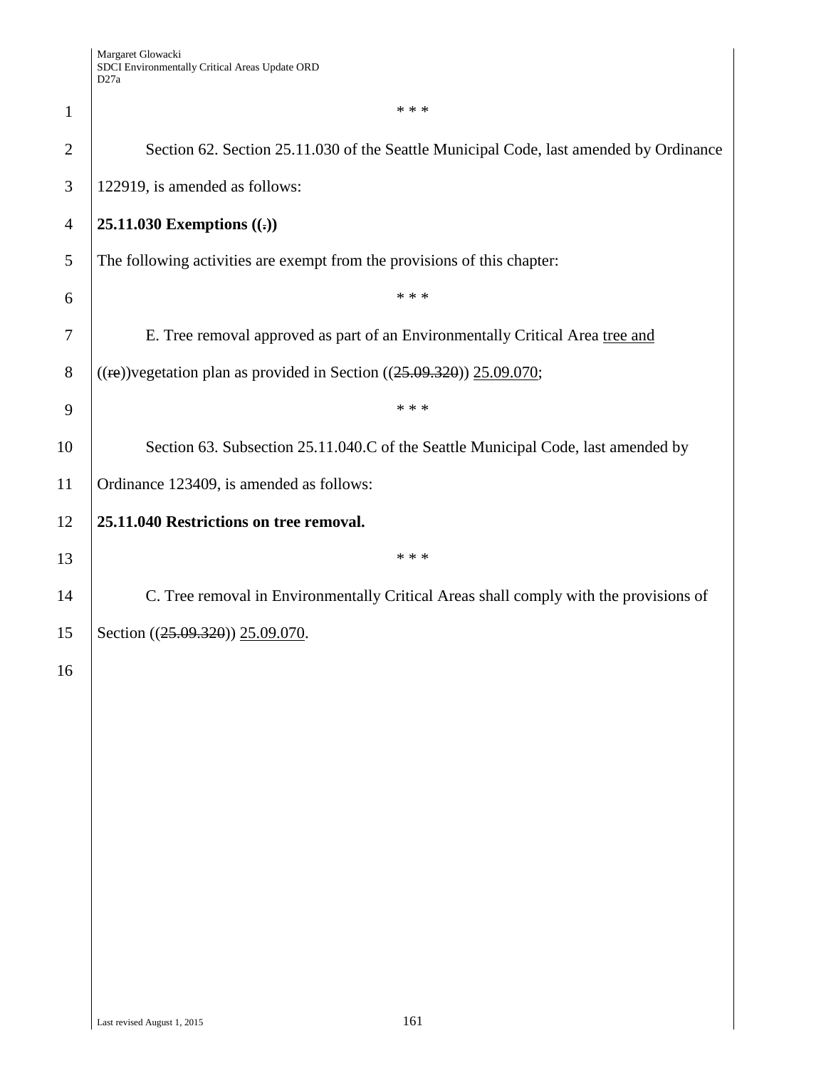\* \* \*

Section 62. Section 25.11.030 of the Seattle Municipal Code, last amended by Ordinance 122919, is amended as follows:

**25.11.030 Exemptions ((.))**

The following activities are exempt from the provisions of this chapter:

\* \* \*

E. Tree removal approved as part of an Environmentally Critical Area <u>tree and</u> ((~~re~~))vegetation plan as provided in Section ((~~25.09.320~~)) <u>25.09.070</u>;

\* \* \*

Section 63. Subsection 25.11.040.C of the Seattle Municipal Code, last amended by Ordinance 123409, is amended as follows:

**25.11.040 Restrictions on tree removal.**

\* \* \*

C. Tree removal in Environmentally Critical Areas shall comply with the provisions of Section ((~~25.09.320~~)) <u>25.09.070</u>.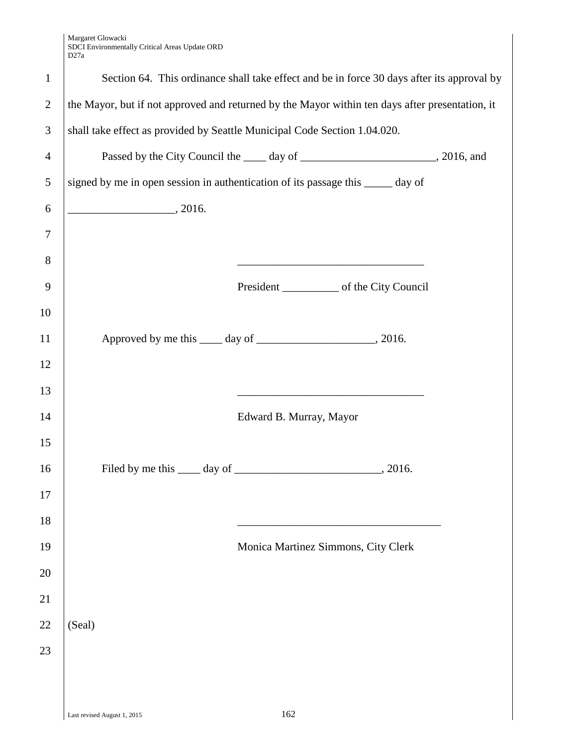Section 64. This ordinance shall take effect and be in force 30 days after its approval by the Mayor, but if not approved and returned by the Mayor within ten days after presentation, it shall take effect as provided by Seattle Municipal Code Section 1.04.020.

Passed by the City Council the ____ day of ________________________, 2016, and signed by me in open session in authentication of its passage this _____ day of ___________________, 2016.

_________________________________

President __________ of the City Council

Approved by me this ____ day of _____________________, 2016.

_________________________________

Edward B. Murray, Mayor

Filed by me this ____ day of __________________________, 2016.

____________________________________

Monica Martinez Simmons, City Clerk

(Seal)